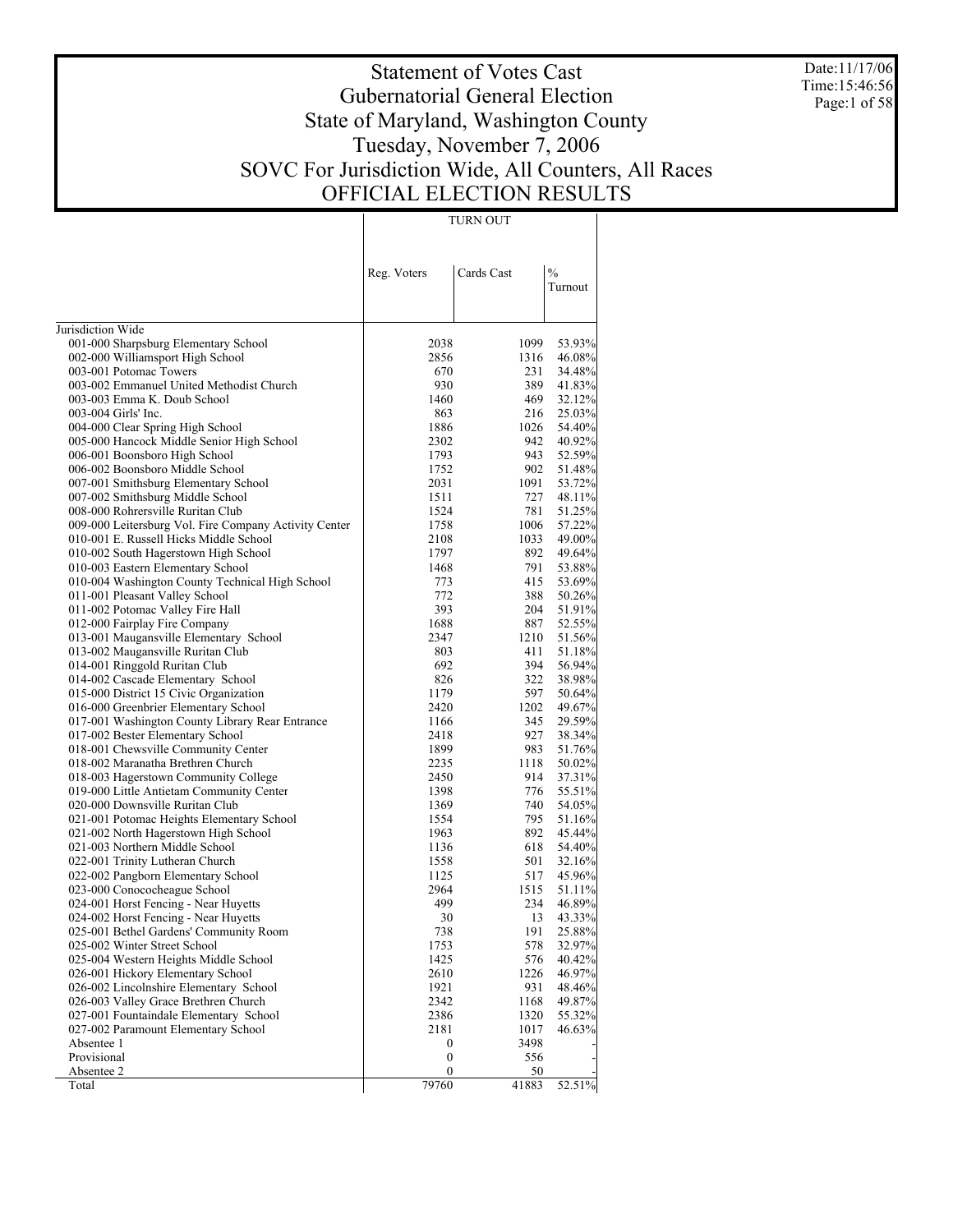# Statement of Votes Cast
# Gubernatorial General Election
# State of Maryland, Washington County
# Tuesday, November 7, 2006
# SOVC For Jurisdiction Wide, All Counters, All Races
# OFFICIAL ELECTION RESULTS

Date:11/17/06
Time:15:46:56

| | TURN OUT | | |
|---|---|---|---|
| | Reg. Voters | Cards Cast | % Turnout |
| Jurisdiction Wide | | | |
| 001-000 Sharpsburg Elementary School | 2038 | 1099 | 53.93% |
| 002-000 Williamsport High School | 2856 | 1316 | 46.08% |
| 003-001 Potomac Towers | 670 | 231 | 34.48% |
| 003-002 Emmanuel United Methodist Church | 930 | 389 | 41.83% |
| 003-003 Emma K. Doub School | 1460 | 469 | 32.12% |
| 003-004 Girls' Inc. | 863 | 216 | 25.03% |
| 004-000 Clear Spring High School | 1886 | 1026 | 54.40% |
| 005-000 Hancock Middle Senior High School | 2302 | 942 | 40.92% |
| 006-001 Boonsboro High School | 1793 | 943 | 52.59% |
| 006-002 Boonsboro Middle School | 1752 | 902 | 51.48% |
| 007-001 Smithsburg Elementary School | 2031 | 1091 | 53.72% |
| 007-002 Smithsburg Middle School | 1511 | 727 | 48.11% |
| 008-000 Rohrersville Ruritan Club | 1524 | 781 | 51.25% |
| 009-000 Leitersburg Vol. Fire Company Activity Center | 1758 | 1006 | 57.22% |
| 010-001 E. Russell Hicks Middle School | 2108 | 1033 | 49.00% |
| 010-002 South Hagerstown High School | 1797 | 892 | 49.64% |
| 010-003 Eastern Elementary School | 1468 | 791 | 53.88% |
| 010-004 Washington County Technical High School | 773 | 415 | 53.69% |
| 011-001 Pleasant Valley School | 772 | 388 | 50.26% |
| 011-002 Potomac Valley Fire Hall | 393 | 204 | 51.91% |
| 012-000 Fairplay Fire Company | 1688 | 887 | 52.55% |
| 013-001 Maugansville Elementary School | 2347 | 1210 | 51.56% |
| 013-002 Maugansville Ruritan Club | 803 | 411 | 51.18% |
| 014-001 Ringgold Ruritan Club | 692 | 394 | 56.94% |
| 014-002 Cascade Elementary School | 826 | 322 | 38.98% |
| 015-000 District 15 Civic Organization | 1179 | 597 | 50.64% |
| 016-000 Greenbrier Elementary School | 2420 | 1202 | 49.67% |
| 017-001 Washington County Library Rear Entrance | 1166 | 345 | 29.59% |
| 017-002 Bester Elementary School | 2418 | 927 | 38.34% |
| 018-001 Chewsville Community Center | 1899 | 983 | 51.76% |
| 018-002 Maranatha Brethren Church | 2235 | 1118 | 50.02% |
| 018-003 Hagerstown Community College | 2450 | 914 | 37.31% |
| 019-000 Little Antietam Community Center | 1398 | 776 | 55.51% |
| 020-000 Downsville Ruritan Club | 1369 | 740 | 54.05% |
| 021-001 Potomac Heights Elementary School | 1554 | 795 | 51.16% |
| 021-002 North Hagerstown High School | 1963 | 892 | 45.44% |
| 021-003 Northern Middle School | 1136 | 618 | 54.40% |
| 022-001 Trinity Lutheran Church | 1558 | 501 | 32.16% |
| 022-002 Pangborn Elementary School | 1125 | 517 | 45.96% |
| 023-000 Conococheague School | 2964 | 1515 | 51.11% |
| 024-001 Horst Fencing - Near Huyetts | 499 | 234 | 46.89% |
| 024-002 Horst Fencing - Near Huyetts | 30 | 13 | 43.33% |
| 025-001 Bethel Gardens' Community Room | 738 | 191 | 25.88% |
| 025-002 Winter Street School | 1753 | 578 | 32.97% |
| 025-004 Western Heights Middle School | 1425 | 576 | 40.42% |
| 026-001 Hickory Elementary School | 2610 | 1226 | 46.97% |
| 026-002 Lincolnshire Elementary School | 1921 | 931 | 48.46% |
| 026-003 Valley Grace Brethren Church | 2342 | 1168 | 49.87% |
| 027-001 Fountaindale Elementary School | 2386 | 1320 | 55.32% |
| 027-002 Paramount Elementary School | 2181 | 1017 | 46.63% |
| Absentee 1 | 0 | 3498 | - |
| Provisional | 0 | 556 | - |
| Absentee 2 | 0 | 50 | - |
| Total | 79760 | 41883 | 52.51% |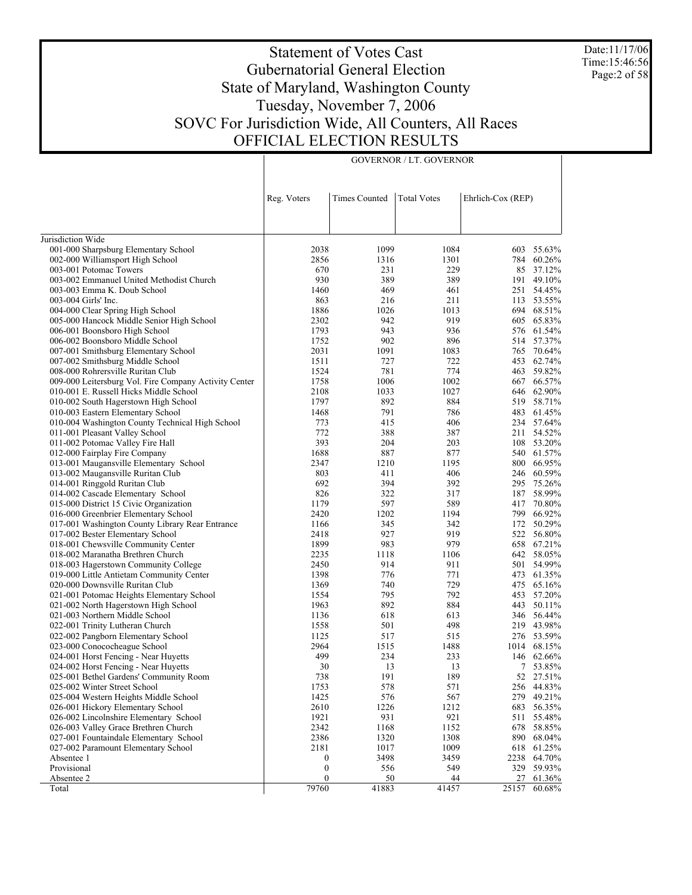# Statement of Votes Cast
# Gubernatorial General Election
# State of Maryland, Washington County
# Tuesday, November 7, 2006
# SOVC For Jurisdiction Wide, All Counters, All Races
# OFFICIAL ELECTION RESULTS

Date:11/17/06
Time:15:46:56

| | GOVERNOR / LT. GOVERNOR | | | | |
|---|---|---|---|---|---|
| | Reg. Voters | Times Counted | Total Votes | Ehrlich-Cox (REP) | |
| Jurisdiction Wide | | | | | |
| 001-000 Sharpsburg Elementary School | 2038 | 1099 | 1084 | 603 | 55.63% |
| 002-000 Williamsport High School | 2856 | 1316 | 1301 | 784 | 60.26% |
| 003-001 Potomac Towers | 670 | 231 | 229 | 85 | 37.12% |
| 003-002 Emmanuel United Methodist Church | 930 | 389 | 389 | 191 | 49.10% |
| 003-003 Emma K. Doub School | 1460 | 469 | 461 | 251 | 54.45% |
| 003-004 Girls' Inc. | 863 | 216 | 211 | 113 | 53.55% |
| 004-000 Clear Spring High School | 1886 | 1026 | 1013 | 694 | 68.51% |
| 005-000 Hancock Middle Senior High School | 2302 | 942 | 919 | 605 | 65.83% |
| 006-001 Boonsboro High School | 1793 | 943 | 936 | 576 | 61.54% |
| 006-002 Boonsboro Middle School | 1752 | 902 | 896 | 514 | 57.37% |
| 007-001 Smithsburg Elementary School | 2031 | 1091 | 1083 | 765 | 70.64% |
| 007-002 Smithsburg Middle School | 1511 | 727 | 722 | 453 | 62.74% |
| 008-000 Rohrersville Ruritan Club | 1524 | 781 | 774 | 463 | 59.82% |
| 009-000 Leitersburg Vol. Fire Company Activity Center | 1758 | 1006 | 1002 | 667 | 66.57% |
| 010-001 E. Russell Hicks Middle School | 2108 | 1033 | 1027 | 646 | 62.90% |
| 010-002 South Hagerstown High School | 1797 | 892 | 884 | 519 | 58.71% |
| 010-003 Eastern Elementary School | 1468 | 791 | 786 | 483 | 61.45% |
| 010-004 Washington County Technical High School | 773 | 415 | 406 | 234 | 57.64% |
| 011-001 Pleasant Valley School | 772 | 388 | 387 | 211 | 54.52% |
| 011-002 Potomac Valley Fire Hall | 393 | 204 | 203 | 108 | 53.20% |
| 012-000 Fairplay Fire Company | 1688 | 887 | 877 | 540 | 61.57% |
| 013-001 Maugansville Elementary School | 2347 | 1210 | 1195 | 800 | 66.95% |
| 013-002 Maugansville Ruritan Club | 803 | 411 | 406 | 246 | 60.59% |
| 014-001 Ringgold Ruritan Club | 692 | 394 | 392 | 295 | 75.26% |
| 014-002 Cascade Elementary School | 826 | 322 | 317 | 187 | 58.99% |
| 015-000 District 15 Civic Organization | 1179 | 597 | 589 | 417 | 70.80% |
| 016-000 Greenbrier Elementary School | 2420 | 1202 | 1194 | 799 | 66.92% |
| 017-001 Washington County Library Rear Entrance | 1166 | 345 | 342 | 172 | 50.29% |
| 017-002 Bester Elementary School | 2418 | 927 | 919 | 522 | 56.80% |
| 018-001 Chewsville Community Center | 1899 | 983 | 979 | 658 | 67.21% |
| 018-002 Maranatha Brethren Church | 2235 | 1118 | 1106 | 642 | 58.05% |
| 018-003 Hagerstown Community College | 2450 | 914 | 911 | 501 | 54.99% |
| 019-000 Little Antietam Community Center | 1398 | 776 | 771 | 473 | 61.35% |
| 020-000 Downsville Ruritan Club | 1369 | 740 | 729 | 475 | 65.16% |
| 021-001 Potomac Heights Elementary School | 1554 | 795 | 792 | 453 | 57.20% |
| 021-002 North Hagerstown High School | 1963 | 892 | 884 | 443 | 50.11% |
| 021-003 Northern Middle School | 1136 | 618 | 613 | 346 | 56.44% |
| 022-001 Trinity Lutheran Church | 1558 | 501 | 498 | 219 | 43.98% |
| 022-002 Pangborn Elementary School | 1125 | 517 | 515 | 276 | 53.59% |
| 023-000 Conococheague School | 2964 | 1515 | 1488 | 1014 | 68.15% |
| 024-001 Horst Fencing - Near Huyetts | 499 | 234 | 233 | 146 | 62.66% |
| 024-002 Horst Fencing - Near Huyetts | 30 | 13 | 13 | 7 | 53.85% |
| 025-001 Bethel Gardens' Community Room | 738 | 191 | 189 | 52 | 27.51% |
| 025-002 Winter Street School | 1753 | 578 | 571 | 256 | 44.83% |
| 025-004 Western Heights Middle School | 1425 | 576 | 567 | 279 | 49.21% |
| 026-001 Hickory Elementary School | 2610 | 1226 | 1212 | 683 | 56.35% |
| 026-002 Lincolnshire Elementary School | 1921 | 931 | 921 | 511 | 55.48% |
| 026-003 Valley Grace Brethren Church | 2342 | 1168 | 1152 | 678 | 58.85% |
| 027-001 Fountaindale Elementary School | 2386 | 1320 | 1308 | 890 | 68.04% |
| 027-002 Paramount Elementary School | 2181 | 1017 | 1009 | 618 | 61.25% |
| Absentee 1 | 0 | 3498 | 3459 | 2238 | 64.70% |
| Provisional | 0 | 556 | 549 | 329 | 59.93% |
| Absentee 2 | 0 | 50 | 44 | 27 | 61.36% |
| Total | 79760 | 41883 | 41457 | 25157 | 60.68% |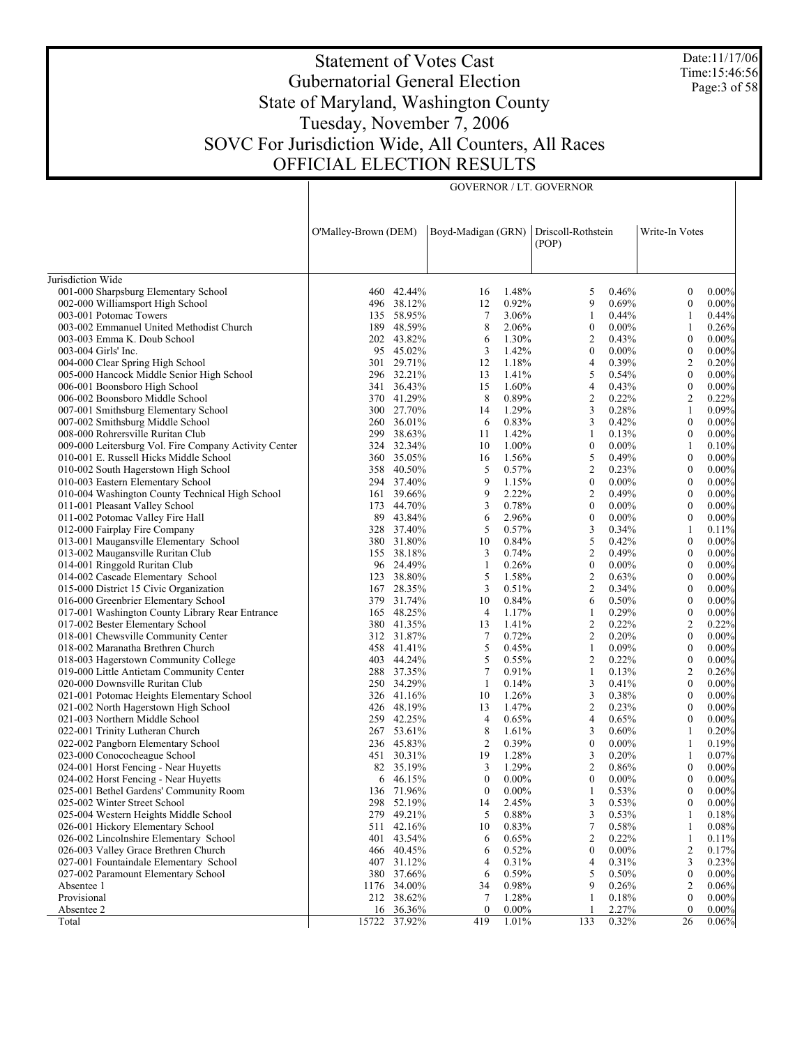# Statement of Votes Cast
## Gubernatorial General Election
## State of Maryland, Washington County
## Tuesday, November 7, 2006
## SOVC For Jurisdiction Wide, All Counters, All Races
## OFFICIAL ELECTION RESULTS

Date:11/17/06
Time:15:46:56

| | GOVERNOR / LT. GOVERNOR | | | | | | | |
|---|---|---|---|---|---|---|---|---|
| | O'Malley-Brown (DEM) | | Boyd-Madigan (GRN) | | Driscoll-Rothstein (POP) | | Write-In Votes | |
| Jurisdiction Wide | | | | | | | | |
| 001-000 Sharpsburg Elementary School | 460 | 42.44% | 16 | 1.48% | 5 | 0.46% | 0 | 0.00% |
| 002-000 Williamsport High School | 496 | 38.12% | 12 | 0.92% | 9 | 0.69% | 0 | 0.00% |
| 003-001 Potomac Towers | 135 | 58.95% | 7 | 3.06% | 1 | 0.44% | 1 | 0.44% |
| 003-002 Emmanuel United Methodist Church | 189 | 48.59% | 8 | 2.06% | 0 | 0.00% | 1 | 0.26% |
| 003-003 Emma K. Doub School | 202 | 43.82% | 6 | 1.30% | 2 | 0.43% | 0 | 0.00% |
| 003-004 Girls' Inc. | 95 | 45.02% | 3 | 1.42% | 0 | 0.00% | 0 | 0.00% |
| 004-000 Clear Spring High School | 301 | 29.71% | 12 | 1.18% | 4 | 0.39% | 2 | 0.20% |
| 005-000 Hancock Middle Senior High School | 296 | 32.21% | 13 | 1.41% | 5 | 0.54% | 0 | 0.00% |
| 006-001 Boonsboro High School | 341 | 36.43% | 15 | 1.60% | 4 | 0.43% | 0 | 0.00% |
| 006-002 Boonsboro Middle School | 370 | 41.29% | 8 | 0.89% | 2 | 0.22% | 2 | 0.22% |
| 007-001 Smithsburg Elementary School | 300 | 27.70% | 14 | 1.29% | 3 | 0.28% | 1 | 0.09% |
| 007-002 Smithsburg Middle School | 260 | 36.01% | 6 | 0.83% | 3 | 0.42% | 0 | 0.00% |
| 008-000 Rohrersville Ruritan Club | 299 | 38.63% | 11 | 1.42% | 1 | 0.13% | 0 | 0.00% |
| 009-000 Leitersburg Vol. Fire Company Activity Center | 324 | 32.34% | 10 | 1.00% | 0 | 0.00% | 1 | 0.10% |
| 010-001 E. Russell Hicks Middle School | 360 | 35.05% | 16 | 1.56% | 5 | 0.49% | 0 | 0.00% |
| 010-002 South Hagerstown High School | 358 | 40.50% | 5 | 0.57% | 2 | 0.23% | 0 | 0.00% |
| 010-003 Eastern Elementary School | 294 | 37.40% | 9 | 1.15% | 0 | 0.00% | 0 | 0.00% |
| 010-004 Washington County Technical High School | 161 | 39.66% | 9 | 2.22% | 2 | 0.49% | 0 | 0.00% |
| 011-001 Pleasant Valley School | 173 | 44.70% | 3 | 0.78% | 0 | 0.00% | 0 | 0.00% |
| 011-002 Potomac Valley Fire Hall | 89 | 43.84% | 6 | 2.96% | 0 | 0.00% | 0 | 0.00% |
| 012-000 Fairplay Fire Company | 328 | 37.40% | 5 | 0.57% | 3 | 0.34% | 1 | 0.11% |
| 013-001 Maugansville Elementary School | 380 | 31.80% | 10 | 0.84% | 5 | 0.42% | 0 | 0.00% |
| 013-002 Maugansville Ruritan Club | 155 | 38.18% | 3 | 0.74% | 2 | 0.49% | 0 | 0.00% |
| 014-001 Ringgold Ruritan Club | 96 | 24.49% | 1 | 0.26% | 0 | 0.00% | 0 | 0.00% |
| 014-002 Cascade Elementary School | 123 | 38.80% | 5 | 1.58% | 2 | 0.63% | 0 | 0.00% |
| 015-000 District 15 Civic Organization | 167 | 28.35% | 3 | 0.51% | 2 | 0.34% | 0 | 0.00% |
| 016-000 Greenbrier Elementary School | 379 | 31.74% | 10 | 0.84% | 6 | 0.50% | 0 | 0.00% |
| 017-001 Washington County Library Rear Entrance | 165 | 48.25% | 4 | 1.17% | 1 | 0.29% | 0 | 0.00% |
| 017-002 Bester Elementary School | 380 | 41.35% | 13 | 1.41% | 2 | 0.22% | 2 | 0.22% |
| 018-001 Chewsville Community Center | 312 | 31.87% | 7 | 0.72% | 2 | 0.20% | 0 | 0.00% |
| 018-002 Maranatha Brethren Church | 458 | 41.41% | 5 | 0.45% | 1 | 0.09% | 0 | 0.00% |
| 018-003 Hagerstown Community College | 403 | 44.24% | 5 | 0.55% | 2 | 0.22% | 0 | 0.00% |
| 019-000 Little Antietam Community Center | 288 | 37.35% | 7 | 0.91% | 1 | 0.13% | 2 | 0.26% |
| 020-000 Downsville Ruritan Club | 250 | 34.29% | 1 | 0.14% | 3 | 0.41% | 0 | 0.00% |
| 021-001 Potomac Heights Elementary School | 326 | 41.16% | 10 | 1.26% | 3 | 0.38% | 0 | 0.00% |
| 021-002 North Hagerstown High School | 426 | 48.19% | 13 | 1.47% | 2 | 0.23% | 0 | 0.00% |
| 021-003 Northern Middle School | 259 | 42.25% | 4 | 0.65% | 4 | 0.65% | 0 | 0.00% |
| 022-001 Trinity Lutheran Church | 267 | 53.61% | 8 | 1.61% | 3 | 0.60% | 1 | 0.20% |
| 022-002 Pangborn Elementary School | 236 | 45.83% | 2 | 0.39% | 0 | 0.00% | 1 | 0.19% |
| 023-000 Conococheague School | 451 | 30.31% | 19 | 1.28% | 3 | 0.20% | 1 | 0.07% |
| 024-001 Horst Fencing - Near Huyetts | 82 | 35.19% | 3 | 1.29% | 2 | 0.86% | 0 | 0.00% |
| 024-002 Horst Fencing - Near Huyetts | 6 | 46.15% | 0 | 0.00% | 0 | 0.00% | 0 | 0.00% |
| 025-001 Bethel Gardens' Community Room | 136 | 71.96% | 0 | 0.00% | 1 | 0.53% | 0 | 0.00% |
| 025-002 Winter Street School | 298 | 52.19% | 14 | 2.45% | 3 | 0.53% | 0 | 0.00% |
| 025-004 Western Heights Middle School | 279 | 49.21% | 5 | 0.88% | 3 | 0.53% | 1 | 0.18% |
| 026-001 Hickory Elementary School | 511 | 42.16% | 10 | 0.83% | 7 | 0.58% | 1 | 0.08% |
| 026-002 Lincolnshire Elementary School | 401 | 43.54% | 6 | 0.65% | 2 | 0.22% | 1 | 0.11% |
| 026-003 Valley Grace Brethren Church | 466 | 40.45% | 6 | 0.52% | 0 | 0.00% | 2 | 0.17% |
| 027-001 Fountaindale Elementary School | 407 | 31.12% | 4 | 0.31% | 4 | 0.31% | 3 | 0.23% |
| 027-002 Paramount Elementary School | 380 | 37.66% | 6 | 0.59% | 5 | 0.50% | 0 | 0.00% |
| Absentee 1 | 1176 | 34.00% | 34 | 0.98% | 9 | 0.26% | 2 | 0.06% |
| Provisional | 212 | 38.62% | 7 | 1.28% | 1 | 0.18% | 0 | 0.00% |
| Absentee 2 | 16 | 36.36% | 0 | 0.00% | 1 | 2.27% | 0 | 0.00% |
| Total | 15722 | 37.92% | 419 | 1.01% | 133 | 0.32% | 26 | 0.06% |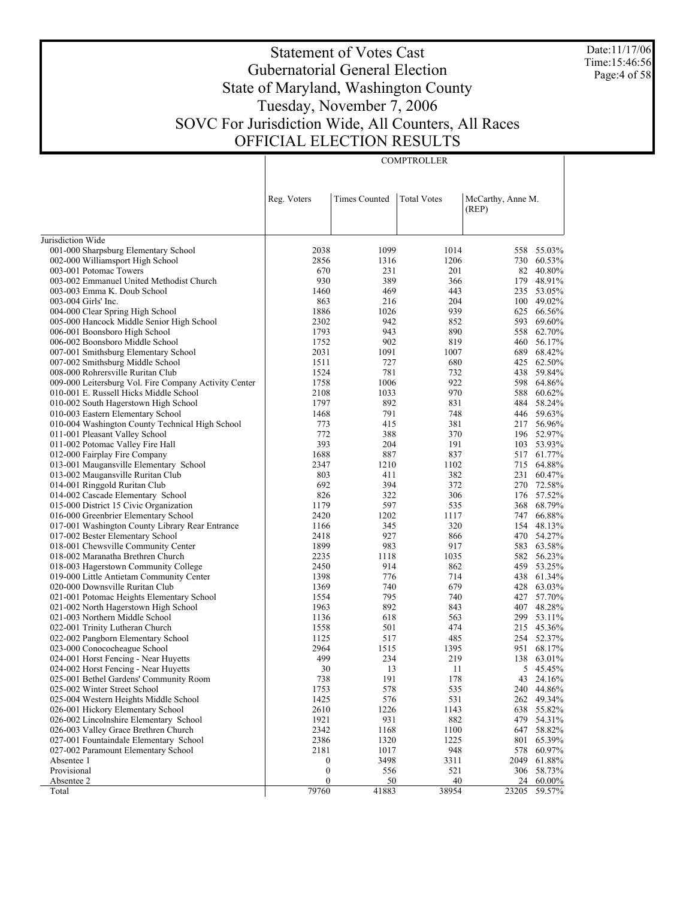# Statement of Votes Cast
## Gubernatorial General Election
## State of Maryland, Washington County
## Tuesday, November 7, 2006
## SOVC For Jurisdiction Wide, All Counters, All Races
## OFFICIAL ELECTION RESULTS

Date:11/17/06
Time:15:46:56

| | | | COMPTROLLER | | |
|---|---|---|---|---|---|
| | Reg. Voters | Times Counted | Total Votes | McCarthy, Anne M. (REP) | |
| Jurisdiction Wide | | | | | |
| 001-000 Sharpsburg Elementary School | 2038 | 1099 | 1014 | 558 | 55.03% |
| 002-000 Williamsport High School | 2856 | 1316 | 1206 | 730 | 60.53% |
| 003-001 Potomac Towers | 670 | 231 | 201 | 82 | 40.80% |
| 003-002 Emmanuel United Methodist Church | 930 | 389 | 366 | 179 | 48.91% |
| 003-003 Emma K. Doub School | 1460 | 469 | 443 | 235 | 53.05% |
| 003-004 Girls' Inc. | 863 | 216 | 204 | 100 | 49.02% |
| 004-000 Clear Spring High School | 1886 | 1026 | 939 | 625 | 66.56% |
| 005-000 Hancock Middle Senior High School | 2302 | 942 | 852 | 593 | 69.60% |
| 006-001 Boonsboro High School | 1793 | 943 | 890 | 558 | 62.70% |
| 006-002 Boonsboro Middle School | 1752 | 902 | 819 | 460 | 56.17% |
| 007-001 Smithsburg Elementary School | 2031 | 1091 | 1007 | 689 | 68.42% |
| 007-002 Smithsburg Middle School | 1511 | 727 | 680 | 425 | 62.50% |
| 008-000 Rohrersville Ruritan Club | 1524 | 781 | 732 | 438 | 59.84% |
| 009-000 Leitersburg Vol. Fire Company Activity Center | 1758 | 1006 | 922 | 598 | 64.86% |
| 010-001 E. Russell Hicks Middle School | 2108 | 1033 | 970 | 588 | 60.62% |
| 010-002 South Hagerstown High School | 1797 | 892 | 831 | 484 | 58.24% |
| 010-003 Eastern Elementary School | 1468 | 791 | 748 | 446 | 59.63% |
| 010-004 Washington County Technical High School | 773 | 415 | 381 | 217 | 56.96% |
| 011-001 Pleasant Valley School | 772 | 388 | 370 | 196 | 52.97% |
| 011-002 Potomac Valley Fire Hall | 393 | 204 | 191 | 103 | 53.93% |
| 012-000 Fairplay Fire Company | 1688 | 887 | 837 | 517 | 61.77% |
| 013-001 Maugansville Elementary School | 2347 | 1210 | 1102 | 715 | 64.88% |
| 013-002 Maugansville Ruritan Club | 803 | 411 | 382 | 231 | 60.47% |
| 014-001 Ringgold Ruritan Club | 692 | 394 | 372 | 270 | 72.58% |
| 014-002 Cascade Elementary School | 826 | 322 | 306 | 176 | 57.52% |
| 015-000 District 15 Civic Organization | 1179 | 597 | 535 | 368 | 68.79% |
| 016-000 Greenbrier Elementary School | 2420 | 1202 | 1117 | 747 | 66.88% |
| 017-001 Washington County Library Rear Entrance | 1166 | 345 | 320 | 154 | 48.13% |
| 017-002 Bester Elementary School | 2418 | 927 | 866 | 470 | 54.27% |
| 018-001 Chewsville Community Center | 1899 | 983 | 917 | 583 | 63.58% |
| 018-002 Maranatha Brethren Church | 2235 | 1118 | 1035 | 582 | 56.23% |
| 018-003 Hagerstown Community College | 2450 | 914 | 862 | 459 | 53.25% |
| 019-000 Little Antietam Community Center | 1398 | 776 | 714 | 438 | 61.34% |
| 020-000 Downsville Ruritan Club | 1369 | 740 | 679 | 428 | 63.03% |
| 021-001 Potomac Heights Elementary School | 1554 | 795 | 740 | 427 | 57.70% |
| 021-002 North Hagerstown High School | 1963 | 892 | 843 | 407 | 48.28% |
| 021-003 Northern Middle School | 1136 | 618 | 563 | 299 | 53.11% |
| 022-001 Trinity Lutheran Church | 1558 | 501 | 474 | 215 | 45.36% |
| 022-002 Pangborn Elementary School | 1125 | 517 | 485 | 254 | 52.37% |
| 023-000 Conococheague School | 2964 | 1515 | 1395 | 951 | 68.17% |
| 024-001 Horst Fencing - Near Huyetts | 499 | 234 | 219 | 138 | 63.01% |
| 024-002 Horst Fencing - Near Huyetts | 30 | 13 | 11 | 5 | 45.45% |
| 025-001 Bethel Gardens' Community Room | 738 | 191 | 178 | 43 | 24.16% |
| 025-002 Winter Street School | 1753 | 578 | 535 | 240 | 44.86% |
| 025-004 Western Heights Middle School | 1425 | 576 | 531 | 262 | 49.34% |
| 026-001 Hickory Elementary School | 2610 | 1226 | 1143 | 638 | 55.82% |
| 026-002 Lincolnshire Elementary School | 1921 | 931 | 882 | 479 | 54.31% |
| 026-003 Valley Grace Brethren Church | 2342 | 1168 | 1100 | 647 | 58.82% |
| 027-001 Fountaindale Elementary School | 2386 | 1320 | 1225 | 801 | 65.39% |
| 027-002 Paramount Elementary School | 2181 | 1017 | 948 | 578 | 60.97% |
| Absentee 1 | 0 | 3498 | 3311 | 2049 | 61.88% |
| Provisional | 0 | 556 | 521 | 306 | 58.73% |
| Absentee 2 | 0 | 50 | 40 | 24 | 60.00% |
| Total | 79760 | 41883 | 38954 | 23205 | 59.57% |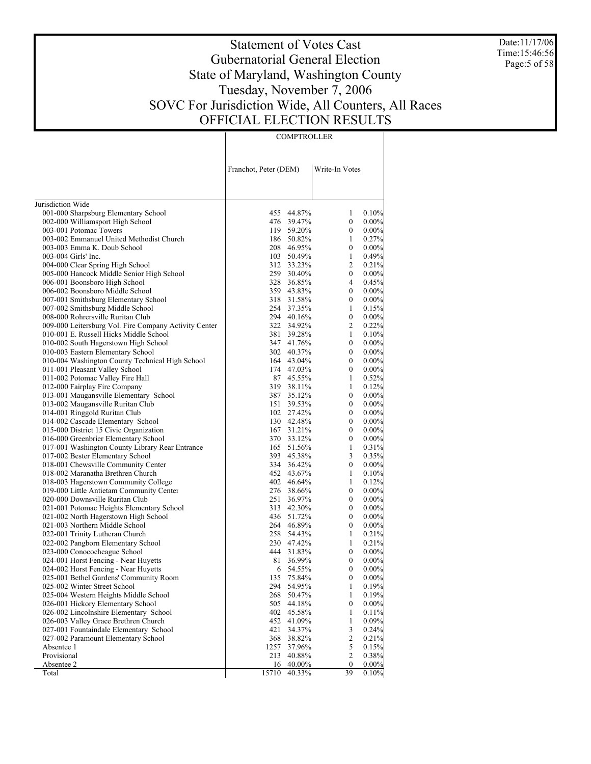# Statement of Votes Cast
## Gubernatorial General Election
## State of Maryland, Washington County
## Tuesday, November 7, 2006
## SOVC For Jurisdiction Wide, All Counters, All Races
## OFFICIAL ELECTION RESULTS

Date:11/17/06
Time:15:46:56

| | COMPTROLLER | | | |
|---|---|---|---|---|
| | Franchot, Peter (DEM) | | Write-In Votes | |
| Jurisdiction Wide | | | | |
| 001-000 Sharpsburg Elementary School | 455 | 44.87% | 1 | 0.10% |
| 002-000 Williamsport High School | 476 | 39.47% | 0 | 0.00% |
| 003-001 Potomac Towers | 119 | 59.20% | 0 | 0.00% |
| 003-002 Emmanuel United Methodist Church | 186 | 50.82% | 1 | 0.27% |
| 003-003 Emma K. Doub School | 208 | 46.95% | 0 | 0.00% |
| 003-004 Girls' Inc. | 103 | 50.49% | 1 | 0.49% |
| 004-000 Clear Spring High School | 312 | 33.23% | 2 | 0.21% |
| 005-000 Hancock Middle Senior High School | 259 | 30.40% | 0 | 0.00% |
| 006-001 Boonsboro High School | 328 | 36.85% | 4 | 0.45% |
| 006-002 Boonsboro Middle School | 359 | 43.83% | 0 | 0.00% |
| 007-001 Smithsburg Elementary School | 318 | 31.58% | 0 | 0.00% |
| 007-002 Smithsburg Middle School | 254 | 37.35% | 1 | 0.15% |
| 008-000 Rohrersville Ruritan Club | 294 | 40.16% | 0 | 0.00% |
| 009-000 Leitersburg Vol. Fire Company Activity Center | 322 | 34.92% | 2 | 0.22% |
| 010-001 E. Russell Hicks Middle School | 381 | 39.28% | 1 | 0.10% |
| 010-002 South Hagerstown High School | 347 | 41.76% | 0 | 0.00% |
| 010-003 Eastern Elementary School | 302 | 40.37% | 0 | 0.00% |
| 010-004 Washington County Technical High School | 164 | 43.04% | 0 | 0.00% |
| 011-001 Pleasant Valley School | 174 | 47.03% | 0 | 0.00% |
| 011-002 Potomac Valley Fire Hall | 87 | 45.55% | 1 | 0.52% |
| 012-000 Fairplay Fire Company | 319 | 38.11% | 1 | 0.12% |
| 013-001 Maugansville Elementary School | 387 | 35.12% | 0 | 0.00% |
| 013-002 Maugansville Ruritan Club | 151 | 39.53% | 0 | 0.00% |
| 014-001 Ringgold Ruritan Club | 102 | 27.42% | 0 | 0.00% |
| 014-002 Cascade Elementary School | 130 | 42.48% | 0 | 0.00% |
| 015-000 District 15 Civic Organization | 167 | 31.21% | 0 | 0.00% |
| 016-000 Greenbrier Elementary School | 370 | 33.12% | 0 | 0.00% |
| 017-001 Washington County Library Rear Entrance | 165 | 51.56% | 1 | 0.31% |
| 017-002 Bester Elementary School | 393 | 45.38% | 3 | 0.35% |
| 018-001 Chewsville Community Center | 334 | 36.42% | 0 | 0.00% |
| 018-002 Maranatha Brethren Church | 452 | 43.67% | 1 | 0.10% |
| 018-003 Hagerstown Community College | 402 | 46.64% | 1 | 0.12% |
| 019-000 Little Antietam Community Center | 276 | 38.66% | 0 | 0.00% |
| 020-000 Downsville Ruritan Club | 251 | 36.97% | 0 | 0.00% |
| 021-001 Potomac Heights Elementary School | 313 | 42.30% | 0 | 0.00% |
| 021-002 North Hagerstown High School | 436 | 51.72% | 0 | 0.00% |
| 021-003 Northern Middle School | 264 | 46.89% | 0 | 0.00% |
| 022-001 Trinity Lutheran Church | 258 | 54.43% | 1 | 0.21% |
| 022-002 Pangborn Elementary School | 230 | 47.42% | 1 | 0.21% |
| 023-000 Conococheague School | 444 | 31.83% | 0 | 0.00% |
| 024-001 Horst Fencing - Near Huyetts | 81 | 36.99% | 0 | 0.00% |
| 024-002 Horst Fencing - Near Huyetts | 6 | 54.55% | 0 | 0.00% |
| 025-001 Bethel Gardens' Community Room | 135 | 75.84% | 0 | 0.00% |
| 025-002 Winter Street School | 294 | 54.95% | 1 | 0.19% |
| 025-004 Western Heights Middle School | 268 | 50.47% | 1 | 0.19% |
| 026-001 Hickory Elementary School | 505 | 44.18% | 0 | 0.00% |
| 026-002 Lincolnshire Elementary School | 402 | 45.58% | 1 | 0.11% |
| 026-003 Valley Grace Brethren Church | 452 | 41.09% | 1 | 0.09% |
| 027-001 Fountaindale Elementary School | 421 | 34.37% | 3 | 0.24% |
| 027-002 Paramount Elementary School | 368 | 38.82% | 2 | 0.21% |
| Absentee 1 | 1257 | 37.96% | 5 | 0.15% |
| Provisional | 213 | 40.88% | 2 | 0.38% |
| Absentee 2 | 16 | 40.00% | 0 | 0.00% |
| Total | 15710 | 40.33% | 39 | 0.10% |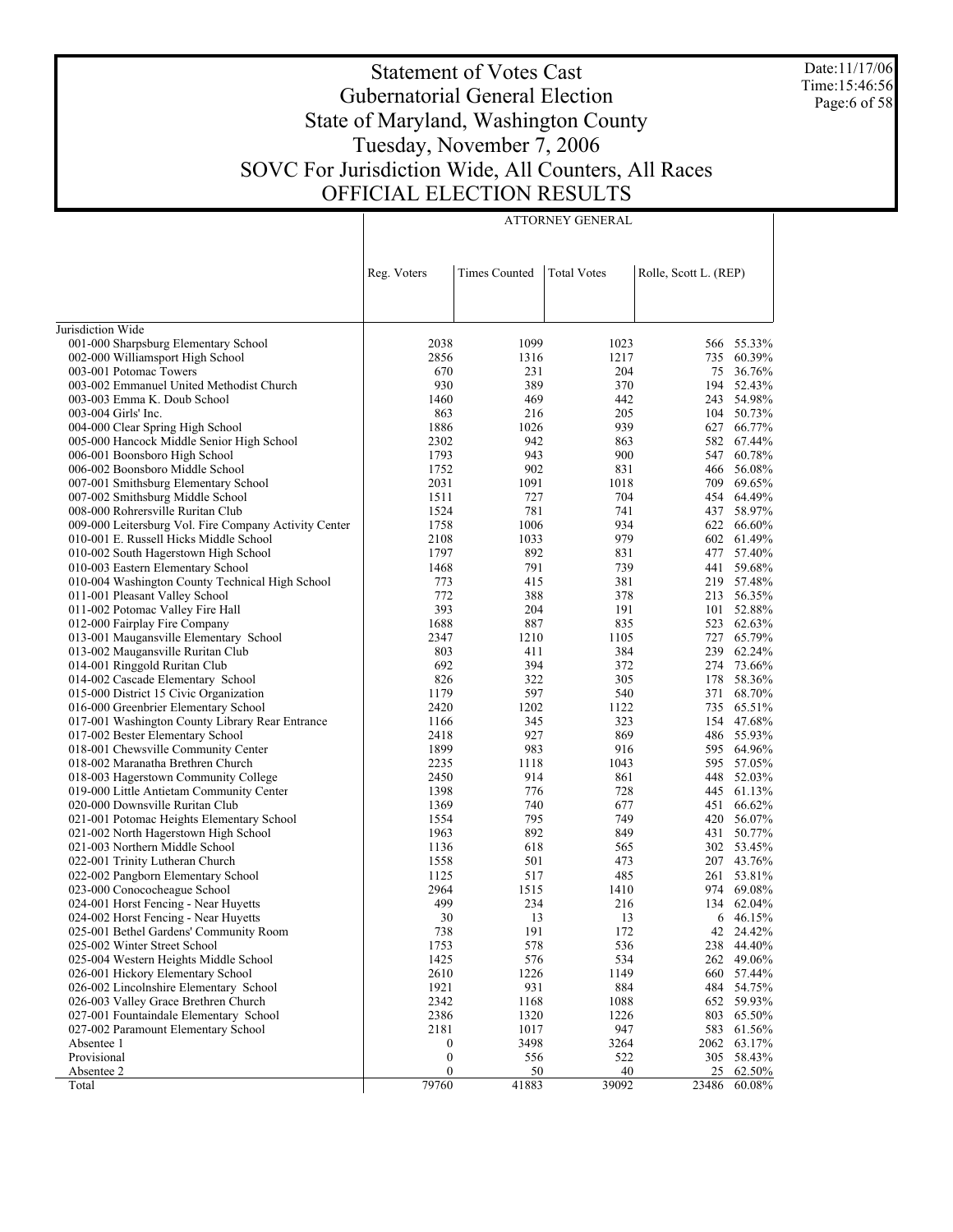# Statement of Votes Cast
## Gubernatorial General Election
## State of Maryland, Washington County
## Tuesday, November 7, 2006
## SOVC For Jurisdiction Wide, All Counters, All Races
## OFFICIAL ELECTION RESULTS

Date:11/17/06
Time:15:46:56

| | ATTORNEY GENERAL | | | | |
|---|---|---|---|---|---|
| | Reg. Voters | Times Counted | Total Votes | Rolle, Scott L. (REP) | |
| Jurisdiction Wide | | | | | |
| 001-000 Sharpsburg Elementary School | 2038 | 1099 | 1023 | 566 | 55.33% |
| 002-000 Williamsport High School | 2856 | 1316 | 1217 | 735 | 60.39% |
| 003-001 Potomac Towers | 670 | 231 | 204 | 75 | 36.76% |
| 003-002 Emmanuel United Methodist Church | 930 | 389 | 370 | 194 | 52.43% |
| 003-003 Emma K. Doub School | 1460 | 469 | 442 | 243 | 54.98% |
| 003-004 Girls' Inc. | 863 | 216 | 205 | 104 | 50.73% |
| 004-000 Clear Spring High School | 1886 | 1026 | 939 | 627 | 66.77% |
| 005-000 Hancock Middle Senior High School | 2302 | 942 | 863 | 582 | 67.44% |
| 006-001 Boonsboro High School | 1793 | 943 | 900 | 547 | 60.78% |
| 006-002 Boonsboro Middle School | 1752 | 902 | 831 | 466 | 56.08% |
| 007-001 Smithsburg Elementary School | 2031 | 1091 | 1018 | 709 | 69.65% |
| 007-002 Smithsburg Middle School | 1511 | 727 | 704 | 454 | 64.49% |
| 008-000 Rohrersville Ruritan Club | 1524 | 781 | 741 | 437 | 58.97% |
| 009-000 Leitersburg Vol. Fire Company Activity Center | 1758 | 1006 | 934 | 622 | 66.60% |
| 010-001 E. Russell Hicks Middle School | 2108 | 1033 | 979 | 602 | 61.49% |
| 010-002 South Hagerstown High School | 1797 | 892 | 831 | 477 | 57.40% |
| 010-003 Eastern Elementary School | 1468 | 791 | 739 | 441 | 59.68% |
| 010-004 Washington County Technical High School | 773 | 415 | 381 | 219 | 57.48% |
| 011-001 Pleasant Valley School | 772 | 388 | 378 | 213 | 56.35% |
| 011-002 Potomac Valley Fire Hall | 393 | 204 | 191 | 101 | 52.88% |
| 012-000 Fairplay Fire Company | 1688 | 887 | 835 | 523 | 62.63% |
| 013-001 Maugansville Elementary School | 2347 | 1210 | 1105 | 727 | 65.79% |
| 013-002 Maugansville Ruritan Club | 803 | 411 | 384 | 239 | 62.24% |
| 014-001 Ringgold Ruritan Club | 692 | 394 | 372 | 274 | 73.66% |
| 014-002 Cascade Elementary School | 826 | 322 | 305 | 178 | 58.36% |
| 015-000 District 15 Civic Organization | 1179 | 597 | 540 | 371 | 68.70% |
| 016-000 Greenbrier Elementary School | 2420 | 1202 | 1122 | 735 | 65.51% |
| 017-001 Washington County Library Rear Entrance | 1166 | 345 | 323 | 154 | 47.68% |
| 017-002 Bester Elementary School | 2418 | 927 | 869 | 486 | 55.93% |
| 018-001 Chewsville Community Center | 1899 | 983 | 916 | 595 | 64.96% |
| 018-002 Maranatha Brethren Church | 2235 | 1118 | 1043 | 595 | 57.05% |
| 018-003 Hagerstown Community College | 2450 | 914 | 861 | 448 | 52.03% |
| 019-000 Little Antietam Community Center | 1398 | 776 | 728 | 445 | 61.13% |
| 020-000 Downsville Ruritan Club | 1369 | 740 | 677 | 451 | 66.62% |
| 021-001 Potomac Heights Elementary School | 1554 | 795 | 749 | 420 | 56.07% |
| 021-002 North Hagerstown High School | 1963 | 892 | 849 | 431 | 50.77% |
| 021-003 Northern Middle School | 1136 | 618 | 565 | 302 | 53.45% |
| 022-001 Trinity Lutheran Church | 1558 | 501 | 473 | 207 | 43.76% |
| 022-002 Pangborn Elementary School | 1125 | 517 | 485 | 261 | 53.81% |
| 023-000 Conococheague School | 2964 | 1515 | 1410 | 974 | 69.08% |
| 024-001 Horst Fencing - Near Huyetts | 499 | 234 | 216 | 134 | 62.04% |
| 024-002 Horst Fencing - Near Huyetts | 30 | 13 | 13 | 6 | 46.15% |
| 025-001 Bethel Gardens' Community Room | 738 | 191 | 172 | 42 | 24.42% |
| 025-002 Winter Street School | 1753 | 578 | 536 | 238 | 44.40% |
| 025-004 Western Heights Middle School | 1425 | 576 | 534 | 262 | 49.06% |
| 026-001 Hickory Elementary School | 2610 | 1226 | 1149 | 660 | 57.44% |
| 026-002 Lincolnshire Elementary School | 1921 | 931 | 884 | 484 | 54.75% |
| 026-003 Valley Grace Brethren Church | 2342 | 1168 | 1088 | 652 | 59.93% |
| 027-001 Fountaindale Elementary School | 2386 | 1320 | 1226 | 803 | 65.50% |
| 027-002 Paramount Elementary School | 2181 | 1017 | 947 | 583 | 61.56% |
| Absentee 1 | 0 | 3498 | 3264 | 2062 | 63.17% |
| Provisional | 0 | 556 | 522 | 305 | 58.43% |
| Absentee 2 | 0 | 50 | 40 | 25 | 62.50% |
| Total | 79760 | 41883 | 39092 | 23486 | 60.08% |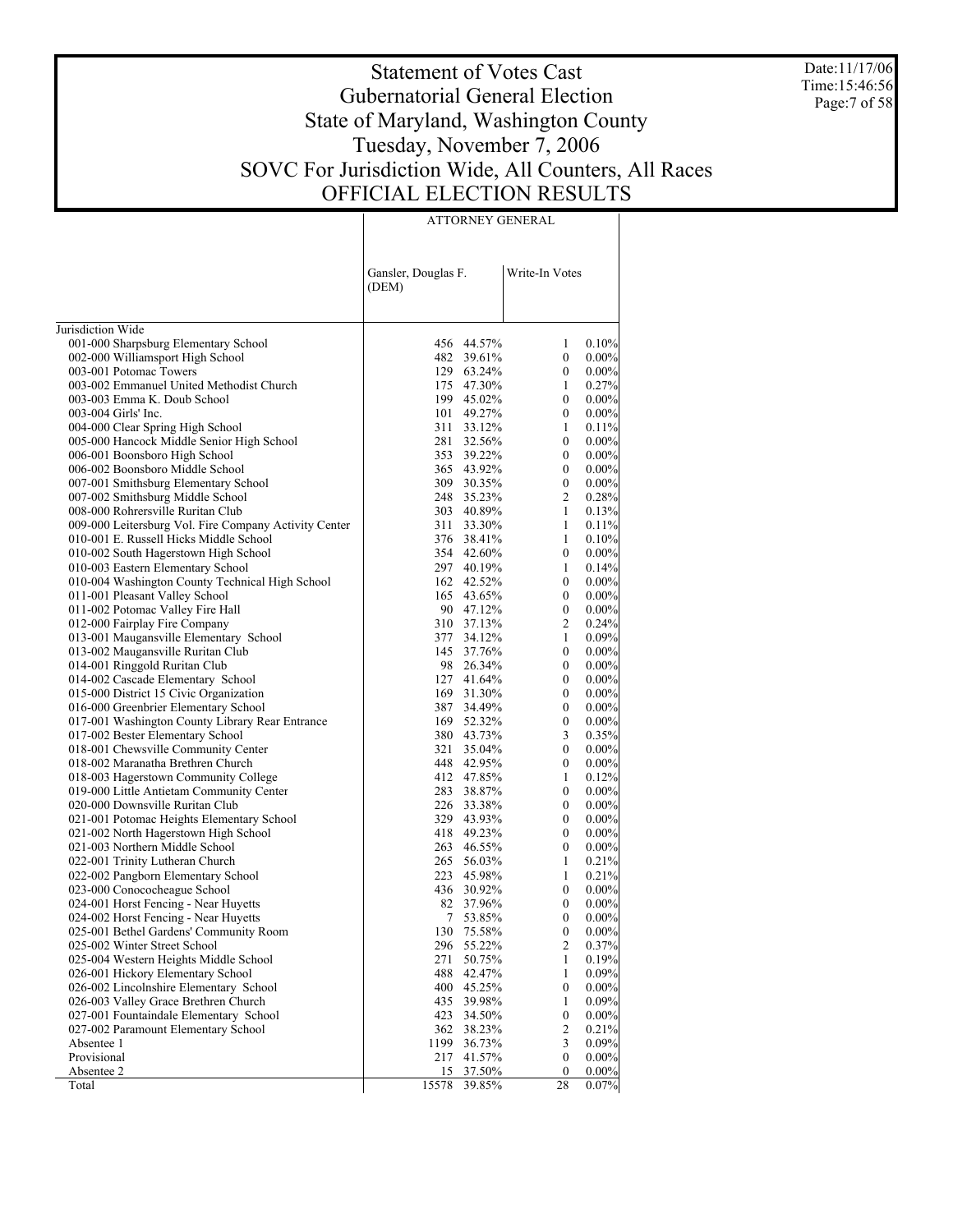# Statement of Votes Cast
## Gubernatorial General Election
## State of Maryland, Washington County
## Tuesday, November 7, 2006
## SOVC For Jurisdiction Wide, All Counters, All Races
## OFFICIAL ELECTION RESULTS

Date:11/17/06
Time:15:46:56

| | ATTORNEY GENERAL | | | |
|---|---|---|---|---|
| | Gansler, Douglas F. (DEM) | | Write-In Votes | |
| Jurisdiction Wide | | | | |
| 001-000 Sharpsburg Elementary School | 456 | 44.57% | 1 | 0.10% |
| 002-000 Williamsport High School | 482 | 39.61% | 0 | 0.00% |
| 003-001 Potomac Towers | 129 | 63.24% | 0 | 0.00% |
| 003-002 Emmanuel United Methodist Church | 175 | 47.30% | 1 | 0.27% |
| 003-003 Emma K. Doub School | 199 | 45.02% | 0 | 0.00% |
| 003-004 Girls' Inc. | 101 | 49.27% | 0 | 0.00% |
| 004-000 Clear Spring High School | 311 | 33.12% | 1 | 0.11% |
| 005-000 Hancock Middle Senior High School | 281 | 32.56% | 0 | 0.00% |
| 006-001 Boonsboro High School | 353 | 39.22% | 0 | 0.00% |
| 006-002 Boonsboro Middle School | 365 | 43.92% | 0 | 0.00% |
| 007-001 Smithsburg Elementary School | 309 | 30.35% | 0 | 0.00% |
| 007-002 Smithsburg Middle School | 248 | 35.23% | 2 | 0.28% |
| 008-000 Rohrersville Ruritan Club | 303 | 40.89% | 1 | 0.13% |
| 009-000 Leitersburg Vol. Fire Company Activity Center | 311 | 33.30% | 1 | 0.11% |
| 010-001 E. Russell Hicks Middle School | 376 | 38.41% | 1 | 0.10% |
| 010-002 South Hagerstown High School | 354 | 42.60% | 0 | 0.00% |
| 010-003 Eastern Elementary School | 297 | 40.19% | 1 | 0.14% |
| 010-004 Washington County Technical High School | 162 | 42.52% | 0 | 0.00% |
| 011-001 Pleasant Valley School | 165 | 43.65% | 0 | 0.00% |
| 011-002 Potomac Valley Fire Hall | 90 | 47.12% | 0 | 0.00% |
| 012-000 Fairplay Fire Company | 310 | 37.13% | 2 | 0.24% |
| 013-001 Maugansville Elementary School | 377 | 34.12% | 1 | 0.09% |
| 013-002 Maugansville Ruritan Club | 145 | 37.76% | 0 | 0.00% |
| 014-001 Ringgold Ruritan Club | 98 | 26.34% | 0 | 0.00% |
| 014-002 Cascade Elementary School | 127 | 41.64% | 0 | 0.00% |
| 015-000 District 15 Civic Organization | 169 | 31.30% | 0 | 0.00% |
| 016-000 Greenbrier Elementary School | 387 | 34.49% | 0 | 0.00% |
| 017-001 Washington County Library Rear Entrance | 169 | 52.32% | 0 | 0.00% |
| 017-002 Bester Elementary School | 380 | 43.73% | 3 | 0.35% |
| 018-001 Chewsville Community Center | 321 | 35.04% | 0 | 0.00% |
| 018-002 Maranatha Brethren Church | 448 | 42.95% | 0 | 0.00% |
| 018-003 Hagerstown Community College | 412 | 47.85% | 1 | 0.12% |
| 019-000 Little Antietam Community Center | 283 | 38.87% | 0 | 0.00% |
| 020-000 Downsville Ruritan Club | 226 | 33.38% | 0 | 0.00% |
| 021-001 Potomac Heights Elementary School | 329 | 43.93% | 0 | 0.00% |
| 021-002 North Hagerstown High School | 418 | 49.23% | 0 | 0.00% |
| 021-003 Northern Middle School | 263 | 46.55% | 0 | 0.00% |
| 022-001 Trinity Lutheran Church | 265 | 56.03% | 1 | 0.21% |
| 022-002 Pangborn Elementary School | 223 | 45.98% | 1 | 0.21% |
| 023-000 Conococheague School | 436 | 30.92% | 0 | 0.00% |
| 024-001 Horst Fencing - Near Huyetts | 82 | 37.96% | 0 | 0.00% |
| 024-002 Horst Fencing - Near Huyetts | 7 | 53.85% | 0 | 0.00% |
| 025-001 Bethel Gardens' Community Room | 130 | 75.58% | 0 | 0.00% |
| 025-002 Winter Street School | 296 | 55.22% | 2 | 0.37% |
| 025-004 Western Heights Middle School | 271 | 50.75% | 1 | 0.19% |
| 026-001 Hickory Elementary School | 488 | 42.47% | 1 | 0.09% |
| 026-002 Lincolnshire Elementary School | 400 | 45.25% | 0 | 0.00% |
| 026-003 Valley Grace Brethren Church | 435 | 39.98% | 1 | 0.09% |
| 027-001 Fountaindale Elementary School | 423 | 34.50% | 0 | 0.00% |
| 027-002 Paramount Elementary School | 362 | 38.23% | 2 | 0.21% |
| Absentee 1 | 1199 | 36.73% | 3 | 0.09% |
| Provisional | 217 | 41.57% | 0 | 0.00% |
| Absentee 2 | 15 | 37.50% | 0 | 0.00% |
| Total | 15578 | 39.85% | 28 | 0.07% |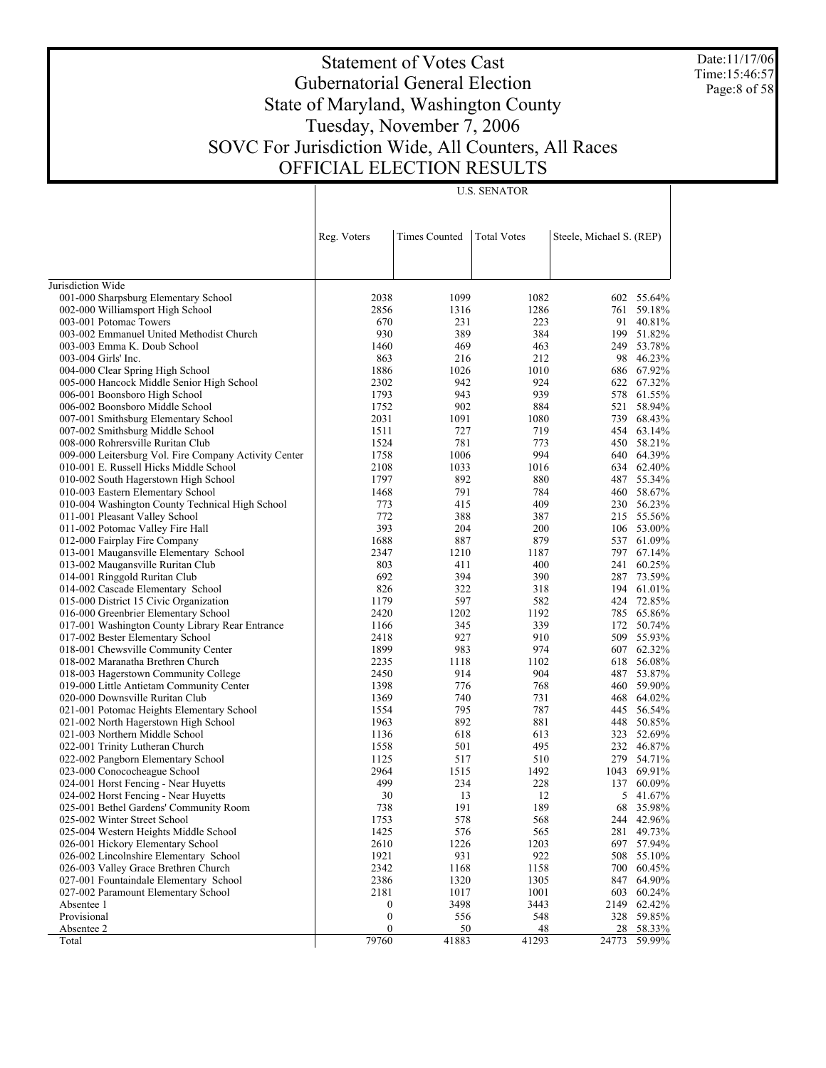# Statement of Votes Cast
## Gubernatorial General Election
## State of Maryland, Washington County
## Tuesday, November 7, 2006
## SOVC For Jurisdiction Wide, All Counters, All Races
## OFFICIAL ELECTION RESULTS

Date:11/17/06
Time:15:46:57

| | U.S. SENATOR | | | | |
|---|---|---|---|---|---|
| | Reg. Voters | Times Counted | Total Votes | Steele, Michael S. (REP) | |
| Jurisdiction Wide | | | | | |
| 001-000 Sharpsburg Elementary School | 2038 | 1099 | 1082 | 602 | 55.64% |
| 002-000 Williamsport High School | 2856 | 1316 | 1286 | 761 | 59.18% |
| 003-001 Potomac Towers | 670 | 231 | 223 | 91 | 40.81% |
| 003-002 Emmanuel United Methodist Church | 930 | 389 | 384 | 199 | 51.82% |
| 003-003 Emma K. Doub School | 1460 | 469 | 463 | 249 | 53.78% |
| 003-004 Girls' Inc. | 863 | 216 | 212 | 98 | 46.23% |
| 004-000 Clear Spring High School | 1886 | 1026 | 1010 | 686 | 67.92% |
| 005-000 Hancock Middle Senior High School | 2302 | 942 | 924 | 622 | 67.32% |
| 006-001 Boonsboro High School | 1793 | 943 | 939 | 578 | 61.55% |
| 006-002 Boonsboro Middle School | 1752 | 902 | 884 | 521 | 58.94% |
| 007-001 Smithsburg Elementary School | 2031 | 1091 | 1080 | 739 | 68.43% |
| 007-002 Smithsburg Middle School | 1511 | 727 | 719 | 454 | 63.14% |
| 008-000 Rohrersville Ruritan Club | 1524 | 781 | 773 | 450 | 58.21% |
| 009-000 Leitersburg Vol. Fire Company Activity Center | 1758 | 1006 | 994 | 640 | 64.39% |
| 010-001 E. Russell Hicks Middle School | 2108 | 1033 | 1016 | 634 | 62.40% |
| 010-002 South Hagerstown High School | 1797 | 892 | 880 | 487 | 55.34% |
| 010-003 Eastern Elementary School | 1468 | 791 | 784 | 460 | 58.67% |
| 010-004 Washington County Technical High School | 773 | 415 | 409 | 230 | 56.23% |
| 011-001 Pleasant Valley School | 772 | 388 | 387 | 215 | 55.56% |
| 011-002 Potomac Valley Fire Hall | 393 | 204 | 200 | 106 | 53.00% |
| 012-000 Fairplay Fire Company | 1688 | 887 | 879 | 537 | 61.09% |
| 013-001 Maugansville Elementary School | 2347 | 1210 | 1187 | 797 | 67.14% |
| 013-002 Maugansville Ruritan Club | 803 | 411 | 400 | 241 | 60.25% |
| 014-001 Ringgold Ruritan Club | 692 | 394 | 390 | 287 | 73.59% |
| 014-002 Cascade Elementary School | 826 | 322 | 318 | 194 | 61.01% |
| 015-000 District 15 Civic Organization | 1179 | 597 | 582 | 424 | 72.85% |
| 016-000 Greenbrier Elementary School | 2420 | 1202 | 1192 | 785 | 65.86% |
| 017-001 Washington County Library Rear Entrance | 1166 | 345 | 339 | 172 | 50.74% |
| 017-002 Bester Elementary School | 2418 | 927 | 910 | 509 | 55.93% |
| 018-001 Chewsville Community Center | 1899 | 983 | 974 | 607 | 62.32% |
| 018-002 Maranatha Brethren Church | 2235 | 1118 | 1102 | 618 | 56.08% |
| 018-003 Hagerstown Community College | 2450 | 914 | 904 | 487 | 53.87% |
| 019-000 Little Antietam Community Center | 1398 | 776 | 768 | 460 | 59.90% |
| 020-000 Downsville Ruritan Club | 1369 | 740 | 731 | 468 | 64.02% |
| 021-001 Potomac Heights Elementary School | 1554 | 795 | 787 | 445 | 56.54% |
| 021-002 North Hagerstown High School | 1963 | 892 | 881 | 448 | 50.85% |
| 021-003 Northern Middle School | 1136 | 618 | 613 | 323 | 52.69% |
| 022-001 Trinity Lutheran Church | 1558 | 501 | 495 | 232 | 46.87% |
| 022-002 Pangborn Elementary School | 1125 | 517 | 510 | 279 | 54.71% |
| 023-000 Conococheague School | 2964 | 1515 | 1492 | 1043 | 69.91% |
| 024-001 Horst Fencing - Near Huyetts | 499 | 234 | 228 | 137 | 60.09% |
| 024-002 Horst Fencing - Near Huyetts | 30 | 13 | 12 | 5 | 41.67% |
| 025-001 Bethel Gardens' Community Room | 738 | 191 | 189 | 68 | 35.98% |
| 025-002 Winter Street School | 1753 | 578 | 568 | 244 | 42.96% |
| 025-004 Western Heights Middle School | 1425 | 576 | 565 | 281 | 49.73% |
| 026-001 Hickory Elementary School | 2610 | 1226 | 1203 | 697 | 57.94% |
| 026-002 Lincolnshire Elementary School | 1921 | 931 | 922 | 508 | 55.10% |
| 026-003 Valley Grace Brethren Church | 2342 | 1168 | 1158 | 700 | 60.45% |
| 027-001 Fountaindale Elementary School | 2386 | 1320 | 1305 | 847 | 64.90% |
| 027-002 Paramount Elementary School | 2181 | 1017 | 1001 | 603 | 60.24% |
| Absentee 1 | 0 | 3498 | 3443 | 2149 | 62.42% |
| Provisional | 0 | 556 | 548 | 328 | 59.85% |
| Absentee 2 | 0 | 50 | 48 | 28 | 58.33% |
| Total | 79760 | 41883 | 41293 | 24773 | 59.99% |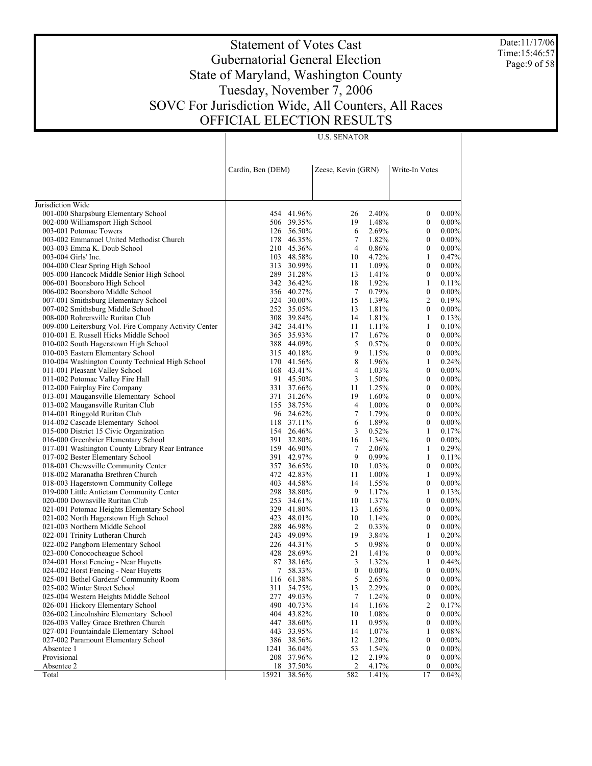# Statement of Votes Cast
## Gubernatorial General Election
## State of Maryland, Washington County
## Tuesday, November 7, 2006
## SOVC For Jurisdiction Wide, All Counters, All Races
## OFFICIAL ELECTION RESULTS

Date:11/17/06
Time:15:46:57

| | U.S. SENATOR | | | | | |
|---|---|---|---|---|---|---|
| | Cardin, Ben (DEM) | | Zeese, Kevin (GRN) | | Write-In Votes | |
| Jurisdiction Wide | | | | | | |
| 001-000 Sharpsburg Elementary School | 454 | 41.96% | 26 | 2.40% | 0 | 0.00% |
| 002-000 Williamsport High School | 506 | 39.35% | 19 | 1.48% | 0 | 0.00% |
| 003-001 Potomac Towers | 126 | 56.50% | 6 | 2.69% | 0 | 0.00% |
| 003-002 Emmanuel United Methodist Church | 178 | 46.35% | 7 | 1.82% | 0 | 0.00% |
| 003-003 Emma K. Doub School | 210 | 45.36% | 4 | 0.86% | 0 | 0.00% |
| 003-004 Girls' Inc. | 103 | 48.58% | 10 | 4.72% | 1 | 0.47% |
| 004-000 Clear Spring High School | 313 | 30.99% | 11 | 1.09% | 0 | 0.00% |
| 005-000 Hancock Middle Senior High School | 289 | 31.28% | 13 | 1.41% | 0 | 0.00% |
| 006-001 Boonsboro High School | 342 | 36.42% | 18 | 1.92% | 1 | 0.11% |
| 006-002 Boonsboro Middle School | 356 | 40.27% | 7 | 0.79% | 0 | 0.00% |
| 007-001 Smithsburg Elementary School | 324 | 30.00% | 15 | 1.39% | 2 | 0.19% |
| 007-002 Smithsburg Middle School | 252 | 35.05% | 13 | 1.81% | 0 | 0.00% |
| 008-000 Rohrersville Ruritan Club | 308 | 39.84% | 14 | 1.81% | 1 | 0.13% |
| 009-000 Leitersburg Vol. Fire Company Activity Center | 342 | 34.41% | 11 | 1.11% | 1 | 0.10% |
| 010-001 E. Russell Hicks Middle School | 365 | 35.93% | 17 | 1.67% | 0 | 0.00% |
| 010-002 South Hagerstown High School | 388 | 44.09% | 5 | 0.57% | 0 | 0.00% |
| 010-003 Eastern Elementary School | 315 | 40.18% | 9 | 1.15% | 0 | 0.00% |
| 010-004 Washington County Technical High School | 170 | 41.56% | 8 | 1.96% | 1 | 0.24% |
| 011-001 Pleasant Valley School | 168 | 43.41% | 4 | 1.03% | 0 | 0.00% |
| 011-002 Potomac Valley Fire Hall | 91 | 45.50% | 3 | 1.50% | 0 | 0.00% |
| 012-000 Fairplay Fire Company | 331 | 37.66% | 11 | 1.25% | 0 | 0.00% |
| 013-001 Maugansville Elementary School | 371 | 31.26% | 19 | 1.60% | 0 | 0.00% |
| 013-002 Maugansville Ruritan Club | 155 | 38.75% | 4 | 1.00% | 0 | 0.00% |
| 014-001 Ringgold Ruritan Club | 96 | 24.62% | 7 | 1.79% | 0 | 0.00% |
| 014-002 Cascade Elementary School | 118 | 37.11% | 6 | 1.89% | 0 | 0.00% |
| 015-000 District 15 Civic Organization | 154 | 26.46% | 3 | 0.52% | 1 | 0.17% |
| 016-000 Greenbrier Elementary School | 391 | 32.80% | 16 | 1.34% | 0 | 0.00% |
| 017-001 Washington County Library Rear Entrance | 159 | 46.90% | 7 | 2.06% | 1 | 0.29% |
| 017-002 Bester Elementary School | 391 | 42.97% | 9 | 0.99% | 1 | 0.11% |
| 018-001 Chewsville Community Center | 357 | 36.65% | 10 | 1.03% | 0 | 0.00% |
| 018-002 Maranatha Brethren Church | 472 | 42.83% | 11 | 1.00% | 1 | 0.09% |
| 018-003 Hagerstown Community College | 403 | 44.58% | 14 | 1.55% | 0 | 0.00% |
| 019-000 Little Antietam Community Center | 298 | 38.80% | 9 | 1.17% | 1 | 0.13% |
| 020-000 Downsville Ruritan Club | 253 | 34.61% | 10 | 1.37% | 0 | 0.00% |
| 021-001 Potomac Heights Elementary School | 329 | 41.80% | 13 | 1.65% | 0 | 0.00% |
| 021-002 North Hagerstown High School | 423 | 48.01% | 10 | 1.14% | 0 | 0.00% |
| 021-003 Northern Middle School | 288 | 46.98% | 2 | 0.33% | 0 | 0.00% |
| 022-001 Trinity Lutheran Church | 243 | 49.09% | 19 | 3.84% | 1 | 0.20% |
| 022-002 Pangborn Elementary School | 226 | 44.31% | 5 | 0.98% | 0 | 0.00% |
| 023-000 Conococheague School | 428 | 28.69% | 21 | 1.41% | 0 | 0.00% |
| 024-001 Horst Fencing - Near Huyetts | 87 | 38.16% | 3 | 1.32% | 1 | 0.44% |
| 024-002 Horst Fencing - Near Huyetts | 7 | 58.33% | 0 | 0.00% | 0 | 0.00% |
| 025-001 Bethel Gardens' Community Room | 116 | 61.38% | 5 | 2.65% | 0 | 0.00% |
| 025-002 Winter Street School | 311 | 54.75% | 13 | 2.29% | 0 | 0.00% |
| 025-004 Western Heights Middle School | 277 | 49.03% | 7 | 1.24% | 0 | 0.00% |
| 026-001 Hickory Elementary School | 490 | 40.73% | 14 | 1.16% | 2 | 0.17% |
| 026-002 Lincolnshire Elementary School | 404 | 43.82% | 10 | 1.08% | 0 | 0.00% |
| 026-003 Valley Grace Brethren Church | 447 | 38.60% | 11 | 0.95% | 0 | 0.00% |
| 027-001 Fountaindale Elementary School | 443 | 33.95% | 14 | 1.07% | 1 | 0.08% |
| 027-002 Paramount Elementary School | 386 | 38.56% | 12 | 1.20% | 0 | 0.00% |
| Absentee 1 | 1241 | 36.04% | 53 | 1.54% | 0 | 0.00% |
| Provisional | 208 | 37.96% | 12 | 2.19% | 0 | 0.00% |
| Absentee 2 | 18 | 37.50% | 2 | 4.17% | 0 | 0.00% |
| Total | 15921 | 38.56% | 582 | 1.41% | 17 | 0.04% |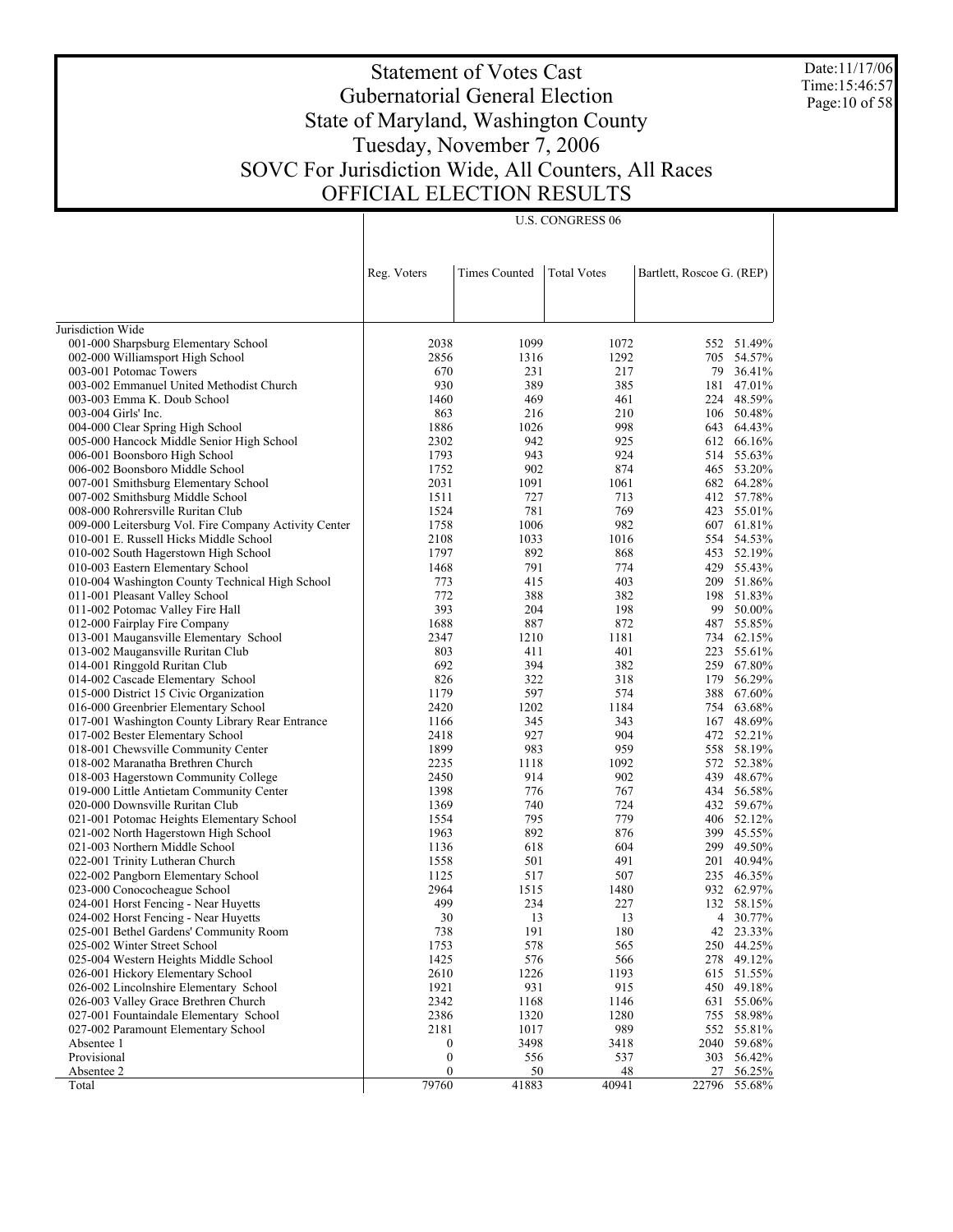# Statement of Votes Cast
## Gubernatorial General Election
## State of Maryland, Washington County
## Tuesday, November 7, 2006
## SOVC For Jurisdiction Wide, All Counters, All Races
## OFFICIAL ELECTION RESULTS

Date:11/17/06
Time:15:46:57

U.S. CONGRESS 06

| | Reg. Voters | Times Counted | Total Votes | Bartlett, Roscoe G. (REP) | |
|---|---|---|---|---|---|
| Jurisdiction Wide | | | | | |
| 001-000 Sharpsburg Elementary School | 2038 | 1099 | 1072 | 552 | 51.49% |
| 002-000 Williamsport High School | 2856 | 1316 | 1292 | 705 | 54.57% |
| 003-001 Potomac Towers | 670 | 231 | 217 | 79 | 36.41% |
| 003-002 Emmanuel United Methodist Church | 930 | 389 | 385 | 181 | 47.01% |
| 003-003 Emma K. Doub School | 1460 | 469 | 461 | 224 | 48.59% |
| 003-004 Girls' Inc. | 863 | 216 | 210 | 106 | 50.48% |
| 004-000 Clear Spring High School | 1886 | 1026 | 998 | 643 | 64.43% |
| 005-000 Hancock Middle Senior High School | 2302 | 942 | 925 | 612 | 66.16% |
| 006-001 Boonsboro High School | 1793 | 943 | 924 | 514 | 55.63% |
| 006-002 Boonsboro Middle School | 1752 | 902 | 874 | 465 | 53.20% |
| 007-001 Smithsburg Elementary School | 2031 | 1091 | 1061 | 682 | 64.28% |
| 007-002 Smithsburg Middle School | 1511 | 727 | 713 | 412 | 57.78% |
| 008-000 Rohrersville Ruritan Club | 1524 | 781 | 769 | 423 | 55.01% |
| 009-000 Leitersburg Vol. Fire Company Activity Center | 1758 | 1006 | 982 | 607 | 61.81% |
| 010-001 E. Russell Hicks Middle School | 2108 | 1033 | 1016 | 554 | 54.53% |
| 010-002 South Hagerstown High School | 1797 | 892 | 868 | 453 | 52.19% |
| 010-003 Eastern Elementary School | 1468 | 791 | 774 | 429 | 55.43% |
| 010-004 Washington County Technical High School | 773 | 415 | 403 | 209 | 51.86% |
| 011-001 Pleasant Valley School | 772 | 388 | 382 | 198 | 51.83% |
| 011-002 Potomac Valley Fire Hall | 393 | 204 | 198 | 99 | 50.00% |
| 012-000 Fairplay Fire Company | 1688 | 887 | 872 | 487 | 55.85% |
| 013-001 Maugansville Elementary School | 2347 | 1210 | 1181 | 734 | 62.15% |
| 013-002 Maugansville Ruritan Club | 803 | 411 | 401 | 223 | 55.61% |
| 014-001 Ringgold Ruritan Club | 692 | 394 | 382 | 259 | 67.80% |
| 014-002 Cascade Elementary School | 826 | 322 | 318 | 179 | 56.29% |
| 015-000 District 15 Civic Organization | 1179 | 597 | 574 | 388 | 67.60% |
| 016-000 Greenbrier Elementary School | 2420 | 1202 | 1184 | 754 | 63.68% |
| 017-001 Washington County Library Rear Entrance | 1166 | 345 | 343 | 167 | 48.69% |
| 017-002 Bester Elementary School | 2418 | 927 | 904 | 472 | 52.21% |
| 018-001 Chewsville Community Center | 1899 | 983 | 959 | 558 | 58.19% |
| 018-002 Maranatha Brethren Church | 2235 | 1118 | 1092 | 572 | 52.38% |
| 018-003 Hagerstown Community College | 2450 | 914 | 902 | 439 | 48.67% |
| 019-000 Little Antietam Community Center | 1398 | 776 | 767 | 434 | 56.58% |
| 020-000 Downsville Ruritan Club | 1369 | 740 | 724 | 432 | 59.67% |
| 021-001 Potomac Heights Elementary School | 1554 | 795 | 779 | 406 | 52.12% |
| 021-002 North Hagerstown High School | 1963 | 892 | 876 | 399 | 45.55% |
| 021-003 Northern Middle School | 1136 | 618 | 604 | 299 | 49.50% |
| 022-001 Trinity Lutheran Church | 1558 | 501 | 491 | 201 | 40.94% |
| 022-002 Pangborn Elementary School | 1125 | 517 | 507 | 235 | 46.35% |
| 023-000 Conococheague School | 2964 | 1515 | 1480 | 932 | 62.97% |
| 024-001 Horst Fencing - Near Huyetts | 499 | 234 | 227 | 132 | 58.15% |
| 024-002 Horst Fencing - Near Huyetts | 30 | 13 | 13 | 4 | 30.77% |
| 025-001 Bethel Gardens' Community Room | 738 | 191 | 180 | 42 | 23.33% |
| 025-002 Winter Street School | 1753 | 578 | 565 | 250 | 44.25% |
| 025-004 Western Heights Middle School | 1425 | 576 | 566 | 278 | 49.12% |
| 026-001 Hickory Elementary School | 2610 | 1226 | 1193 | 615 | 51.55% |
| 026-002 Lincolnshire Elementary School | 1921 | 931 | 915 | 450 | 49.18% |
| 026-003 Valley Grace Brethren Church | 2342 | 1168 | 1146 | 631 | 55.06% |
| 027-001 Fountaindale Elementary School | 2386 | 1320 | 1280 | 755 | 58.98% |
| 027-002 Paramount Elementary School | 2181 | 1017 | 989 | 552 | 55.81% |
| Absentee 1 | 0 | 3498 | 3418 | 2040 | 59.68% |
| Provisional | 0 | 556 | 537 | 303 | 56.42% |
| Absentee 2 | 0 | 50 | 48 | 27 | 56.25% |
| Total | 79760 | 41883 | 40941 | 22796 | 55.68% |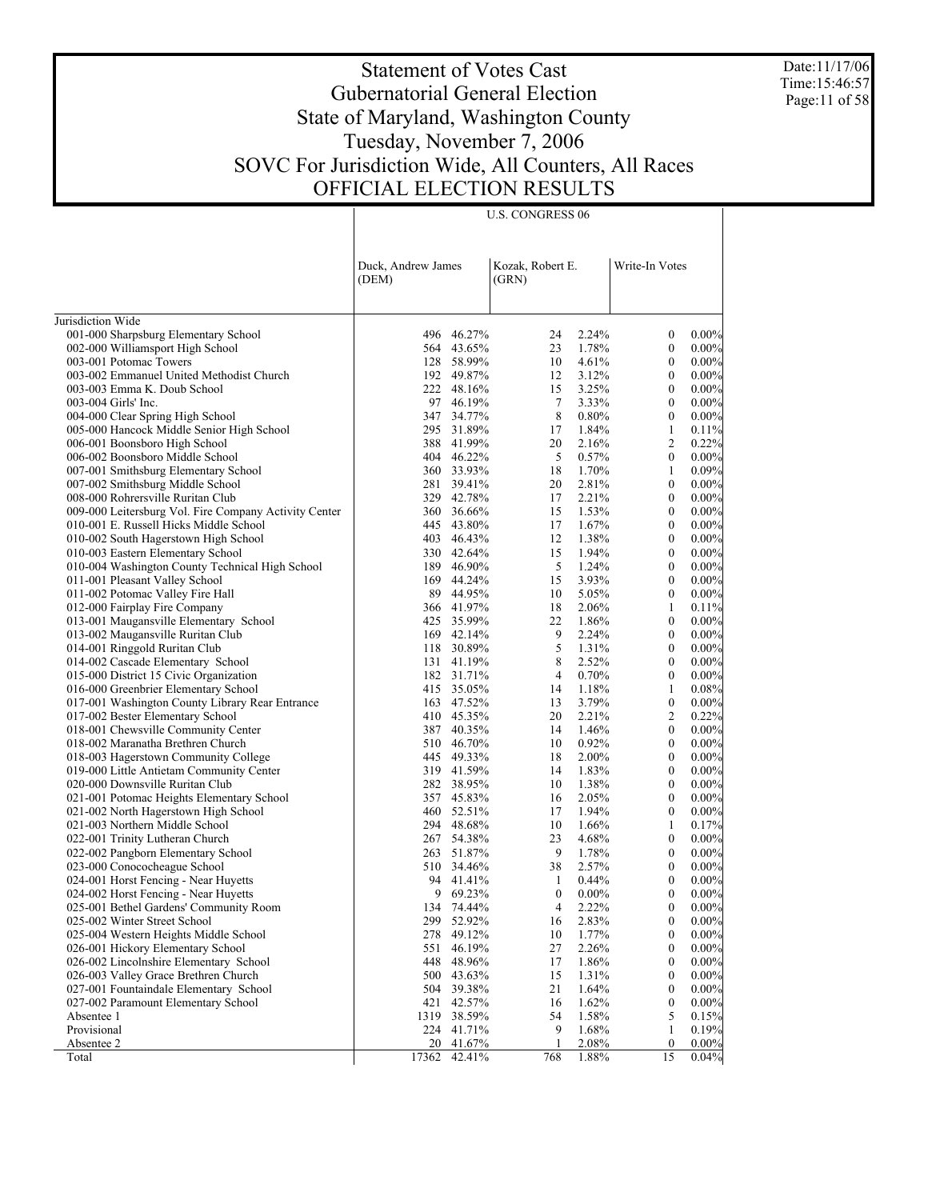# Statement of Votes Cast
## Gubernatorial General Election
## State of Maryland, Washington County
## Tuesday, November 7, 2006
## SOVC For Jurisdiction Wide, All Counters, All Races
## OFFICIAL ELECTION RESULTS

Date:11/17/06
Time:15:46:57

| | U.S. CONGRESS 06 | | | | | |
|---|---|---|---|---|---|---|
| | Duck, Andrew James (DEM) | | Kozak, Robert E. (GRN) | | Write-In Votes | |
| Jurisdiction Wide | | | | | | |
| 001-000 Sharpsburg Elementary School | 496 | 46.27% | 24 | 2.24% | 0 | 0.00% |
| 002-000 Williamsport High School | 564 | 43.65% | 23 | 1.78% | 0 | 0.00% |
| 003-001 Potomac Towers | 128 | 58.99% | 10 | 4.61% | 0 | 0.00% |
| 003-002 Emmanuel United Methodist Church | 192 | 49.87% | 12 | 3.12% | 0 | 0.00% |
| 003-003 Emma K. Doub School | 222 | 48.16% | 15 | 3.25% | 0 | 0.00% |
| 003-004 Girls' Inc. | 97 | 46.19% | 7 | 3.33% | 0 | 0.00% |
| 004-000 Clear Spring High School | 347 | 34.77% | 8 | 0.80% | 0 | 0.00% |
| 005-000 Hancock Middle Senior High School | 295 | 31.89% | 17 | 1.84% | 1 | 0.11% |
| 006-001 Boonsboro High School | 388 | 41.99% | 20 | 2.16% | 2 | 0.22% |
| 006-002 Boonsboro Middle School | 404 | 46.22% | 5 | 0.57% | 0 | 0.00% |
| 007-001 Smithsburg Elementary School | 360 | 33.93% | 18 | 1.70% | 1 | 0.09% |
| 007-002 Smithsburg Middle School | 281 | 39.41% | 20 | 2.81% | 0 | 0.00% |
| 008-000 Rohrersville Ruritan Club | 329 | 42.78% | 17 | 2.21% | 0 | 0.00% |
| 009-000 Leitersburg Vol. Fire Company Activity Center | 360 | 36.66% | 15 | 1.53% | 0 | 0.00% |
| 010-001 E. Russell Hicks Middle School | 445 | 43.80% | 17 | 1.67% | 0 | 0.00% |
| 010-002 South Hagerstown High School | 403 | 46.43% | 12 | 1.38% | 0 | 0.00% |
| 010-003 Eastern Elementary School | 330 | 42.64% | 15 | 1.94% | 0 | 0.00% |
| 010-004 Washington County Technical High School | 189 | 46.90% | 5 | 1.24% | 0 | 0.00% |
| 011-001 Pleasant Valley School | 169 | 44.24% | 15 | 3.93% | 0 | 0.00% |
| 011-002 Potomac Valley Fire Hall | 89 | 44.95% | 10 | 5.05% | 0 | 0.00% |
| 012-000 Fairplay Fire Company | 366 | 41.97% | 18 | 2.06% | 1 | 0.11% |
| 013-001 Maugansville Elementary School | 425 | 35.99% | 22 | 1.86% | 0 | 0.00% |
| 013-002 Maugansville Ruritan Club | 169 | 42.14% | 9 | 2.24% | 0 | 0.00% |
| 014-001 Ringgold Ruritan Club | 118 | 30.89% | 5 | 1.31% | 0 | 0.00% |
| 014-002 Cascade Elementary School | 131 | 41.19% | 8 | 2.52% | 0 | 0.00% |
| 015-000 District 15 Civic Organization | 182 | 31.71% | 4 | 0.70% | 0 | 0.00% |
| 016-000 Greenbrier Elementary School | 415 | 35.05% | 14 | 1.18% | 1 | 0.08% |
| 017-001 Washington County Library Rear Entrance | 163 | 47.52% | 13 | 3.79% | 0 | 0.00% |
| 017-002 Bester Elementary School | 410 | 45.35% | 20 | 2.21% | 2 | 0.22% |
| 018-001 Chewsville Community Center | 387 | 40.35% | 14 | 1.46% | 0 | 0.00% |
| 018-002 Maranatha Brethren Church | 510 | 46.70% | 10 | 0.92% | 0 | 0.00% |
| 018-003 Hagerstown Community College | 445 | 49.33% | 18 | 2.00% | 0 | 0.00% |
| 019-000 Little Antietam Community Center | 319 | 41.59% | 14 | 1.83% | 0 | 0.00% |
| 020-000 Downsville Ruritan Club | 282 | 38.95% | 10 | 1.38% | 0 | 0.00% |
| 021-001 Potomac Heights Elementary School | 357 | 45.83% | 16 | 2.05% | 0 | 0.00% |
| 021-002 North Hagerstown High School | 460 | 52.51% | 17 | 1.94% | 0 | 0.00% |
| 021-003 Northern Middle School | 294 | 48.68% | 10 | 1.66% | 1 | 0.17% |
| 022-001 Trinity Lutheran Church | 267 | 54.38% | 23 | 4.68% | 0 | 0.00% |
| 022-002 Pangborn Elementary School | 263 | 51.87% | 9 | 1.78% | 0 | 0.00% |
| 023-000 Conococheague School | 510 | 34.46% | 38 | 2.57% | 0 | 0.00% |
| 024-001 Horst Fencing - Near Huyetts | 94 | 41.41% | 1 | 0.44% | 0 | 0.00% |
| 024-002 Horst Fencing - Near Huyetts | 9 | 69.23% | 0 | 0.00% | 0 | 0.00% |
| 025-001 Bethel Gardens' Community Room | 134 | 74.44% | 4 | 2.22% | 0 | 0.00% |
| 025-002 Winter Street School | 299 | 52.92% | 16 | 2.83% | 0 | 0.00% |
| 025-004 Western Heights Middle School | 278 | 49.12% | 10 | 1.77% | 0 | 0.00% |
| 026-001 Hickory Elementary School | 551 | 46.19% | 27 | 2.26% | 0 | 0.00% |
| 026-002 Lincolnshire Elementary School | 448 | 48.96% | 17 | 1.86% | 0 | 0.00% |
| 026-003 Valley Grace Brethren Church | 500 | 43.63% | 15 | 1.31% | 0 | 0.00% |
| 027-001 Fountaindale Elementary School | 504 | 39.38% | 21 | 1.64% | 0 | 0.00% |
| 027-002 Paramount Elementary School | 421 | 42.57% | 16 | 1.62% | 0 | 0.00% |
| Absentee 1 | 1319 | 38.59% | 54 | 1.58% | 5 | 0.15% |
| Provisional | 224 | 41.71% | 9 | 1.68% | 1 | 0.19% |
| Absentee 2 | 20 | 41.67% | 1 | 2.08% | 0 | 0.00% |
| Total | 17362 | 42.41% | 768 | 1.88% | 15 | 0.04% |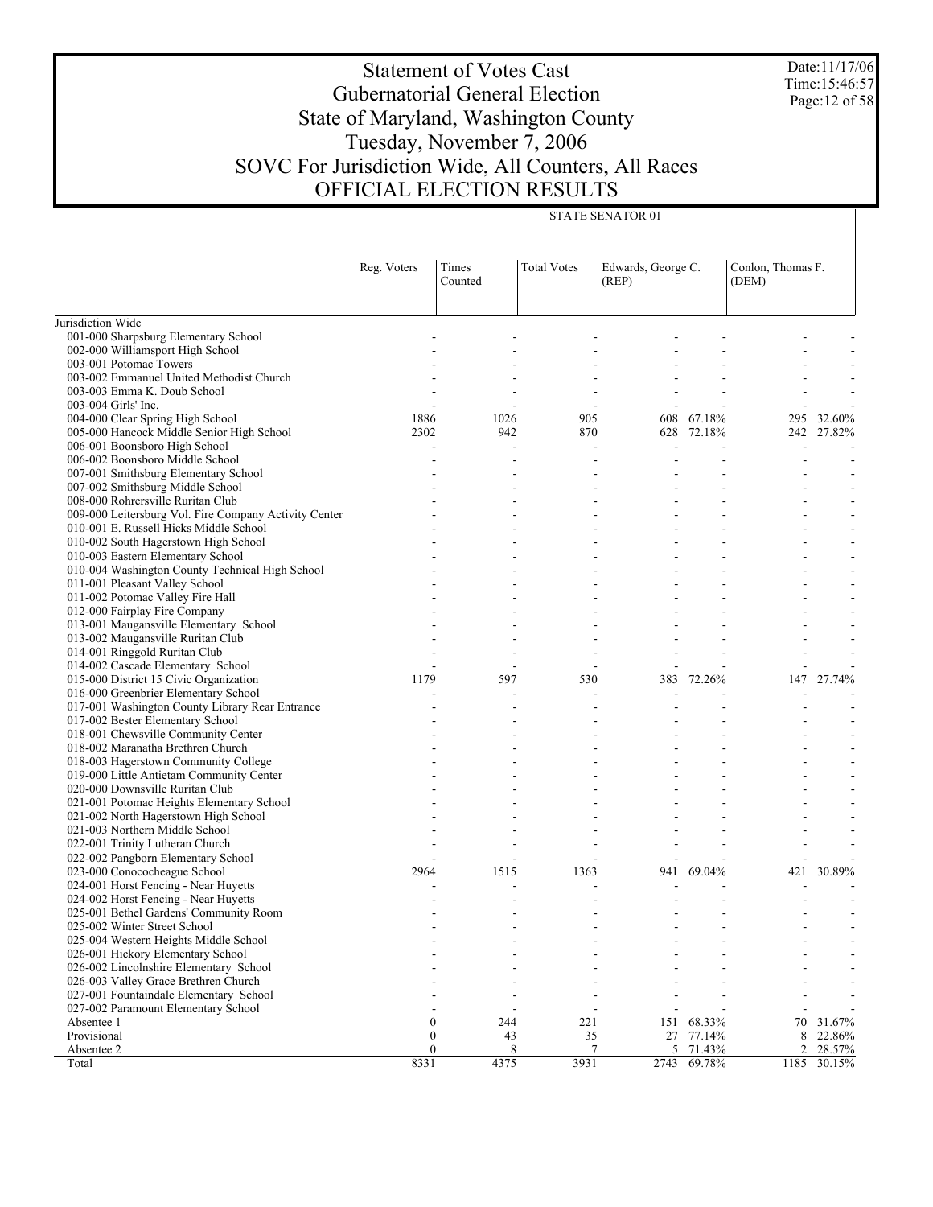# Statement of Votes Cast
## Gubernatorial General Election
## State of Maryland, Washington County
## Tuesday, November 7, 2006
## SOVC For Jurisdiction Wide, All Counters, All Races
## OFFICIAL ELECTION RESULTS

Date:11/17/06
Time:15:46:57

| | STATE SENATOR 01 | | | | | | |
|---|---|---|---|---|---|---|---|
| | Reg. Voters | Times Counted | Total Votes | Edwards, George C. (REP) | | Conlon, Thomas F. (DEM) | |
| Jurisdiction Wide | | | | | | | |
| 001-000 Sharpsburg Elementary School | - | - | - | - | - | - | - |
| 002-000 Williamsport High School | - | - | - | - | - | - | - |
| 003-001 Potomac Towers | - | - | - | - | - | - | - |
| 003-002 Emmanuel United Methodist Church | - | - | - | - | - | - | - |
| 003-003 Emma K. Doub School | - | - | - | - | - | - | - |
| 003-004 Girls' Inc. | - | - | - | - | - | - | - |
| 004-000 Clear Spring High School | 1886 | 1026 | 905 | 608 | 67.18% | 295 | 32.60% |
| 005-000 Hancock Middle Senior High School | 2302 | 942 | 870 | 628 | 72.18% | 242 | 27.82% |
| 006-001 Boonsboro High School | - | - | - | - | - | - | - |
| 006-002 Boonsboro Middle School | - | - | - | - | - | - | - |
| 007-001 Smithsburg Elementary School | - | - | - | - | - | - | - |
| 007-002 Smithsburg Middle School | - | - | - | - | - | - | - |
| 008-000 Rohrersville Ruritan Club | - | - | - | - | - | - | - |
| 009-000 Leitersburg Vol. Fire Company Activity Center | - | - | - | - | - | - | - |
| 010-001 E. Russell Hicks Middle School | - | - | - | - | - | - | - |
| 010-002 South Hagerstown High School | - | - | - | - | - | - | - |
| 010-003 Eastern Elementary School | - | - | - | - | - | - | - |
| 010-004 Washington County Technical High School | - | - | - | - | - | - | - |
| 011-001 Pleasant Valley School | - | - | - | - | - | - | - |
| 011-002 Potomac Valley Fire Hall | - | - | - | - | - | - | - |
| 012-000 Fairplay Fire Company | - | - | - | - | - | - | - |
| 013-001 Maugansville Elementary School | - | - | - | - | - | - | - |
| 013-002 Maugansville Ruritan Club | - | - | - | - | - | - | - |
| 014-001 Ringgold Ruritan Club | - | - | - | - | - | - | - |
| 014-002 Cascade Elementary School | - | - | - | - | - | - | - |
| 015-000 District 15 Civic Organization | 1179 | 597 | 530 | 383 | 72.26% | 147 | 27.74% |
| 016-000 Greenbrier Elementary School | - | - | - | - | - | - | - |
| 017-001 Washington County Library Rear Entrance | - | - | - | - | - | - | - |
| 017-002 Bester Elementary School | - | - | - | - | - | - | - |
| 018-001 Chewsville Community Center | - | - | - | - | - | - | - |
| 018-002 Maranatha Brethren Church | - | - | - | - | - | - | - |
| 018-003 Hagerstown Community College | - | - | - | - | - | - | - |
| 019-000 Little Antietam Community Center | - | - | - | - | - | - | - |
| 020-000 Downsville Ruritan Club | - | - | - | - | - | - | - |
| 021-001 Potomac Heights Elementary School | - | - | - | - | - | - | - |
| 021-002 North Hagerstown High School | - | - | - | - | - | - | - |
| 021-003 Northern Middle School | - | - | - | - | - | - | - |
| 022-001 Trinity Lutheran Church | - | - | - | - | - | - | - |
| 022-002 Pangborn Elementary School | - | - | - | - | - | - | - |
| 023-000 Conococheague School | 2964 | 1515 | 1363 | 941 | 69.04% | 421 | 30.89% |
| 024-001 Horst Fencing - Near Huyetts | - | - | - | - | - | - | - |
| 024-002 Horst Fencing - Near Huyetts | - | - | - | - | - | - | - |
| 025-001 Bethel Gardens' Community Room | - | - | - | - | - | - | - |
| 025-002 Winter Street School | - | - | - | - | - | - | - |
| 025-004 Western Heights Middle School | - | - | - | - | - | - | - |
| 026-001 Hickory Elementary School | - | - | - | - | - | - | - |
| 026-002 Lincolnshire Elementary School | - | - | - | - | - | - | - |
| 026-003 Valley Grace Brethren Church | - | - | - | - | - | - | - |
| 027-001 Fountaindale Elementary School | - | - | - | - | - | - | - |
| 027-002 Paramount Elementary School | - | - | - | - | - | - | - |
| Absentee 1 | 0 | 244 | 221 | 151 | 68.33% | 70 | 31.67% |
| Provisional | 0 | 43 | 35 | 27 | 77.14% | 8 | 22.86% |
| Absentee 2 | 0 | 8 | 7 | 5 | 71.43% | 2 | 28.57% |
| Total | 8331 | 4375 | 3931 | 2743 | 69.78% | 1185 | 30.15% |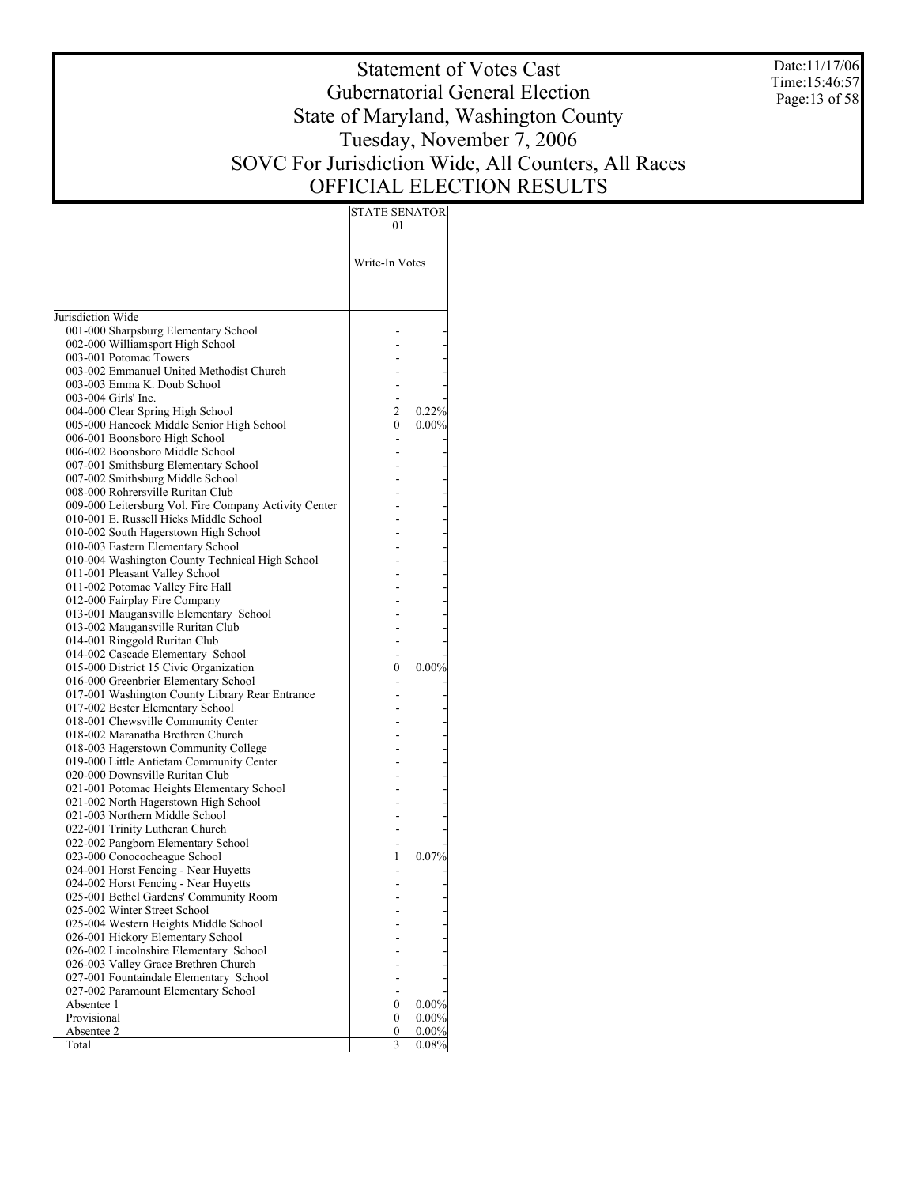# Statement of Votes Cast
## Gubernatorial General Election
## State of Maryland, Washington County
## Tuesday, November 7, 2006
## SOVC For Jurisdiction Wide, All Counters, All Races
## OFFICIAL ELECTION RESULTS

Date:11/17/06
Time:15:46:57

| | STATE SENATOR 01 | |
|---|---|---|
| | Write-In Votes | |
| Jurisdiction Wide | | |
| 001-000 Sharpsburg Elementary School | - | - |
| 002-000 Williamsport High School | - | - |
| 003-001 Potomac Towers | - | - |
| 003-002 Emmanuel United Methodist Church | - | - |
| 003-003 Emma K. Doub School | - | - |
| 003-004 Girls' Inc. | - | - |
| 004-000 Clear Spring High School | 2 | 0.22% |
| 005-000 Hancock Middle Senior High School | 0 | 0.00% |
| 006-001 Boonsboro High School | - | - |
| 006-002 Boonsboro Middle School | - | - |
| 007-001 Smithsburg Elementary School | - | - |
| 007-002 Smithsburg Middle School | - | - |
| 008-000 Rohrersville Ruritan Club | - | - |
| 009-000 Leitersburg Vol. Fire Company Activity Center | - | - |
| 010-001 E. Russell Hicks Middle School | - | - |
| 010-002 South Hagerstown High School | - | - |
| 010-003 Eastern Elementary School | - | - |
| 010-004 Washington County Technical High School | - | - |
| 011-001 Pleasant Valley School | - | - |
| 011-002 Potomac Valley Fire Hall | - | - |
| 012-000 Fairplay Fire Company | - | - |
| 013-001 Maugansville Elementary School | - | - |
| 013-002 Maugansville Ruritan Club | - | - |
| 014-001 Ringgold Ruritan Club | - | - |
| 014-002 Cascade Elementary School | - | - |
| 015-000 District 15 Civic Organization | 0 | 0.00% |
| 016-000 Greenbrier Elementary School | - | - |
| 017-001 Washington County Library Rear Entrance | - | - |
| 017-002 Bester Elementary School | - | - |
| 018-001 Chewsville Community Center | - | - |
| 018-002 Maranatha Brethren Church | - | - |
| 018-003 Hagerstown Community College | - | - |
| 019-000 Little Antietam Community Center | - | - |
| 020-000 Downsville Ruritan Club | - | - |
| 021-001 Potomac Heights Elementary School | - | - |
| 021-002 North Hagerstown High School | - | - |
| 021-003 Northern Middle School | - | - |
| 022-001 Trinity Lutheran Church | - | - |
| 022-002 Pangborn Elementary School | - | - |
| 023-000 Conococheague School | 1 | 0.07% |
| 024-001 Horst Fencing - Near Huyetts | - | - |
| 024-002 Horst Fencing - Near Huyetts | - | - |
| 025-001 Bethel Gardens' Community Room | - | - |
| 025-002 Winter Street School | - | - |
| 025-004 Western Heights Middle School | - | - |
| 026-001 Hickory Elementary School | - | - |
| 026-002 Lincolnshire Elementary School | - | - |
| 026-003 Valley Grace Brethren Church | - | - |
| 027-001 Fountaindale Elementary School | - | - |
| 027-002 Paramount Elementary School | - | - |
| Absentee 1 | 0 | 0.00% |
| Provisional | 0 | 0.00% |
| Absentee 2 | 0 | 0.00% |
| Total | 3 | 0.08% |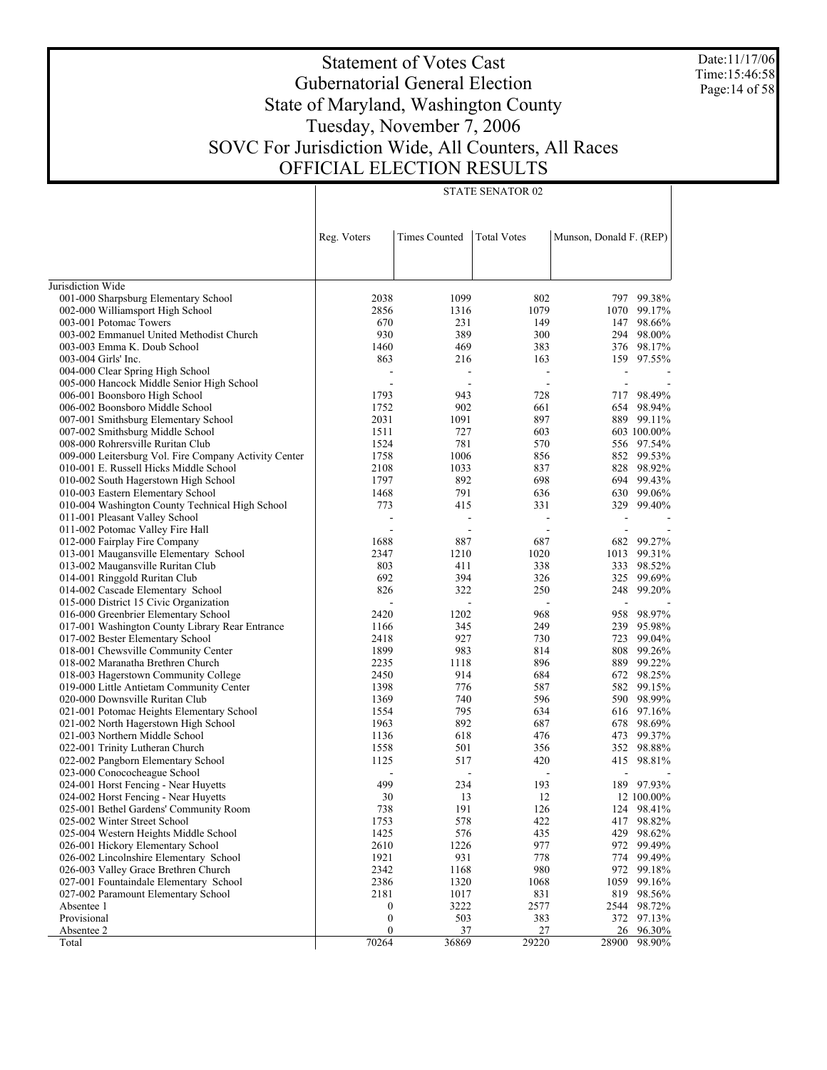# Statement of Votes Cast
## Gubernatorial General Election
## State of Maryland, Washington County
## Tuesday, November 7, 2006
## SOVC For Jurisdiction Wide, All Counters, All Races
## OFFICIAL ELECTION RESULTS

Date:11/17/06
Time:15:46:58

| | STATE SENATOR 02 | | | | |
|---|---|---|---|---|---|
| | Reg. Voters | Times Counted | Total Votes | Munson, Donald F. (REP) | |
| Jurisdiction Wide | | | | | |
| 001-000 Sharpsburg Elementary School | 2038 | 1099 | 802 | 797 | 99.38% |
| 002-000 Williamsport High School | 2856 | 1316 | 1079 | 1070 | 99.17% |
| 003-001 Potomac Towers | 670 | 231 | 149 | 147 | 98.66% |
| 003-002 Emmanuel United Methodist Church | 930 | 389 | 300 | 294 | 98.00% |
| 003-003 Emma K. Doub School | 1460 | 469 | 383 | 376 | 98.17% |
| 003-004 Girls' Inc. | 863 | 216 | 163 | 159 | 97.55% |
| 004-000 Clear Spring High School | - | - | - | - | - |
| 005-000 Hancock Middle Senior High School | - | - | - | - | - |
| 006-001 Boonsboro High School | 1793 | 943 | 728 | 717 | 98.49% |
| 006-002 Boonsboro Middle School | 1752 | 902 | 661 | 654 | 98.94% |
| 007-001 Smithsburg Elementary School | 2031 | 1091 | 897 | 889 | 99.11% |
| 007-002 Smithsburg Middle School | 1511 | 727 | 603 | 603 | 100.00% |
| 008-000 Rohrersville Ruritan Club | 1524 | 781 | 570 | 556 | 97.54% |
| 009-000 Leitersburg Vol. Fire Company Activity Center | 1758 | 1006 | 856 | 852 | 99.53% |
| 010-001 E. Russell Hicks Middle School | 2108 | 1033 | 837 | 828 | 98.92% |
| 010-002 South Hagerstown High School | 1797 | 892 | 698 | 694 | 99.43% |
| 010-003 Eastern Elementary School | 1468 | 791 | 636 | 630 | 99.06% |
| 010-004 Washington County Technical High School | 773 | 415 | 331 | 329 | 99.40% |
| 011-001 Pleasant Valley School | - | - | - | - | - |
| 011-002 Potomac Valley Fire Hall | - | - | - | - | - |
| 012-000 Fairplay Fire Company | 1688 | 887 | 687 | 682 | 99.27% |
| 013-001 Maugansville Elementary School | 2347 | 1210 | 1020 | 1013 | 99.31% |
| 013-002 Maugansville Ruritan Club | 803 | 411 | 338 | 333 | 98.52% |
| 014-001 Ringgold Ruritan Club | 692 | 394 | 326 | 325 | 99.69% |
| 014-002 Cascade Elementary School | 826 | 322 | 250 | 248 | 99.20% |
| 015-000 District 15 Civic Organization | - | - | - | - | - |
| 016-000 Greenbrier Elementary School | 2420 | 1202 | 968 | 958 | 98.97% |
| 017-001 Washington County Library Rear Entrance | 1166 | 345 | 249 | 239 | 95.98% |
| 017-002 Bester Elementary School | 2418 | 927 | 730 | 723 | 99.04% |
| 018-001 Chewsville Community Center | 1899 | 983 | 814 | 808 | 99.26% |
| 018-002 Maranatha Brethren Church | 2235 | 1118 | 896 | 889 | 99.22% |
| 018-003 Hagerstown Community College | 2450 | 914 | 684 | 672 | 98.25% |
| 019-000 Little Antietam Community Center | 1398 | 776 | 587 | 582 | 99.15% |
| 020-000 Downsville Ruritan Club | 1369 | 740 | 596 | 590 | 98.99% |
| 021-001 Potomac Heights Elementary School | 1554 | 795 | 634 | 616 | 97.16% |
| 021-002 North Hagerstown High School | 1963 | 892 | 687 | 678 | 98.69% |
| 021-003 Northern Middle School | 1136 | 618 | 476 | 473 | 99.37% |
| 022-001 Trinity Lutheran Church | 1558 | 501 | 356 | 352 | 98.88% |
| 022-002 Pangborn Elementary School | 1125 | 517 | 420 | 415 | 98.81% |
| 023-000 Conococheague School | - | - | - | - | - |
| 024-001 Horst Fencing - Near Huyetts | 499 | 234 | 193 | 189 | 97.93% |
| 024-002 Horst Fencing - Near Huyetts | 30 | 13 | 12 | 12 | 100.00% |
| 025-001 Bethel Gardens' Community Room | 738 | 191 | 126 | 124 | 98.41% |
| 025-002 Winter Street School | 1753 | 578 | 422 | 417 | 98.82% |
| 025-004 Western Heights Middle School | 1425 | 576 | 435 | 429 | 98.62% |
| 026-001 Hickory Elementary School | 2610 | 1226 | 977 | 972 | 99.49% |
| 026-002 Lincolnshire Elementary School | 1921 | 931 | 778 | 774 | 99.49% |
| 026-003 Valley Grace Brethren Church | 2342 | 1168 | 980 | 972 | 99.18% |
| 027-001 Fountaindale Elementary School | 2386 | 1320 | 1068 | 1059 | 99.16% |
| 027-002 Paramount Elementary School | 2181 | 1017 | 831 | 819 | 98.56% |
| Absentee 1 | 0 | 3222 | 2577 | 2544 | 98.72% |
| Provisional | 0 | 503 | 383 | 372 | 97.13% |
| Absentee 2 | 0 | 37 | 27 | 26 | 96.30% |
| Total | 70264 | 36869 | 29220 | 28900 | 98.90% |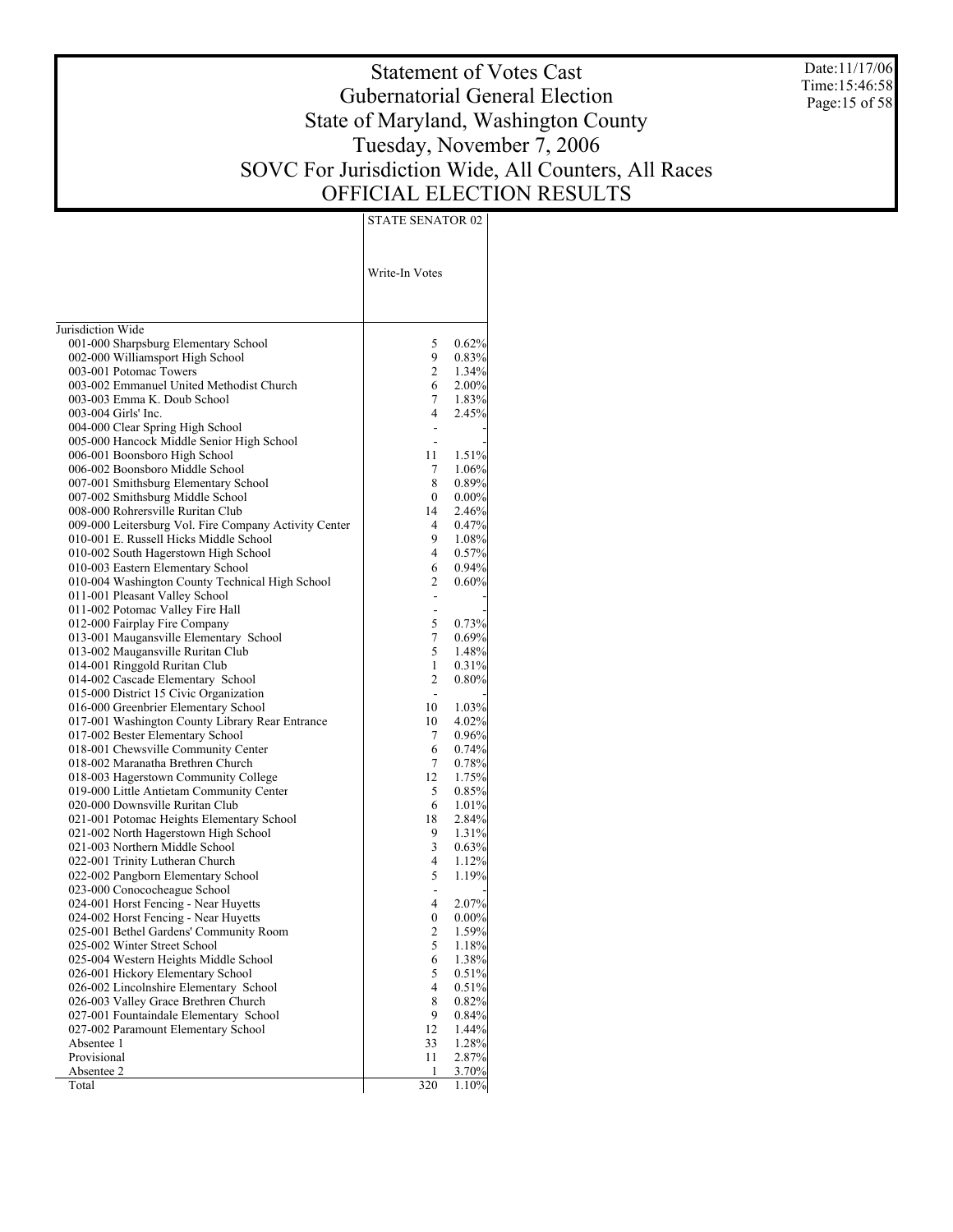# Statement of Votes Cast
## Gubernatorial General Election
## State of Maryland, Washington County
## Tuesday, November 7, 2006
## SOVC For Jurisdiction Wide, All Counters, All Races
## OFFICIAL ELECTION RESULTS

Date:11/17/06
Time:15:46:58

| | STATE SENATOR 02 | |
|---|---|---|
| | Write-In Votes | |
| Jurisdiction Wide | | |
| 001-000 Sharpsburg Elementary School | 5 | 0.62% |
| 002-000 Williamsport High School | 9 | 0.83% |
| 003-001 Potomac Towers | 2 | 1.34% |
| 003-002 Emmanuel United Methodist Church | 6 | 2.00% |
| 003-003 Emma K. Doub School | 7 | 1.83% |
| 003-004 Girls' Inc. | 4 | 2.45% |
| 004-000 Clear Spring High School | - | - |
| 005-000 Hancock Middle Senior High School | - | - |
| 006-001 Boonsboro High School | 11 | 1.51% |
| 006-002 Boonsboro Middle School | 7 | 1.06% |
| 007-001 Smithsburg Elementary School | 8 | 0.89% |
| 007-002 Smithsburg Middle School | 0 | 0.00% |
| 008-000 Rohrersville Ruritan Club | 14 | 2.46% |
| 009-000 Leitersburg Vol. Fire Company Activity Center | 4 | 0.47% |
| 010-001 E. Russell Hicks Middle School | 9 | 1.08% |
| 010-002 South Hagerstown High School | 4 | 0.57% |
| 010-003 Eastern Elementary School | 6 | 0.94% |
| 010-004 Washington County Technical High School | 2 | 0.60% |
| 011-001 Pleasant Valley School | - | - |
| 011-002 Potomac Valley Fire Hall | - | - |
| 012-000 Fairplay Fire Company | 5 | 0.73% |
| 013-001 Maugansville Elementary School | 7 | 0.69% |
| 013-002 Maugansville Ruritan Club | 5 | 1.48% |
| 014-001 Ringgold Ruritan Club | 1 | 0.31% |
| 014-002 Cascade Elementary School | 2 | 0.80% |
| 015-000 District 15 Civic Organization | - | - |
| 016-000 Greenbrier Elementary School | 10 | 1.03% |
| 017-001 Washington County Library Rear Entrance | 10 | 4.02% |
| 017-002 Bester Elementary School | 7 | 0.96% |
| 018-001 Chewsville Community Center | 6 | 0.74% |
| 018-002 Maranatha Brethren Church | 7 | 0.78% |
| 018-003 Hagerstown Community College | 12 | 1.75% |
| 019-000 Little Antietam Community Center | 5 | 0.85% |
| 020-000 Downsville Ruritan Club | 6 | 1.01% |
| 021-001 Potomac Heights Elementary School | 18 | 2.84% |
| 021-002 North Hagerstown High School | 9 | 1.31% |
| 021-003 Northern Middle School | 3 | 0.63% |
| 022-001 Trinity Lutheran Church | 4 | 1.12% |
| 022-002 Pangborn Elementary School | 5 | 1.19% |
| 023-000 Conococheague School | - | - |
| 024-001 Horst Fencing - Near Huyetts | 4 | 2.07% |
| 024-002 Horst Fencing - Near Huyetts | 0 | 0.00% |
| 025-001 Bethel Gardens' Community Room | 2 | 1.59% |
| 025-002 Winter Street School | 5 | 1.18% |
| 025-004 Western Heights Middle School | 6 | 1.38% |
| 026-001 Hickory Elementary School | 5 | 0.51% |
| 026-002 Lincolnshire Elementary School | 4 | 0.51% |
| 026-003 Valley Grace Brethren Church | 8 | 0.82% |
| 027-001 Fountaindale Elementary School | 9 | 0.84% |
| 027-002 Paramount Elementary School | 12 | 1.44% |
| Absentee 1 | 33 | 1.28% |
| Provisional | 11 | 2.87% |
| Absentee 2 | 1 | 3.70% |
| Total | 320 | 1.10% |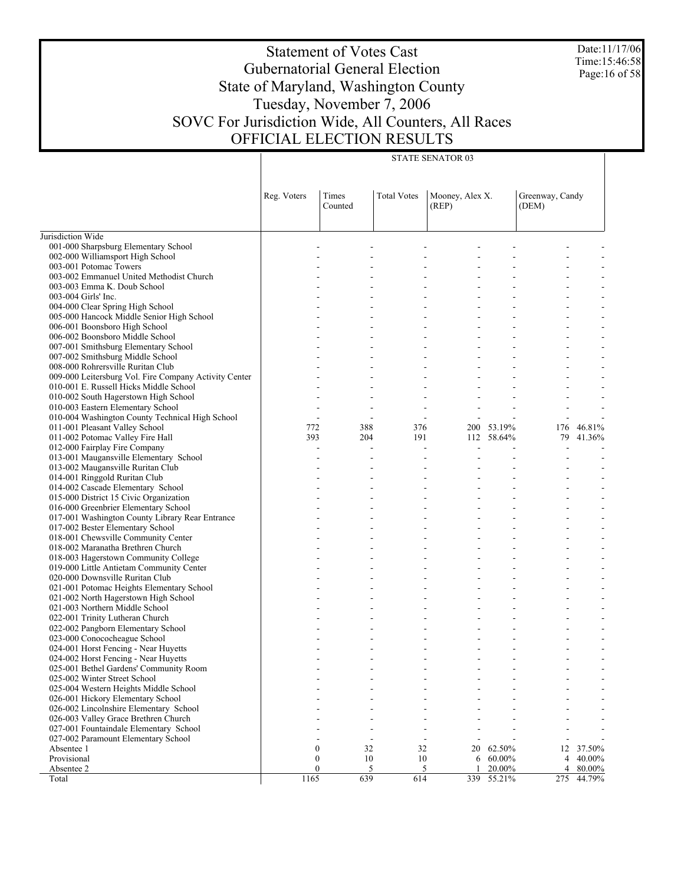# Statement of Votes Cast
## Gubernatorial General Election
## State of Maryland, Washington County
## Tuesday, November 7, 2006
## SOVC For Jurisdiction Wide, All Counters, All Races
## OFFICIAL ELECTION RESULTS

Date:11/17/06
Time:15:46:58

| | STATE SENATOR 03 | | | | | | |
|---|---|---|---|---|---|---|---|
| | Reg. Voters | Times Counted | Total Votes | Mooney, Alex X. (REP) | | Greenway, Candy (DEM) | |
| Jurisdiction Wide | | | | | | | |
| 001-000 Sharpsburg Elementary School | - | - | - | - | - | - | - |
| 002-000 Williamsport High School | - | - | - | - | - | - | - |
| 003-001 Potomac Towers | - | - | - | - | - | - | - |
| 003-002 Emmanuel United Methodist Church | - | - | - | - | - | - | - |
| 003-003 Emma K. Doub School | - | - | - | - | - | - | - |
| 003-004 Girls' Inc. | - | - | - | - | - | - | - |
| 004-000 Clear Spring High School | - | - | - | - | - | - | - |
| 005-000 Hancock Middle Senior High School | - | - | - | - | - | - | - |
| 006-001 Boonsboro High School | - | - | - | - | - | - | - |
| 006-002 Boonsboro Middle School | - | - | - | - | - | - | - |
| 007-001 Smithsburg Elementary School | - | - | - | - | - | - | - |
| 007-002 Smithsburg Middle School | - | - | - | - | - | - | - |
| 008-000 Rohrersville Ruritan Club | - | - | - | - | - | - | - |
| 009-000 Leitersburg Vol. Fire Company Activity Center | - | - | - | - | - | - | - |
| 010-001 E. Russell Hicks Middle School | - | - | - | - | - | - | - |
| 010-002 South Hagerstown High School | - | - | - | - | - | - | - |
| 010-003 Eastern Elementary School | - | - | - | - | - | - | - |
| 010-004 Washington County Technical High School | - | - | - | - | - | - | - |
| 011-001 Pleasant Valley School | 772 | 388 | 376 | 200 | 53.19% | 176 | 46.81% |
| 011-002 Potomac Valley Fire Hall | 393 | 204 | 191 | 112 | 58.64% | 79 | 41.36% |
| 012-000 Fairplay Fire Company | - | - | - | - | - | - | - |
| 013-001 Maugansville Elementary School | - | - | - | - | - | - | - |
| 013-002 Maugansville Ruritan Club | - | - | - | - | - | - | - |
| 014-001 Ringgold Ruritan Club | - | - | - | - | - | - | - |
| 014-002 Cascade Elementary School | - | - | - | - | - | - | - |
| 015-000 District 15 Civic Organization | - | - | - | - | - | - | - |
| 016-000 Greenbrier Elementary School | - | - | - | - | - | - | - |
| 017-001 Washington County Library Rear Entrance | - | - | - | - | - | - | - |
| 017-002 Bester Elementary School | - | - | - | - | - | - | - |
| 018-001 Chewsville Community Center | - | - | - | - | - | - | - |
| 018-002 Maranatha Brethren Church | - | - | - | - | - | - | - |
| 018-003 Hagerstown Community College | - | - | - | - | - | - | - |
| 019-000 Little Antietam Community Center | - | - | - | - | - | - | - |
| 020-000 Downsville Ruritan Club | - | - | - | - | - | - | - |
| 021-001 Potomac Heights Elementary School | - | - | - | - | - | - | - |
| 021-002 North Hagerstown High School | - | - | - | - | - | - | - |
| 021-003 Northern Middle School | - | - | - | - | - | - | - |
| 022-001 Trinity Lutheran Church | - | - | - | - | - | - | - |
| 022-002 Pangborn Elementary School | - | - | - | - | - | - | - |
| 023-000 Conococheague School | - | - | - | - | - | - | - |
| 024-001 Horst Fencing - Near Huyetts | - | - | - | - | - | - | - |
| 024-002 Horst Fencing - Near Huyetts | - | - | - | - | - | - | - |
| 025-001 Bethel Gardens' Community Room | - | - | - | - | - | - | - |
| 025-002 Winter Street School | - | - | - | - | - | - | - |
| 025-004 Western Heights Middle School | - | - | - | - | - | - | - |
| 026-001 Hickory Elementary School | - | - | - | - | - | - | - |
| 026-002 Lincolnshire Elementary School | - | - | - | - | - | - | - |
| 026-003 Valley Grace Brethren Church | - | - | - | - | - | - | - |
| 027-001 Fountaindale Elementary School | - | - | - | - | - | - | - |
| 027-002 Paramount Elementary School | - | - | - | - | - | - | - |
| Absentee 1 | 0 | 32 | 32 | 20 | 62.50% | 12 | 37.50% |
| Provisional | 0 | 10 | 10 | 6 | 60.00% | 4 | 40.00% |
| Absentee 2 | 0 | 5 | 5 | 1 | 20.00% | 4 | 80.00% |
| Total | 1165 | 639 | 614 | 339 | 55.21% | 275 | 44.79% |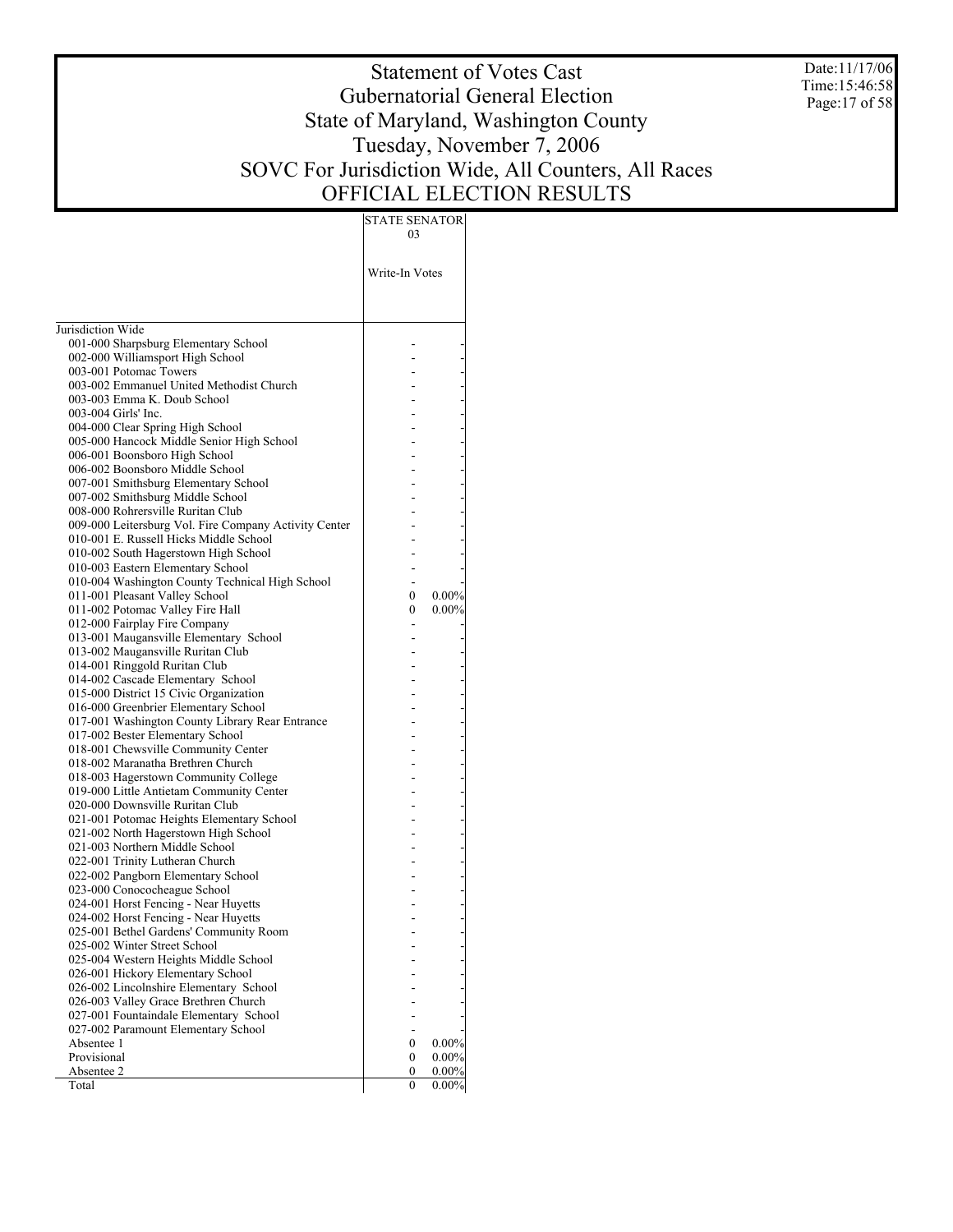# Statement of Votes Cast
## Gubernatorial General Election
## State of Maryland, Washington County
## Tuesday, November 7, 2006
## SOVC For Jurisdiction Wide, All Counters, All Races
## OFFICIAL ELECTION RESULTS

Date:11/17/06
Time:15:46:58

| | STATE SENATOR 03 | |
|---|---|---|
| | Write-In Votes | |
| Jurisdiction Wide | | |
| 001-000 Sharpsburg Elementary School | - | - |
| 002-000 Williamsport High School | - | - |
| 003-001 Potomac Towers | - | - |
| 003-002 Emmanuel United Methodist Church | - | - |
| 003-003 Emma K. Doub School | - | - |
| 003-004 Girls' Inc. | - | - |
| 004-000 Clear Spring High School | - | - |
| 005-000 Hancock Middle Senior High School | - | - |
| 006-001 Boonsboro High School | - | - |
| 006-002 Boonsboro Middle School | - | - |
| 007-001 Smithsburg Elementary School | - | - |
| 007-002 Smithsburg Middle School | - | - |
| 008-000 Rohrersville Ruritan Club | - | - |
| 009-000 Leitersburg Vol. Fire Company Activity Center | - | - |
| 010-001 E. Russell Hicks Middle School | - | - |
| 010-002 South Hagerstown High School | - | - |
| 010-003 Eastern Elementary School | - | - |
| 010-004 Washington County Technical High School | - | - |
| 011-001 Pleasant Valley School | 0 | 0.00% |
| 011-002 Potomac Valley Fire Hall | 0 | 0.00% |
| 012-000 Fairplay Fire Company | - | - |
| 013-001 Maugansville Elementary School | - | - |
| 013-002 Maugansville Ruritan Club | - | - |
| 014-001 Ringgold Ruritan Club | - | - |
| 014-002 Cascade Elementary School | - | - |
| 015-000 District 15 Civic Organization | - | - |
| 016-000 Greenbrier Elementary School | - | - |
| 017-001 Washington County Library Rear Entrance | - | - |
| 017-002 Bester Elementary School | - | - |
| 018-001 Chewsville Community Center | - | - |
| 018-002 Maranatha Brethren Church | - | - |
| 018-003 Hagerstown Community College | - | - |
| 019-000 Little Antietam Community Center | - | - |
| 020-000 Downsville Ruritan Club | - | - |
| 021-001 Potomac Heights Elementary School | - | - |
| 021-002 North Hagerstown High School | - | - |
| 021-003 Northern Middle School | - | - |
| 022-001 Trinity Lutheran Church | - | - |
| 022-002 Pangborn Elementary School | - | - |
| 023-000 Conococheague School | - | - |
| 024-001 Horst Fencing - Near Huyetts | - | - |
| 024-002 Horst Fencing - Near Huyetts | - | - |
| 025-001 Bethel Gardens' Community Room | - | - |
| 025-002 Winter Street School | - | - |
| 025-004 Western Heights Middle School | - | - |
| 026-001 Hickory Elementary School | - | - |
| 026-002 Lincolnshire Elementary School | - | - |
| 026-003 Valley Grace Brethren Church | - | - |
| 027-001 Fountaindale Elementary School | - | - |
| 027-002 Paramount Elementary School | - | - |
| Absentee 1 | 0 | 0.00% |
| Provisional | 0 | 0.00% |
| Absentee 2 | 0 | 0.00% |
| Total | 0 | 0.00% |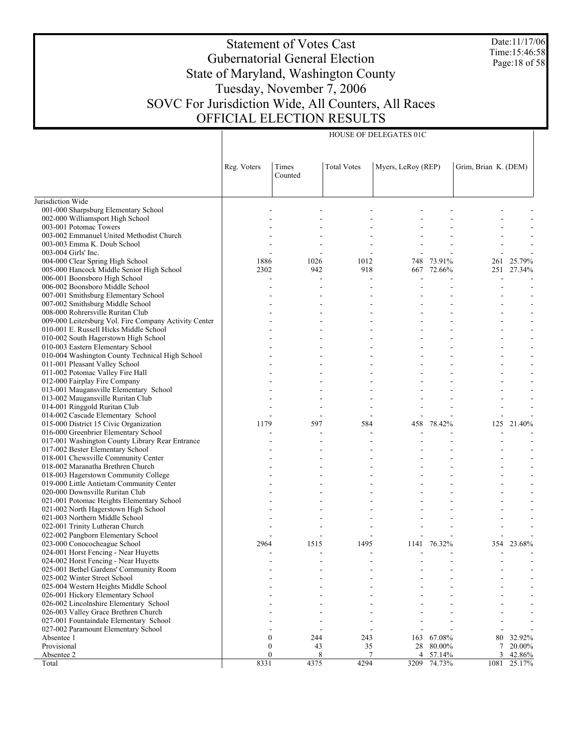# Statement of Votes Cast
## Gubernatorial General Election
## State of Maryland, Washington County
## Tuesday, November 7, 2006
## SOVC For Jurisdiction Wide, All Counters, All Races
## OFFICIAL ELECTION RESULTS

Date:11/17/06
Time:15:46:58

| | HOUSE OF DELEGATES 01C | | | | | | |
|---|---|---|---|---|---|---|---|
| | Reg. Voters | Times Counted | Total Votes | Myers, LeRoy (REP) | | Grim, Brian K. (DEM) | |
| Jurisdiction Wide | | | | | | | |
| 001-000 Sharpsburg Elementary School | - | - | - | - | - | - | - |
| 002-000 Williamsport High School | - | - | - | - | - | - | - |
| 003-001 Potomac Towers | - | - | - | - | - | - | - |
| 003-002 Emmanuel United Methodist Church | - | - | - | - | - | - | - |
| 003-003 Emma K. Doub School | - | - | - | - | - | - | - |
| 003-004 Girls' Inc. | - | - | - | - | - | - | - |
| 004-000 Clear Spring High School | 1886 | 1026 | 1012 | 748 | 73.91% | 261 | 25.79% |
| 005-000 Hancock Middle Senior High School | 2302 | 942 | 918 | 667 | 72.66% | 251 | 27.34% |
| 006-001 Boonsboro High School | - | - | - | - | - | - | - |
| 006-002 Boonsboro Middle School | - | - | - | - | - | - | - |
| 007-001 Smithsburg Elementary School | - | - | - | - | - | - | - |
| 007-002 Smithsburg Middle School | - | - | - | - | - | - | - |
| 008-000 Rohrersville Ruritan Club | - | - | - | - | - | - | - |
| 009-000 Leitersburg Vol. Fire Company Activity Center | - | - | - | - | - | - | - |
| 010-001 E. Russell Hicks Middle School | - | - | - | - | - | - | - |
| 010-002 South Hagerstown High School | - | - | - | - | - | - | - |
| 010-003 Eastern Elementary School | - | - | - | - | - | - | - |
| 010-004 Washington County Technical High School | - | - | - | - | - | - | - |
| 011-001 Pleasant Valley School | - | - | - | - | - | - | - |
| 011-002 Potomac Valley Fire Hall | - | - | - | - | - | - | - |
| 012-000 Fairplay Fire Company | - | - | - | - | - | - | - |
| 013-001 Maugansville Elementary School | - | - | - | - | - | - | - |
| 013-002 Maugansville Ruritan Club | - | - | - | - | - | - | - |
| 014-001 Ringgold Ruritan Club | - | - | - | - | - | - | - |
| 014-002 Cascade Elementary School | - | - | - | - | - | - | - |
| 015-000 District 15 Civic Organization | 1179 | 597 | 584 | 458 | 78.42% | 125 | 21.40% |
| 016-000 Greenbrier Elementary School | - | - | - | - | - | - | - |
| 017-001 Washington County Library Rear Entrance | - | - | - | - | - | - | - |
| 017-002 Bester Elementary School | - | - | - | - | - | - | - |
| 018-001 Chewsville Community Center | - | - | - | - | - | - | - |
| 018-002 Maranatha Brethren Church | - | - | - | - | - | - | - |
| 018-003 Hagerstown Community College | - | - | - | - | - | - | - |
| 019-000 Little Antietam Community Center | - | - | - | - | - | - | - |
| 020-000 Downsville Ruritan Club | - | - | - | - | - | - | - |
| 021-001 Potomac Heights Elementary School | - | - | - | - | - | - | - |
| 021-002 North Hagerstown High School | - | - | - | - | - | - | - |
| 021-003 Northern Middle School | - | - | - | - | - | - | - |
| 022-001 Trinity Lutheran Church | - | - | - | - | - | - | - |
| 022-002 Pangborn Elementary School | - | - | - | - | - | - | - |
| 023-000 Conococheague School | 2964 | 1515 | 1495 | 1141 | 76.32% | 354 | 23.68% |
| 024-001 Horst Fencing - Near Huyetts | - | - | - | - | - | - | - |
| 024-002 Horst Fencing - Near Huyetts | - | - | - | - | - | - | - |
| 025-001 Bethel Gardens' Community Room | - | - | - | - | - | - | - |
| 025-002 Winter Street School | - | - | - | - | - | - | - |
| 025-004 Western Heights Middle School | - | - | - | - | - | - | - |
| 026-001 Hickory Elementary School | - | - | - | - | - | - | - |
| 026-002 Lincolnshire Elementary School | - | - | - | - | - | - | - |
| 026-003 Valley Grace Brethren Church | - | - | - | - | - | - | - |
| 027-001 Fountaindale Elementary School | - | - | - | - | - | - | - |
| 027-002 Paramount Elementary School | - | - | - | - | - | - | - |
| Absentee 1 | 0 | 244 | 243 | 163 | 67.08% | 80 | 32.92% |
| Provisional | 0 | 43 | 35 | 28 | 80.00% | 7 | 20.00% |
| Absentee 2 | 0 | 8 | 7 | 4 | 57.14% | 3 | 42.86% |
| Total | 8331 | 4375 | 4294 | 3209 | 74.73% | 1081 | 25.17% |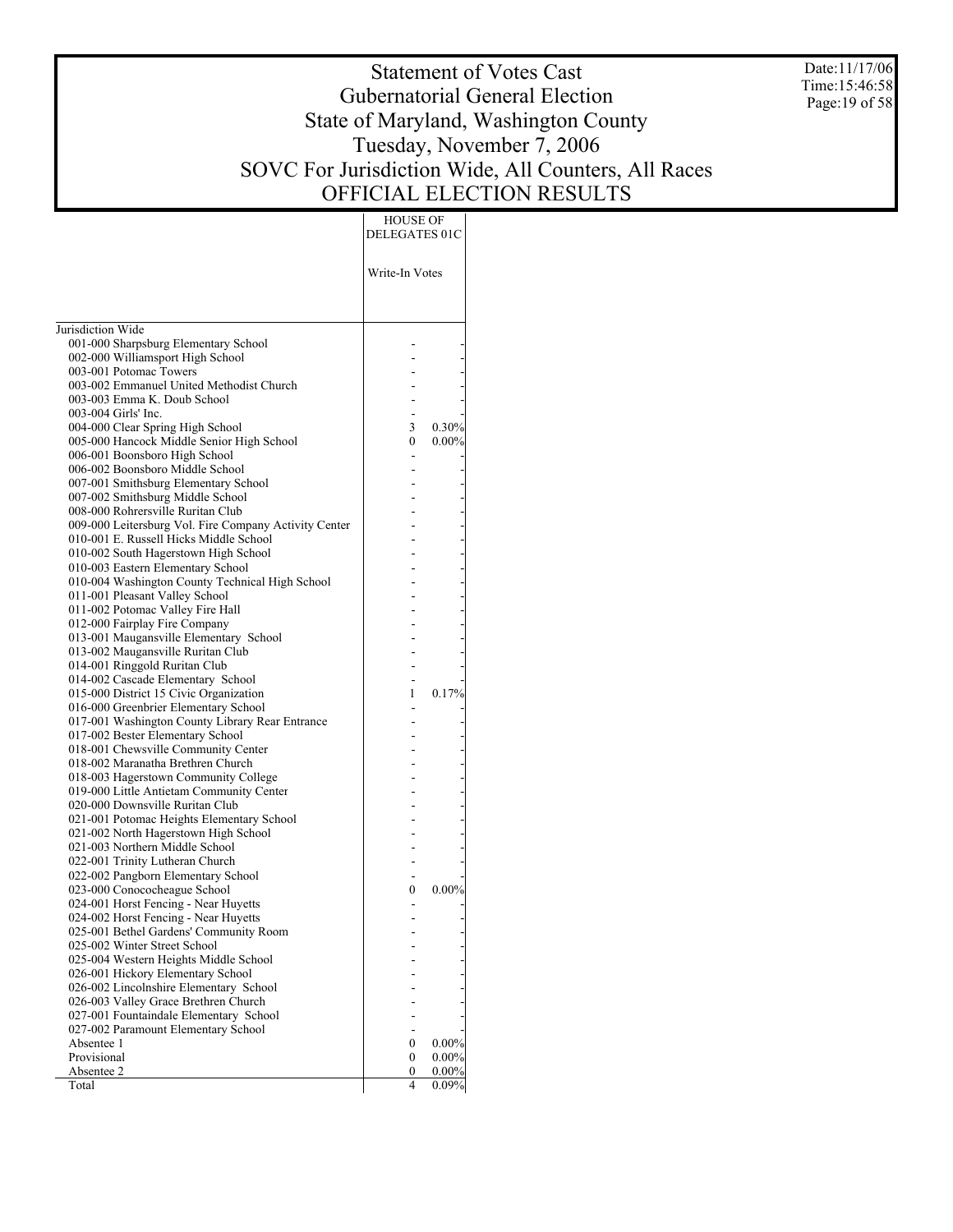# Statement of Votes Cast
## Gubernatorial General Election
## State of Maryland, Washington County
## Tuesday, November 7, 2006
## SOVC For Jurisdiction Wide, All Counters, All Races
## OFFICIAL ELECTION RESULTS

Date:11/17/06
Time:15:46:58

| | HOUSE OF DELEGATES 01C | |
|---|---|---|
| | Write-In Votes | |
| Jurisdiction Wide | | |
| 001-000 Sharpsburg Elementary School | - | - |
| 002-000 Williamsport High School | - | - |
| 003-001 Potomac Towers | - | - |
| 003-002 Emmanuel United Methodist Church | - | - |
| 003-003 Emma K. Doub School | - | - |
| 003-004 Girls' Inc. | - | - |
| 004-000 Clear Spring High School | 3 | 0.30% |
| 005-000 Hancock Middle Senior High School | 0 | 0.00% |
| 006-001 Boonsboro High School | - | - |
| 006-002 Boonsboro Middle School | - | - |
| 007-001 Smithsburg Elementary School | - | - |
| 007-002 Smithsburg Middle School | - | - |
| 008-000 Rohrersville Ruritan Club | - | - |
| 009-000 Leitersburg Vol. Fire Company Activity Center | - | - |
| 010-001 E. Russell Hicks Middle School | - | - |
| 010-002 South Hagerstown High School | - | - |
| 010-003 Eastern Elementary School | - | - |
| 010-004 Washington County Technical High School | - | - |
| 011-001 Pleasant Valley School | - | - |
| 011-002 Potomac Valley Fire Hall | - | - |
| 012-000 Fairplay Fire Company | - | - |
| 013-001 Maugansville Elementary School | - | - |
| 013-002 Maugansville Ruritan Club | - | - |
| 014-001 Ringgold Ruritan Club | - | - |
| 014-002 Cascade Elementary School | - | - |
| 015-000 District 15 Civic Organization | 1 | 0.17% |
| 016-000 Greenbrier Elementary School | - | - |
| 017-001 Washington County Library Rear Entrance | - | - |
| 017-002 Bester Elementary School | - | - |
| 018-001 Chewsville Community Center | - | - |
| 018-002 Maranatha Brethren Church | - | - |
| 018-003 Hagerstown Community College | - | - |
| 019-000 Little Antietam Community Center | - | - |
| 020-000 Downsville Ruritan Club | - | - |
| 021-001 Potomac Heights Elementary School | - | - |
| 021-002 North Hagerstown High School | - | - |
| 021-003 Northern Middle School | - | - |
| 022-001 Trinity Lutheran Church | - | - |
| 022-002 Pangborn Elementary School | - | - |
| 023-000 Conococheague School | 0 | 0.00% |
| 024-001 Horst Fencing - Near Huyetts | - | - |
| 024-002 Horst Fencing - Near Huyetts | - | - |
| 025-001 Bethel Gardens' Community Room | - | - |
| 025-002 Winter Street School | - | - |
| 025-004 Western Heights Middle School | - | - |
| 026-001 Hickory Elementary School | - | - |
| 026-002 Lincolnshire Elementary School | - | - |
| 026-003 Valley Grace Brethren Church | - | - |
| 027-001 Fountaindale Elementary School | - | - |
| 027-002 Paramount Elementary School | - | - |
| Absentee 1 | 0 | 0.00% |
| Provisional | 0 | 0.00% |
| Absentee 2 | 0 | 0.00% |
| Total | 4 | 0.09% |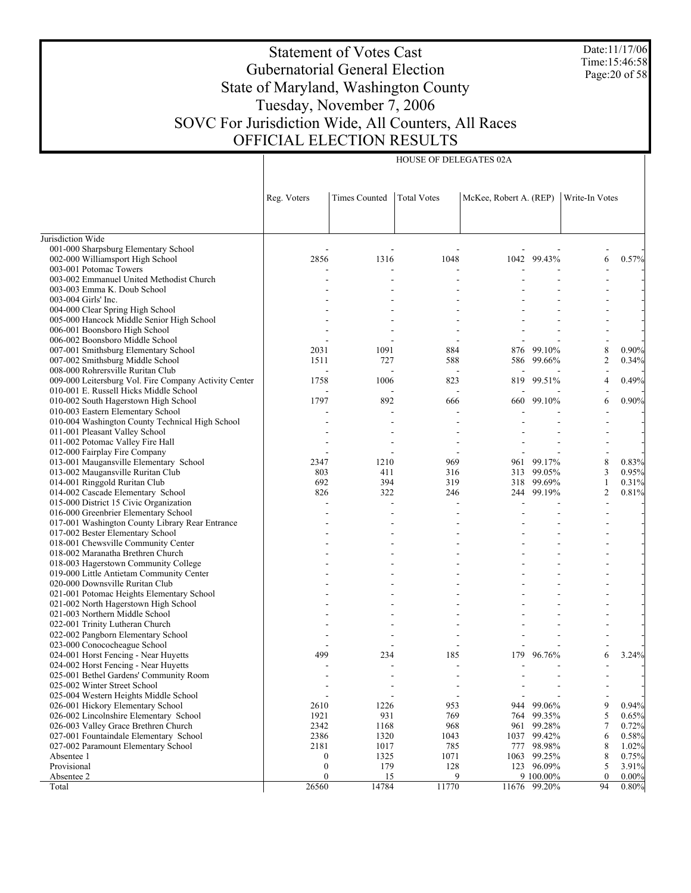# Statement of Votes Cast
## Gubernatorial General Election
## State of Maryland, Washington County
## Tuesday, November 7, 2006
## SOVC For Jurisdiction Wide, All Counters, All Races
## OFFICIAL ELECTION RESULTS

Date:11/17/06
Time:15:46:58

HOUSE OF DELEGATES 02A

| | Reg. Voters | Times Counted | Total Votes | McKee, Robert A. (REP) | | Write-In Votes | |
|---|---|---|---|---|---|---|---|
| Jurisdiction Wide | | | | | | | |
| 001-000 Sharpsburg Elementary School | - | - | - | - | - | - | - |
| 002-000 Williamsport High School | 2856 | 1316 | 1048 | 1042 | 99.43% | 6 | 0.57% |
| 003-001 Potomac Towers | - | - | - | - | - | - | - |
| 003-002 Emmanuel United Methodist Church | - | - | - | - | - | - | - |
| 003-003 Emma K. Doub School | - | - | - | - | - | - | - |
| 003-004 Girls' Inc. | - | - | - | - | - | - | - |
| 004-000 Clear Spring High School | - | - | - | - | - | - | - |
| 005-000 Hancock Middle Senior High School | - | - | - | - | - | - | - |
| 006-001 Boonsboro High School | - | - | - | - | - | - | - |
| 006-002 Boonsboro Middle School | - | - | - | - | - | - | - |
| 007-001 Smithsburg Elementary School | 2031 | 1091 | 884 | 876 | 99.10% | 8 | 0.90% |
| 007-002 Smithsburg Middle School | 1511 | 727 | 588 | 586 | 99.66% | 2 | 0.34% |
| 008-000 Rohrersville Ruritan Club | - | - | - | - | - | - | - |
| 009-000 Leitersburg Vol. Fire Company Activity Center | 1758 | 1006 | 823 | 819 | 99.51% | 4 | 0.49% |
| 010-001 E. Russell Hicks Middle School | - | - | - | - | - | - | - |
| 010-002 South Hagerstown High School | 1797 | 892 | 666 | 660 | 99.10% | 6 | 0.90% |
| 010-003 Eastern Elementary School | - | - | - | - | - | - | - |
| 010-004 Washington County Technical High School | - | - | - | - | - | - | - |
| 011-001 Pleasant Valley School | - | - | - | - | - | - | - |
| 011-002 Potomac Valley Fire Hall | - | - | - | - | - | - | - |
| 012-000 Fairplay Fire Company | - | - | - | - | - | - | - |
| 013-001 Maugansville Elementary School | 2347 | 1210 | 969 | 961 | 99.17% | 8 | 0.83% |
| 013-002 Maugansville Ruritan Club | 803 | 411 | 316 | 313 | 99.05% | 3 | 0.95% |
| 014-001 Ringgold Ruritan Club | 692 | 394 | 319 | 318 | 99.69% | 1 | 0.31% |
| 014-002 Cascade Elementary School | 826 | 322 | 246 | 244 | 99.19% | 2 | 0.81% |
| 015-000 District 15 Civic Organization | - | - | - | - | - | - | - |
| 016-000 Greenbrier Elementary School | - | - | - | - | - | - | - |
| 017-001 Washington County Library Rear Entrance | - | - | - | - | - | - | - |
| 017-002 Bester Elementary School | - | - | - | - | - | - | - |
| 018-001 Chewsville Community Center | - | - | - | - | - | - | - |
| 018-002 Maranatha Brethren Church | - | - | - | - | - | - | - |
| 018-003 Hagerstown Community College | - | - | - | - | - | - | - |
| 019-000 Little Antietam Community Center | - | - | - | - | - | - | - |
| 020-000 Downsville Ruritan Club | - | - | - | - | - | - | - |
| 021-001 Potomac Heights Elementary School | - | - | - | - | - | - | - |
| 021-002 North Hagerstown High School | - | - | - | - | - | - | - |
| 021-003 Northern Middle School | - | - | - | - | - | - | - |
| 022-001 Trinity Lutheran Church | - | - | - | - | - | - | - |
| 022-002 Pangborn Elementary School | - | - | - | - | - | - | - |
| 023-000 Conococheague School | - | - | - | - | - | - | - |
| 024-001 Horst Fencing - Near Huyetts | 499 | 234 | 185 | 179 | 96.76% | 6 | 3.24% |
| 024-002 Horst Fencing - Near Huyetts | - | - | - | - | - | - | - |
| 025-001 Bethel Gardens' Community Room | - | - | - | - | - | - | - |
| 025-002 Winter Street School | - | - | - | - | - | - | - |
| 025-004 Western Heights Middle School | - | - | - | - | - | - | - |
| 026-001 Hickory Elementary School | 2610 | 1226 | 953 | 944 | 99.06% | 9 | 0.94% |
| 026-002 Lincolnshire Elementary School | 1921 | 931 | 769 | 764 | 99.35% | 5 | 0.65% |
| 026-003 Valley Grace Brethren Church | 2342 | 1168 | 968 | 961 | 99.28% | 7 | 0.72% |
| 027-001 Fountaindale Elementary School | 2386 | 1320 | 1043 | 1037 | 99.42% | 6 | 0.58% |
| 027-002 Paramount Elementary School | 2181 | 1017 | 785 | 777 | 98.98% | 8 | 1.02% |
| Absentee 1 | 0 | 1325 | 1071 | 1063 | 99.25% | 8 | 0.75% |
| Provisional | 0 | 179 | 128 | 123 | 96.09% | 5 | 3.91% |
| Absentee 2 | 0 | 15 | 9 | 9 | 100.00% | 0 | 0.00% |
| Total | 26560 | 14784 | 11770 | 11676 | 99.20% | 94 | 0.80% |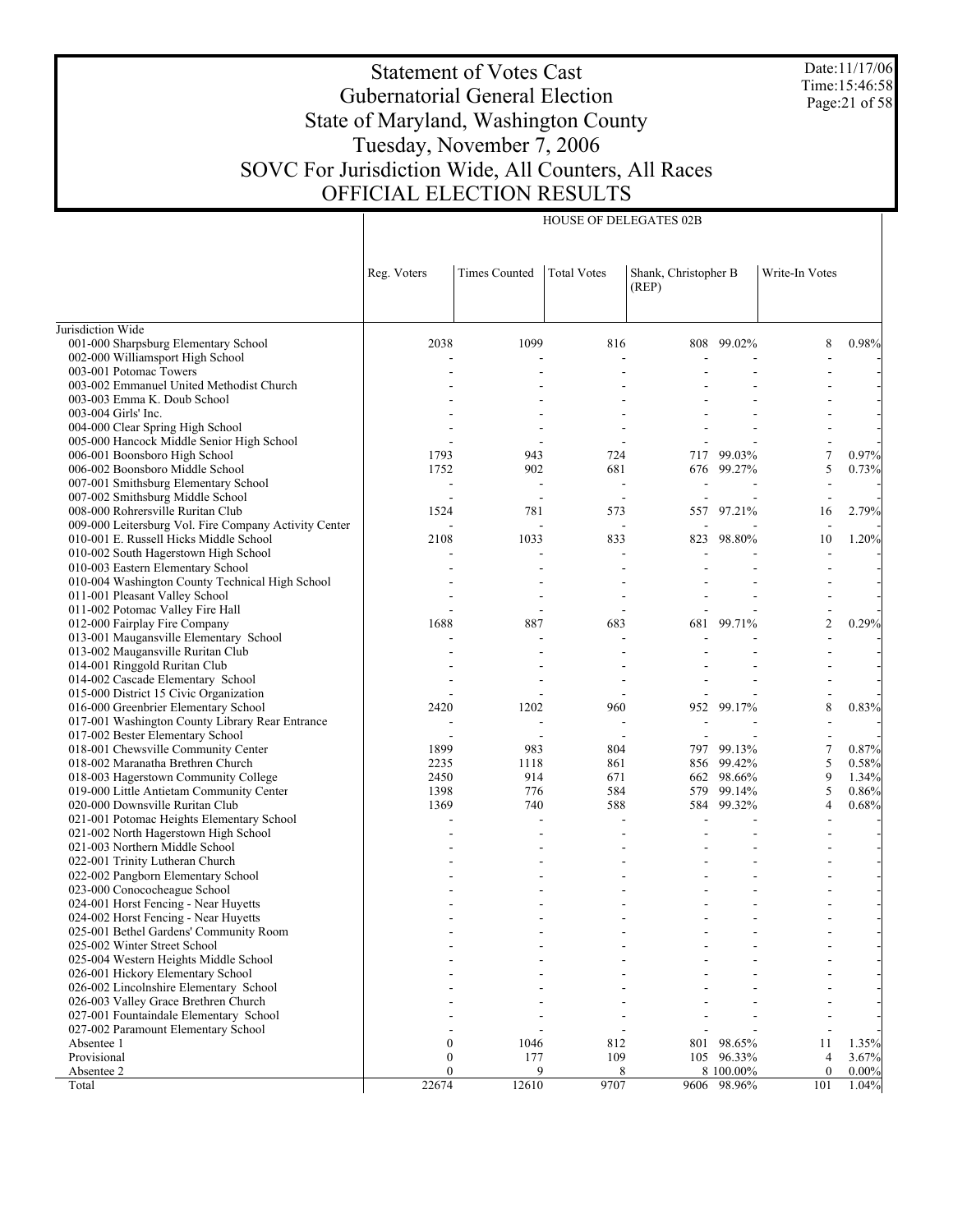# Statement of Votes Cast
## Gubernatorial General Election
## State of Maryland, Washington County
## Tuesday, November 7, 2006
## SOVC For Jurisdiction Wide, All Counters, All Races
## OFFICIAL ELECTION RESULTS

Date:11/17/06
Time:15:46:58

| | HOUSE OF DELEGATES 02B | | | | | | |
|---|---|---|---|---|---|---|---|
| | Reg. Voters | Times Counted | Total Votes | Shank, Christopher B (REP) | | Write-In Votes | |
| Jurisdiction Wide | | | | | | | |
| 001-000 Sharpsburg Elementary School | 2038 | 1099 | 816 | 808 | 99.02% | 8 | 0.98% |
| 002-000 Williamsport High School | - | - | - | - | - | - | - |
| 003-001 Potomac Towers | - | - | - | - | - | - | - |
| 003-002 Emmanuel United Methodist Church | - | - | - | - | - | - | - |
| 003-003 Emma K. Doub School | - | - | - | - | - | - | - |
| 003-004 Girls' Inc. | - | - | - | - | - | - | - |
| 004-000 Clear Spring High School | - | - | - | - | - | - | - |
| 005-000 Hancock Middle Senior High School | - | - | - | - | - | - | - |
| 006-001 Boonsboro High School | 1793 | 943 | 724 | 717 | 99.03% | 7 | 0.97% |
| 006-002 Boonsboro Middle School | 1752 | 902 | 681 | 676 | 99.27% | 5 | 0.73% |
| 007-001 Smithsburg Elementary School | - | - | - | - | - | - | - |
| 007-002 Smithsburg Middle School | - | - | - | - | - | - | - |
| 008-000 Rohrersville Ruritan Club | 1524 | 781 | 573 | 557 | 97.21% | 16 | 2.79% |
| 009-000 Leitersburg Vol. Fire Company Activity Center | - | - | - | - | - | - | - |
| 010-001 E. Russell Hicks Middle School | 2108 | 1033 | 833 | 823 | 98.80% | 10 | 1.20% |
| 010-002 South Hagerstown High School | - | - | - | - | - | - | - |
| 010-003 Eastern Elementary School | - | - | - | - | - | - | - |
| 010-004 Washington County Technical High School | - | - | - | - | - | - | - |
| 011-001 Pleasant Valley School | - | - | - | - | - | - | - |
| 011-002 Potomac Valley Fire Hall | - | - | - | - | - | - | - |
| 012-000 Fairplay Fire Company | 1688 | 887 | 683 | 681 | 99.71% | 2 | 0.29% |
| 013-001 Maugansville Elementary School | - | - | - | - | - | - | - |
| 013-002 Maugansville Ruritan Club | - | - | - | - | - | - | - |
| 014-001 Ringgold Ruritan Club | - | - | - | - | - | - | - |
| 014-002 Cascade Elementary School | - | - | - | - | - | - | - |
| 015-000 District 15 Civic Organization | - | - | - | - | - | - | - |
| 016-000 Greenbrier Elementary School | 2420 | 1202 | 960 | 952 | 99.17% | 8 | 0.83% |
| 017-001 Washington County Library Rear Entrance | - | - | - | - | - | - | - |
| 017-002 Bester Elementary School | - | - | - | - | - | - | - |
| 018-001 Chewsville Community Center | 1899 | 983 | 804 | 797 | 99.13% | 7 | 0.87% |
| 018-002 Maranatha Brethren Church | 2235 | 1118 | 861 | 856 | 99.42% | 5 | 0.58% |
| 018-003 Hagerstown Community College | 2450 | 914 | 671 | 662 | 98.66% | 9 | 1.34% |
| 019-000 Little Antietam Community Center | 1398 | 776 | 584 | 579 | 99.14% | 5 | 0.86% |
| 020-000 Downsville Ruritan Club | 1369 | 740 | 588 | 584 | 99.32% | 4 | 0.68% |
| 021-001 Potomac Heights Elementary School | - | - | - | - | - | - | - |
| 021-002 North Hagerstown High School | - | - | - | - | - | - | - |
| 021-003 Northern Middle School | - | - | - | - | - | - | - |
| 022-001 Trinity Lutheran Church | - | - | - | - | - | - | - |
| 022-002 Pangborn Elementary School | - | - | - | - | - | - | - |
| 023-000 Conococheague School | - | - | - | - | - | - | - |
| 024-001 Horst Fencing - Near Huyetts | - | - | - | - | - | - | - |
| 024-002 Horst Fencing - Near Huyetts | - | - | - | - | - | - | - |
| 025-001 Bethel Gardens' Community Room | - | - | - | - | - | - | - |
| 025-002 Winter Street School | - | - | - | - | - | - | - |
| 025-004 Western Heights Middle School | - | - | - | - | - | - | - |
| 026-001 Hickory Elementary School | - | - | - | - | - | - | - |
| 026-002 Lincolnshire Elementary School | - | - | - | - | - | - | - |
| 026-003 Valley Grace Brethren Church | - | - | - | - | - | - | - |
| 027-001 Fountaindale Elementary School | - | - | - | - | - | - | - |
| 027-002 Paramount Elementary School | - | - | - | - | - | - | - |
| Absentee 1 | 0 | 1046 | 812 | 801 | 98.65% | 11 | 1.35% |
| Provisional | 0 | 177 | 109 | 105 | 96.33% | 4 | 3.67% |
| Absentee 2 | 0 | 9 | 8 | 8 | 100.00% | 0 | 0.00% |
| Total | 22674 | 12610 | 9707 | 9606 | 98.96% | 101 | 1.04% |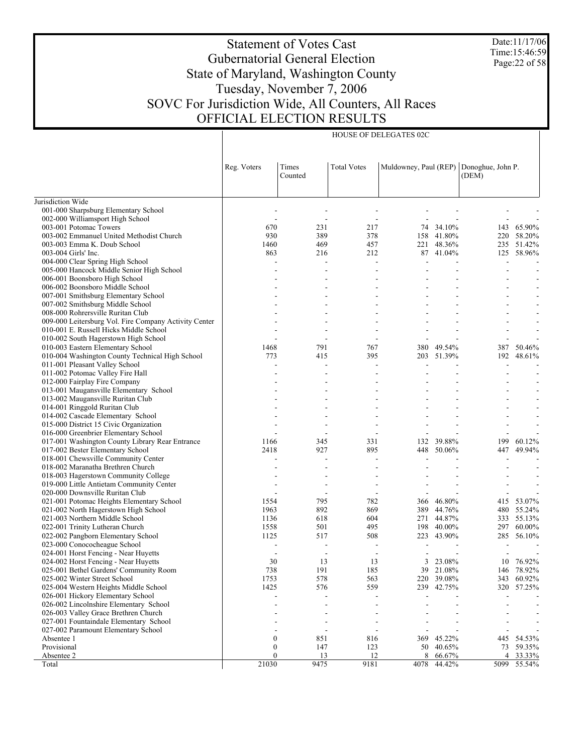# Statement of Votes Cast
## Gubernatorial General Election
## State of Maryland, Washington County
## Tuesday, November 7, 2006
## SOVC For Jurisdiction Wide, All Counters, All Races
## OFFICIAL ELECTION RESULTS

Date:11/17/06
Time:15:46:59

| | HOUSE OF DELEGATES 02C | | | | | | |
|---|---|---|---|---|---|---|---|
| | Reg. Voters | Times Counted | Total Votes | Muldowney, Paul (REP) | | Donoghue, John P. (DEM) | |
| Jurisdiction Wide | | | | | | | |
| 001-000 Sharpsburg Elementary School | - | - | - | - | - | - | - |
| 002-000 Williamsport High School | - | - | - | - | - | - | - |
| 003-001 Potomac Towers | 670 | 231 | 217 | 74 | 34.10% | 143 | 65.90% |
| 003-002 Emmanuel United Methodist Church | 930 | 389 | 378 | 158 | 41.80% | 220 | 58.20% |
| 003-003 Emma K. Doub School | 1460 | 469 | 457 | 221 | 48.36% | 235 | 51.42% |
| 003-004 Girls' Inc. | 863 | 216 | 212 | 87 | 41.04% | 125 | 58.96% |
| 004-000 Clear Spring High School | - | - | - | - | - | - | - |
| 005-000 Hancock Middle Senior High School | - | - | - | - | - | - | - |
| 006-001 Boonsboro High School | - | - | - | - | - | - | - |
| 006-002 Boonsboro Middle School | - | - | - | - | - | - | - |
| 007-001 Smithsburg Elementary School | - | - | - | - | - | - | - |
| 007-002 Smithsburg Middle School | - | - | - | - | - | - | - |
| 008-000 Rohrersville Ruritan Club | - | - | - | - | - | - | - |
| 009-000 Leitersburg Vol. Fire Company Activity Center | - | - | - | - | - | - | - |
| 010-001 E. Russell Hicks Middle School | - | - | - | - | - | - | - |
| 010-002 South Hagerstown High School | - | - | - | - | - | - | - |
| 010-003 Eastern Elementary School | 1468 | 791 | 767 | 380 | 49.54% | 387 | 50.46% |
| 010-004 Washington County Technical High School | 773 | 415 | 395 | 203 | 51.39% | 192 | 48.61% |
| 011-001 Pleasant Valley School | - | - | - | - | - | - | - |
| 011-002 Potomac Valley Fire Hall | - | - | - | - | - | - | - |
| 012-000 Fairplay Fire Company | - | - | - | - | - | - | - |
| 013-001 Maugansville Elementary School | - | - | - | - | - | - | - |
| 013-002 Maugansville Ruritan Club | - | - | - | - | - | - | - |
| 014-001 Ringgold Ruritan Club | - | - | - | - | - | - | - |
| 014-002 Cascade Elementary School | - | - | - | - | - | - | - |
| 015-000 District 15 Civic Organization | - | - | - | - | - | - | - |
| 016-000 Greenbrier Elementary School | - | - | - | - | - | - | - |
| 017-001 Washington County Library Rear Entrance | 1166 | 345 | 331 | 132 | 39.88% | 199 | 60.12% |
| 017-002 Bester Elementary School | 2418 | 927 | 895 | 448 | 50.06% | 447 | 49.94% |
| 018-001 Chewsville Community Center | - | - | - | - | - | - | - |
| 018-002 Maranatha Brethren Church | - | - | - | - | - | - | - |
| 018-003 Hagerstown Community College | - | - | - | - | - | - | - |
| 019-000 Little Antietam Community Center | - | - | - | - | - | - | - |
| 020-000 Downsville Ruritan Club | - | - | - | - | - | - | - |
| 021-001 Potomac Heights Elementary School | 1554 | 795 | 782 | 366 | 46.80% | 415 | 53.07% |
| 021-002 North Hagerstown High School | 1963 | 892 | 869 | 389 | 44.76% | 480 | 55.24% |
| 021-003 Northern Middle School | 1136 | 618 | 604 | 271 | 44.87% | 333 | 55.13% |
| 022-001 Trinity Lutheran Church | 1558 | 501 | 495 | 198 | 40.00% | 297 | 60.00% |
| 022-002 Pangborn Elementary School | 1125 | 517 | 508 | 223 | 43.90% | 285 | 56.10% |
| 023-000 Conococheague School | - | - | - | - | - | - | - |
| 024-001 Horst Fencing - Near Huyetts | - | - | - | - | - | - | - |
| 024-002 Horst Fencing - Near Huyetts | 30 | 13 | 13 | 3 | 23.08% | 10 | 76.92% |
| 025-001 Bethel Gardens' Community Room | 738 | 191 | 185 | 39 | 21.08% | 146 | 78.92% |
| 025-002 Winter Street School | 1753 | 578 | 563 | 220 | 39.08% | 343 | 60.92% |
| 025-004 Western Heights Middle School | 1425 | 576 | 559 | 239 | 42.75% | 320 | 57.25% |
| 026-001 Hickory Elementary School | - | - | - | - | - | - | - |
| 026-002 Lincolnshire Elementary School | - | - | - | - | - | - | - |
| 026-003 Valley Grace Brethren Church | - | - | - | - | - | - | - |
| 027-001 Fountaindale Elementary School | - | - | - | - | - | - | - |
| 027-002 Paramount Elementary School | - | - | - | - | - | - | - |
| Absentee 1 | 0 | 851 | 816 | 369 | 45.22% | 445 | 54.53% |
| Provisional | 0 | 147 | 123 | 50 | 40.65% | 73 | 59.35% |
| Absentee 2 | 0 | 13 | 12 | 8 | 66.67% | 4 | 33.33% |
| Total | 21030 | 9475 | 9181 | 4078 | 44.42% | 5099 | 55.54% |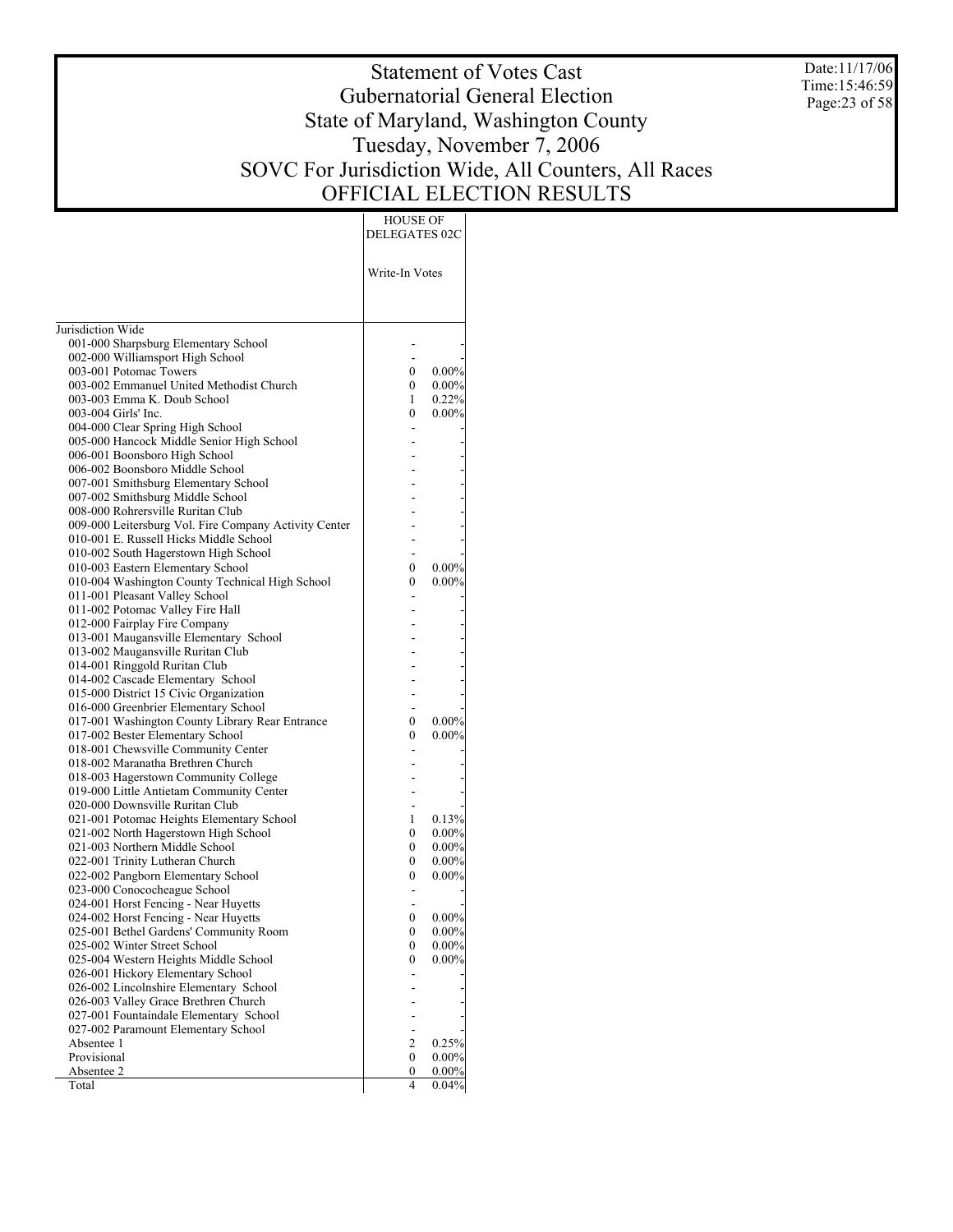# Statement of Votes Cast
## Gubernatorial General Election
## State of Maryland, Washington County
## Tuesday, November 7, 2006
## SOVC For Jurisdiction Wide, All Counters, All Races
## OFFICIAL ELECTION RESULTS

Date:11/17/06
Time:15:46:59

| | HOUSE OF DELEGATES 02C | |
|---|---|---|
| | Write-In Votes | |
| Jurisdiction Wide | | |
| 001-000 Sharpsburg Elementary School | - | - |
| 002-000 Williamsport High School | - | - |
| 003-001 Potomac Towers | 0 | 0.00% |
| 003-002 Emmanuel United Methodist Church | 0 | 0.00% |
| 003-003 Emma K. Doub School | 1 | 0.22% |
| 003-004 Girls' Inc. | 0 | 0.00% |
| 004-000 Clear Spring High School | - | - |
| 005-000 Hancock Middle Senior High School | - | - |
| 006-001 Boonsboro High School | - | - |
| 006-002 Boonsboro Middle School | - | - |
| 007-001 Smithsburg Elementary School | - | - |
| 007-002 Smithsburg Middle School | - | - |
| 008-000 Rohrersville Ruritan Club | - | - |
| 009-000 Leitersburg Vol. Fire Company Activity Center | - | - |
| 010-001 E. Russell Hicks Middle School | - | - |
| 010-002 South Hagerstown High School | - | - |
| 010-003 Eastern Elementary School | 0 | 0.00% |
| 010-004 Washington County Technical High School | 0 | 0.00% |
| 011-001 Pleasant Valley School | - | - |
| 011-002 Potomac Valley Fire Hall | - | - |
| 012-000 Fairplay Fire Company | - | - |
| 013-001 Maugansville Elementary School | - | - |
| 013-002 Maugansville Ruritan Club | - | - |
| 014-001 Ringgold Ruritan Club | - | - |
| 014-002 Cascade Elementary School | - | - |
| 015-000 District 15 Civic Organization | - | - |
| 016-000 Greenbrier Elementary School | - | - |
| 017-001 Washington County Library Rear Entrance | 0 | 0.00% |
| 017-002 Bester Elementary School | 0 | 0.00% |
| 018-001 Chewsville Community Center | - | - |
| 018-002 Maranatha Brethren Church | - | - |
| 018-003 Hagerstown Community College | - | - |
| 019-000 Little Antietam Community Center | - | - |
| 020-000 Downsville Ruritan Club | - | - |
| 021-001 Potomac Heights Elementary School | 1 | 0.13% |
| 021-002 North Hagerstown High School | 0 | 0.00% |
| 021-003 Northern Middle School | 0 | 0.00% |
| 022-001 Trinity Lutheran Church | 0 | 0.00% |
| 022-002 Pangborn Elementary School | 0 | 0.00% |
| 023-000 Conococheague School | - | - |
| 024-001 Horst Fencing - Near Huyetts | - | - |
| 024-002 Horst Fencing - Near Huyetts | 0 | 0.00% |
| 025-001 Bethel Gardens' Community Room | 0 | 0.00% |
| 025-002 Winter Street School | 0 | 0.00% |
| 025-004 Western Heights Middle School | 0 | 0.00% |
| 026-001 Hickory Elementary School | - | - |
| 026-002 Lincolnshire Elementary School | - | - |
| 026-003 Valley Grace Brethren Church | - | - |
| 027-001 Fountaindale Elementary School | - | - |
| 027-002 Paramount Elementary School | - | - |
| Absentee 1 | 2 | 0.25% |
| Provisional | 0 | 0.00% |
| Absentee 2 | 0 | 0.00% |
| Total | 4 | 0.04% |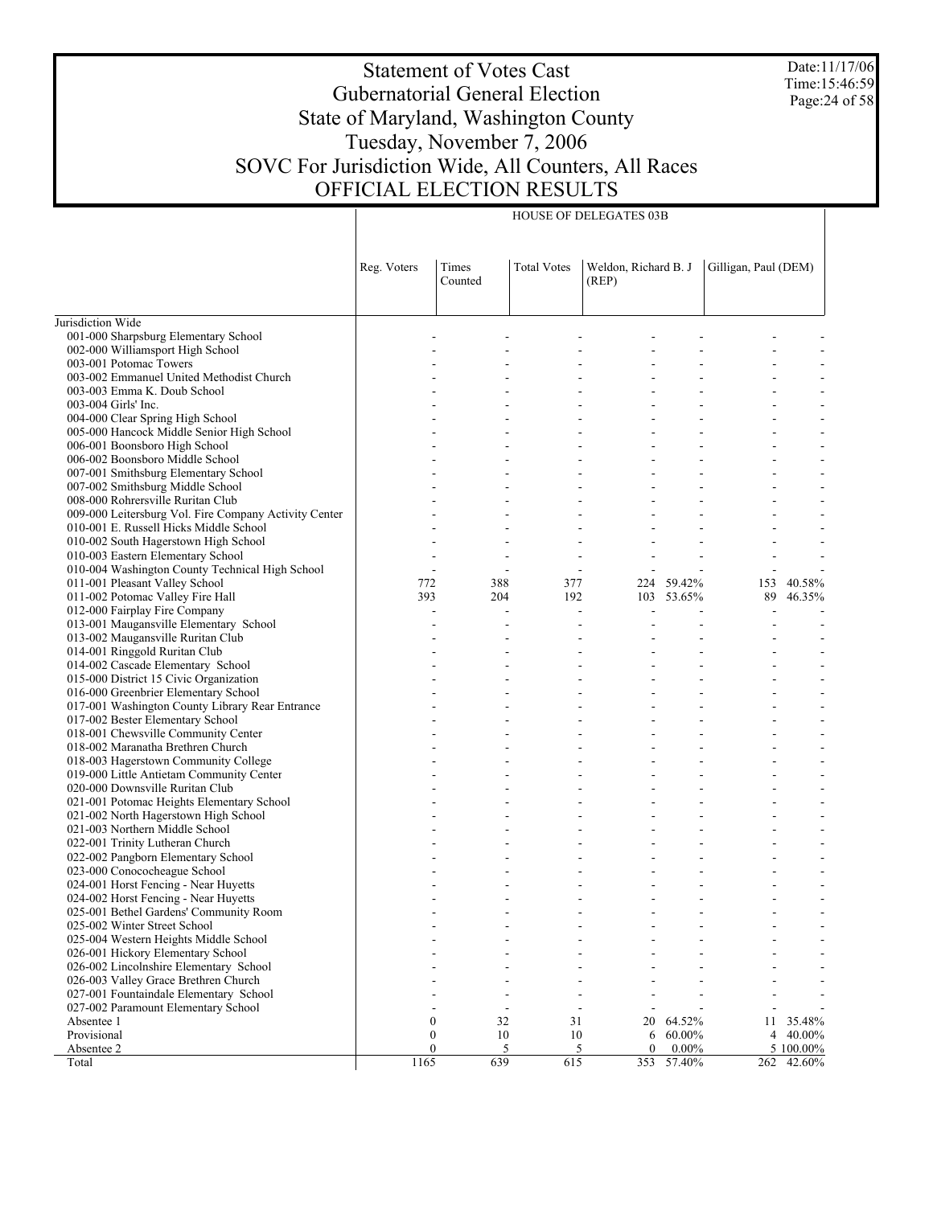# Statement of Votes Cast
# Gubernatorial General Election
# State of Maryland, Washington County
# Tuesday, November 7, 2006
# SOVC For Jurisdiction Wide, All Counters, All Races
# OFFICIAL ELECTION RESULTS

Date:11/17/06
Time:15:46:59

| | HOUSE OF DELEGATES 03B | | | | | | |
|---|---|---|---|---|---|---|---|
| | Reg. Voters | Times Counted | Total Votes | Weldon, Richard B. J (REP) | | Gilligan, Paul (DEM) | |
| Jurisdiction Wide | | | | | | | |
| 001-000 Sharpsburg Elementary School | - | - | - | - | - | - | - |
| 002-000 Williamsport High School | - | - | - | - | - | - | - |
| 003-001 Potomac Towers | - | - | - | - | - | - | - |
| 003-002 Emmanuel United Methodist Church | - | - | - | - | - | - | - |
| 003-003 Emma K. Doub School | - | - | - | - | - | - | - |
| 003-004 Girls' Inc. | - | - | - | - | - | - | - |
| 004-000 Clear Spring High School | - | - | - | - | - | - | - |
| 005-000 Hancock Middle Senior High School | - | - | - | - | - | - | - |
| 006-001 Boonsboro High School | - | - | - | - | - | - | - |
| 006-002 Boonsboro Middle School | - | - | - | - | - | - | - |
| 007-001 Smithsburg Elementary School | - | - | - | - | - | - | - |
| 007-002 Smithsburg Middle School | - | - | - | - | - | - | - |
| 008-000 Rohrersville Ruritan Club | - | - | - | - | - | - | - |
| 009-000 Leitersburg Vol. Fire Company Activity Center | - | - | - | - | - | - | - |
| 010-001 E. Russell Hicks Middle School | - | - | - | - | - | - | - |
| 010-002 South Hagerstown High School | - | - | - | - | - | - | - |
| 010-003 Eastern Elementary School | - | - | - | - | - | - | - |
| 010-004 Washington County Technical High School | - | - | - | - | - | - | - |
| 011-001 Pleasant Valley School | 772 | 388 | 377 | 224 | 59.42% | 153 | 40.58% |
| 011-002 Potomac Valley Fire Hall | 393 | 204 | 192 | 103 | 53.65% | 89 | 46.35% |
| 012-000 Fairplay Fire Company | - | - | - | - | - | - | - |
| 013-001 Maugansville Elementary School | - | - | - | - | - | - | - |
| 013-002 Maugansville Ruritan Club | - | - | - | - | - | - | - |
| 014-001 Ringgold Ruritan Club | - | - | - | - | - | - | - |
| 014-002 Cascade Elementary School | - | - | - | - | - | - | - |
| 015-000 District 15 Civic Organization | - | - | - | - | - | - | - |
| 016-000 Greenbrier Elementary School | - | - | - | - | - | - | - |
| 017-001 Washington County Library Rear Entrance | - | - | - | - | - | - | - |
| 017-002 Bester Elementary School | - | - | - | - | - | - | - |
| 018-001 Chewsville Community Center | - | - | - | - | - | - | - |
| 018-002 Maranatha Brethren Church | - | - | - | - | - | - | - |
| 018-003 Hagerstown Community College | - | - | - | - | - | - | - |
| 019-000 Little Antietam Community Center | - | - | - | - | - | - | - |
| 020-000 Downsville Ruritan Club | - | - | - | - | - | - | - |
| 021-001 Potomac Heights Elementary School | - | - | - | - | - | - | - |
| 021-002 North Hagerstown High School | - | - | - | - | - | - | - |
| 021-003 Northern Middle School | - | - | - | - | - | - | - |
| 022-001 Trinity Lutheran Church | - | - | - | - | - | - | - |
| 022-002 Pangborn Elementary School | - | - | - | - | - | - | - |
| 023-000 Conococheague School | - | - | - | - | - | - | - |
| 024-001 Horst Fencing - Near Huyetts | - | - | - | - | - | - | - |
| 024-002 Horst Fencing - Near Huyetts | - | - | - | - | - | - | - |
| 025-001 Bethel Gardens' Community Room | - | - | - | - | - | - | - |
| 025-002 Winter Street School | - | - | - | - | - | - | - |
| 025-004 Western Heights Middle School | - | - | - | - | - | - | - |
| 026-001 Hickory Elementary School | - | - | - | - | - | - | - |
| 026-002 Lincolnshire Elementary School | - | - | - | - | - | - | - |
| 026-003 Valley Grace Brethren Church | - | - | - | - | - | - | - |
| 027-001 Fountaindale Elementary School | - | - | - | - | - | - | - |
| 027-002 Paramount Elementary School | - | - | - | - | - | - | - |
| Absentee 1 | 0 | 32 | 31 | 20 | 64.52% | 11 | 35.48% |
| Provisional | 0 | 10 | 10 | 6 | 60.00% | 4 | 40.00% |
| Absentee 2 | 0 | 5 | 5 | 0 | 0.00% | 5 | 100.00% |
| Total | 1165 | 639 | 615 | 353 | 57.40% | 262 | 42.60% |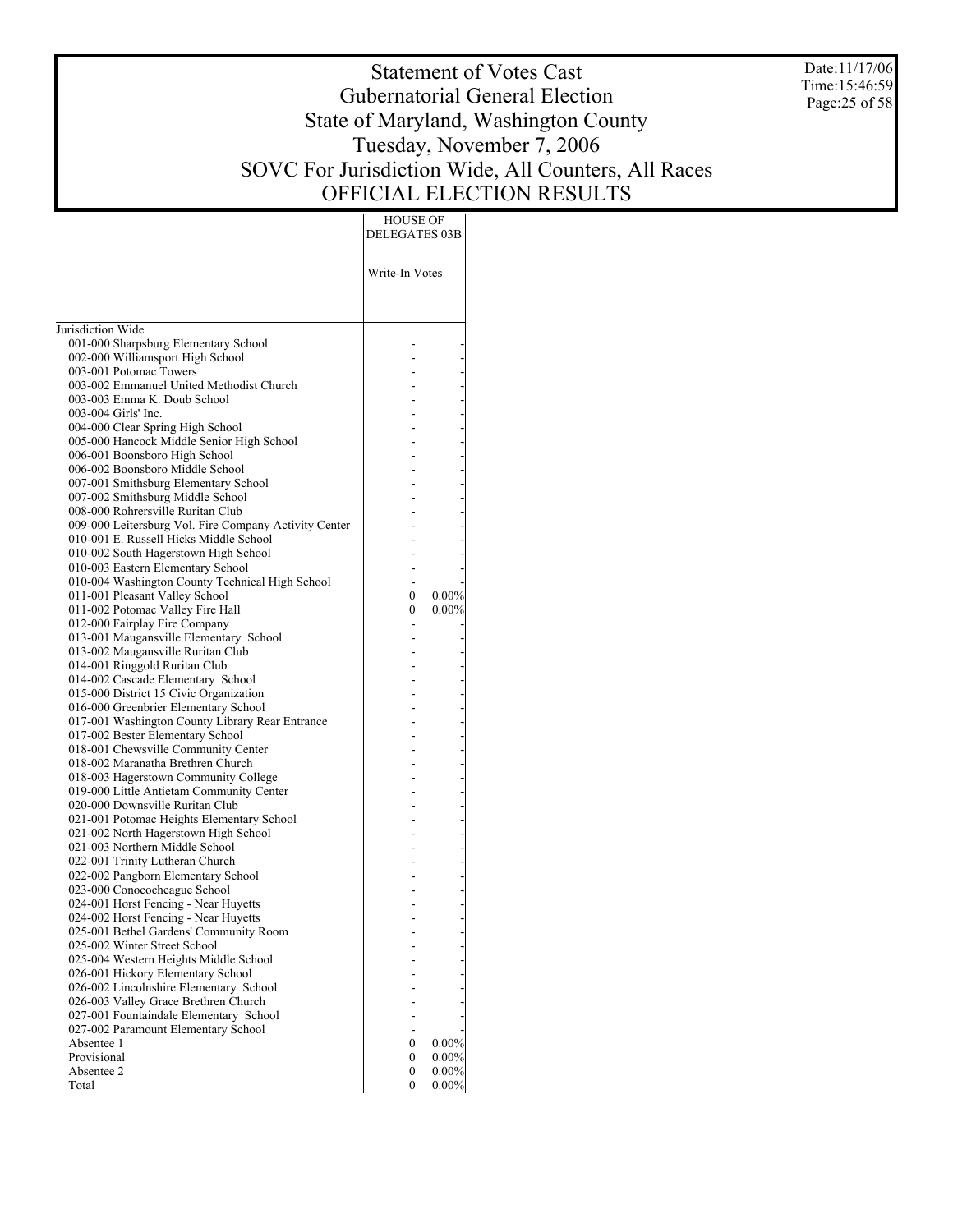# Statement of Votes Cast
# Gubernatorial General Election
# State of Maryland, Washington County
# Tuesday, November 7, 2006
# SOVC For Jurisdiction Wide, All Counters, All Races
# OFFICIAL ELECTION RESULTS

Date:11/17/06
Time:15:46:59

| | HOUSE OF DELEGATES 03B | |
|---|---|---|
| | Write-In Votes | |
| Jurisdiction Wide | | |
| 001-000 Sharpsburg Elementary School | - | - |
| 002-000 Williamsport High School | - | - |
| 003-001 Potomac Towers | - | - |
| 003-002 Emmanuel United Methodist Church | - | - |
| 003-003 Emma K. Doub School | - | - |
| 003-004 Girls' Inc. | - | - |
| 004-000 Clear Spring High School | - | - |
| 005-000 Hancock Middle Senior High School | - | - |
| 006-001 Boonsboro High School | - | - |
| 006-002 Boonsboro Middle School | - | - |
| 007-001 Smithsburg Elementary School | - | - |
| 007-002 Smithsburg Middle School | - | - |
| 008-000 Rohrersville Ruritan Club | - | - |
| 009-000 Leitersburg Vol. Fire Company Activity Center | - | - |
| 010-001 E. Russell Hicks Middle School | - | - |
| 010-002 South Hagerstown High School | - | - |
| 010-003 Eastern Elementary School | - | - |
| 010-004 Washington County Technical High School | - | - |
| 011-001 Pleasant Valley School | 0 | 0.00% |
| 011-002 Potomac Valley Fire Hall | 0 | 0.00% |
| 012-000 Fairplay Fire Company | - | - |
| 013-001 Maugansville Elementary School | - | - |
| 013-002 Maugansville Ruritan Club | - | - |
| 014-001 Ringgold Ruritan Club | - | - |
| 014-002 Cascade Elementary School | - | - |
| 015-000 District 15 Civic Organization | - | - |
| 016-000 Greenbrier Elementary School | - | - |
| 017-001 Washington County Library Rear Entrance | - | - |
| 017-002 Bester Elementary School | - | - |
| 018-001 Chewsville Community Center | - | - |
| 018-002 Maranatha Brethren Church | - | - |
| 018-003 Hagerstown Community College | - | - |
| 019-000 Little Antietam Community Center | - | - |
| 020-000 Downsville Ruritan Club | - | - |
| 021-001 Potomac Heights Elementary School | - | - |
| 021-002 North Hagerstown High School | - | - |
| 021-003 Northern Middle School | - | - |
| 022-001 Trinity Lutheran Church | - | - |
| 022-002 Pangborn Elementary School | - | - |
| 023-000 Conococheague School | - | - |
| 024-001 Horst Fencing - Near Huyetts | - | - |
| 024-002 Horst Fencing - Near Huyetts | - | - |
| 025-001 Bethel Gardens' Community Room | - | - |
| 025-002 Winter Street School | - | - |
| 025-004 Western Heights Middle School | - | - |
| 026-001 Hickory Elementary School | - | - |
| 026-002 Lincolnshire Elementary School | - | - |
| 026-003 Valley Grace Brethren Church | - | - |
| 027-001 Fountaindale Elementary School | - | - |
| 027-002 Paramount Elementary School | - | - |
| Absentee 1 | 0 | 0.00% |
| Provisional | 0 | 0.00% |
| Absentee 2 | 0 | 0.00% |
| Total | 0 | 0.00% |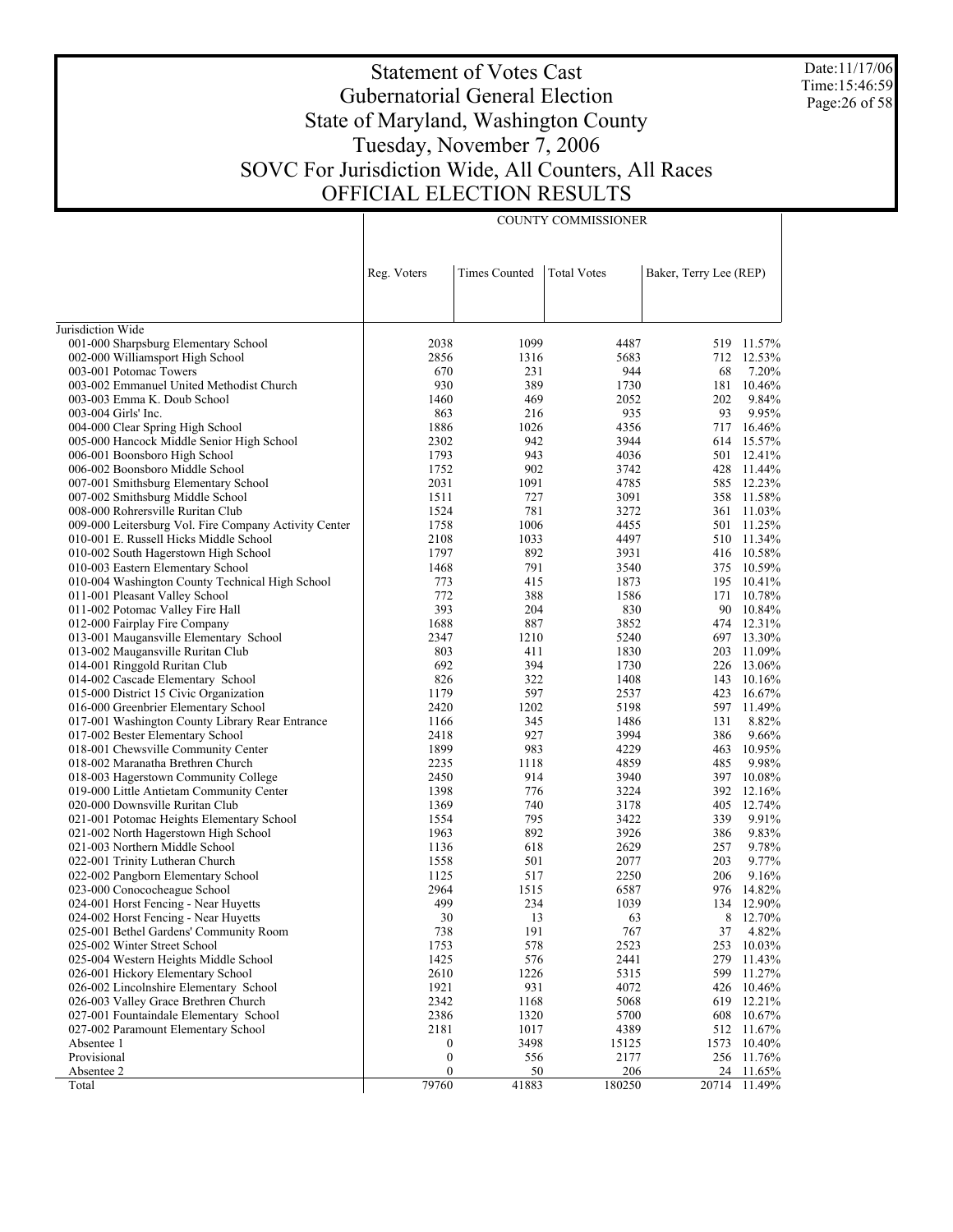# Statement of Votes Cast
## Gubernatorial General Election
## State of Maryland, Washington County
## Tuesday, November 7, 2006
## SOVC For Jurisdiction Wide, All Counters, All Races
## OFFICIAL ELECTION RESULTS

Date:11/17/06
Time:15:46:59

| | COUNTY COMMISSIONER | | | | |
|---|---|---|---|---|---|
| | Reg. Voters | Times Counted | Total Votes | Baker, Terry Lee (REP) | |
| Jurisdiction Wide | | | | | |
| 001-000 Sharpsburg Elementary School | 2038 | 1099 | 4487 | 519 | 11.57% |
| 002-000 Williamsport High School | 2856 | 1316 | 5683 | 712 | 12.53% |
| 003-001 Potomac Towers | 670 | 231 | 944 | 68 | 7.20% |
| 003-002 Emmanuel United Methodist Church | 930 | 389 | 1730 | 181 | 10.46% |
| 003-003 Emma K. Doub School | 1460 | 469 | 2052 | 202 | 9.84% |
| 003-004 Girls' Inc. | 863 | 216 | 935 | 93 | 9.95% |
| 004-000 Clear Spring High School | 1886 | 1026 | 4356 | 717 | 16.46% |
| 005-000 Hancock Middle Senior High School | 2302 | 942 | 3944 | 614 | 15.57% |
| 006-001 Boonsboro High School | 1793 | 943 | 4036 | 501 | 12.41% |
| 006-002 Boonsboro Middle School | 1752 | 902 | 3742 | 428 | 11.44% |
| 007-001 Smithsburg Elementary School | 2031 | 1091 | 4785 | 585 | 12.23% |
| 007-002 Smithsburg Middle School | 1511 | 727 | 3091 | 358 | 11.58% |
| 008-000 Rohrersville Ruritan Club | 1524 | 781 | 3272 | 361 | 11.03% |
| 009-000 Leitersburg Vol. Fire Company Activity Center | 1758 | 1006 | 4455 | 501 | 11.25% |
| 010-001 E. Russell Hicks Middle School | 2108 | 1033 | 4497 | 510 | 11.34% |
| 010-002 South Hagerstown High School | 1797 | 892 | 3931 | 416 | 10.58% |
| 010-003 Eastern Elementary School | 1468 | 791 | 3540 | 375 | 10.59% |
| 010-004 Washington County Technical High School | 773 | 415 | 1873 | 195 | 10.41% |
| 011-001 Pleasant Valley School | 772 | 388 | 1586 | 171 | 10.78% |
| 011-002 Potomac Valley Fire Hall | 393 | 204 | 830 | 90 | 10.84% |
| 012-000 Fairplay Fire Company | 1688 | 887 | 3852 | 474 | 12.31% |
| 013-001 Maugansville Elementary School | 2347 | 1210 | 5240 | 697 | 13.30% |
| 013-002 Maugansville Ruritan Club | 803 | 411 | 1830 | 203 | 11.09% |
| 014-001 Ringgold Ruritan Club | 692 | 394 | 1730 | 226 | 13.06% |
| 014-002 Cascade Elementary School | 826 | 322 | 1408 | 143 | 10.16% |
| 015-000 District 15 Civic Organization | 1179 | 597 | 2537 | 423 | 16.67% |
| 016-000 Greenbrier Elementary School | 2420 | 1202 | 5198 | 597 | 11.49% |
| 017-001 Washington County Library Rear Entrance | 1166 | 345 | 1486 | 131 | 8.82% |
| 017-002 Bester Elementary School | 2418 | 927 | 3994 | 386 | 9.66% |
| 018-001 Chewsville Community Center | 1899 | 983 | 4229 | 463 | 10.95% |
| 018-002 Maranatha Brethren Church | 2235 | 1118 | 4859 | 485 | 9.98% |
| 018-003 Hagerstown Community College | 2450 | 914 | 3940 | 397 | 10.08% |
| 019-000 Little Antietam Community Center | 1398 | 776 | 3224 | 392 | 12.16% |
| 020-000 Downsville Ruritan Club | 1369 | 740 | 3178 | 405 | 12.74% |
| 021-001 Potomac Heights Elementary School | 1554 | 795 | 3422 | 339 | 9.91% |
| 021-002 North Hagerstown High School | 1963 | 892 | 3926 | 386 | 9.83% |
| 021-003 Northern Middle School | 1136 | 618 | 2629 | 257 | 9.78% |
| 022-001 Trinity Lutheran Church | 1558 | 501 | 2077 | 203 | 9.77% |
| 022-002 Pangborn Elementary School | 1125 | 517 | 2250 | 206 | 9.16% |
| 023-000 Conococheague School | 2964 | 1515 | 6587 | 976 | 14.82% |
| 024-001 Horst Fencing - Near Huyetts | 499 | 234 | 1039 | 134 | 12.90% |
| 024-002 Horst Fencing - Near Huyetts | 30 | 13 | 63 | 8 | 12.70% |
| 025-001 Bethel Gardens' Community Room | 738 | 191 | 767 | 37 | 4.82% |
| 025-002 Winter Street School | 1753 | 578 | 2523 | 253 | 10.03% |
| 025-004 Western Heights Middle School | 1425 | 576 | 2441 | 279 | 11.43% |
| 026-001 Hickory Elementary School | 2610 | 1226 | 5315 | 599 | 11.27% |
| 026-002 Lincolnshire Elementary School | 1921 | 931 | 4072 | 426 | 10.46% |
| 026-003 Valley Grace Brethren Church | 2342 | 1168 | 5068 | 619 | 12.21% |
| 027-001 Fountaindale Elementary School | 2386 | 1320 | 5700 | 608 | 10.67% |
| 027-002 Paramount Elementary School | 2181 | 1017 | 4389 | 512 | 11.67% |
| Absentee 1 | 0 | 3498 | 15125 | 1573 | 10.40% |
| Provisional | 0 | 556 | 2177 | 256 | 11.76% |
| Absentee 2 | 0 | 50 | 206 | 24 | 11.65% |
| Total | 79760 | 41883 | 180250 | 20714 | 11.49% |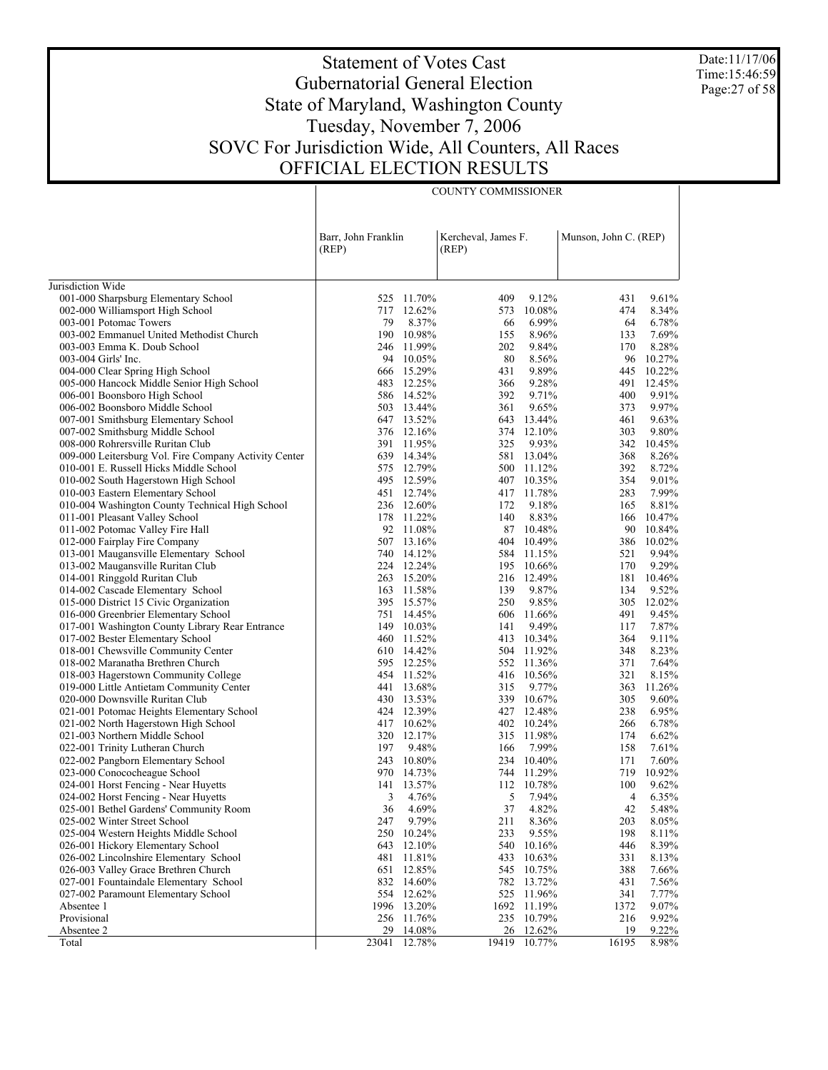# Statement of Votes Cast
## Gubernatorial General Election
## State of Maryland, Washington County
## Tuesday, November 7, 2006
## SOVC For Jurisdiction Wide, All Counters, All Races
## OFFICIAL ELECTION RESULTS

Date:11/17/06
Time:15:46:59

| | COUNTY COMMISSIONER | | | | | |
|---|---|---|---|---|---|---|
| | Barr, John Franklin (REP) | | Kercheval, James F. (REP) | | Munson, John C. (REP) | |
| Jurisdiction Wide | | | | | | |
| 001-000 Sharpsburg Elementary School | 525 | 11.70% | 409 | 9.12% | 431 | 9.61% |
| 002-000 Williamsport High School | 717 | 12.62% | 573 | 10.08% | 474 | 8.34% |
| 003-001 Potomac Towers | 79 | 8.37% | 66 | 6.99% | 64 | 6.78% |
| 003-002 Emmanuel United Methodist Church | 190 | 10.98% | 155 | 8.96% | 133 | 7.69% |
| 003-003 Emma K. Doub School | 246 | 11.99% | 202 | 9.84% | 170 | 8.28% |
| 003-004 Girls' Inc. | 94 | 10.05% | 80 | 8.56% | 96 | 10.27% |
| 004-000 Clear Spring High School | 666 | 15.29% | 431 | 9.89% | 445 | 10.22% |
| 005-000 Hancock Middle Senior High School | 483 | 12.25% | 366 | 9.28% | 491 | 12.45% |
| 006-001 Boonsboro High School | 586 | 14.52% | 392 | 9.71% | 400 | 9.91% |
| 006-002 Boonsboro Middle School | 503 | 13.44% | 361 | 9.65% | 373 | 9.97% |
| 007-001 Smithsburg Elementary School | 647 | 13.52% | 643 | 13.44% | 461 | 9.63% |
| 007-002 Smithsburg Middle School | 376 | 12.16% | 374 | 12.10% | 303 | 9.80% |
| 008-000 Rohrersville Ruritan Club | 391 | 11.95% | 325 | 9.93% | 342 | 10.45% |
| 009-000 Leitersburg Vol. Fire Company Activity Center | 639 | 14.34% | 581 | 13.04% | 368 | 8.26% |
| 010-001 E. Russell Hicks Middle School | 575 | 12.79% | 500 | 11.12% | 392 | 8.72% |
| 010-002 South Hagerstown High School | 495 | 12.59% | 407 | 10.35% | 354 | 9.01% |
| 010-003 Eastern Elementary School | 451 | 12.74% | 417 | 11.78% | 283 | 7.99% |
| 010-004 Washington County Technical High School | 236 | 12.60% | 172 | 9.18% | 165 | 8.81% |
| 011-001 Pleasant Valley School | 178 | 11.22% | 140 | 8.83% | 166 | 10.47% |
| 011-002 Potomac Valley Fire Hall | 92 | 11.08% | 87 | 10.48% | 90 | 10.84% |
| 012-000 Fairplay Fire Company | 507 | 13.16% | 404 | 10.49% | 386 | 10.02% |
| 013-001 Maugansville Elementary School | 740 | 14.12% | 584 | 11.15% | 521 | 9.94% |
| 013-002 Maugansville Ruritan Club | 224 | 12.24% | 195 | 10.66% | 170 | 9.29% |
| 014-001 Ringgold Ruritan Club | 263 | 15.20% | 216 | 12.49% | 181 | 10.46% |
| 014-002 Cascade Elementary School | 163 | 11.58% | 139 | 9.87% | 134 | 9.52% |
| 015-000 District 15 Civic Organization | 395 | 15.57% | 250 | 9.85% | 305 | 12.02% |
| 016-000 Greenbrier Elementary School | 751 | 14.45% | 606 | 11.66% | 491 | 9.45% |
| 017-001 Washington County Library Rear Entrance | 149 | 10.03% | 141 | 9.49% | 117 | 7.87% |
| 017-002 Bester Elementary School | 460 | 11.52% | 413 | 10.34% | 364 | 9.11% |
| 018-001 Chewsville Community Center | 610 | 14.42% | 504 | 11.92% | 348 | 8.23% |
| 018-002 Maranatha Brethren Church | 595 | 12.25% | 552 | 11.36% | 371 | 7.64% |
| 018-003 Hagerstown Community College | 454 | 11.52% | 416 | 10.56% | 321 | 8.15% |
| 019-000 Little Antietam Community Center | 441 | 13.68% | 315 | 9.77% | 363 | 11.26% |
| 020-000 Downsville Ruritan Club | 430 | 13.53% | 339 | 10.67% | 305 | 9.60% |
| 021-001 Potomac Heights Elementary School | 424 | 12.39% | 427 | 12.48% | 238 | 6.95% |
| 021-002 North Hagerstown High School | 417 | 10.62% | 402 | 10.24% | 266 | 6.78% |
| 021-003 Northern Middle School | 320 | 12.17% | 315 | 11.98% | 174 | 6.62% |
| 022-001 Trinity Lutheran Church | 197 | 9.48% | 166 | 7.99% | 158 | 7.61% |
| 022-002 Pangborn Elementary School | 243 | 10.80% | 234 | 10.40% | 171 | 7.60% |
| 023-000 Conococheague School | 970 | 14.73% | 744 | 11.29% | 719 | 10.92% |
| 024-001 Horst Fencing - Near Huyetts | 141 | 13.57% | 112 | 10.78% | 100 | 9.62% |
| 024-002 Horst Fencing - Near Huyetts | 3 | 4.76% | 5 | 7.94% | 4 | 6.35% |
| 025-001 Bethel Gardens' Community Room | 36 | 4.69% | 37 | 4.82% | 42 | 5.48% |
| 025-002 Winter Street School | 247 | 9.79% | 211 | 8.36% | 203 | 8.05% |
| 025-004 Western Heights Middle School | 250 | 10.24% | 233 | 9.55% | 198 | 8.11% |
| 026-001 Hickory Elementary School | 643 | 12.10% | 540 | 10.16% | 446 | 8.39% |
| 026-002 Lincolnshire Elementary School | 481 | 11.81% | 433 | 10.63% | 331 | 8.13% |
| 026-003 Valley Grace Brethren Church | 651 | 12.85% | 545 | 10.75% | 388 | 7.66% |
| 027-001 Fountaindale Elementary School | 832 | 14.60% | 782 | 13.72% | 431 | 7.56% |
| 027-002 Paramount Elementary School | 554 | 12.62% | 525 | 11.96% | 341 | 7.77% |
| Absentee 1 | 1996 | 13.20% | 1692 | 11.19% | 1372 | 9.07% |
| Provisional | 256 | 11.76% | 235 | 10.79% | 216 | 9.92% |
| Absentee 2 | 29 | 14.08% | 26 | 12.62% | 19 | 9.22% |
| Total | 23041 | 12.78% | 19419 | 10.77% | 16195 | 8.98% |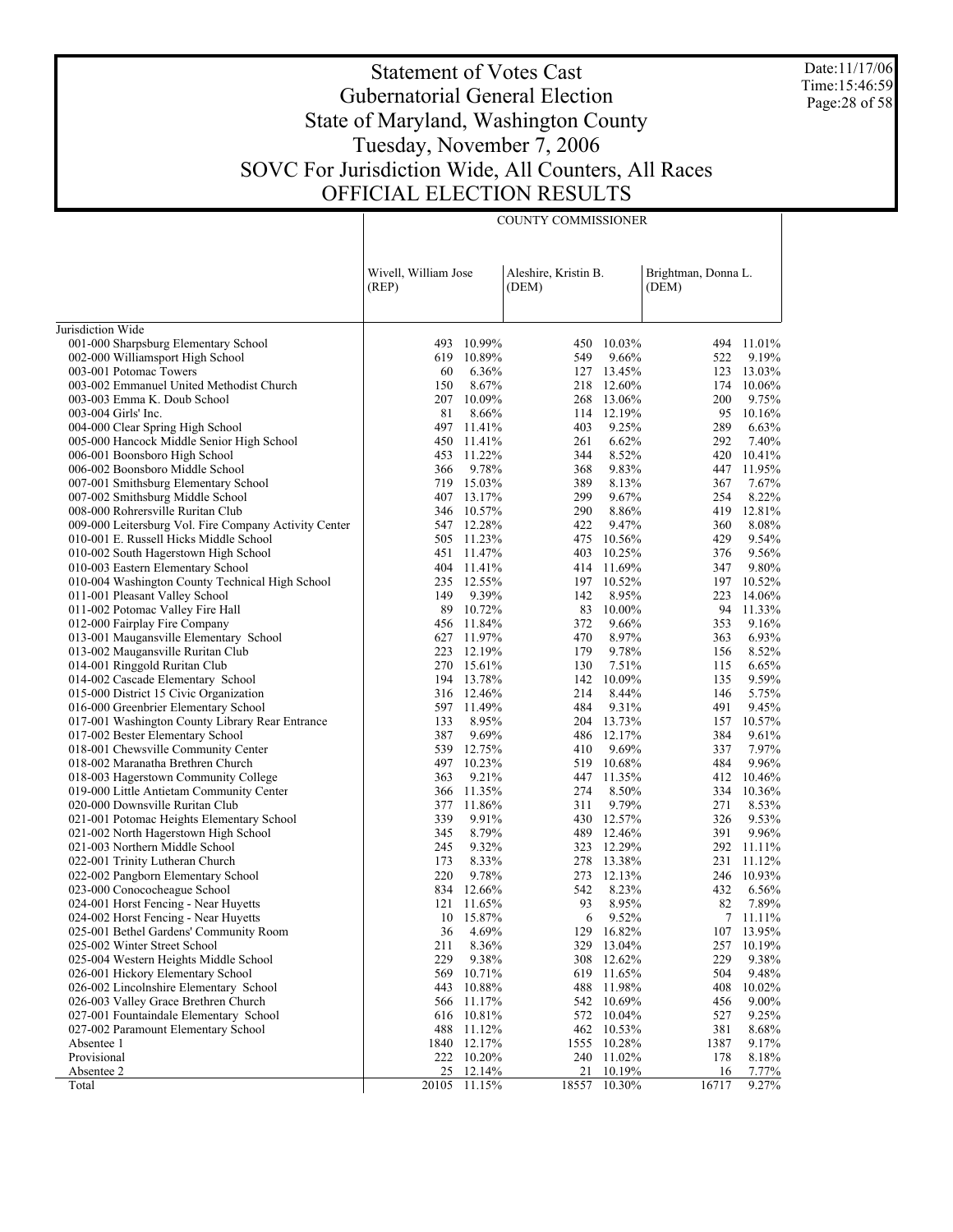# Statement of Votes Cast
## Gubernatorial General Election
## State of Maryland, Washington County
## Tuesday, November 7, 2006
## SOVC For Jurisdiction Wide, All Counters, All Races
## OFFICIAL ELECTION RESULTS

Date:11/17/06
Time:15:46:59

| | COUNTY COMMISSIONER | | | | | |
|---|---|---|---|---|---|---|
| | Wivell, William Jose (REP) | | Aleshire, Kristin B. (DEM) | | Brightman, Donna L. (DEM) | |
| Jurisdiction Wide | | | | | | |
| 001-000 Sharpsburg Elementary School | 493 | 10.99% | 450 | 10.03% | 494 | 11.01% |
| 002-000 Williamsport High School | 619 | 10.89% | 549 | 9.66% | 522 | 9.19% |
| 003-001 Potomac Towers | 60 | 6.36% | 127 | 13.45% | 123 | 13.03% |
| 003-002 Emmanuel United Methodist Church | 150 | 8.67% | 218 | 12.60% | 174 | 10.06% |
| 003-003 Emma K. Doub School | 207 | 10.09% | 268 | 13.06% | 200 | 9.75% |
| 003-004 Girls' Inc. | 81 | 8.66% | 114 | 12.19% | 95 | 10.16% |
| 004-000 Clear Spring High School | 497 | 11.41% | 403 | 9.25% | 289 | 6.63% |
| 005-000 Hancock Middle Senior High School | 450 | 11.41% | 261 | 6.62% | 292 | 7.40% |
| 006-001 Boonsboro High School | 453 | 11.22% | 344 | 8.52% | 420 | 10.41% |
| 006-002 Boonsboro Middle School | 366 | 9.78% | 368 | 9.83% | 447 | 11.95% |
| 007-001 Smithsburg Elementary School | 719 | 15.03% | 389 | 8.13% | 367 | 7.67% |
| 007-002 Smithsburg Middle School | 407 | 13.17% | 299 | 9.67% | 254 | 8.22% |
| 008-000 Rohrersville Ruritan Club | 346 | 10.57% | 290 | 8.86% | 419 | 12.81% |
| 009-000 Leitersburg Vol. Fire Company Activity Center | 547 | 12.28% | 422 | 9.47% | 360 | 8.08% |
| 010-001 E. Russell Hicks Middle School | 505 | 11.23% | 475 | 10.56% | 429 | 9.54% |
| 010-002 South Hagerstown High School | 451 | 11.47% | 403 | 10.25% | 376 | 9.56% |
| 010-003 Eastern Elementary School | 404 | 11.41% | 414 | 11.69% | 347 | 9.80% |
| 010-004 Washington County Technical High School | 235 | 12.55% | 197 | 10.52% | 197 | 10.52% |
| 011-001 Pleasant Valley School | 149 | 9.39% | 142 | 8.95% | 223 | 14.06% |
| 011-002 Potomac Valley Fire Hall | 89 | 10.72% | 83 | 10.00% | 94 | 11.33% |
| 012-000 Fairplay Fire Company | 456 | 11.84% | 372 | 9.66% | 353 | 9.16% |
| 013-001 Maugansville Elementary School | 627 | 11.97% | 470 | 8.97% | 363 | 6.93% |
| 013-002 Maugansville Ruritan Club | 223 | 12.19% | 179 | 9.78% | 156 | 8.52% |
| 014-001 Ringgold Ruritan Club | 270 | 15.61% | 130 | 7.51% | 115 | 6.65% |
| 014-002 Cascade Elementary School | 194 | 13.78% | 142 | 10.09% | 135 | 9.59% |
| 015-000 District 15 Civic Organization | 316 | 12.46% | 214 | 8.44% | 146 | 5.75% |
| 016-000 Greenbrier Elementary School | 597 | 11.49% | 484 | 9.31% | 491 | 9.45% |
| 017-001 Washington County Library Rear Entrance | 133 | 8.95% | 204 | 13.73% | 157 | 10.57% |
| 017-002 Bester Elementary School | 387 | 9.69% | 486 | 12.17% | 384 | 9.61% |
| 018-001 Chewsville Community Center | 539 | 12.75% | 410 | 9.69% | 337 | 7.97% |
| 018-002 Maranatha Brethren Church | 497 | 10.23% | 519 | 10.68% | 484 | 9.96% |
| 018-003 Hagerstown Community College | 363 | 9.21% | 447 | 11.35% | 412 | 10.46% |
| 019-000 Little Antietam Community Center | 366 | 11.35% | 274 | 8.50% | 334 | 10.36% |
| 020-000 Downsville Ruritan Club | 377 | 11.86% | 311 | 9.79% | 271 | 8.53% |
| 021-001 Potomac Heights Elementary School | 339 | 9.91% | 430 | 12.57% | 326 | 9.53% |
| 021-002 North Hagerstown High School | 345 | 8.79% | 489 | 12.46% | 391 | 9.96% |
| 021-003 Northern Middle School | 245 | 9.32% | 323 | 12.29% | 292 | 11.11% |
| 022-001 Trinity Lutheran Church | 173 | 8.33% | 278 | 13.38% | 231 | 11.12% |
| 022-002 Pangborn Elementary School | 220 | 9.78% | 273 | 12.13% | 246 | 10.93% |
| 023-000 Conococheague School | 834 | 12.66% | 542 | 8.23% | 432 | 6.56% |
| 024-001 Horst Fencing - Near Huyetts | 121 | 11.65% | 93 | 8.95% | 82 | 7.89% |
| 024-002 Horst Fencing - Near Huyetts | 10 | 15.87% | 6 | 9.52% | 7 | 11.11% |
| 025-001 Bethel Gardens' Community Room | 36 | 4.69% | 129 | 16.82% | 107 | 13.95% |
| 025-002 Winter Street School | 211 | 8.36% | 329 | 13.04% | 257 | 10.19% |
| 025-004 Western Heights Middle School | 229 | 9.38% | 308 | 12.62% | 229 | 9.38% |
| 026-001 Hickory Elementary School | 569 | 10.71% | 619 | 11.65% | 504 | 9.48% |
| 026-002 Lincolnshire Elementary School | 443 | 10.88% | 488 | 11.98% | 408 | 10.02% |
| 026-003 Valley Grace Brethren Church | 566 | 11.17% | 542 | 10.69% | 456 | 9.00% |
| 027-001 Fountaindale Elementary School | 616 | 10.81% | 572 | 10.04% | 527 | 9.25% |
| 027-002 Paramount Elementary School | 488 | 11.12% | 462 | 10.53% | 381 | 8.68% |
| Absentee 1 | 1840 | 12.17% | 1555 | 10.28% | 1387 | 9.17% |
| Provisional | 222 | 10.20% | 240 | 11.02% | 178 | 8.18% |
| Absentee 2 | 25 | 12.14% | 21 | 10.19% | 16 | 7.77% |
| Total | 20105 | 11.15% | 18557 | 10.30% | 16717 | 9.27% |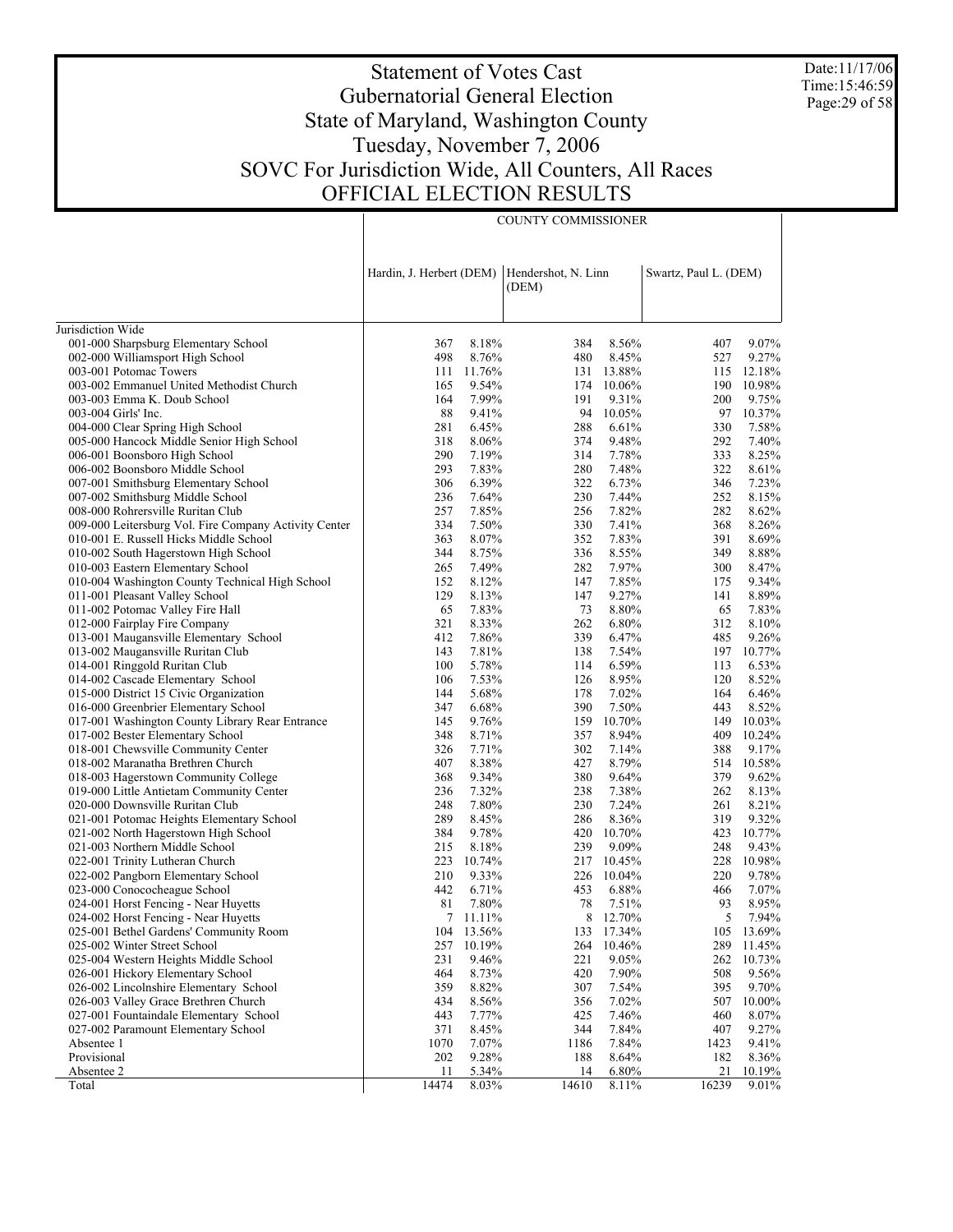# Statement of Votes Cast
## Gubernatorial General Election
## State of Maryland, Washington County
## Tuesday, November 7, 2006
## SOVC For Jurisdiction Wide, All Counters, All Races
## OFFICIAL ELECTION RESULTS

Date:11/17/06
Time:15:46:59

| | COUNTY COMMISSIONER | | | | | |
|---|---|---|---|---|---|---|
| | Hardin, J. Herbert (DEM) | | Hendershot, N. Linn (DEM) | | Swartz, Paul L. (DEM) | |
| Jurisdiction Wide | | | | | | |
| 001-000 Sharpsburg Elementary School | 367 | 8.18% | 384 | 8.56% | 407 | 9.07% |
| 002-000 Williamsport High School | 498 | 8.76% | 480 | 8.45% | 527 | 9.27% |
| 003-001 Potomac Towers | 111 | 11.76% | 131 | 13.88% | 115 | 12.18% |
| 003-002 Emmanuel United Methodist Church | 165 | 9.54% | 174 | 10.06% | 190 | 10.98% |
| 003-003 Emma K. Doub School | 164 | 7.99% | 191 | 9.31% | 200 | 9.75% |
| 003-004 Girls' Inc. | 88 | 9.41% | 94 | 10.05% | 97 | 10.37% |
| 004-000 Clear Spring High School | 281 | 6.45% | 288 | 6.61% | 330 | 7.58% |
| 005-000 Hancock Middle Senior High School | 318 | 8.06% | 374 | 9.48% | 292 | 7.40% |
| 006-001 Boonsboro High School | 290 | 7.19% | 314 | 7.78% | 333 | 8.25% |
| 006-002 Boonsboro Middle School | 293 | 7.83% | 280 | 7.48% | 322 | 8.61% |
| 007-001 Smithsburg Elementary School | 306 | 6.39% | 322 | 6.73% | 346 | 7.23% |
| 007-002 Smithsburg Middle School | 236 | 7.64% | 230 | 7.44% | 252 | 8.15% |
| 008-000 Rohrersville Ruritan Club | 257 | 7.85% | 256 | 7.82% | 282 | 8.62% |
| 009-000 Leitersburg Vol. Fire Company Activity Center | 334 | 7.50% | 330 | 7.41% | 368 | 8.26% |
| 010-001 E. Russell Hicks Middle School | 363 | 8.07% | 352 | 7.83% | 391 | 8.69% |
| 010-002 South Hagerstown High School | 344 | 8.75% | 336 | 8.55% | 349 | 8.88% |
| 010-003 Eastern Elementary School | 265 | 7.49% | 282 | 7.97% | 300 | 8.47% |
| 010-004 Washington County Technical High School | 152 | 8.12% | 147 | 7.85% | 175 | 9.34% |
| 011-001 Pleasant Valley School | 129 | 8.13% | 147 | 9.27% | 141 | 8.89% |
| 011-002 Potomac Valley Fire Hall | 65 | 7.83% | 73 | 8.80% | 65 | 7.83% |
| 012-000 Fairplay Fire Company | 321 | 8.33% | 262 | 6.80% | 312 | 8.10% |
| 013-001 Maugansville Elementary School | 412 | 7.86% | 339 | 6.47% | 485 | 9.26% |
| 013-002 Maugansville Ruritan Club | 143 | 7.81% | 138 | 7.54% | 197 | 10.77% |
| 014-001 Ringgold Ruritan Club | 100 | 5.78% | 114 | 6.59% | 113 | 6.53% |
| 014-002 Cascade Elementary School | 106 | 7.53% | 126 | 8.95% | 120 | 8.52% |
| 015-000 District 15 Civic Organization | 144 | 5.68% | 178 | 7.02% | 164 | 6.46% |
| 016-000 Greenbrier Elementary School | 347 | 6.68% | 390 | 7.50% | 443 | 8.52% |
| 017-001 Washington County Library Rear Entrance | 145 | 9.76% | 159 | 10.70% | 149 | 10.03% |
| 017-002 Bester Elementary School | 348 | 8.71% | 357 | 8.94% | 409 | 10.24% |
| 018-001 Chewsville Community Center | 326 | 7.71% | 302 | 7.14% | 388 | 9.17% |
| 018-002 Maranatha Brethren Church | 407 | 8.38% | 427 | 8.79% | 514 | 10.58% |
| 018-003 Hagerstown Community College | 368 | 9.34% | 380 | 9.64% | 379 | 9.62% |
| 019-000 Little Antietam Community Center | 236 | 7.32% | 238 | 7.38% | 262 | 8.13% |
| 020-000 Downsville Ruritan Club | 248 | 7.80% | 230 | 7.24% | 261 | 8.21% |
| 021-001 Potomac Heights Elementary School | 289 | 8.45% | 286 | 8.36% | 319 | 9.32% |
| 021-002 North Hagerstown High School | 384 | 9.78% | 420 | 10.70% | 423 | 10.77% |
| 021-003 Northern Middle School | 215 | 8.18% | 239 | 9.09% | 248 | 9.43% |
| 022-001 Trinity Lutheran Church | 223 | 10.74% | 217 | 10.45% | 228 | 10.98% |
| 022-002 Pangborn Elementary School | 210 | 9.33% | 226 | 10.04% | 220 | 9.78% |
| 023-000 Conococheague School | 442 | 6.71% | 453 | 6.88% | 466 | 7.07% |
| 024-001 Horst Fencing - Near Huyetts | 81 | 7.80% | 78 | 7.51% | 93 | 8.95% |
| 024-002 Horst Fencing - Near Huyetts | 7 | 11.11% | 8 | 12.70% | 5 | 7.94% |
| 025-001 Bethel Gardens' Community Room | 104 | 13.56% | 133 | 17.34% | 105 | 13.69% |
| 025-002 Winter Street School | 257 | 10.19% | 264 | 10.46% | 289 | 11.45% |
| 025-004 Western Heights Middle School | 231 | 9.46% | 221 | 9.05% | 262 | 10.73% |
| 026-001 Hickory Elementary School | 464 | 8.73% | 420 | 7.90% | 508 | 9.56% |
| 026-002 Lincolnshire Elementary School | 359 | 8.82% | 307 | 7.54% | 395 | 9.70% |
| 026-003 Valley Grace Brethren Church | 434 | 8.56% | 356 | 7.02% | 507 | 10.00% |
| 027-001 Fountaindale Elementary School | 443 | 7.77% | 425 | 7.46% | 460 | 8.07% |
| 027-002 Paramount Elementary School | 371 | 8.45% | 344 | 7.84% | 407 | 9.27% |
| Absentee 1 | 1070 | 7.07% | 1186 | 7.84% | 1423 | 9.41% |
| Provisional | 202 | 9.28% | 188 | 8.64% | 182 | 8.36% |
| Absentee 2 | 11 | 5.34% | 14 | 6.80% | 21 | 10.19% |
| Total | 14474 | 8.03% | 14610 | 8.11% | 16239 | 9.01% |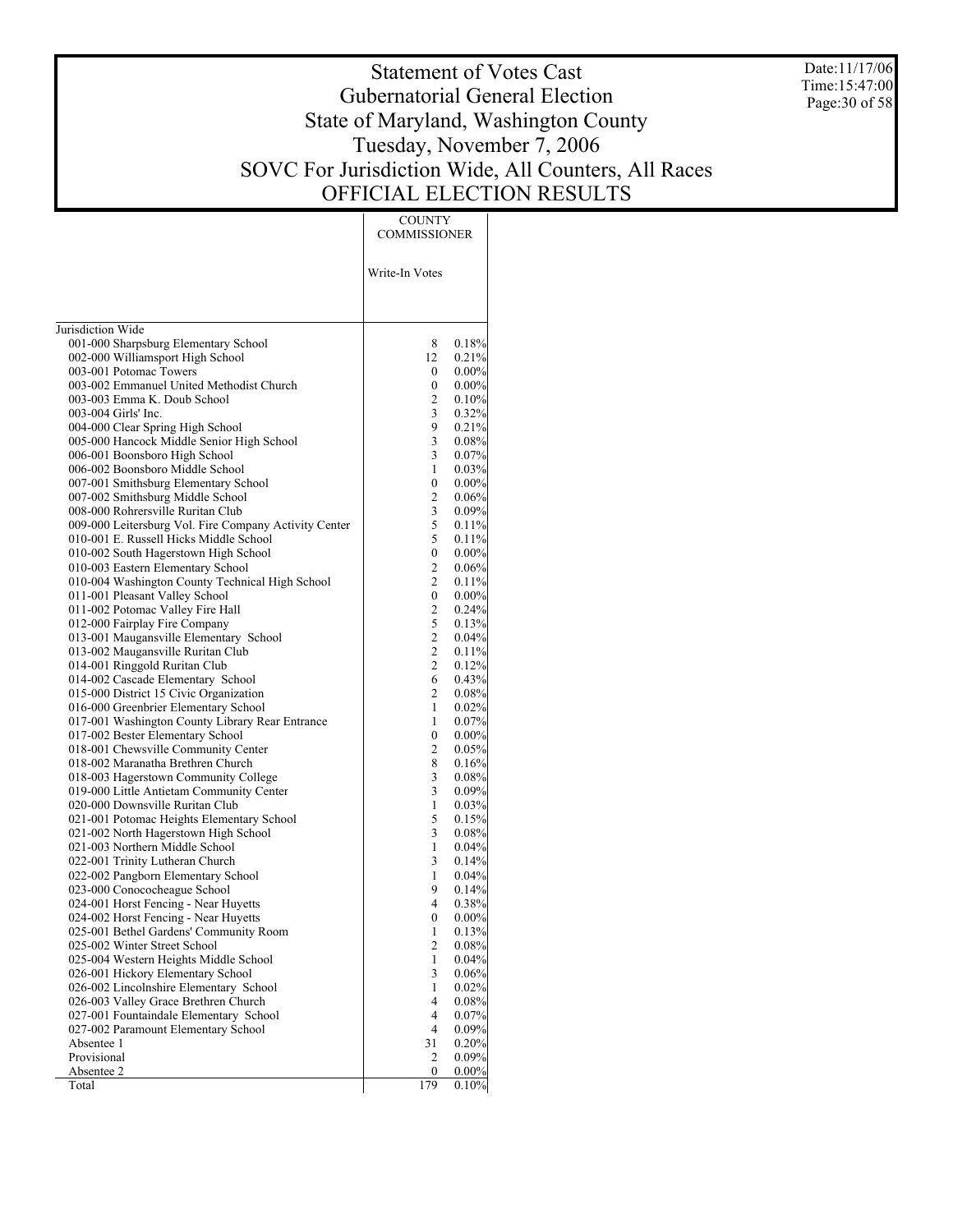# Statement of Votes Cast
## Gubernatorial General Election
## State of Maryland, Washington County
## Tuesday, November 7, 2006
## SOVC For Jurisdiction Wide, All Counters, All Races
## OFFICIAL ELECTION RESULTS

Date:11/17/06
Time:15:47:00

| | COUNTY COMMISSIONER | |
|---|---|---|
| | Write-In Votes | |
| Jurisdiction Wide | | |
| 001-000 Sharpsburg Elementary School | 8 | 0.18% |
| 002-000 Williamsport High School | 12 | 0.21% |
| 003-001 Potomac Towers | 0 | 0.00% |
| 003-002 Emmanuel United Methodist Church | 0 | 0.00% |
| 003-003 Emma K. Doub School | 2 | 0.10% |
| 003-004 Girls' Inc. | 3 | 0.32% |
| 004-000 Clear Spring High School | 9 | 0.21% |
| 005-000 Hancock Middle Senior High School | 3 | 0.08% |
| 006-001 Boonsboro High School | 3 | 0.07% |
| 006-002 Boonsboro Middle School | 1 | 0.03% |
| 007-001 Smithsburg Elementary School | 0 | 0.00% |
| 007-002 Smithsburg Middle School | 2 | 0.06% |
| 008-000 Rohrersville Ruritan Club | 3 | 0.09% |
| 009-000 Leitersburg Vol. Fire Company Activity Center | 5 | 0.11% |
| 010-001 E. Russell Hicks Middle School | 5 | 0.11% |
| 010-002 South Hagerstown High School | 0 | 0.00% |
| 010-003 Eastern Elementary School | 2 | 0.06% |
| 010-004 Washington County Technical High School | 2 | 0.11% |
| 011-001 Pleasant Valley School | 0 | 0.00% |
| 011-002 Potomac Valley Fire Hall | 2 | 0.24% |
| 012-000 Fairplay Fire Company | 5 | 0.13% |
| 013-001 Maugansville Elementary School | 2 | 0.04% |
| 013-002 Maugansville Ruritan Club | 2 | 0.11% |
| 014-001 Ringgold Ruritan Club | 2 | 0.12% |
| 014-002 Cascade Elementary School | 6 | 0.43% |
| 015-000 District 15 Civic Organization | 2 | 0.08% |
| 016-000 Greenbrier Elementary School | 1 | 0.02% |
| 017-001 Washington County Library Rear Entrance | 1 | 0.07% |
| 017-002 Bester Elementary School | 0 | 0.00% |
| 018-001 Chewsville Community Center | 2 | 0.05% |
| 018-002 Maranatha Brethren Church | 8 | 0.16% |
| 018-003 Hagerstown Community College | 3 | 0.08% |
| 019-000 Little Antietam Community Center | 3 | 0.09% |
| 020-000 Downsville Ruritan Club | 1 | 0.03% |
| 021-001 Potomac Heights Elementary School | 5 | 0.15% |
| 021-002 North Hagerstown High School | 3 | 0.08% |
| 021-003 Northern Middle School | 1 | 0.04% |
| 022-001 Trinity Lutheran Church | 3 | 0.14% |
| 022-002 Pangborn Elementary School | 1 | 0.04% |
| 023-000 Conococheague School | 9 | 0.14% |
| 024-001 Horst Fencing - Near Huyetts | 4 | 0.38% |
| 024-002 Horst Fencing - Near Huyetts | 0 | 0.00% |
| 025-001 Bethel Gardens' Community Room | 1 | 0.13% |
| 025-002 Winter Street School | 2 | 0.08% |
| 025-004 Western Heights Middle School | 1 | 0.04% |
| 026-001 Hickory Elementary School | 3 | 0.06% |
| 026-002 Lincolnshire Elementary School | 1 | 0.02% |
| 026-003 Valley Grace Brethren Church | 4 | 0.08% |
| 027-001 Fountaindale Elementary School | 4 | 0.07% |
| 027-002 Paramount Elementary School | 4 | 0.09% |
| Absentee 1 | 31 | 0.20% |
| Provisional | 2 | 0.09% |
| Absentee 2 | 0 | 0.00% |
| Total | 179 | 0.10% |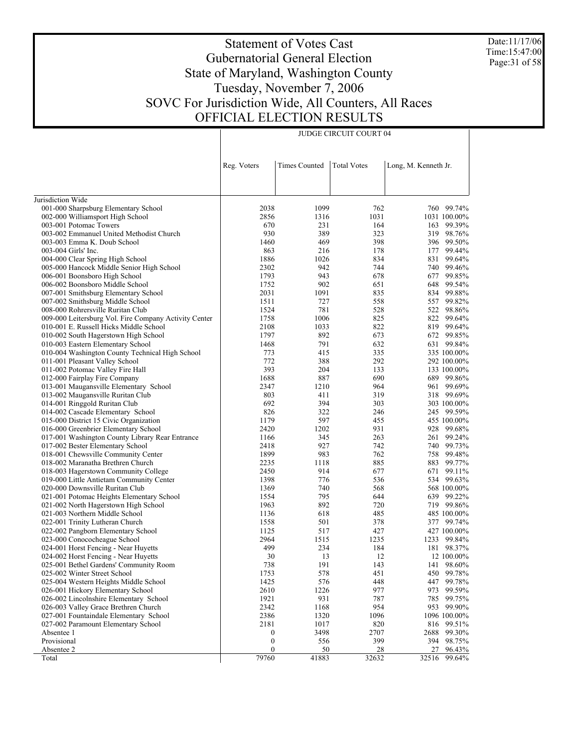# Statement of Votes Cast
# Gubernatorial General Election
# State of Maryland, Washington County
# Tuesday, November 7, 2006
# SOVC For Jurisdiction Wide, All Counters, All Races
# OFFICIAL ELECTION RESULTS

Date:11/17/06
Time:15:47:00

| | JUDGE CIRCUIT COURT 04 | | | | |
|---|---|---|---|---|---|
| | Reg. Voters | Times Counted | Total Votes | Long, M. Kenneth Jr. | |
| Jurisdiction Wide | | | | | |
| 001-000 Sharpsburg Elementary School | 2038 | 1099 | 762 | 760 | 99.74% |
| 002-000 Williamsport High School | 2856 | 1316 | 1031 | 1031 | 100.00% |
| 003-001 Potomac Towers | 670 | 231 | 164 | 163 | 99.39% |
| 003-002 Emmanuel United Methodist Church | 930 | 389 | 323 | 319 | 98.76% |
| 003-003 Emma K. Doub School | 1460 | 469 | 398 | 396 | 99.50% |
| 003-004 Girls' Inc. | 863 | 216 | 178 | 177 | 99.44% |
| 004-000 Clear Spring High School | 1886 | 1026 | 834 | 831 | 99.64% |
| 005-000 Hancock Middle Senior High School | 2302 | 942 | 744 | 740 | 99.46% |
| 006-001 Boonsboro High School | 1793 | 943 | 678 | 677 | 99.85% |
| 006-002 Boonsboro Middle School | 1752 | 902 | 651 | 648 | 99.54% |
| 007-001 Smithsburg Elementary School | 2031 | 1091 | 835 | 834 | 99.88% |
| 007-002 Smithsburg Middle School | 1511 | 727 | 558 | 557 | 99.82% |
| 008-000 Rohrersville Ruritan Club | 1524 | 781 | 528 | 522 | 98.86% |
| 009-000 Leitersburg Vol. Fire Company Activity Center | 1758 | 1006 | 825 | 822 | 99.64% |
| 010-001 E. Russell Hicks Middle School | 2108 | 1033 | 822 | 819 | 99.64% |
| 010-002 South Hagerstown High School | 1797 | 892 | 673 | 672 | 99.85% |
| 010-003 Eastern Elementary School | 1468 | 791 | 632 | 631 | 99.84% |
| 010-004 Washington County Technical High School | 773 | 415 | 335 | 335 | 100.00% |
| 011-001 Pleasant Valley School | 772 | 388 | 292 | 292 | 100.00% |
| 011-002 Potomac Valley Fire Hall | 393 | 204 | 133 | 133 | 100.00% |
| 012-000 Fairplay Fire Company | 1688 | 887 | 690 | 689 | 99.86% |
| 013-001 Maugansville Elementary School | 2347 | 1210 | 964 | 961 | 99.69% |
| 013-002 Maugansville Ruritan Club | 803 | 411 | 319 | 318 | 99.69% |
| 014-001 Ringgold Ruritan Club | 692 | 394 | 303 | 303 | 100.00% |
| 014-002 Cascade Elementary School | 826 | 322 | 246 | 245 | 99.59% |
| 015-000 District 15 Civic Organization | 1179 | 597 | 455 | 455 | 100.00% |
| 016-000 Greenbrier Elementary School | 2420 | 1202 | 931 | 928 | 99.68% |
| 017-001 Washington County Library Rear Entrance | 1166 | 345 | 263 | 261 | 99.24% |
| 017-002 Bester Elementary School | 2418 | 927 | 742 | 740 | 99.73% |
| 018-001 Chewsville Community Center | 1899 | 983 | 762 | 758 | 99.48% |
| 018-002 Maranatha Brethren Church | 2235 | 1118 | 885 | 883 | 99.77% |
| 018-003 Hagerstown Community College | 2450 | 914 | 677 | 671 | 99.11% |
| 019-000 Little Antietam Community Center | 1398 | 776 | 536 | 534 | 99.63% |
| 020-000 Downsville Ruritan Club | 1369 | 740 | 568 | 568 | 100.00% |
| 021-001 Potomac Heights Elementary School | 1554 | 795 | 644 | 639 | 99.22% |
| 021-002 North Hagerstown High School | 1963 | 892 | 720 | 719 | 99.86% |
| 021-003 Northern Middle School | 1136 | 618 | 485 | 485 | 100.00% |
| 022-001 Trinity Lutheran Church | 1558 | 501 | 378 | 377 | 99.74% |
| 022-002 Pangborn Elementary School | 1125 | 517 | 427 | 427 | 100.00% |
| 023-000 Conococheague School | 2964 | 1515 | 1235 | 1233 | 99.84% |
| 024-001 Horst Fencing - Near Huyetts | 499 | 234 | 184 | 181 | 98.37% |
| 024-002 Horst Fencing - Near Huyetts | 30 | 13 | 12 | 12 | 100.00% |
| 025-001 Bethel Gardens' Community Room | 738 | 191 | 143 | 141 | 98.60% |
| 025-002 Winter Street School | 1753 | 578 | 451 | 450 | 99.78% |
| 025-004 Western Heights Middle School | 1425 | 576 | 448 | 447 | 99.78% |
| 026-001 Hickory Elementary School | 2610 | 1226 | 977 | 973 | 99.59% |
| 026-002 Lincolnshire Elementary School | 1921 | 931 | 787 | 785 | 99.75% |
| 026-003 Valley Grace Brethren Church | 2342 | 1168 | 954 | 953 | 99.90% |
| 027-001 Fountaindale Elementary School | 2386 | 1320 | 1096 | 1096 | 100.00% |
| 027-002 Paramount Elementary School | 2181 | 1017 | 820 | 816 | 99.51% |
| Absentee 1 | 0 | 3498 | 2707 | 2688 | 99.30% |
| Provisional | 0 | 556 | 399 | 394 | 98.75% |
| Absentee 2 | 0 | 50 | 28 | 27 | 96.43% |
| Total | 79760 | 41883 | 32632 | 32516 | 99.64% |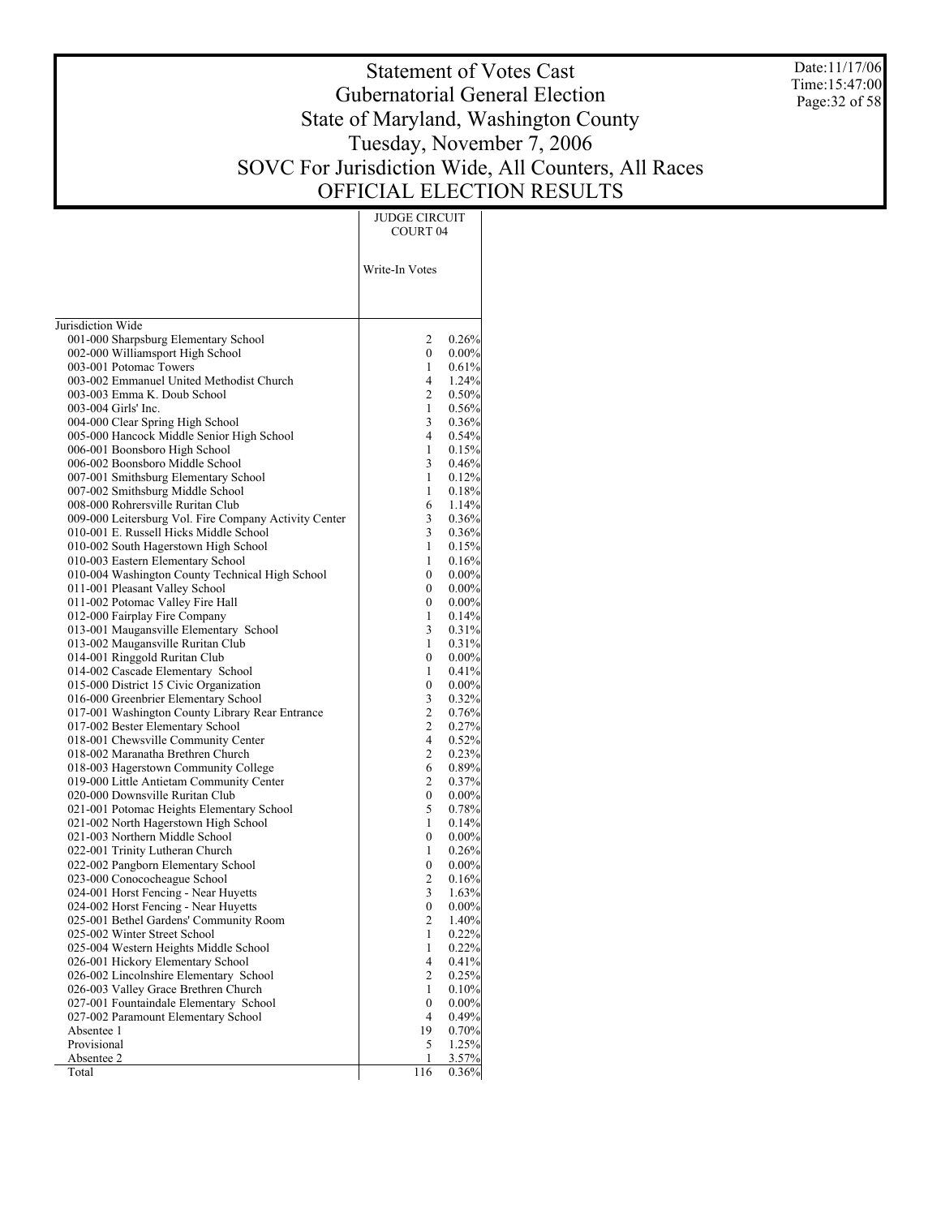# Statement of Votes Cast
## Gubernatorial General Election
## State of Maryland, Washington County
## Tuesday, November 7, 2006
## SOVC For Jurisdiction Wide, All Counters, All Races
## OFFICIAL ELECTION RESULTS

Date:11/17/06
Time:15:47:00

| | JUDGE CIRCUIT COURT 04 | |
|---|---|---|
| | Write-In Votes | |
| Jurisdiction Wide | | |
| 001-000 Sharpsburg Elementary School | 2 | 0.26% |
| 002-000 Williamsport High School | 0 | 0.00% |
| 003-001 Potomac Towers | 1 | 0.61% |
| 003-002 Emmanuel United Methodist Church | 4 | 1.24% |
| 003-003 Emma K. Doub School | 2 | 0.50% |
| 003-004 Girls' Inc. | 1 | 0.56% |
| 004-000 Clear Spring High School | 3 | 0.36% |
| 005-000 Hancock Middle Senior High School | 4 | 0.54% |
| 006-001 Boonsboro High School | 1 | 0.15% |
| 006-002 Boonsboro Middle School | 3 | 0.46% |
| 007-001 Smithsburg Elementary School | 1 | 0.12% |
| 007-002 Smithsburg Middle School | 1 | 0.18% |
| 008-000 Rohrersville Ruritan Club | 6 | 1.14% |
| 009-000 Leitersburg Vol. Fire Company Activity Center | 3 | 0.36% |
| 010-001 E. Russell Hicks Middle School | 3 | 0.36% |
| 010-002 South Hagerstown High School | 1 | 0.15% |
| 010-003 Eastern Elementary School | 1 | 0.16% |
| 010-004 Washington County Technical High School | 0 | 0.00% |
| 011-001 Pleasant Valley School | 0 | 0.00% |
| 011-002 Potomac Valley Fire Hall | 0 | 0.00% |
| 012-000 Fairplay Fire Company | 1 | 0.14% |
| 013-001 Maugansville Elementary School | 3 | 0.31% |
| 013-002 Maugansville Ruritan Club | 1 | 0.31% |
| 014-001 Ringgold Ruritan Club | 0 | 0.00% |
| 014-002 Cascade Elementary School | 1 | 0.41% |
| 015-000 District 15 Civic Organization | 0 | 0.00% |
| 016-000 Greenbrier Elementary School | 3 | 0.32% |
| 017-001 Washington County Library Rear Entrance | 2 | 0.76% |
| 017-002 Bester Elementary School | 2 | 0.27% |
| 018-001 Chewsville Community Center | 4 | 0.52% |
| 018-002 Maranatha Brethren Church | 2 | 0.23% |
| 018-003 Hagerstown Community College | 6 | 0.89% |
| 019-000 Little Antietam Community Center | 2 | 0.37% |
| 020-000 Downsville Ruritan Club | 0 | 0.00% |
| 021-001 Potomac Heights Elementary School | 5 | 0.78% |
| 021-002 North Hagerstown High School | 1 | 0.14% |
| 021-003 Northern Middle School | 0 | 0.00% |
| 022-001 Trinity Lutheran Church | 1 | 0.26% |
| 022-002 Pangborn Elementary School | 0 | 0.00% |
| 023-000 Conococheague School | 2 | 0.16% |
| 024-001 Horst Fencing - Near Huyetts | 3 | 1.63% |
| 024-002 Horst Fencing - Near Huyetts | 0 | 0.00% |
| 025-001 Bethel Gardens' Community Room | 2 | 1.40% |
| 025-002 Winter Street School | 1 | 0.22% |
| 025-004 Western Heights Middle School | 1 | 0.22% |
| 026-001 Hickory Elementary School | 4 | 0.41% |
| 026-002 Lincolnshire Elementary School | 2 | 0.25% |
| 026-003 Valley Grace Brethren Church | 1 | 0.10% |
| 027-001 Fountaindale Elementary School | 0 | 0.00% |
| 027-002 Paramount Elementary School | 4 | 0.49% |
| Absentee 1 | 19 | 0.70% |
| Provisional | 5 | 1.25% |
| Absentee 2 | 1 | 3.57% |
| Total | 116 | 0.36% |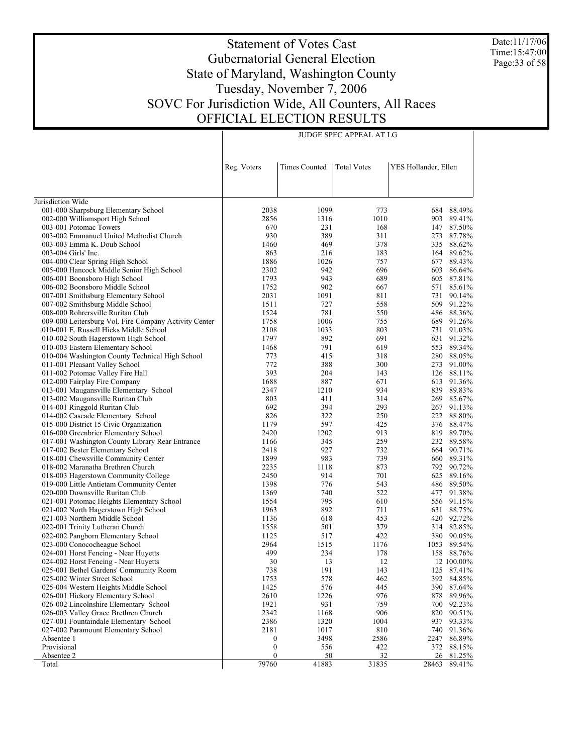# Statement of Votes Cast
## Gubernatorial General Election
## State of Maryland, Washington County
## Tuesday, November 7, 2006
## SOVC For Jurisdiction Wide, All Counters, All Races
## OFFICIAL ELECTION RESULTS

Date:11/17/06
Time:15:47:00

| | JUDGE SPEC APPEAL AT LG | | | | |
|---|---|---|---|---|---|
| | Reg. Voters | Times Counted | Total Votes | YES Hollander, Ellen | |
| Jurisdiction Wide | | | | | |
| 001-000 Sharpsburg Elementary School | 2038 | 1099 | 773 | 684 | 88.49% |
| 002-000 Williamsport High School | 2856 | 1316 | 1010 | 903 | 89.41% |
| 003-001 Potomac Towers | 670 | 231 | 168 | 147 | 87.50% |
| 003-002 Emmanuel United Methodist Church | 930 | 389 | 311 | 273 | 87.78% |
| 003-003 Emma K. Doub School | 1460 | 469 | 378 | 335 | 88.62% |
| 003-004 Girls' Inc. | 863 | 216 | 183 | 164 | 89.62% |
| 004-000 Clear Spring High School | 1886 | 1026 | 757 | 677 | 89.43% |
| 005-000 Hancock Middle Senior High School | 2302 | 942 | 696 | 603 | 86.64% |
| 006-001 Boonsboro High School | 1793 | 943 | 689 | 605 | 87.81% |
| 006-002 Boonsboro Middle School | 1752 | 902 | 667 | 571 | 85.61% |
| 007-001 Smithsburg Elementary School | 2031 | 1091 | 811 | 731 | 90.14% |
| 007-002 Smithsburg Middle School | 1511 | 727 | 558 | 509 | 91.22% |
| 008-000 Rohrersville Ruritan Club | 1524 | 781 | 550 | 486 | 88.36% |
| 009-000 Leitersburg Vol. Fire Company Activity Center | 1758 | 1006 | 755 | 689 | 91.26% |
| 010-001 E. Russell Hicks Middle School | 2108 | 1033 | 803 | 731 | 91.03% |
| 010-002 South Hagerstown High School | 1797 | 892 | 691 | 631 | 91.32% |
| 010-003 Eastern Elementary School | 1468 | 791 | 619 | 553 | 89.34% |
| 010-004 Washington County Technical High School | 773 | 415 | 318 | 280 | 88.05% |
| 011-001 Pleasant Valley School | 772 | 388 | 300 | 273 | 91.00% |
| 011-002 Potomac Valley Fire Hall | 393 | 204 | 143 | 126 | 88.11% |
| 012-000 Fairplay Fire Company | 1688 | 887 | 671 | 613 | 91.36% |
| 013-001 Maugansville Elementary School | 2347 | 1210 | 934 | 839 | 89.83% |
| 013-002 Maugansville Ruritan Club | 803 | 411 | 314 | 269 | 85.67% |
| 014-001 Ringgold Ruritan Club | 692 | 394 | 293 | 267 | 91.13% |
| 014-002 Cascade Elementary School | 826 | 322 | 250 | 222 | 88.80% |
| 015-000 District 15 Civic Organization | 1179 | 597 | 425 | 376 | 88.47% |
| 016-000 Greenbrier Elementary School | 2420 | 1202 | 913 | 819 | 89.70% |
| 017-001 Washington County Library Rear Entrance | 1166 | 345 | 259 | 232 | 89.58% |
| 017-002 Bester Elementary School | 2418 | 927 | 732 | 664 | 90.71% |
| 018-001 Chewsville Community Center | 1899 | 983 | 739 | 660 | 89.31% |
| 018-002 Maranatha Brethren Church | 2235 | 1118 | 873 | 792 | 90.72% |
| 018-003 Hagerstown Community College | 2450 | 914 | 701 | 625 | 89.16% |
| 019-000 Little Antietam Community Center | 1398 | 776 | 543 | 486 | 89.50% |
| 020-000 Downsville Ruritan Club | 1369 | 740 | 522 | 477 | 91.38% |
| 021-001 Potomac Heights Elementary School | 1554 | 795 | 610 | 556 | 91.15% |
| 021-002 North Hagerstown High School | 1963 | 892 | 711 | 631 | 88.75% |
| 021-003 Northern Middle School | 1136 | 618 | 453 | 420 | 92.72% |
| 022-001 Trinity Lutheran Church | 1558 | 501 | 379 | 314 | 82.85% |
| 022-002 Pangborn Elementary School | 1125 | 517 | 422 | 380 | 90.05% |
| 023-000 Conococheague School | 2964 | 1515 | 1176 | 1053 | 89.54% |
| 024-001 Horst Fencing - Near Huyetts | 499 | 234 | 178 | 158 | 88.76% |
| 024-002 Horst Fencing - Near Huyetts | 30 | 13 | 12 | 12 | 100.00% |
| 025-001 Bethel Gardens' Community Room | 738 | 191 | 143 | 125 | 87.41% |
| 025-002 Winter Street School | 1753 | 578 | 462 | 392 | 84.85% |
| 025-004 Western Heights Middle School | 1425 | 576 | 445 | 390 | 87.64% |
| 026-001 Hickory Elementary School | 2610 | 1226 | 976 | 878 | 89.96% |
| 026-002 Lincolnshire Elementary School | 1921 | 931 | 759 | 700 | 92.23% |
| 026-003 Valley Grace Brethren Church | 2342 | 1168 | 906 | 820 | 90.51% |
| 027-001 Fountaindale Elementary School | 2386 | 1320 | 1004 | 937 | 93.33% |
| 027-002 Paramount Elementary School | 2181 | 1017 | 810 | 740 | 91.36% |
| Absentee 1 | 0 | 3498 | 2586 | 2247 | 86.89% |
| Provisional | 0 | 556 | 422 | 372 | 88.15% |
| Absentee 2 | 0 | 50 | 32 | 26 | 81.25% |
| Total | 79760 | 41883 | 31835 | 28463 | 89.41% |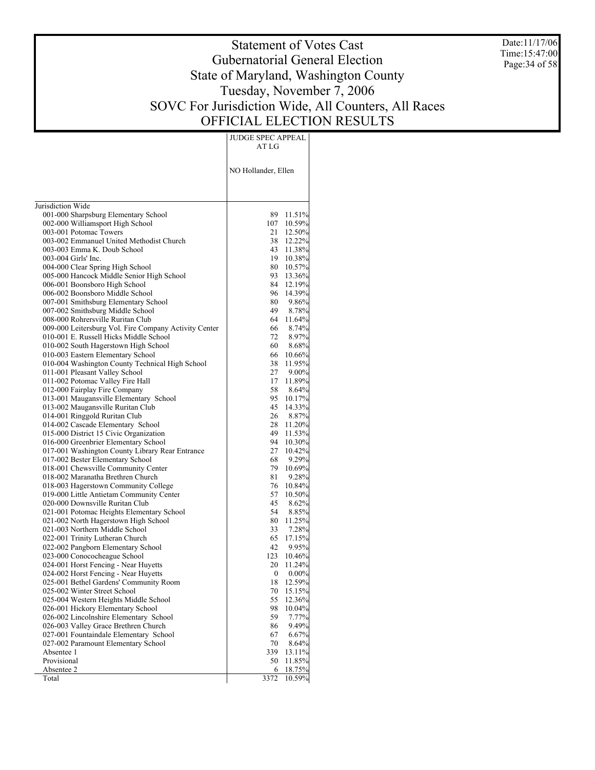# Statement of Votes Cast
## Gubernatorial General Election
## State of Maryland, Washington County
## Tuesday, November 7, 2006
## SOVC For Jurisdiction Wide, All Counters, All Races
## OFFICIAL ELECTION RESULTS

Date:11/17/06
Time:15:47:00

| | JUDGE SPEC APPEAL AT LG | |
|---|---|---|
| | NO Hollander, Ellen | |
| Jurisdiction Wide | | |
| 001-000 Sharpsburg Elementary School | 89 | 11.51% |
| 002-000 Williamsport High School | 107 | 10.59% |
| 003-001 Potomac Towers | 21 | 12.50% |
| 003-002 Emmanuel United Methodist Church | 38 | 12.22% |
| 003-003 Emma K. Doub School | 43 | 11.38% |
| 003-004 Girls' Inc. | 19 | 10.38% |
| 004-000 Clear Spring High School | 80 | 10.57% |
| 005-000 Hancock Middle Senior High School | 93 | 13.36% |
| 006-001 Boonsboro High School | 84 | 12.19% |
| 006-002 Boonsboro Middle School | 96 | 14.39% |
| 007-001 Smithsburg Elementary School | 80 | 9.86% |
| 007-002 Smithsburg Middle School | 49 | 8.78% |
| 008-000 Rohrersville Ruritan Club | 64 | 11.64% |
| 009-000 Leitersburg Vol. Fire Company Activity Center | 66 | 8.74% |
| 010-001 E. Russell Hicks Middle School | 72 | 8.97% |
| 010-002 South Hagerstown High School | 60 | 8.68% |
| 010-003 Eastern Elementary School | 66 | 10.66% |
| 010-004 Washington County Technical High School | 38 | 11.95% |
| 011-001 Pleasant Valley School | 27 | 9.00% |
| 011-002 Potomac Valley Fire Hall | 17 | 11.89% |
| 012-000 Fairplay Fire Company | 58 | 8.64% |
| 013-001 Maugansville Elementary School | 95 | 10.17% |
| 013-002 Maugansville Ruritan Club | 45 | 14.33% |
| 014-001 Ringgold Ruritan Club | 26 | 8.87% |
| 014-002 Cascade Elementary School | 28 | 11.20% |
| 015-000 District 15 Civic Organization | 49 | 11.53% |
| 016-000 Greenbrier Elementary School | 94 | 10.30% |
| 017-001 Washington County Library Rear Entrance | 27 | 10.42% |
| 017-002 Bester Elementary School | 68 | 9.29% |
| 018-001 Chewsville Community Center | 79 | 10.69% |
| 018-002 Maranatha Brethren Church | 81 | 9.28% |
| 018-003 Hagerstown Community College | 76 | 10.84% |
| 019-000 Little Antietam Community Center | 57 | 10.50% |
| 020-000 Downsville Ruritan Club | 45 | 8.62% |
| 021-001 Potomac Heights Elementary School | 54 | 8.85% |
| 021-002 North Hagerstown High School | 80 | 11.25% |
| 021-003 Northern Middle School | 33 | 7.28% |
| 022-001 Trinity Lutheran Church | 65 | 17.15% |
| 022-002 Pangborn Elementary School | 42 | 9.95% |
| 023-000 Conococheague School | 123 | 10.46% |
| 024-001 Horst Fencing - Near Huyetts | 20 | 11.24% |
| 024-002 Horst Fencing - Near Huyetts | 0 | 0.00% |
| 025-001 Bethel Gardens' Community Room | 18 | 12.59% |
| 025-002 Winter Street School | 70 | 15.15% |
| 025-004 Western Heights Middle School | 55 | 12.36% |
| 026-001 Hickory Elementary School | 98 | 10.04% |
| 026-002 Lincolnshire Elementary School | 59 | 7.77% |
| 026-003 Valley Grace Brethren Church | 86 | 9.49% |
| 027-001 Fountaindale Elementary School | 67 | 6.67% |
| 027-002 Paramount Elementary School | 70 | 8.64% |
| Absentee 1 | 339 | 13.11% |
| Provisional | 50 | 11.85% |
| Absentee 2 | 6 | 18.75% |
| Total | 3372 | 10.59% |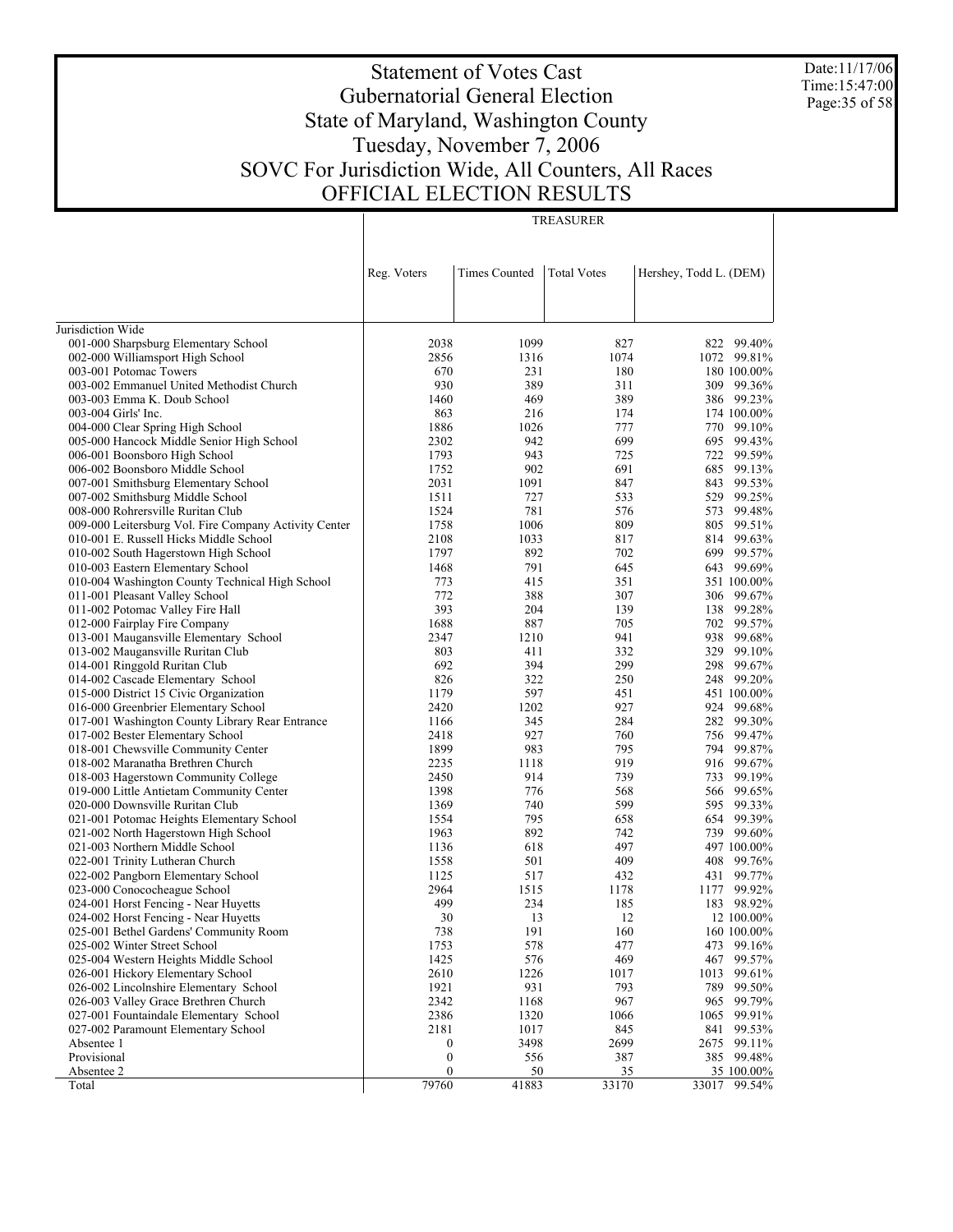# Statement of Votes Cast
# Gubernatorial General Election
# State of Maryland, Washington County
# Tuesday, November 7, 2006
# SOVC For Jurisdiction Wide, All Counters, All Races
# OFFICIAL ELECTION RESULTS

Date:11/17/06
Time:15:47:00

## TREASURER

| | Reg. Voters | Times Counted | Total Votes | Hershey, Todd L. (DEM) | |
|---|---|---|---|---|---|
| Jurisdiction Wide | | | | | |
| 001-000 Sharpsburg Elementary School | 2038 | 1099 | 827 | 822 | 99.40% |
| 002-000 Williamsport High School | 2856 | 1316 | 1074 | 1072 | 99.81% |
| 003-001 Potomac Towers | 670 | 231 | 180 | 180 | 100.00% |
| 003-002 Emmanuel United Methodist Church | 930 | 389 | 311 | 309 | 99.36% |
| 003-003 Emma K. Doub School | 1460 | 469 | 389 | 386 | 99.23% |
| 003-004 Girls' Inc. | 863 | 216 | 174 | 174 | 100.00% |
| 004-000 Clear Spring High School | 1886 | 1026 | 777 | 770 | 99.10% |
| 005-000 Hancock Middle Senior High School | 2302 | 942 | 699 | 695 | 99.43% |
| 006-001 Boonsboro High School | 1793 | 943 | 725 | 722 | 99.59% |
| 006-002 Boonsboro Middle School | 1752 | 902 | 691 | 685 | 99.13% |
| 007-001 Smithsburg Elementary School | 2031 | 1091 | 847 | 843 | 99.53% |
| 007-002 Smithsburg Middle School | 1511 | 727 | 533 | 529 | 99.25% |
| 008-000 Rohrersville Ruritan Club | 1524 | 781 | 576 | 573 | 99.48% |
| 009-000 Leitersburg Vol. Fire Company Activity Center | 1758 | 1006 | 809 | 805 | 99.51% |
| 010-001 E. Russell Hicks Middle School | 2108 | 1033 | 817 | 814 | 99.63% |
| 010-002 South Hagerstown High School | 1797 | 892 | 702 | 699 | 99.57% |
| 010-003 Eastern Elementary School | 1468 | 791 | 645 | 643 | 99.69% |
| 010-004 Washington County Technical High School | 773 | 415 | 351 | 351 | 100.00% |
| 011-001 Pleasant Valley School | 772 | 388 | 307 | 306 | 99.67% |
| 011-002 Potomac Valley Fire Hall | 393 | 204 | 139 | 138 | 99.28% |
| 012-000 Fairplay Fire Company | 1688 | 887 | 705 | 702 | 99.57% |
| 013-001 Maugansville Elementary School | 2347 | 1210 | 941 | 938 | 99.68% |
| 013-002 Maugansville Ruritan Club | 803 | 411 | 332 | 329 | 99.10% |
| 014-001 Ringgold Ruritan Club | 692 | 394 | 299 | 298 | 99.67% |
| 014-002 Cascade Elementary School | 826 | 322 | 250 | 248 | 99.20% |
| 015-000 District 15 Civic Organization | 1179 | 597 | 451 | 451 | 100.00% |
| 016-000 Greenbrier Elementary School | 2420 | 1202 | 927 | 924 | 99.68% |
| 017-001 Washington County Library Rear Entrance | 1166 | 345 | 284 | 282 | 99.30% |
| 017-002 Bester Elementary School | 2418 | 927 | 760 | 756 | 99.47% |
| 018-001 Chewsville Community Center | 1899 | 983 | 795 | 794 | 99.87% |
| 018-002 Maranatha Brethren Church | 2235 | 1118 | 919 | 916 | 99.67% |
| 018-003 Hagerstown Community College | 2450 | 914 | 739 | 733 | 99.19% |
| 019-000 Little Antietam Community Center | 1398 | 776 | 568 | 566 | 99.65% |
| 020-000 Downsville Ruritan Club | 1369 | 740 | 599 | 595 | 99.33% |
| 021-001 Potomac Heights Elementary School | 1554 | 795 | 658 | 654 | 99.39% |
| 021-002 North Hagerstown High School | 1963 | 892 | 742 | 739 | 99.60% |
| 021-003 Northern Middle School | 1136 | 618 | 497 | 497 | 100.00% |
| 022-001 Trinity Lutheran Church | 1558 | 501 | 409 | 408 | 99.76% |
| 022-002 Pangborn Elementary School | 1125 | 517 | 432 | 431 | 99.77% |
| 023-000 Conococheague School | 2964 | 1515 | 1178 | 1177 | 99.92% |
| 024-001 Horst Fencing - Near Huyetts | 499 | 234 | 185 | 183 | 98.92% |
| 024-002 Horst Fencing - Near Huyetts | 30 | 13 | 12 | 12 | 100.00% |
| 025-001 Bethel Gardens' Community Room | 738 | 191 | 160 | 160 | 100.00% |
| 025-002 Winter Street School | 1753 | 578 | 477 | 473 | 99.16% |
| 025-004 Western Heights Middle School | 1425 | 576 | 469 | 467 | 99.57% |
| 026-001 Hickory Elementary School | 2610 | 1226 | 1017 | 1013 | 99.61% |
| 026-002 Lincolnshire Elementary School | 1921 | 931 | 793 | 789 | 99.50% |
| 026-003 Valley Grace Brethren Church | 2342 | 1168 | 967 | 965 | 99.79% |
| 027-001 Fountaindale Elementary School | 2386 | 1320 | 1066 | 1065 | 99.91% |
| 027-002 Paramount Elementary School | 2181 | 1017 | 845 | 841 | 99.53% |
| Absentee 1 | 0 | 3498 | 2699 | 2675 | 99.11% |
| Provisional | 0 | 556 | 387 | 385 | 99.48% |
| Absentee 2 | 0 | 50 | 35 | 35 | 100.00% |
| Total | 79760 | 41883 | 33170 | 33017 | 99.54% |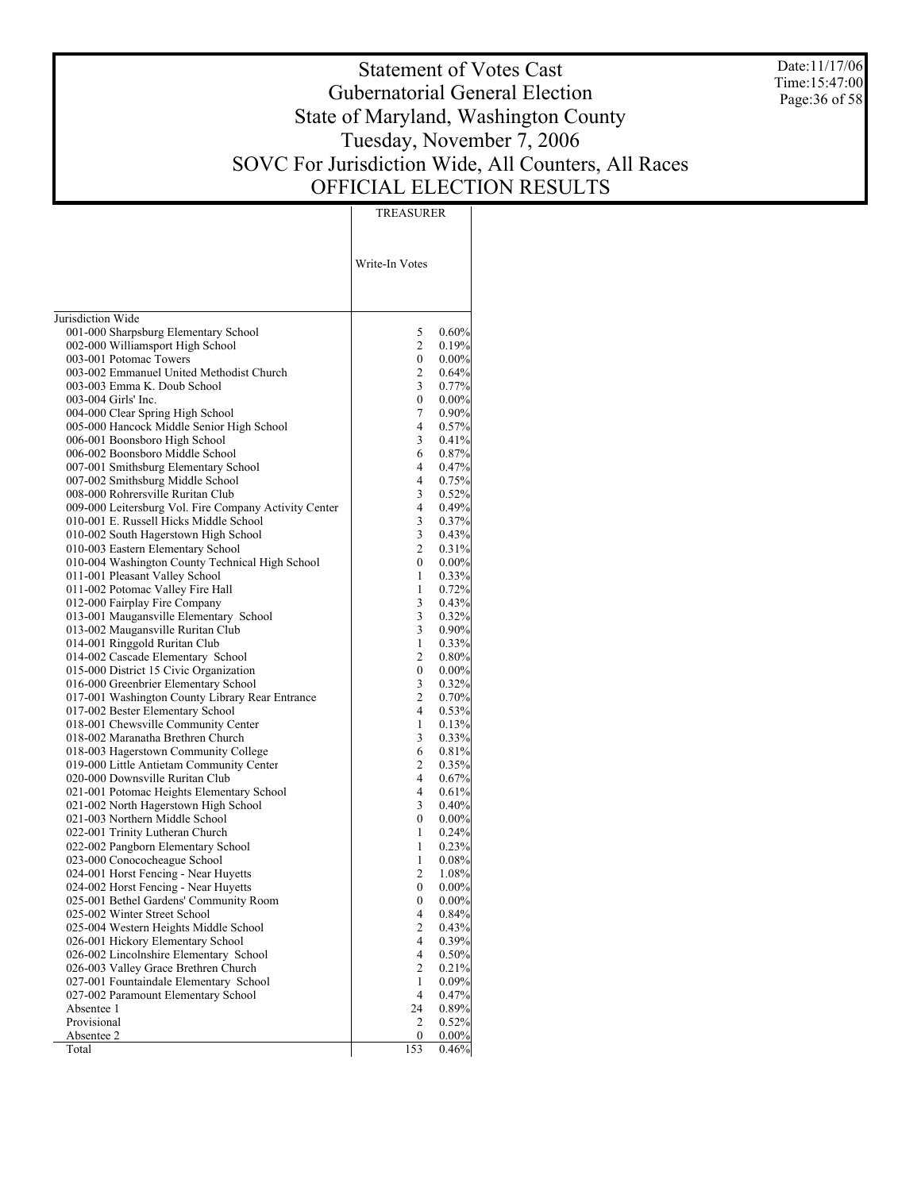# Statement of Votes Cast
# Gubernatorial General Election
# State of Maryland, Washington County
# Tuesday, November 7, 2006
# SOVC For Jurisdiction Wide, All Counters, All Races
# OFFICIAL ELECTION RESULTS

Date:11/17/06
Time:15:47:00

| | TREASURER | |
|---|---|---|
| | Write-In Votes | |
| Jurisdiction Wide | | |
| 001-000 Sharpsburg Elementary School | 5 | 0.60% |
| 002-000 Williamsport High School | 2 | 0.19% |
| 003-001 Potomac Towers | 0 | 0.00% |
| 003-002 Emmanuel United Methodist Church | 2 | 0.64% |
| 003-003 Emma K. Doub School | 3 | 0.77% |
| 003-004 Girls' Inc. | 0 | 0.00% |
| 004-000 Clear Spring High School | 7 | 0.90% |
| 005-000 Hancock Middle Senior High School | 4 | 0.57% |
| 006-001 Boonsboro High School | 3 | 0.41% |
| 006-002 Boonsboro Middle School | 6 | 0.87% |
| 007-001 Smithsburg Elementary School | 4 | 0.47% |
| 007-002 Smithsburg Middle School | 4 | 0.75% |
| 008-000 Rohrersville Ruritan Club | 3 | 0.52% |
| 009-000 Leitersburg Vol. Fire Company Activity Center | 4 | 0.49% |
| 010-001 E. Russell Hicks Middle School | 3 | 0.37% |
| 010-002 South Hagerstown High School | 3 | 0.43% |
| 010-003 Eastern Elementary School | 2 | 0.31% |
| 010-004 Washington County Technical High School | 0 | 0.00% |
| 011-001 Pleasant Valley School | 1 | 0.33% |
| 011-002 Potomac Valley Fire Hall | 1 | 0.72% |
| 012-000 Fairplay Fire Company | 3 | 0.43% |
| 013-001 Maugansville Elementary School | 3 | 0.32% |
| 013-002 Maugansville Ruritan Club | 3 | 0.90% |
| 014-001 Ringgold Ruritan Club | 1 | 0.33% |
| 014-002 Cascade Elementary School | 2 | 0.80% |
| 015-000 District 15 Civic Organization | 0 | 0.00% |
| 016-000 Greenbrier Elementary School | 3 | 0.32% |
| 017-001 Washington County Library Rear Entrance | 2 | 0.70% |
| 017-002 Bester Elementary School | 4 | 0.53% |
| 018-001 Chewsville Community Center | 1 | 0.13% |
| 018-002 Maranatha Brethren Church | 3 | 0.33% |
| 018-003 Hagerstown Community College | 6 | 0.81% |
| 019-000 Little Antietam Community Center | 2 | 0.35% |
| 020-000 Downsville Ruritan Club | 4 | 0.67% |
| 021-001 Potomac Heights Elementary School | 4 | 0.61% |
| 021-002 North Hagerstown High School | 3 | 0.40% |
| 021-003 Northern Middle School | 0 | 0.00% |
| 022-001 Trinity Lutheran Church | 1 | 0.24% |
| 022-002 Pangborn Elementary School | 1 | 0.23% |
| 023-000 Conococheague School | 1 | 0.08% |
| 024-001 Horst Fencing - Near Huyetts | 2 | 1.08% |
| 024-002 Horst Fencing - Near Huyetts | 0 | 0.00% |
| 025-001 Bethel Gardens' Community Room | 0 | 0.00% |
| 025-002 Winter Street School | 4 | 0.84% |
| 025-004 Western Heights Middle School | 2 | 0.43% |
| 026-001 Hickory Elementary School | 4 | 0.39% |
| 026-002 Lincolnshire Elementary School | 4 | 0.50% |
| 026-003 Valley Grace Brethren Church | 2 | 0.21% |
| 027-001 Fountaindale Elementary School | 1 | 0.09% |
| 027-002 Paramount Elementary School | 4 | 0.47% |
| Absentee 1 | 24 | 0.89% |
| Provisional | 2 | 0.52% |
| Absentee 2 | 0 | 0.00% |
| Total | 153 | 0.46% |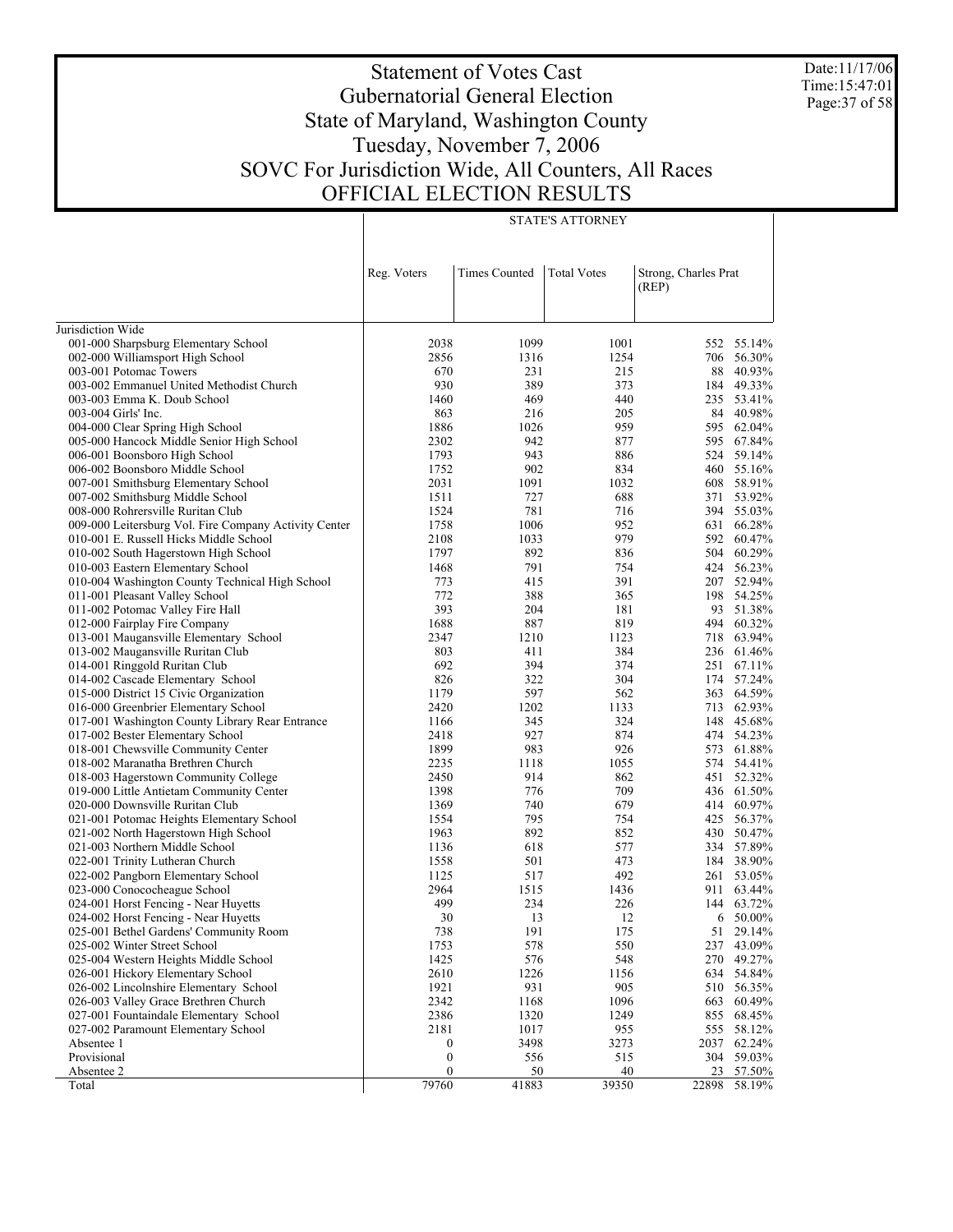# Statement of Votes Cast
## Gubernatorial General Election
## State of Maryland, Washington County
## Tuesday, November 7, 2006
## SOVC For Jurisdiction Wide, All Counters, All Races
## OFFICIAL ELECTION RESULTS

Date:11/17/06
Time:15:47:01

| | STATE'S ATTORNEY | | | | |
|---|---|---|---|---|---|
| | Reg. Voters | Times Counted | Total Votes | Strong, Charles Prat (REP) | |
| Jurisdiction Wide | | | | | |
| 001-000 Sharpsburg Elementary School | 2038 | 1099 | 1001 | 552 | 55.14% |
| 002-000 Williamsport High School | 2856 | 1316 | 1254 | 706 | 56.30% |
| 003-001 Potomac Towers | 670 | 231 | 215 | 88 | 40.93% |
| 003-002 Emmanuel United Methodist Church | 930 | 389 | 373 | 184 | 49.33% |
| 003-003 Emma K. Doub School | 1460 | 469 | 440 | 235 | 53.41% |
| 003-004 Girls' Inc. | 863 | 216 | 205 | 84 | 40.98% |
| 004-000 Clear Spring High School | 1886 | 1026 | 959 | 595 | 62.04% |
| 005-000 Hancock Middle Senior High School | 2302 | 942 | 877 | 595 | 67.84% |
| 006-001 Boonsboro High School | 1793 | 943 | 886 | 524 | 59.14% |
| 006-002 Boonsboro Middle School | 1752 | 902 | 834 | 460 | 55.16% |
| 007-001 Smithsburg Elementary School | 2031 | 1091 | 1032 | 608 | 58.91% |
| 007-002 Smithsburg Middle School | 1511 | 727 | 688 | 371 | 53.92% |
| 008-000 Rohrersville Ruritan Club | 1524 | 781 | 716 | 394 | 55.03% |
| 009-000 Leitersburg Vol. Fire Company Activity Center | 1758 | 1006 | 952 | 631 | 66.28% |
| 010-001 E. Russell Hicks Middle School | 2108 | 1033 | 979 | 592 | 60.47% |
| 010-002 South Hagerstown High School | 1797 | 892 | 836 | 504 | 60.29% |
| 010-003 Eastern Elementary School | 1468 | 791 | 754 | 424 | 56.23% |
| 010-004 Washington County Technical High School | 773 | 415 | 391 | 207 | 52.94% |
| 011-001 Pleasant Valley School | 772 | 388 | 365 | 198 | 54.25% |
| 011-002 Potomac Valley Fire Hall | 393 | 204 | 181 | 93 | 51.38% |
| 012-000 Fairplay Fire Company | 1688 | 887 | 819 | 494 | 60.32% |
| 013-001 Maugansville Elementary School | 2347 | 1210 | 1123 | 718 | 63.94% |
| 013-002 Maugansville Ruritan Club | 803 | 411 | 384 | 236 | 61.46% |
| 014-001 Ringgold Ruritan Club | 692 | 394 | 374 | 251 | 67.11% |
| 014-002 Cascade Elementary School | 826 | 322 | 304 | 174 | 57.24% |
| 015-000 District 15 Civic Organization | 1179 | 597 | 562 | 363 | 64.59% |
| 016-000 Greenbrier Elementary School | 2420 | 1202 | 1133 | 713 | 62.93% |
| 017-001 Washington County Library Rear Entrance | 1166 | 345 | 324 | 148 | 45.68% |
| 017-002 Bester Elementary School | 2418 | 927 | 874 | 474 | 54.23% |
| 018-001 Chewsville Community Center | 1899 | 983 | 926 | 573 | 61.88% |
| 018-002 Maranatha Brethren Church | 2235 | 1118 | 1055 | 574 | 54.41% |
| 018-003 Hagerstown Community College | 2450 | 914 | 862 | 451 | 52.32% |
| 019-000 Little Antietam Community Center | 1398 | 776 | 709 | 436 | 61.50% |
| 020-000 Downsville Ruritan Club | 1369 | 740 | 679 | 414 | 60.97% |
| 021-001 Potomac Heights Elementary School | 1554 | 795 | 754 | 425 | 56.37% |
| 021-002 North Hagerstown High School | 1963 | 892 | 852 | 430 | 50.47% |
| 021-003 Northern Middle School | 1136 | 618 | 577 | 334 | 57.89% |
| 022-001 Trinity Lutheran Church | 1558 | 501 | 473 | 184 | 38.90% |
| 022-002 Pangborn Elementary School | 1125 | 517 | 492 | 261 | 53.05% |
| 023-000 Conococheague School | 2964 | 1515 | 1436 | 911 | 63.44% |
| 024-001 Horst Fencing - Near Huyetts | 499 | 234 | 226 | 144 | 63.72% |
| 024-002 Horst Fencing - Near Huyetts | 30 | 13 | 12 | 6 | 50.00% |
| 025-001 Bethel Gardens' Community Room | 738 | 191 | 175 | 51 | 29.14% |
| 025-002 Winter Street School | 1753 | 578 | 550 | 237 | 43.09% |
| 025-004 Western Heights Middle School | 1425 | 576 | 548 | 270 | 49.27% |
| 026-001 Hickory Elementary School | 2610 | 1226 | 1156 | 634 | 54.84% |
| 026-002 Lincolnshire Elementary School | 1921 | 931 | 905 | 510 | 56.35% |
| 026-003 Valley Grace Brethren Church | 2342 | 1168 | 1096 | 663 | 60.49% |
| 027-001 Fountaindale Elementary School | 2386 | 1320 | 1249 | 855 | 68.45% |
| 027-002 Paramount Elementary School | 2181 | 1017 | 955 | 555 | 58.12% |
| Absentee 1 | 0 | 3498 | 3273 | 2037 | 62.24% |
| Provisional | 0 | 556 | 515 | 304 | 59.03% |
| Absentee 2 | 0 | 50 | 40 | 23 | 57.50% |
| Total | 79760 | 41883 | 39350 | 22898 | 58.19% |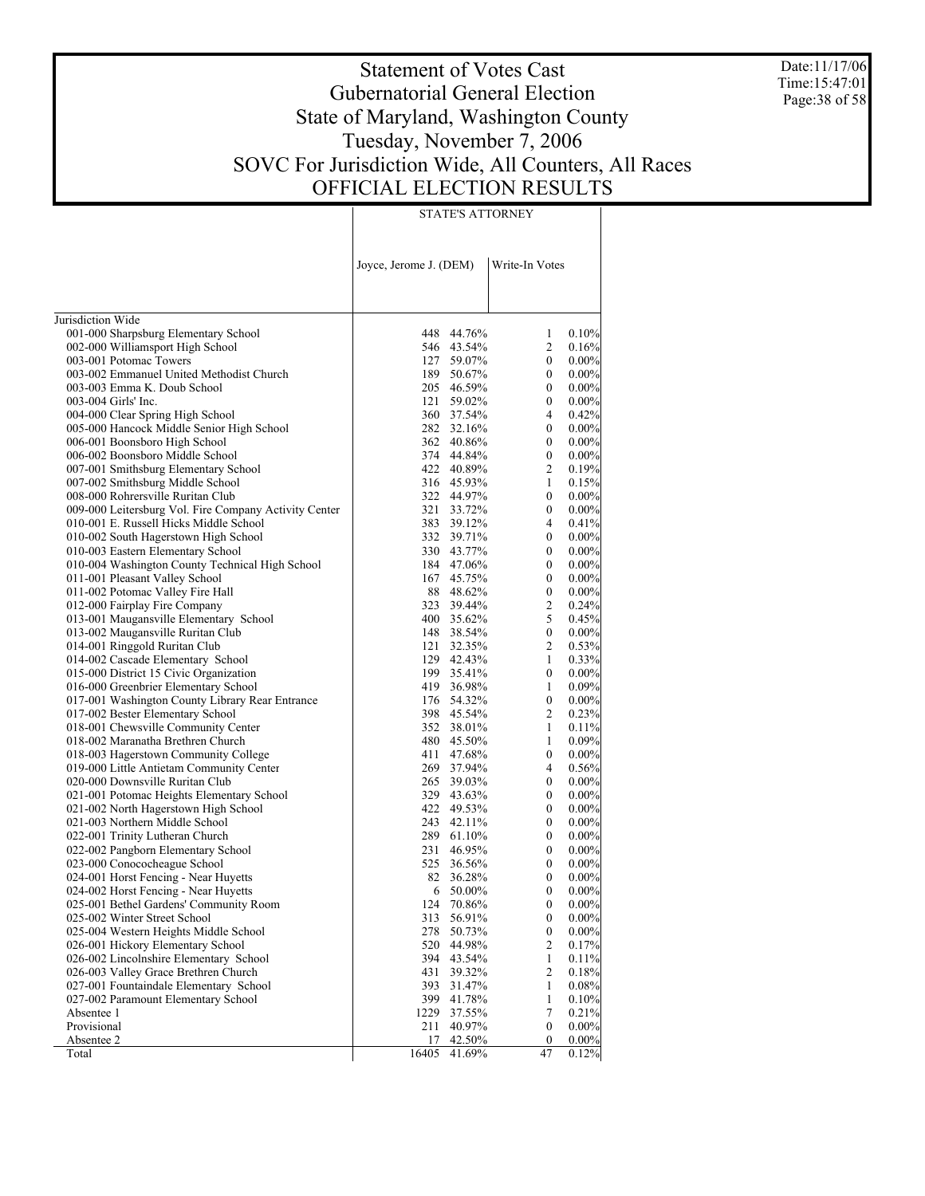# Statement of Votes Cast
# Gubernatorial General Election
# State of Maryland, Washington County
# Tuesday, November 7, 2006
# SOVC For Jurisdiction Wide, All Counters, All Races
# OFFICIAL ELECTION RESULTS

Date:11/17/06
Time:15:47:01

| | STATE'S ATTORNEY | | | |
|---|---|---|---|---|
| | Joyce, Jerome J. (DEM) | | Write-In Votes | |
| Jurisdiction Wide | | | | |
| 001-000 Sharpsburg Elementary School | 448 | 44.76% | 1 | 0.10% |
| 002-000 Williamsport High School | 546 | 43.54% | 2 | 0.16% |
| 003-001 Potomac Towers | 127 | 59.07% | 0 | 0.00% |
| 003-002 Emmanuel United Methodist Church | 189 | 50.67% | 0 | 0.00% |
| 003-003 Emma K. Doub School | 205 | 46.59% | 0 | 0.00% |
| 003-004 Girls' Inc. | 121 | 59.02% | 0 | 0.00% |
| 004-000 Clear Spring High School | 360 | 37.54% | 4 | 0.42% |
| 005-000 Hancock Middle Senior High School | 282 | 32.16% | 0 | 0.00% |
| 006-001 Boonsboro High School | 362 | 40.86% | 0 | 0.00% |
| 006-002 Boonsboro Middle School | 374 | 44.84% | 0 | 0.00% |
| 007-001 Smithsburg Elementary School | 422 | 40.89% | 2 | 0.19% |
| 007-002 Smithsburg Middle School | 316 | 45.93% | 1 | 0.15% |
| 008-000 Rohrersville Ruritan Club | 322 | 44.97% | 0 | 0.00% |
| 009-000 Leitersburg Vol. Fire Company Activity Center | 321 | 33.72% | 0 | 0.00% |
| 010-001 E. Russell Hicks Middle School | 383 | 39.12% | 4 | 0.41% |
| 010-002 South Hagerstown High School | 332 | 39.71% | 0 | 0.00% |
| 010-003 Eastern Elementary School | 330 | 43.77% | 0 | 0.00% |
| 010-004 Washington County Technical High School | 184 | 47.06% | 0 | 0.00% |
| 011-001 Pleasant Valley School | 167 | 45.75% | 0 | 0.00% |
| 011-002 Potomac Valley Fire Hall | 88 | 48.62% | 0 | 0.00% |
| 012-000 Fairplay Fire Company | 323 | 39.44% | 2 | 0.24% |
| 013-001 Maugansville Elementary School | 400 | 35.62% | 5 | 0.45% |
| 013-002 Maugansville Ruritan Club | 148 | 38.54% | 0 | 0.00% |
| 014-001 Ringgold Ruritan Club | 121 | 32.35% | 2 | 0.53% |
| 014-002 Cascade Elementary School | 129 | 42.43% | 1 | 0.33% |
| 015-000 District 15 Civic Organization | 199 | 35.41% | 0 | 0.00% |
| 016-000 Greenbrier Elementary School | 419 | 36.98% | 1 | 0.09% |
| 017-001 Washington County Library Rear Entrance | 176 | 54.32% | 0 | 0.00% |
| 017-002 Bester Elementary School | 398 | 45.54% | 2 | 0.23% |
| 018-001 Chewsville Community Center | 352 | 38.01% | 1 | 0.11% |
| 018-002 Maranatha Brethren Church | 480 | 45.50% | 1 | 0.09% |
| 018-003 Hagerstown Community College | 411 | 47.68% | 0 | 0.00% |
| 019-000 Little Antietam Community Center | 269 | 37.94% | 4 | 0.56% |
| 020-000 Downsville Ruritan Club | 265 | 39.03% | 0 | 0.00% |
| 021-001 Potomac Heights Elementary School | 329 | 43.63% | 0 | 0.00% |
| 021-002 North Hagerstown High School | 422 | 49.53% | 0 | 0.00% |
| 021-003 Northern Middle School | 243 | 42.11% | 0 | 0.00% |
| 022-001 Trinity Lutheran Church | 289 | 61.10% | 0 | 0.00% |
| 022-002 Pangborn Elementary School | 231 | 46.95% | 0 | 0.00% |
| 023-000 Conococheague School | 525 | 36.56% | 0 | 0.00% |
| 024-001 Horst Fencing - Near Huyetts | 82 | 36.28% | 0 | 0.00% |
| 024-002 Horst Fencing - Near Huyetts | 6 | 50.00% | 0 | 0.00% |
| 025-001 Bethel Gardens' Community Room | 124 | 70.86% | 0 | 0.00% |
| 025-002 Winter Street School | 313 | 56.91% | 0 | 0.00% |
| 025-004 Western Heights Middle School | 278 | 50.73% | 0 | 0.00% |
| 026-001 Hickory Elementary School | 520 | 44.98% | 2 | 0.17% |
| 026-002 Lincolnshire Elementary School | 394 | 43.54% | 1 | 0.11% |
| 026-003 Valley Grace Brethren Church | 431 | 39.32% | 2 | 0.18% |
| 027-001 Fountaindale Elementary School | 393 | 31.47% | 1 | 0.08% |
| 027-002 Paramount Elementary School | 399 | 41.78% | 1 | 0.10% |
| Absentee 1 | 1229 | 37.55% | 7 | 0.21% |
| Provisional | 211 | 40.97% | 0 | 0.00% |
| Absentee 2 | 17 | 42.50% | 0 | 0.00% |
| Total | 16405 | 41.69% | 47 | 0.12% |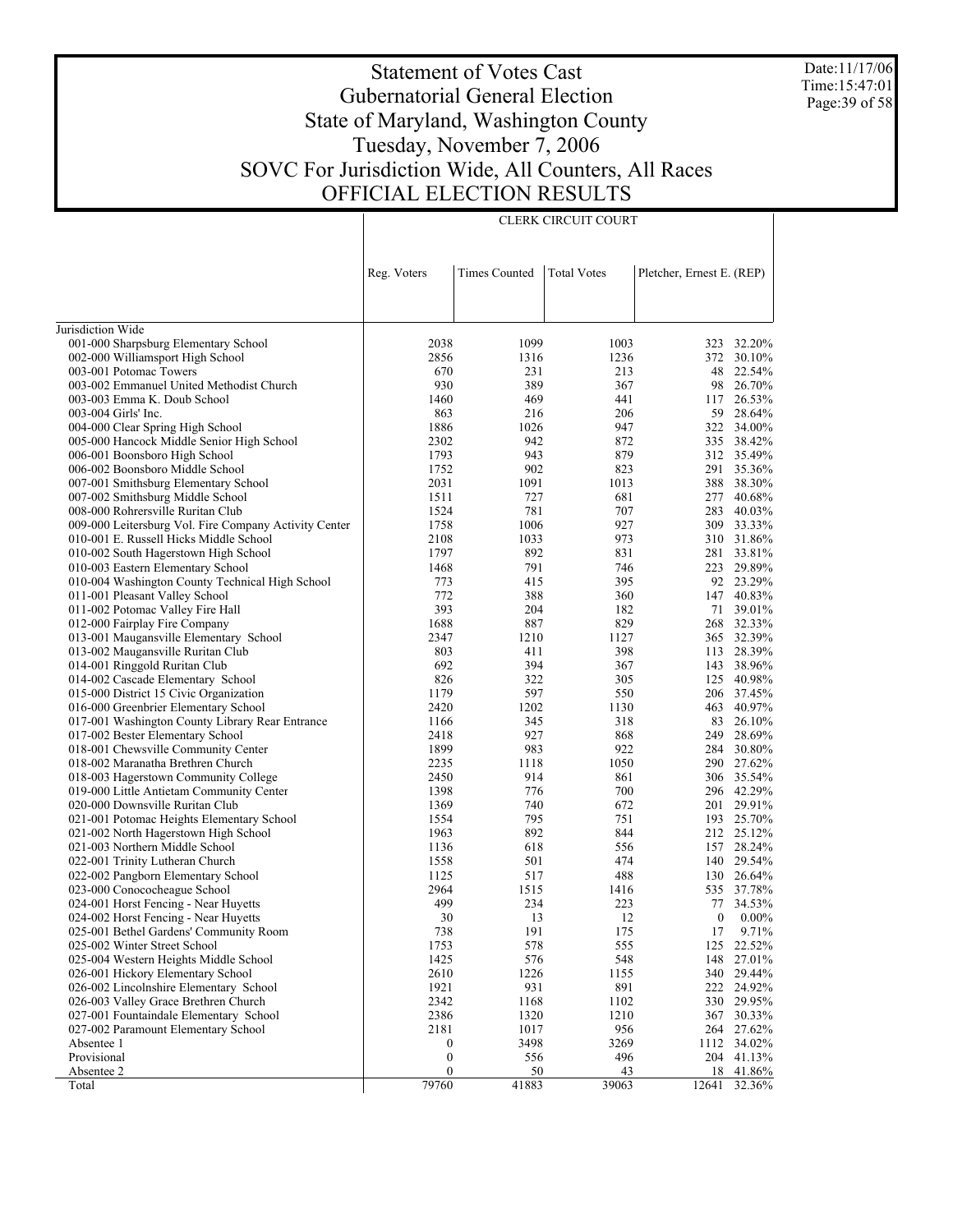# Statement of Votes Cast
## Gubernatorial General Election
## State of Maryland, Washington County
## Tuesday, November 7, 2006
## SOVC For Jurisdiction Wide, All Counters, All Races
## OFFICIAL ELECTION RESULTS

Date:11/17/06
Time:15:47:01

| | CLERK CIRCUIT COURT | | | | |
|---|---|---|---|---|---|
| | Reg. Voters | Times Counted | Total Votes | Pletcher, Ernest E. (REP) | |
| Jurisdiction Wide | | | | | |
| 001-000 Sharpsburg Elementary School | 2038 | 1099 | 1003 | 323 | 32.20% |
| 002-000 Williamsport High School | 2856 | 1316 | 1236 | 372 | 30.10% |
| 003-001 Potomac Towers | 670 | 231 | 213 | 48 | 22.54% |
| 003-002 Emmanuel United Methodist Church | 930 | 389 | 367 | 98 | 26.70% |
| 003-003 Emma K. Doub School | 1460 | 469 | 441 | 117 | 26.53% |
| 003-004 Girls' Inc. | 863 | 216 | 206 | 59 | 28.64% |
| 004-000 Clear Spring High School | 1886 | 1026 | 947 | 322 | 34.00% |
| 005-000 Hancock Middle Senior High School | 2302 | 942 | 872 | 335 | 38.42% |
| 006-001 Boonsboro High School | 1793 | 943 | 879 | 312 | 35.49% |
| 006-002 Boonsboro Middle School | 1752 | 902 | 823 | 291 | 35.36% |
| 007-001 Smithsburg Elementary School | 2031 | 1091 | 1013 | 388 | 38.30% |
| 007-002 Smithsburg Middle School | 1511 | 727 | 681 | 277 | 40.68% |
| 008-000 Rohrersville Ruritan Club | 1524 | 781 | 707 | 283 | 40.03% |
| 009-000 Leitersburg Vol. Fire Company Activity Center | 1758 | 1006 | 927 | 309 | 33.33% |
| 010-001 E. Russell Hicks Middle School | 2108 | 1033 | 973 | 310 | 31.86% |
| 010-002 South Hagerstown High School | 1797 | 892 | 831 | 281 | 33.81% |
| 010-003 Eastern Elementary School | 1468 | 791 | 746 | 223 | 29.89% |
| 010-004 Washington County Technical High School | 773 | 415 | 395 | 92 | 23.29% |
| 011-001 Pleasant Valley School | 772 | 388 | 360 | 147 | 40.83% |
| 011-002 Potomac Valley Fire Hall | 393 | 204 | 182 | 71 | 39.01% |
| 012-000 Fairplay Fire Company | 1688 | 887 | 829 | 268 | 32.33% |
| 013-001 Maugansville Elementary School | 2347 | 1210 | 1127 | 365 | 32.39% |
| 013-002 Maugansville Ruritan Club | 803 | 411 | 398 | 113 | 28.39% |
| 014-001 Ringgold Ruritan Club | 692 | 394 | 367 | 143 | 38.96% |
| 014-002 Cascade Elementary School | 826 | 322 | 305 | 125 | 40.98% |
| 015-000 District 15 Civic Organization | 1179 | 597 | 550 | 206 | 37.45% |
| 016-000 Greenbrier Elementary School | 2420 | 1202 | 1130 | 463 | 40.97% |
| 017-001 Washington County Library Rear Entrance | 1166 | 345 | 318 | 83 | 26.10% |
| 017-002 Bester Elementary School | 2418 | 927 | 868 | 249 | 28.69% |
| 018-001 Chewsville Community Center | 1899 | 983 | 922 | 284 | 30.80% |
| 018-002 Maranatha Brethren Church | 2235 | 1118 | 1050 | 290 | 27.62% |
| 018-003 Hagerstown Community College | 2450 | 914 | 861 | 306 | 35.54% |
| 019-000 Little Antietam Community Center | 1398 | 776 | 700 | 296 | 42.29% |
| 020-000 Downsville Ruritan Club | 1369 | 740 | 672 | 201 | 29.91% |
| 021-001 Potomac Heights Elementary School | 1554 | 795 | 751 | 193 | 25.70% |
| 021-002 North Hagerstown High School | 1963 | 892 | 844 | 212 | 25.12% |
| 021-003 Northern Middle School | 1136 | 618 | 556 | 157 | 28.24% |
| 022-001 Trinity Lutheran Church | 1558 | 501 | 474 | 140 | 29.54% |
| 022-002 Pangborn Elementary School | 1125 | 517 | 488 | 130 | 26.64% |
| 023-000 Conococheague School | 2964 | 1515 | 1416 | 535 | 37.78% |
| 024-001 Horst Fencing - Near Huyetts | 499 | 234 | 223 | 77 | 34.53% |
| 024-002 Horst Fencing - Near Huyetts | 30 | 13 | 12 | 0 | 0.00% |
| 025-001 Bethel Gardens' Community Room | 738 | 191 | 175 | 17 | 9.71% |
| 025-002 Winter Street School | 1753 | 578 | 555 | 125 | 22.52% |
| 025-004 Western Heights Middle School | 1425 | 576 | 548 | 148 | 27.01% |
| 026-001 Hickory Elementary School | 2610 | 1226 | 1155 | 340 | 29.44% |
| 026-002 Lincolnshire Elementary School | 1921 | 931 | 891 | 222 | 24.92% |
| 026-003 Valley Grace Brethren Church | 2342 | 1168 | 1102 | 330 | 29.95% |
| 027-001 Fountaindale Elementary School | 2386 | 1320 | 1210 | 367 | 30.33% |
| 027-002 Paramount Elementary School | 2181 | 1017 | 956 | 264 | 27.62% |
| Absentee 1 | 0 | 3498 | 3269 | 1112 | 34.02% |
| Provisional | 0 | 556 | 496 | 204 | 41.13% |
| Absentee 2 | 0 | 50 | 43 | 18 | 41.86% |
| Total | 79760 | 41883 | 39063 | 12641 | 32.36% |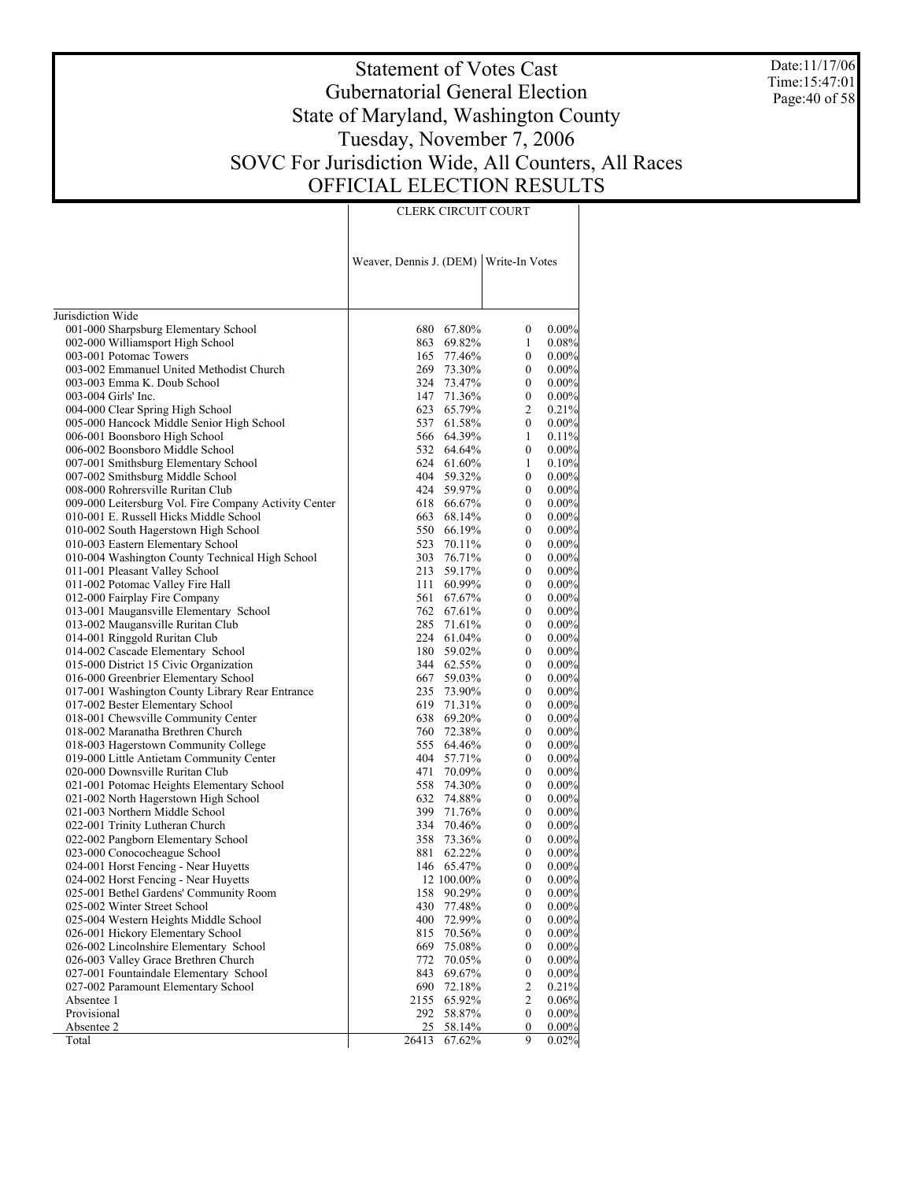# Statement of Votes Cast
# Gubernatorial General Election
# State of Maryland, Washington County
# Tuesday, November 7, 2006
# SOVC For Jurisdiction Wide, All Counters, All Races
# OFFICIAL ELECTION RESULTS

Date:11/17/06
Time:15:47:01

| | CLERK CIRCUIT COURT | | | |
|---|---|---|---|---|
| | Weaver, Dennis J. (DEM) | | Write-In Votes | |
| Jurisdiction Wide | | | | |
| 001-000 Sharpsburg Elementary School | 680 | 67.80% | 0 | 0.00% |
| 002-000 Williamsport High School | 863 | 69.82% | 1 | 0.08% |
| 003-001 Potomac Towers | 165 | 77.46% | 0 | 0.00% |
| 003-002 Emmanuel United Methodist Church | 269 | 73.30% | 0 | 0.00% |
| 003-003 Emma K. Doub School | 324 | 73.47% | 0 | 0.00% |
| 003-004 Girls' Inc. | 147 | 71.36% | 0 | 0.00% |
| 004-000 Clear Spring High School | 623 | 65.79% | 2 | 0.21% |
| 005-000 Hancock Middle Senior High School | 537 | 61.58% | 0 | 0.00% |
| 006-001 Boonsboro High School | 566 | 64.39% | 1 | 0.11% |
| 006-002 Boonsboro Middle School | 532 | 64.64% | 0 | 0.00% |
| 007-001 Smithsburg Elementary School | 624 | 61.60% | 1 | 0.10% |
| 007-002 Smithsburg Middle School | 404 | 59.32% | 0 | 0.00% |
| 008-000 Rohrersville Ruritan Club | 424 | 59.97% | 0 | 0.00% |
| 009-000 Leitersburg Vol. Fire Company Activity Center | 618 | 66.67% | 0 | 0.00% |
| 010-001 E. Russell Hicks Middle School | 663 | 68.14% | 0 | 0.00% |
| 010-002 South Hagerstown High School | 550 | 66.19% | 0 | 0.00% |
| 010-003 Eastern Elementary School | 523 | 70.11% | 0 | 0.00% |
| 010-004 Washington County Technical High School | 303 | 76.71% | 0 | 0.00% |
| 011-001 Pleasant Valley School | 213 | 59.17% | 0 | 0.00% |
| 011-002 Potomac Valley Fire Hall | 111 | 60.99% | 0 | 0.00% |
| 012-000 Fairplay Fire Company | 561 | 67.67% | 0 | 0.00% |
| 013-001 Maugansville Elementary School | 762 | 67.61% | 0 | 0.00% |
| 013-002 Maugansville Ruritan Club | 285 | 71.61% | 0 | 0.00% |
| 014-001 Ringgold Ruritan Club | 224 | 61.04% | 0 | 0.00% |
| 014-002 Cascade Elementary School | 180 | 59.02% | 0 | 0.00% |
| 015-000 District 15 Civic Organization | 344 | 62.55% | 0 | 0.00% |
| 016-000 Greenbrier Elementary School | 667 | 59.03% | 0 | 0.00% |
| 017-001 Washington County Library Rear Entrance | 235 | 73.90% | 0 | 0.00% |
| 017-002 Bester Elementary School | 619 | 71.31% | 0 | 0.00% |
| 018-001 Chewsville Community Center | 638 | 69.20% | 0 | 0.00% |
| 018-002 Maranatha Brethren Church | 760 | 72.38% | 0 | 0.00% |
| 018-003 Hagerstown Community College | 555 | 64.46% | 0 | 0.00% |
| 019-000 Little Antietam Community Center | 404 | 57.71% | 0 | 0.00% |
| 020-000 Downsville Ruritan Club | 471 | 70.09% | 0 | 0.00% |
| 021-001 Potomac Heights Elementary School | 558 | 74.30% | 0 | 0.00% |
| 021-002 North Hagerstown High School | 632 | 74.88% | 0 | 0.00% |
| 021-003 Northern Middle School | 399 | 71.76% | 0 | 0.00% |
| 022-001 Trinity Lutheran Church | 334 | 70.46% | 0 | 0.00% |
| 022-002 Pangborn Elementary School | 358 | 73.36% | 0 | 0.00% |
| 023-000 Conococheague School | 881 | 62.22% | 0 | 0.00% |
| 024-001 Horst Fencing - Near Huyetts | 146 | 65.47% | 0 | 0.00% |
| 024-002 Horst Fencing - Near Huyetts | 12 | 100.00% | 0 | 0.00% |
| 025-001 Bethel Gardens' Community Room | 158 | 90.29% | 0 | 0.00% |
| 025-002 Winter Street School | 430 | 77.48% | 0 | 0.00% |
| 025-004 Western Heights Middle School | 400 | 72.99% | 0 | 0.00% |
| 026-001 Hickory Elementary School | 815 | 70.56% | 0 | 0.00% |
| 026-002 Lincolnshire Elementary School | 669 | 75.08% | 0 | 0.00% |
| 026-003 Valley Grace Brethren Church | 772 | 70.05% | 0 | 0.00% |
| 027-001 Fountaindale Elementary School | 843 | 69.67% | 0 | 0.00% |
| 027-002 Paramount Elementary School | 690 | 72.18% | 2 | 0.21% |
| Absentee 1 | 2155 | 65.92% | 2 | 0.06% |
| Provisional | 292 | 58.87% | 0 | 0.00% |
| Absentee 2 | 25 | 58.14% | 0 | 0.00% |
| Total | 26413 | 67.62% | 9 | 0.02% |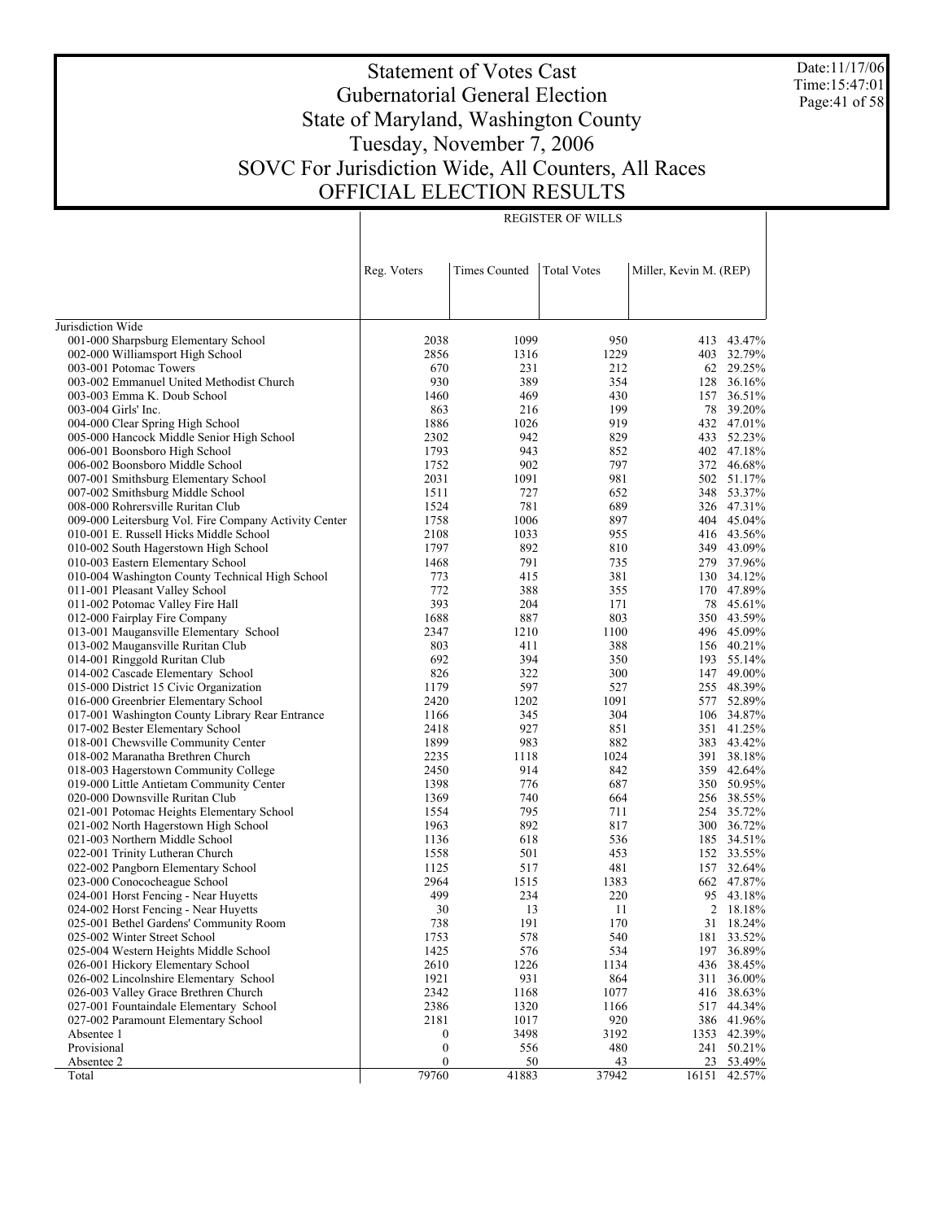# Statement of Votes Cast
## Gubernatorial General Election
## State of Maryland, Washington County
## Tuesday, November 7, 2006
## SOVC For Jurisdiction Wide, All Counters, All Races
## OFFICIAL ELECTION RESULTS

Date:11/17/06
Time:15:47:01

| | REGISTER OF WILLS | | | | |
|---|---|---|---|---|---|
| | Reg. Voters | Times Counted | Total Votes | Miller, Kevin M. (REP) | |
| Jurisdiction Wide | | | | | |
| 001-000 Sharpsburg Elementary School | 2038 | 1099 | 950 | 413 | 43.47% |
| 002-000 Williamsport High School | 2856 | 1316 | 1229 | 403 | 32.79% |
| 003-001 Potomac Towers | 670 | 231 | 212 | 62 | 29.25% |
| 003-002 Emmanuel United Methodist Church | 930 | 389 | 354 | 128 | 36.16% |
| 003-003 Emma K. Doub School | 1460 | 469 | 430 | 157 | 36.51% |
| 003-004 Girls' Inc. | 863 | 216 | 199 | 78 | 39.20% |
| 004-000 Clear Spring High School | 1886 | 1026 | 919 | 432 | 47.01% |
| 005-000 Hancock Middle Senior High School | 2302 | 942 | 829 | 433 | 52.23% |
| 006-001 Boonsboro High School | 1793 | 943 | 852 | 402 | 47.18% |
| 006-002 Boonsboro Middle School | 1752 | 902 | 797 | 372 | 46.68% |
| 007-001 Smithsburg Elementary School | 2031 | 1091 | 981 | 502 | 51.17% |
| 007-002 Smithsburg Middle School | 1511 | 727 | 652 | 348 | 53.37% |
| 008-000 Rohrersville Ruritan Club | 1524 | 781 | 689 | 326 | 47.31% |
| 009-000 Leitersburg Vol. Fire Company Activity Center | 1758 | 1006 | 897 | 404 | 45.04% |
| 010-001 E. Russell Hicks Middle School | 2108 | 1033 | 955 | 416 | 43.56% |
| 010-002 South Hagerstown High School | 1797 | 892 | 810 | 349 | 43.09% |
| 010-003 Eastern Elementary School | 1468 | 791 | 735 | 279 | 37.96% |
| 010-004 Washington County Technical High School | 773 | 415 | 381 | 130 | 34.12% |
| 011-001 Pleasant Valley School | 772 | 388 | 355 | 170 | 47.89% |
| 011-002 Potomac Valley Fire Hall | 393 | 204 | 171 | 78 | 45.61% |
| 012-000 Fairplay Fire Company | 1688 | 887 | 803 | 350 | 43.59% |
| 013-001 Maugansville Elementary School | 2347 | 1210 | 1100 | 496 | 45.09% |
| 013-002 Maugansville Ruritan Club | 803 | 411 | 388 | 156 | 40.21% |
| 014-001 Ringgold Ruritan Club | 692 | 394 | 350 | 193 | 55.14% |
| 014-002 Cascade Elementary School | 826 | 322 | 300 | 147 | 49.00% |
| 015-000 District 15 Civic Organization | 1179 | 597 | 527 | 255 | 48.39% |
| 016-000 Greenbrier Elementary School | 2420 | 1202 | 1091 | 577 | 52.89% |
| 017-001 Washington County Library Rear Entrance | 1166 | 345 | 304 | 106 | 34.87% |
| 017-002 Bester Elementary School | 2418 | 927 | 851 | 351 | 41.25% |
| 018-001 Chewsville Community Center | 1899 | 983 | 882 | 383 | 43.42% |
| 018-002 Maranatha Brethren Church | 2235 | 1118 | 1024 | 391 | 38.18% |
| 018-003 Hagerstown Community College | 2450 | 914 | 842 | 359 | 42.64% |
| 019-000 Little Antietam Community Center | 1398 | 776 | 687 | 350 | 50.95% |
| 020-000 Downsville Ruritan Club | 1369 | 740 | 664 | 256 | 38.55% |
| 021-001 Potomac Heights Elementary School | 1554 | 795 | 711 | 254 | 35.72% |
| 021-002 North Hagerstown High School | 1963 | 892 | 817 | 300 | 36.72% |
| 021-003 Northern Middle School | 1136 | 618 | 536 | 185 | 34.51% |
| 022-001 Trinity Lutheran Church | 1558 | 501 | 453 | 152 | 33.55% |
| 022-002 Pangborn Elementary School | 1125 | 517 | 481 | 157 | 32.64% |
| 023-000 Conococheague School | 2964 | 1515 | 1383 | 662 | 47.87% |
| 024-001 Horst Fencing - Near Huyetts | 499 | 234 | 220 | 95 | 43.18% |
| 024-002 Horst Fencing - Near Huyetts | 30 | 13 | 11 | 2 | 18.18% |
| 025-001 Bethel Gardens' Community Room | 738 | 191 | 170 | 31 | 18.24% |
| 025-002 Winter Street School | 1753 | 578 | 540 | 181 | 33.52% |
| 025-004 Western Heights Middle School | 1425 | 576 | 534 | 197 | 36.89% |
| 026-001 Hickory Elementary School | 2610 | 1226 | 1134 | 436 | 38.45% |
| 026-002 Lincolnshire Elementary School | 1921 | 931 | 864 | 311 | 36.00% |
| 026-003 Valley Grace Brethren Church | 2342 | 1168 | 1077 | 416 | 38.63% |
| 027-001 Fountaindale Elementary School | 2386 | 1320 | 1166 | 517 | 44.34% |
| 027-002 Paramount Elementary School | 2181 | 1017 | 920 | 386 | 41.96% |
| Absentee 1 | 0 | 3498 | 3192 | 1353 | 42.39% |
| Provisional | 0 | 556 | 480 | 241 | 50.21% |
| Absentee 2 | 0 | 50 | 43 | 23 | 53.49% |
| Total | 79760 | 41883 | 37942 | 16151 | 42.57% |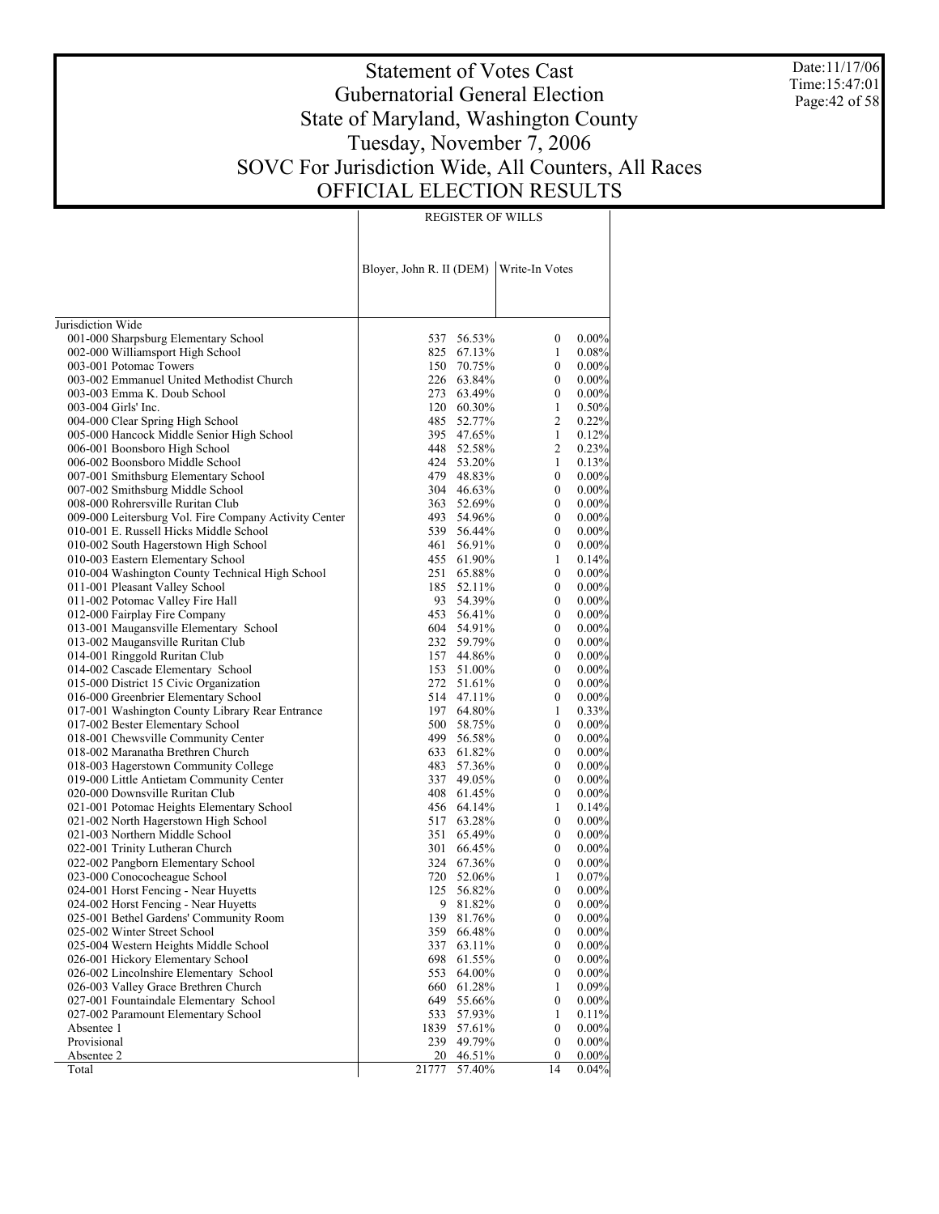# Statement of Votes Cast
## Gubernatorial General Election
## State of Maryland, Washington County
## Tuesday, November 7, 2006
## SOVC For Jurisdiction Wide, All Counters, All Races
## OFFICIAL ELECTION RESULTS

Date:11/17/06
Time:15:47:01

| | REGISTER OF WILLS | | | |
|---|---|---|---|---|
| | Bloyer, John R. II (DEM) | | Write-In Votes | |
| Jurisdiction Wide | | | | |
| 001-000 Sharpsburg Elementary School | 537 | 56.53% | 0 | 0.00% |
| 002-000 Williamsport High School | 825 | 67.13% | 1 | 0.08% |
| 003-001 Potomac Towers | 150 | 70.75% | 0 | 0.00% |
| 003-002 Emmanuel United Methodist Church | 226 | 63.84% | 0 | 0.00% |
| 003-003 Emma K. Doub School | 273 | 63.49% | 0 | 0.00% |
| 003-004 Girls' Inc. | 120 | 60.30% | 1 | 0.50% |
| 004-000 Clear Spring High School | 485 | 52.77% | 2 | 0.22% |
| 005-000 Hancock Middle Senior High School | 395 | 47.65% | 1 | 0.12% |
| 006-001 Boonsboro High School | 448 | 52.58% | 2 | 0.23% |
| 006-002 Boonsboro Middle School | 424 | 53.20% | 1 | 0.13% |
| 007-001 Smithsburg Elementary School | 479 | 48.83% | 0 | 0.00% |
| 007-002 Smithsburg Middle School | 304 | 46.63% | 0 | 0.00% |
| 008-000 Rohrersville Ruritan Club | 363 | 52.69% | 0 | 0.00% |
| 009-000 Leitersburg Vol. Fire Company Activity Center | 493 | 54.96% | 0 | 0.00% |
| 010-001 E. Russell Hicks Middle School | 539 | 56.44% | 0 | 0.00% |
| 010-002 South Hagerstown High School | 461 | 56.91% | 0 | 0.00% |
| 010-003 Eastern Elementary School | 455 | 61.90% | 1 | 0.14% |
| 010-004 Washington County Technical High School | 251 | 65.88% | 0 | 0.00% |
| 011-001 Pleasant Valley School | 185 | 52.11% | 0 | 0.00% |
| 011-002 Potomac Valley Fire Hall | 93 | 54.39% | 0 | 0.00% |
| 012-000 Fairplay Fire Company | 453 | 56.41% | 0 | 0.00% |
| 013-001 Maugansville Elementary School | 604 | 54.91% | 0 | 0.00% |
| 013-002 Maugansville Ruritan Club | 232 | 59.79% | 0 | 0.00% |
| 014-001 Ringgold Ruritan Club | 157 | 44.86% | 0 | 0.00% |
| 014-002 Cascade Elementary School | 153 | 51.00% | 0 | 0.00% |
| 015-000 District 15 Civic Organization | 272 | 51.61% | 0 | 0.00% |
| 016-000 Greenbrier Elementary School | 514 | 47.11% | 0 | 0.00% |
| 017-001 Washington County Library Rear Entrance | 197 | 64.80% | 1 | 0.33% |
| 017-002 Bester Elementary School | 500 | 58.75% | 0 | 0.00% |
| 018-001 Chewsville Community Center | 499 | 56.58% | 0 | 0.00% |
| 018-002 Maranatha Brethren Church | 633 | 61.82% | 0 | 0.00% |
| 018-003 Hagerstown Community College | 483 | 57.36% | 0 | 0.00% |
| 019-000 Little Antietam Community Center | 337 | 49.05% | 0 | 0.00% |
| 020-000 Downsville Ruritan Club | 408 | 61.45% | 0 | 0.00% |
| 021-001 Potomac Heights Elementary School | 456 | 64.14% | 1 | 0.14% |
| 021-002 North Hagerstown High School | 517 | 63.28% | 0 | 0.00% |
| 021-003 Northern Middle School | 351 | 65.49% | 0 | 0.00% |
| 022-001 Trinity Lutheran Church | 301 | 66.45% | 0 | 0.00% |
| 022-002 Pangborn Elementary School | 324 | 67.36% | 0 | 0.00% |
| 023-000 Conococheague School | 720 | 52.06% | 1 | 0.07% |
| 024-001 Horst Fencing - Near Huyetts | 125 | 56.82% | 0 | 0.00% |
| 024-002 Horst Fencing - Near Huyetts | 9 | 81.82% | 0 | 0.00% |
| 025-001 Bethel Gardens' Community Room | 139 | 81.76% | 0 | 0.00% |
| 025-002 Winter Street School | 359 | 66.48% | 0 | 0.00% |
| 025-004 Western Heights Middle School | 337 | 63.11% | 0 | 0.00% |
| 026-001 Hickory Elementary School | 698 | 61.55% | 0 | 0.00% |
| 026-002 Lincolnshire Elementary School | 553 | 64.00% | 0 | 0.00% |
| 026-003 Valley Grace Brethren Church | 660 | 61.28% | 1 | 0.09% |
| 027-001 Fountaindale Elementary School | 649 | 55.66% | 0 | 0.00% |
| 027-002 Paramount Elementary School | 533 | 57.93% | 1 | 0.11% |
| Absentee 1 | 1839 | 57.61% | 0 | 0.00% |
| Provisional | 239 | 49.79% | 0 | 0.00% |
| Absentee 2 | 20 | 46.51% | 0 | 0.00% |
| Total | 21777 | 57.40% | 14 | 0.04% |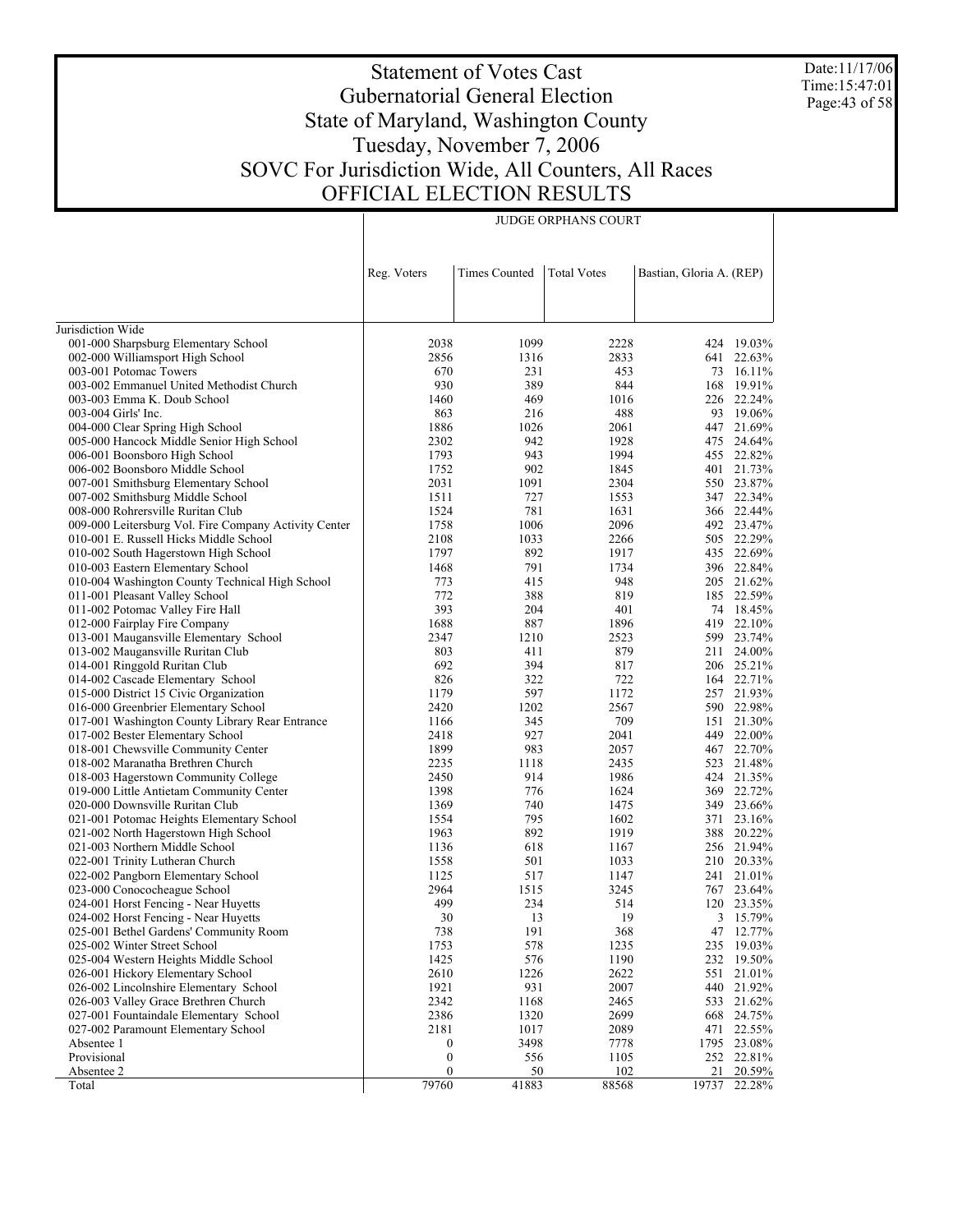# Statement of Votes Cast
## Gubernatorial General Election
## State of Maryland, Washington County
## Tuesday, November 7, 2006
## SOVC For Jurisdiction Wide, All Counters, All Races
## OFFICIAL ELECTION RESULTS

Date:11/17/06
Time:15:47:01

| | JUDGE ORPHANS COURT | | | | |
|---|---|---|---|---|---|
| | Reg. Voters | Times Counted | Total Votes | Bastian, Gloria A. (REP) | |
| Jurisdiction Wide | | | | | |
| 001-000 Sharpsburg Elementary School | 2038 | 1099 | 2228 | 424 | 19.03% |
| 002-000 Williamsport High School | 2856 | 1316 | 2833 | 641 | 22.63% |
| 003-001 Potomac Towers | 670 | 231 | 453 | 73 | 16.11% |
| 003-002 Emmanuel United Methodist Church | 930 | 389 | 844 | 168 | 19.91% |
| 003-003 Emma K. Doub School | 1460 | 469 | 1016 | 226 | 22.24% |
| 003-004 Girls' Inc. | 863 | 216 | 488 | 93 | 19.06% |
| 004-000 Clear Spring High School | 1886 | 1026 | 2061 | 447 | 21.69% |
| 005-000 Hancock Middle Senior High School | 2302 | 942 | 1928 | 475 | 24.64% |
| 006-001 Boonsboro High School | 1793 | 943 | 1994 | 455 | 22.82% |
| 006-002 Boonsboro Middle School | 1752 | 902 | 1845 | 401 | 21.73% |
| 007-001 Smithsburg Elementary School | 2031 | 1091 | 2304 | 550 | 23.87% |
| 007-002 Smithsburg Middle School | 1511 | 727 | 1553 | 347 | 22.34% |
| 008-000 Rohrersville Ruritan Club | 1524 | 781 | 1631 | 366 | 22.44% |
| 009-000 Leitersburg Vol. Fire Company Activity Center | 1758 | 1006 | 2096 | 492 | 23.47% |
| 010-001 E. Russell Hicks Middle School | 2108 | 1033 | 2266 | 505 | 22.29% |
| 010-002 South Hagerstown High School | 1797 | 892 | 1917 | 435 | 22.69% |
| 010-003 Eastern Elementary School | 1468 | 791 | 1734 | 396 | 22.84% |
| 010-004 Washington County Technical High School | 773 | 415 | 948 | 205 | 21.62% |
| 011-001 Pleasant Valley School | 772 | 388 | 819 | 185 | 22.59% |
| 011-002 Potomac Valley Fire Hall | 393 | 204 | 401 | 74 | 18.45% |
| 012-000 Fairplay Fire Company | 1688 | 887 | 1896 | 419 | 22.10% |
| 013-001 Maugansville Elementary School | 2347 | 1210 | 2523 | 599 | 23.74% |
| 013-002 Maugansville Ruritan Club | 803 | 411 | 879 | 211 | 24.00% |
| 014-001 Ringgold Ruritan Club | 692 | 394 | 817 | 206 | 25.21% |
| 014-002 Cascade Elementary School | 826 | 322 | 722 | 164 | 22.71% |
| 015-000 District 15 Civic Organization | 1179 | 597 | 1172 | 257 | 21.93% |
| 016-000 Greenbrier Elementary School | 2420 | 1202 | 2567 | 590 | 22.98% |
| 017-001 Washington County Library Rear Entrance | 1166 | 345 | 709 | 151 | 21.30% |
| 017-002 Bester Elementary School | 2418 | 927 | 2041 | 449 | 22.00% |
| 018-001 Chewsville Community Center | 1899 | 983 | 2057 | 467 | 22.70% |
| 018-002 Maranatha Brethren Church | 2235 | 1118 | 2435 | 523 | 21.48% |
| 018-003 Hagerstown Community College | 2450 | 914 | 1986 | 424 | 21.35% |
| 019-000 Little Antietam Community Center | 1398 | 776 | 1624 | 369 | 22.72% |
| 020-000 Downsville Ruritan Club | 1369 | 740 | 1475 | 349 | 23.66% |
| 021-001 Potomac Heights Elementary School | 1554 | 795 | 1602 | 371 | 23.16% |
| 021-002 North Hagerstown High School | 1963 | 892 | 1919 | 388 | 20.22% |
| 021-003 Northern Middle School | 1136 | 618 | 1167 | 256 | 21.94% |
| 022-001 Trinity Lutheran Church | 1558 | 501 | 1033 | 210 | 20.33% |
| 022-002 Pangborn Elementary School | 1125 | 517 | 1147 | 241 | 21.01% |
| 023-000 Conococheague School | 2964 | 1515 | 3245 | 767 | 23.64% |
| 024-001 Horst Fencing - Near Huyetts | 499 | 234 | 514 | 120 | 23.35% |
| 024-002 Horst Fencing - Near Huyetts | 30 | 13 | 19 | 3 | 15.79% |
| 025-001 Bethel Gardens' Community Room | 738 | 191 | 368 | 47 | 12.77% |
| 025-002 Winter Street School | 1753 | 578 | 1235 | 235 | 19.03% |
| 025-004 Western Heights Middle School | 1425 | 576 | 1190 | 232 | 19.50% |
| 026-001 Hickory Elementary School | 2610 | 1226 | 2622 | 551 | 21.01% |
| 026-002 Lincolnshire Elementary School | 1921 | 931 | 2007 | 440 | 21.92% |
| 026-003 Valley Grace Brethren Church | 2342 | 1168 | 2465 | 533 | 21.62% |
| 027-001 Fountaindale Elementary School | 2386 | 1320 | 2699 | 668 | 24.75% |
| 027-002 Paramount Elementary School | 2181 | 1017 | 2089 | 471 | 22.55% |
| Absentee 1 | 0 | 3498 | 7778 | 1795 | 23.08% |
| Provisional | 0 | 556 | 1105 | 252 | 22.81% |
| Absentee 2 | 0 | 50 | 102 | 21 | 20.59% |
| Total | 79760 | 41883 | 88568 | 19737 | 22.28% |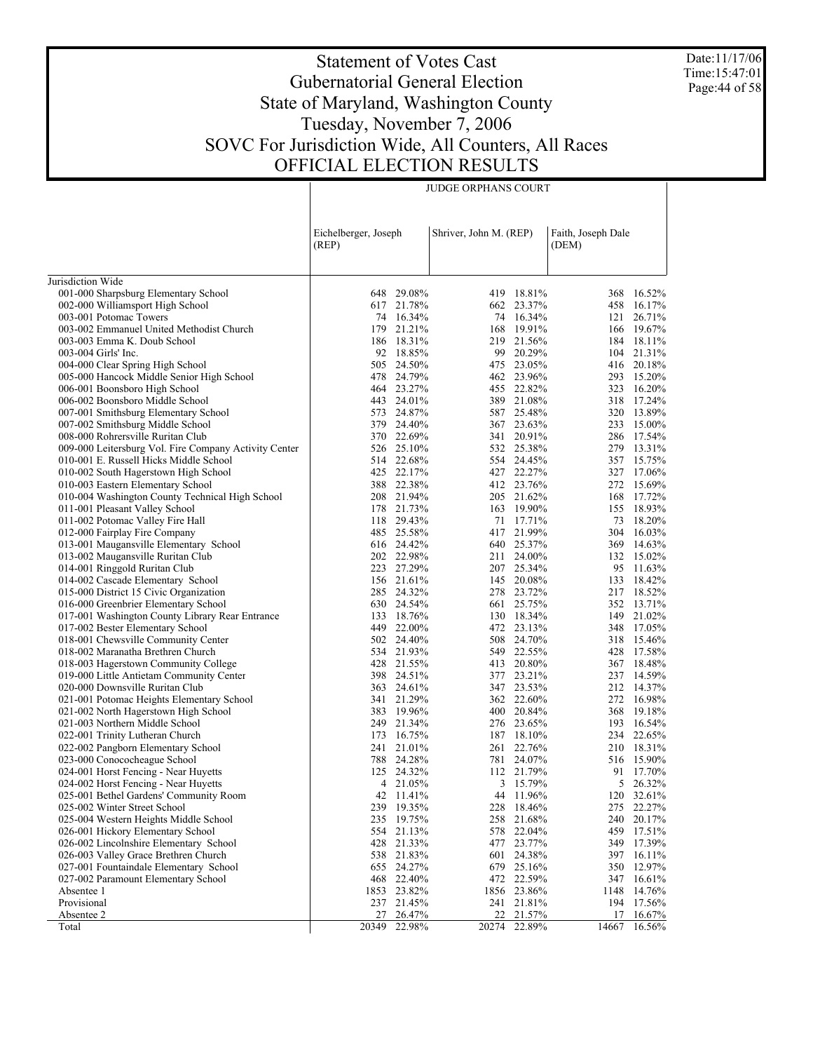# Statement of Votes Cast
## Gubernatorial General Election
## State of Maryland, Washington County
## Tuesday, November 7, 2006
## SOVC For Jurisdiction Wide, All Counters, All Races
## OFFICIAL ELECTION RESULTS

Date:11/17/06
Time:15:47:01

| | JUDGE ORPHANS COURT | | | | | |
|---|---|---|---|---|---|---|
| | Eichelberger, Joseph (REP) | | Shriver, John M. (REP) | | Faith, Joseph Dale (DEM) | |
| Jurisdiction Wide | | | | | | |
| 001-000 Sharpsburg Elementary School | 648 | 29.08% | 419 | 18.81% | 368 | 16.52% |
| 002-000 Williamsport High School | 617 | 21.78% | 662 | 23.37% | 458 | 16.17% |
| 003-001 Potomac Towers | 74 | 16.34% | 74 | 16.34% | 121 | 26.71% |
| 003-002 Emmanuel United Methodist Church | 179 | 21.21% | 168 | 19.91% | 166 | 19.67% |
| 003-003 Emma K. Doub School | 186 | 18.31% | 219 | 21.56% | 184 | 18.11% |
| 003-004 Girls' Inc. | 92 | 18.85% | 99 | 20.29% | 104 | 21.31% |
| 004-000 Clear Spring High School | 505 | 24.50% | 475 | 23.05% | 416 | 20.18% |
| 005-000 Hancock Middle Senior High School | 478 | 24.79% | 462 | 23.96% | 293 | 15.20% |
| 006-001 Boonsboro High School | 464 | 23.27% | 455 | 22.82% | 323 | 16.20% |
| 006-002 Boonsboro Middle School | 443 | 24.01% | 389 | 21.08% | 318 | 17.24% |
| 007-001 Smithsburg Elementary School | 573 | 24.87% | 587 | 25.48% | 320 | 13.89% |
| 007-002 Smithsburg Middle School | 379 | 24.40% | 367 | 23.63% | 233 | 15.00% |
| 008-000 Rohrersville Ruritan Club | 370 | 22.69% | 341 | 20.91% | 286 | 17.54% |
| 009-000 Leitersburg Vol. Fire Company Activity Center | 526 | 25.10% | 532 | 25.38% | 279 | 13.31% |
| 010-001 E. Russell Hicks Middle School | 514 | 22.68% | 554 | 24.45% | 357 | 15.75% |
| 010-002 South Hagerstown High School | 425 | 22.17% | 427 | 22.27% | 327 | 17.06% |
| 010-003 Eastern Elementary School | 388 | 22.38% | 412 | 23.76% | 272 | 15.69% |
| 010-004 Washington County Technical High School | 208 | 21.94% | 205 | 21.62% | 168 | 17.72% |
| 011-001 Pleasant Valley School | 178 | 21.73% | 163 | 19.90% | 155 | 18.93% |
| 011-002 Potomac Valley Fire Hall | 118 | 29.43% | 71 | 17.71% | 73 | 18.20% |
| 012-000 Fairplay Fire Company | 485 | 25.58% | 417 | 21.99% | 304 | 16.03% |
| 013-001 Maugansville Elementary School | 616 | 24.42% | 640 | 25.37% | 369 | 14.63% |
| 013-002 Maugansville Ruritan Club | 202 | 22.98% | 211 | 24.00% | 132 | 15.02% |
| 014-001 Ringgold Ruritan Club | 223 | 27.29% | 207 | 25.34% | 95 | 11.63% |
| 014-002 Cascade Elementary School | 156 | 21.61% | 145 | 20.08% | 133 | 18.42% |
| 015-000 District 15 Civic Organization | 285 | 24.32% | 278 | 23.72% | 217 | 18.52% |
| 016-000 Greenbrier Elementary School | 630 | 24.54% | 661 | 25.75% | 352 | 13.71% |
| 017-001 Washington County Library Rear Entrance | 133 | 18.76% | 130 | 18.34% | 149 | 21.02% |
| 017-002 Bester Elementary School | 449 | 22.00% | 472 | 23.13% | 348 | 17.05% |
| 018-001 Chewsville Community Center | 502 | 24.40% | 508 | 24.70% | 318 | 15.46% |
| 018-002 Maranatha Brethren Church | 534 | 21.93% | 549 | 22.55% | 428 | 17.58% |
| 018-003 Hagerstown Community College | 428 | 21.55% | 413 | 20.80% | 367 | 18.48% |
| 019-000 Little Antietam Community Center | 398 | 24.51% | 377 | 23.21% | 237 | 14.59% |
| 020-000 Downsville Ruritan Club | 363 | 24.61% | 347 | 23.53% | 212 | 14.37% |
| 021-001 Potomac Heights Elementary School | 341 | 21.29% | 362 | 22.60% | 272 | 16.98% |
| 021-002 North Hagerstown High School | 383 | 19.96% | 400 | 20.84% | 368 | 19.18% |
| 021-003 Northern Middle School | 249 | 21.34% | 276 | 23.65% | 193 | 16.54% |
| 022-001 Trinity Lutheran Church | 173 | 16.75% | 187 | 18.10% | 234 | 22.65% |
| 022-002 Pangborn Elementary School | 241 | 21.01% | 261 | 22.76% | 210 | 18.31% |
| 023-000 Conococheague School | 788 | 24.28% | 781 | 24.07% | 516 | 15.90% |
| 024-001 Horst Fencing - Near Huyetts | 125 | 24.32% | 112 | 21.79% | 91 | 17.70% |
| 024-002 Horst Fencing - Near Huyetts | 4 | 21.05% | 3 | 15.79% | 5 | 26.32% |
| 025-001 Bethel Gardens' Community Room | 42 | 11.41% | 44 | 11.96% | 120 | 32.61% |
| 025-002 Winter Street School | 239 | 19.35% | 228 | 18.46% | 275 | 22.27% |
| 025-004 Western Heights Middle School | 235 | 19.75% | 258 | 21.68% | 240 | 20.17% |
| 026-001 Hickory Elementary School | 554 | 21.13% | 578 | 22.04% | 459 | 17.51% |
| 026-002 Lincolnshire Elementary School | 428 | 21.33% | 477 | 23.77% | 349 | 17.39% |
| 026-003 Valley Grace Brethren Church | 538 | 21.83% | 601 | 24.38% | 397 | 16.11% |
| 027-001 Fountaindale Elementary School | 655 | 24.27% | 679 | 25.16% | 350 | 12.97% |
| 027-002 Paramount Elementary School | 468 | 22.40% | 472 | 22.59% | 347 | 16.61% |
| Absentee 1 | 1853 | 23.82% | 1856 | 23.86% | 1148 | 14.76% |
| Provisional | 237 | 21.45% | 241 | 21.81% | 194 | 17.56% |
| Absentee 2 | 27 | 26.47% | 22 | 21.57% | 17 | 16.67% |
| Total | 20349 | 22.98% | 20274 | 22.89% | 14667 | 16.56% |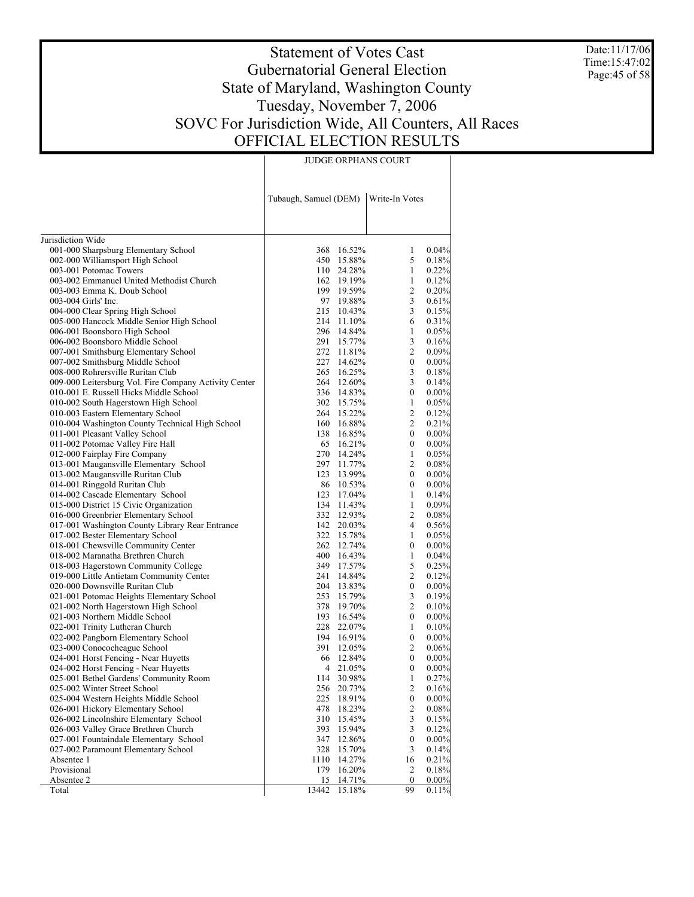# Statement of Votes Cast
## Gubernatorial General Election
## State of Maryland, Washington County
## Tuesday, November 7, 2006
## SOVC For Jurisdiction Wide, All Counters, All Races
## OFFICIAL ELECTION RESULTS

Date:11/17/06
Time:15:47:02

| | JUDGE ORPHANS COURT | | | |
|---|---|---|---|---|
| | Tubaugh, Samuel (DEM) | | Write-In Votes | |
| Jurisdiction Wide | | | | |
| 001-000 Sharpsburg Elementary School | 368 | 16.52% | 1 | 0.04% |
| 002-000 Williamsport High School | 450 | 15.88% | 5 | 0.18% |
| 003-001 Potomac Towers | 110 | 24.28% | 1 | 0.22% |
| 003-002 Emmanuel United Methodist Church | 162 | 19.19% | 1 | 0.12% |
| 003-003 Emma K. Doub School | 199 | 19.59% | 2 | 0.20% |
| 003-004 Girls' Inc. | 97 | 19.88% | 3 | 0.61% |
| 004-000 Clear Spring High School | 215 | 10.43% | 3 | 0.15% |
| 005-000 Hancock Middle Senior High School | 214 | 11.10% | 6 | 0.31% |
| 006-001 Boonsboro High School | 296 | 14.84% | 1 | 0.05% |
| 006-002 Boonsboro Middle School | 291 | 15.77% | 3 | 0.16% |
| 007-001 Smithsburg Elementary School | 272 | 11.81% | 2 | 0.09% |
| 007-002 Smithsburg Middle School | 227 | 14.62% | 0 | 0.00% |
| 008-000 Rohrersville Ruritan Club | 265 | 16.25% | 3 | 0.18% |
| 009-000 Leitersburg Vol. Fire Company Activity Center | 264 | 12.60% | 3 | 0.14% |
| 010-001 E. Russell Hicks Middle School | 336 | 14.83% | 0 | 0.00% |
| 010-002 South Hagerstown High School | 302 | 15.75% | 1 | 0.05% |
| 010-003 Eastern Elementary School | 264 | 15.22% | 2 | 0.12% |
| 010-004 Washington County Technical High School | 160 | 16.88% | 2 | 0.21% |
| 011-001 Pleasant Valley School | 138 | 16.85% | 0 | 0.00% |
| 011-002 Potomac Valley Fire Hall | 65 | 16.21% | 0 | 0.00% |
| 012-000 Fairplay Fire Company | 270 | 14.24% | 1 | 0.05% |
| 013-001 Maugansville Elementary School | 297 | 11.77% | 2 | 0.08% |
| 013-002 Maugansville Ruritan Club | 123 | 13.99% | 0 | 0.00% |
| 014-001 Ringgold Ruritan Club | 86 | 10.53% | 0 | 0.00% |
| 014-002 Cascade Elementary School | 123 | 17.04% | 1 | 0.14% |
| 015-000 District 15 Civic Organization | 134 | 11.43% | 1 | 0.09% |
| 016-000 Greenbrier Elementary School | 332 | 12.93% | 2 | 0.08% |
| 017-001 Washington County Library Rear Entrance | 142 | 20.03% | 4 | 0.56% |
| 017-002 Bester Elementary School | 322 | 15.78% | 1 | 0.05% |
| 018-001 Chewsville Community Center | 262 | 12.74% | 0 | 0.00% |
| 018-002 Maranatha Brethren Church | 400 | 16.43% | 1 | 0.04% |
| 018-003 Hagerstown Community College | 349 | 17.57% | 5 | 0.25% |
| 019-000 Little Antietam Community Center | 241 | 14.84% | 2 | 0.12% |
| 020-000 Downsville Ruritan Club | 204 | 13.83% | 0 | 0.00% |
| 021-001 Potomac Heights Elementary School | 253 | 15.79% | 3 | 0.19% |
| 021-002 North Hagerstown High School | 378 | 19.70% | 2 | 0.10% |
| 021-003 Northern Middle School | 193 | 16.54% | 0 | 0.00% |
| 022-001 Trinity Lutheran Church | 228 | 22.07% | 1 | 0.10% |
| 022-002 Pangborn Elementary School | 194 | 16.91% | 0 | 0.00% |
| 023-000 Conococheague School | 391 | 12.05% | 2 | 0.06% |
| 024-001 Horst Fencing - Near Huyetts | 66 | 12.84% | 0 | 0.00% |
| 024-002 Horst Fencing - Near Huyetts | 4 | 21.05% | 0 | 0.00% |
| 025-001 Bethel Gardens' Community Room | 114 | 30.98% | 1 | 0.27% |
| 025-002 Winter Street School | 256 | 20.73% | 2 | 0.16% |
| 025-004 Western Heights Middle School | 225 | 18.91% | 0 | 0.00% |
| 026-001 Hickory Elementary School | 478 | 18.23% | 2 | 0.08% |
| 026-002 Lincolnshire Elementary School | 310 | 15.45% | 3 | 0.15% |
| 026-003 Valley Grace Brethren Church | 393 | 15.94% | 3 | 0.12% |
| 027-001 Fountaindale Elementary School | 347 | 12.86% | 0 | 0.00% |
| 027-002 Paramount Elementary School | 328 | 15.70% | 3 | 0.14% |
| Absentee 1 | 1110 | 14.27% | 16 | 0.21% |
| Provisional | 179 | 16.20% | 2 | 0.18% |
| Absentee 2 | 15 | 14.71% | 0 | 0.00% |
| Total | 13442 | 15.18% | 99 | 0.11% |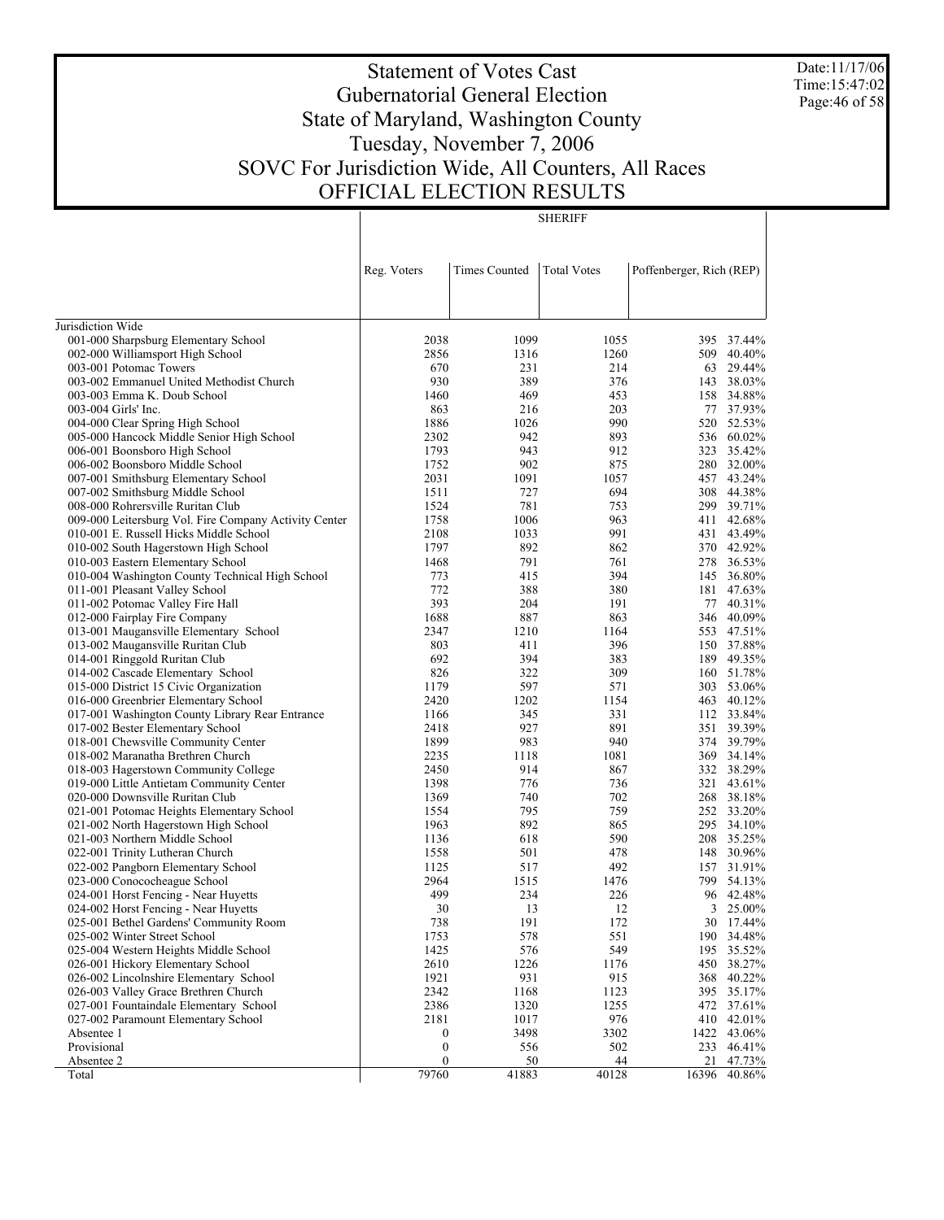# Statement of Votes Cast
## Gubernatorial General Election
## State of Maryland, Washington County
## Tuesday, November 7, 2006
## SOVC For Jurisdiction Wide, All Counters, All Races
## OFFICIAL ELECTION RESULTS

Date:11/17/06
Time:15:47:02

| | SHERIFF | | | | |
|---|---|---|---|---|---|
| | Reg. Voters | Times Counted | Total Votes | Poffenberger, Rich (REP) | |
| Jurisdiction Wide | | | | | |
| 001-000 Sharpsburg Elementary School | 2038 | 1099 | 1055 | 395 | 37.44% |
| 002-000 Williamsport High School | 2856 | 1316 | 1260 | 509 | 40.40% |
| 003-001 Potomac Towers | 670 | 231 | 214 | 63 | 29.44% |
| 003-002 Emmanuel United Methodist Church | 930 | 389 | 376 | 143 | 38.03% |
| 003-003 Emma K. Doub School | 1460 | 469 | 453 | 158 | 34.88% |
| 003-004 Girls' Inc. | 863 | 216 | 203 | 77 | 37.93% |
| 004-000 Clear Spring High School | 1886 | 1026 | 990 | 520 | 52.53% |
| 005-000 Hancock Middle Senior High School | 2302 | 942 | 893 | 536 | 60.02% |
| 006-001 Boonsboro High School | 1793 | 943 | 912 | 323 | 35.42% |
| 006-002 Boonsboro Middle School | 1752 | 902 | 875 | 280 | 32.00% |
| 007-001 Smithsburg Elementary School | 2031 | 1091 | 1057 | 457 | 43.24% |
| 007-002 Smithsburg Middle School | 1511 | 727 | 694 | 308 | 44.38% |
| 008-000 Rohrersville Ruritan Club | 1524 | 781 | 753 | 299 | 39.71% |
| 009-000 Leitersburg Vol. Fire Company Activity Center | 1758 | 1006 | 963 | 411 | 42.68% |
| 010-001 E. Russell Hicks Middle School | 2108 | 1033 | 991 | 431 | 43.49% |
| 010-002 South Hagerstown High School | 1797 | 892 | 862 | 370 | 42.92% |
| 010-003 Eastern Elementary School | 1468 | 791 | 761 | 278 | 36.53% |
| 010-004 Washington County Technical High School | 773 | 415 | 394 | 145 | 36.80% |
| 011-001 Pleasant Valley School | 772 | 388 | 380 | 181 | 47.63% |
| 011-002 Potomac Valley Fire Hall | 393 | 204 | 191 | 77 | 40.31% |
| 012-000 Fairplay Fire Company | 1688 | 887 | 863 | 346 | 40.09% |
| 013-001 Maugansville Elementary School | 2347 | 1210 | 1164 | 553 | 47.51% |
| 013-002 Maugansville Ruritan Club | 803 | 411 | 396 | 150 | 37.88% |
| 014-001 Ringgold Ruritan Club | 692 | 394 | 383 | 189 | 49.35% |
| 014-002 Cascade Elementary School | 826 | 322 | 309 | 160 | 51.78% |
| 015-000 District 15 Civic Organization | 1179 | 597 | 571 | 303 | 53.06% |
| 016-000 Greenbrier Elementary School | 2420 | 1202 | 1154 | 463 | 40.12% |
| 017-001 Washington County Library Rear Entrance | 1166 | 345 | 331 | 112 | 33.84% |
| 017-002 Bester Elementary School | 2418 | 927 | 891 | 351 | 39.39% |
| 018-001 Chewsville Community Center | 1899 | 983 | 940 | 374 | 39.79% |
| 018-002 Maranatha Brethren Church | 2235 | 1118 | 1081 | 369 | 34.14% |
| 018-003 Hagerstown Community College | 2450 | 914 | 867 | 332 | 38.29% |
| 019-000 Little Antietam Community Center | 1398 | 776 | 736 | 321 | 43.61% |
| 020-000 Downsville Ruritan Club | 1369 | 740 | 702 | 268 | 38.18% |
| 021-001 Potomac Heights Elementary School | 1554 | 795 | 759 | 252 | 33.20% |
| 021-002 North Hagerstown High School | 1963 | 892 | 865 | 295 | 34.10% |
| 021-003 Northern Middle School | 1136 | 618 | 590 | 208 | 35.25% |
| 022-001 Trinity Lutheran Church | 1558 | 501 | 478 | 148 | 30.96% |
| 022-002 Pangborn Elementary School | 1125 | 517 | 492 | 157 | 31.91% |
| 023-000 Conococheague School | 2964 | 1515 | 1476 | 799 | 54.13% |
| 024-001 Horst Fencing - Near Huyetts | 499 | 234 | 226 | 96 | 42.48% |
| 024-002 Horst Fencing - Near Huyetts | 30 | 13 | 12 | 3 | 25.00% |
| 025-001 Bethel Gardens' Community Room | 738 | 191 | 172 | 30 | 17.44% |
| 025-002 Winter Street School | 1753 | 578 | 551 | 190 | 34.48% |
| 025-004 Western Heights Middle School | 1425 | 576 | 549 | 195 | 35.52% |
| 026-001 Hickory Elementary School | 2610 | 1226 | 1176 | 450 | 38.27% |
| 026-002 Lincolnshire Elementary School | 1921 | 931 | 915 | 368 | 40.22% |
| 026-003 Valley Grace Brethren Church | 2342 | 1168 | 1123 | 395 | 35.17% |
| 027-001 Fountaindale Elementary School | 2386 | 1320 | 1255 | 472 | 37.61% |
| 027-002 Paramount Elementary School | 2181 | 1017 | 976 | 410 | 42.01% |
| Absentee 1 | 0 | 3498 | 3302 | 1422 | 43.06% |
| Provisional | 0 | 556 | 502 | 233 | 46.41% |
| Absentee 2 | 0 | 50 | 44 | 21 | 47.73% |
| Total | 79760 | 41883 | 40128 | 16396 | 40.86% |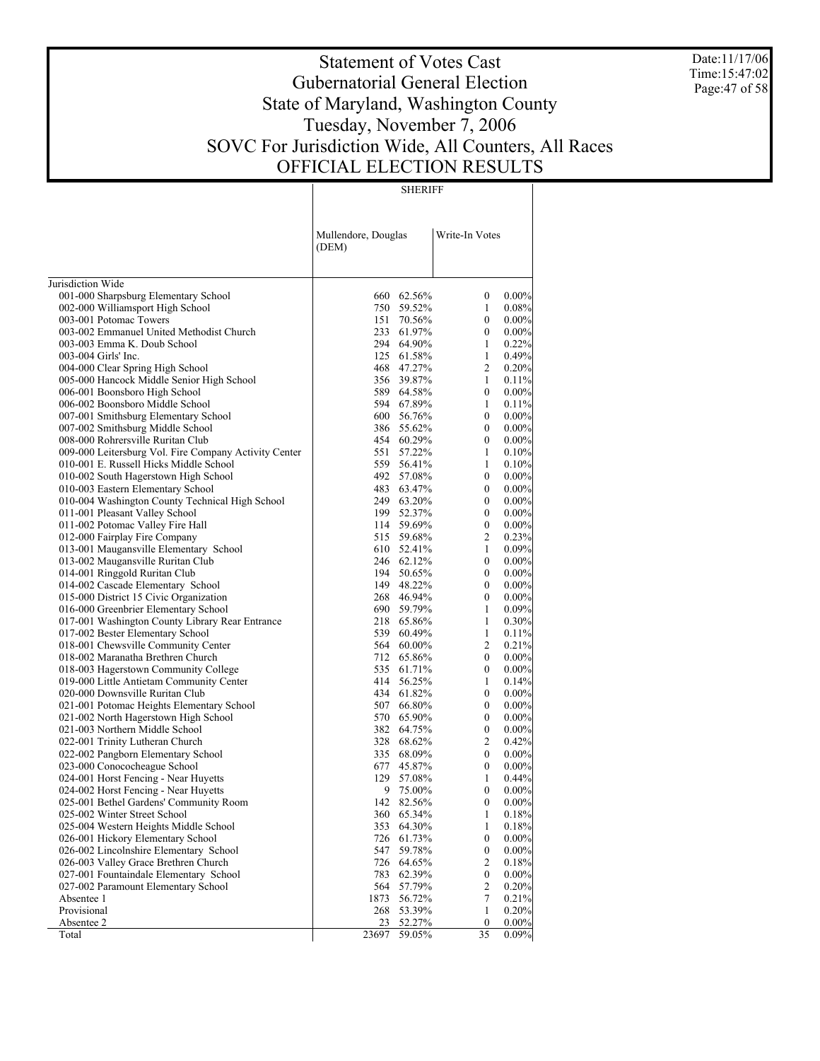# Statement of Votes Cast
## Gubernatorial General Election
## State of Maryland, Washington County
## Tuesday, November 7, 2006
## SOVC For Jurisdiction Wide, All Counters, All Races
## OFFICIAL ELECTION RESULTS

Date:11/17/06
Time:15:47:02

| | SHERIFF | | | |
|---|---|---|---|---|
| | Mullendore, Douglas (DEM) | | Write-In Votes | |
| Jurisdiction Wide | | | | |
| 001-000 Sharpsburg Elementary School | 660 | 62.56% | 0 | 0.00% |
| 002-000 Williamsport High School | 750 | 59.52% | 1 | 0.08% |
| 003-001 Potomac Towers | 151 | 70.56% | 0 | 0.00% |
| 003-002 Emmanuel United Methodist Church | 233 | 61.97% | 0 | 0.00% |
| 003-003 Emma K. Doub School | 294 | 64.90% | 1 | 0.22% |
| 003-004 Girls' Inc. | 125 | 61.58% | 1 | 0.49% |
| 004-000 Clear Spring High School | 468 | 47.27% | 2 | 0.20% |
| 005-000 Hancock Middle Senior High School | 356 | 39.87% | 1 | 0.11% |
| 006-001 Boonsboro High School | 589 | 64.58% | 0 | 0.00% |
| 006-002 Boonsboro Middle School | 594 | 67.89% | 1 | 0.11% |
| 007-001 Smithsburg Elementary School | 600 | 56.76% | 0 | 0.00% |
| 007-002 Smithsburg Middle School | 386 | 55.62% | 0 | 0.00% |
| 008-000 Rohrersville Ruritan Club | 454 | 60.29% | 0 | 0.00% |
| 009-000 Leitersburg Vol. Fire Company Activity Center | 551 | 57.22% | 1 | 0.10% |
| 010-001 E. Russell Hicks Middle School | 559 | 56.41% | 1 | 0.10% |
| 010-002 South Hagerstown High School | 492 | 57.08% | 0 | 0.00% |
| 010-003 Eastern Elementary School | 483 | 63.47% | 0 | 0.00% |
| 010-004 Washington County Technical High School | 249 | 63.20% | 0 | 0.00% |
| 011-001 Pleasant Valley School | 199 | 52.37% | 0 | 0.00% |
| 011-002 Potomac Valley Fire Hall | 114 | 59.69% | 0 | 0.00% |
| 012-000 Fairplay Fire Company | 515 | 59.68% | 2 | 0.23% |
| 013-001 Maugansville Elementary School | 610 | 52.41% | 1 | 0.09% |
| 013-002 Maugansville Ruritan Club | 246 | 62.12% | 0 | 0.00% |
| 014-001 Ringgold Ruritan Club | 194 | 50.65% | 0 | 0.00% |
| 014-002 Cascade Elementary School | 149 | 48.22% | 0 | 0.00% |
| 015-000 District 15 Civic Organization | 268 | 46.94% | 0 | 0.00% |
| 016-000 Greenbrier Elementary School | 690 | 59.79% | 1 | 0.09% |
| 017-001 Washington County Library Rear Entrance | 218 | 65.86% | 1 | 0.30% |
| 017-002 Bester Elementary School | 539 | 60.49% | 1 | 0.11% |
| 018-001 Chewsville Community Center | 564 | 60.00% | 2 | 0.21% |
| 018-002 Maranatha Brethren Church | 712 | 65.86% | 0 | 0.00% |
| 018-003 Hagerstown Community College | 535 | 61.71% | 0 | 0.00% |
| 019-000 Little Antietam Community Center | 414 | 56.25% | 1 | 0.14% |
| 020-000 Downsville Ruritan Club | 434 | 61.82% | 0 | 0.00% |
| 021-001 Potomac Heights Elementary School | 507 | 66.80% | 0 | 0.00% |
| 021-002 North Hagerstown High School | 570 | 65.90% | 0 | 0.00% |
| 021-003 Northern Middle School | 382 | 64.75% | 0 | 0.00% |
| 022-001 Trinity Lutheran Church | 328 | 68.62% | 2 | 0.42% |
| 022-002 Pangborn Elementary School | 335 | 68.09% | 0 | 0.00% |
| 023-000 Conococheague School | 677 | 45.87% | 0 | 0.00% |
| 024-001 Horst Fencing - Near Huyetts | 129 | 57.08% | 1 | 0.44% |
| 024-002 Horst Fencing - Near Huyetts | 9 | 75.00% | 0 | 0.00% |
| 025-001 Bethel Gardens' Community Room | 142 | 82.56% | 0 | 0.00% |
| 025-002 Winter Street School | 360 | 65.34% | 1 | 0.18% |
| 025-004 Western Heights Middle School | 353 | 64.30% | 1 | 0.18% |
| 026-001 Hickory Elementary School | 726 | 61.73% | 0 | 0.00% |
| 026-002 Lincolnshire Elementary School | 547 | 59.78% | 0 | 0.00% |
| 026-003 Valley Grace Brethren Church | 726 | 64.65% | 2 | 0.18% |
| 027-001 Fountaindale Elementary School | 783 | 62.39% | 0 | 0.00% |
| 027-002 Paramount Elementary School | 564 | 57.79% | 2 | 0.20% |
| Absentee 1 | 1873 | 56.72% | 7 | 0.21% |
| Provisional | 268 | 53.39% | 1 | 0.20% |
| Absentee 2 | 23 | 52.27% | 0 | 0.00% |
| Total | 23697 | 59.05% | 35 | 0.09% |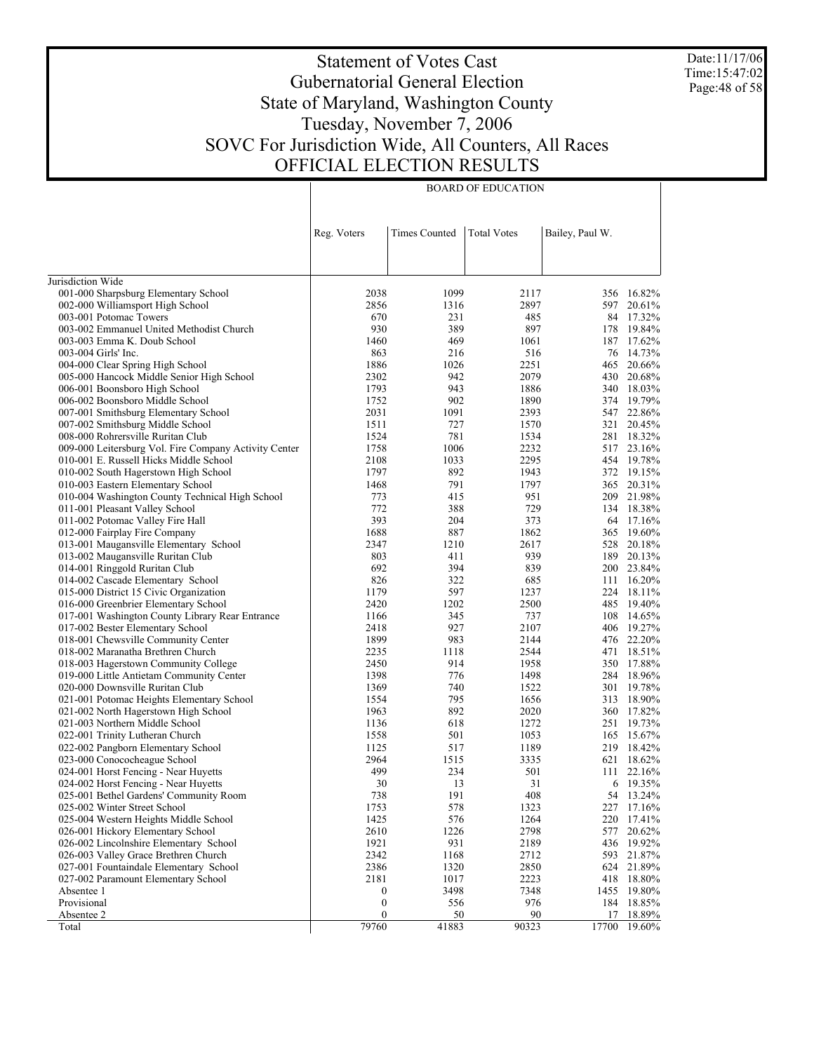# Statement of Votes Cast
# Gubernatorial General Election
# State of Maryland, Washington County
# Tuesday, November 7, 2006
# SOVC For Jurisdiction Wide, All Counters, All Races
# OFFICIAL ELECTION RESULTS

Date:11/17/06
Time:15:47:02

| | BOARD OF EDUCATION | | | | |
|---|---|---|---|---|---|
| | Reg. Voters | Times Counted | Total Votes | Bailey, Paul W. | |
| Jurisdiction Wide | | | | | |
| 001-000 Sharpsburg Elementary School | 2038 | 1099 | 2117 | 356 | 16.82% |
| 002-000 Williamsport High School | 2856 | 1316 | 2897 | 597 | 20.61% |
| 003-001 Potomac Towers | 670 | 231 | 485 | 84 | 17.32% |
| 003-002 Emmanuel United Methodist Church | 930 | 389 | 897 | 178 | 19.84% |
| 003-003 Emma K. Doub School | 1460 | 469 | 1061 | 187 | 17.62% |
| 003-004 Girls' Inc. | 863 | 216 | 516 | 76 | 14.73% |
| 004-000 Clear Spring High School | 1886 | 1026 | 2251 | 465 | 20.66% |
| 005-000 Hancock Middle Senior High School | 2302 | 942 | 2079 | 430 | 20.68% |
| 006-001 Boonsboro High School | 1793 | 943 | 1886 | 340 | 18.03% |
| 006-002 Boonsboro Middle School | 1752 | 902 | 1890 | 374 | 19.79% |
| 007-001 Smithsburg Elementary School | 2031 | 1091 | 2393 | 547 | 22.86% |
| 007-002 Smithsburg Middle School | 1511 | 727 | 1570 | 321 | 20.45% |
| 008-000 Rohrersville Ruritan Club | 1524 | 781 | 1534 | 281 | 18.32% |
| 009-000 Leitersburg Vol. Fire Company Activity Center | 1758 | 1006 | 2232 | 517 | 23.16% |
| 010-001 E. Russell Hicks Middle School | 2108 | 1033 | 2295 | 454 | 19.78% |
| 010-002 South Hagerstown High School | 1797 | 892 | 1943 | 372 | 19.15% |
| 010-003 Eastern Elementary School | 1468 | 791 | 1797 | 365 | 20.31% |
| 010-004 Washington County Technical High School | 773 | 415 | 951 | 209 | 21.98% |
| 011-001 Pleasant Valley School | 772 | 388 | 729 | 134 | 18.38% |
| 011-002 Potomac Valley Fire Hall | 393 | 204 | 373 | 64 | 17.16% |
| 012-000 Fairplay Fire Company | 1688 | 887 | 1862 | 365 | 19.60% |
| 013-001 Maugansville Elementary School | 2347 | 1210 | 2617 | 528 | 20.18% |
| 013-002 Maugansville Ruritan Club | 803 | 411 | 939 | 189 | 20.13% |
| 014-001 Ringgold Ruritan Club | 692 | 394 | 839 | 200 | 23.84% |
| 014-002 Cascade Elementary School | 826 | 322 | 685 | 111 | 16.20% |
| 015-000 District 15 Civic Organization | 1179 | 597 | 1237 | 224 | 18.11% |
| 016-000 Greenbrier Elementary School | 2420 | 1202 | 2500 | 485 | 19.40% |
| 017-001 Washington County Library Rear Entrance | 1166 | 345 | 737 | 108 | 14.65% |
| 017-002 Bester Elementary School | 2418 | 927 | 2107 | 406 | 19.27% |
| 018-001 Chewsville Community Center | 1899 | 983 | 2144 | 476 | 22.20% |
| 018-002 Maranatha Brethren Church | 2235 | 1118 | 2544 | 471 | 18.51% |
| 018-003 Hagerstown Community College | 2450 | 914 | 1958 | 350 | 17.88% |
| 019-000 Little Antietam Community Center | 1398 | 776 | 1498 | 284 | 18.96% |
| 020-000 Downsville Ruritan Club | 1369 | 740 | 1522 | 301 | 19.78% |
| 021-001 Potomac Heights Elementary School | 1554 | 795 | 1656 | 313 | 18.90% |
| 021-002 North Hagerstown High School | 1963 | 892 | 2020 | 360 | 17.82% |
| 021-003 Northern Middle School | 1136 | 618 | 1272 | 251 | 19.73% |
| 022-001 Trinity Lutheran Church | 1558 | 501 | 1053 | 165 | 15.67% |
| 022-002 Pangborn Elementary School | 1125 | 517 | 1189 | 219 | 18.42% |
| 023-000 Conococheague School | 2964 | 1515 | 3335 | 621 | 18.62% |
| 024-001 Horst Fencing - Near Huyetts | 499 | 234 | 501 | 111 | 22.16% |
| 024-002 Horst Fencing - Near Huyetts | 30 | 13 | 31 | 6 | 19.35% |
| 025-001 Bethel Gardens' Community Room | 738 | 191 | 408 | 54 | 13.24% |
| 025-002 Winter Street School | 1753 | 578 | 1323 | 227 | 17.16% |
| 025-004 Western Heights Middle School | 1425 | 576 | 1264 | 220 | 17.41% |
| 026-001 Hickory Elementary School | 2610 | 1226 | 2798 | 577 | 20.62% |
| 026-002 Lincolnshire Elementary School | 1921 | 931 | 2189 | 436 | 19.92% |
| 026-003 Valley Grace Brethren Church | 2342 | 1168 | 2712 | 593 | 21.87% |
| 027-001 Fountaindale Elementary School | 2386 | 1320 | 2850 | 624 | 21.89% |
| 027-002 Paramount Elementary School | 2181 | 1017 | 2223 | 418 | 18.80% |
| Absentee 1 | 0 | 3498 | 7348 | 1455 | 19.80% |
| Provisional | 0 | 556 | 976 | 184 | 18.85% |
| Absentee 2 | 0 | 50 | 90 | 17 | 18.89% |
| Total | 79760 | 41883 | 90323 | 17700 | 19.60% |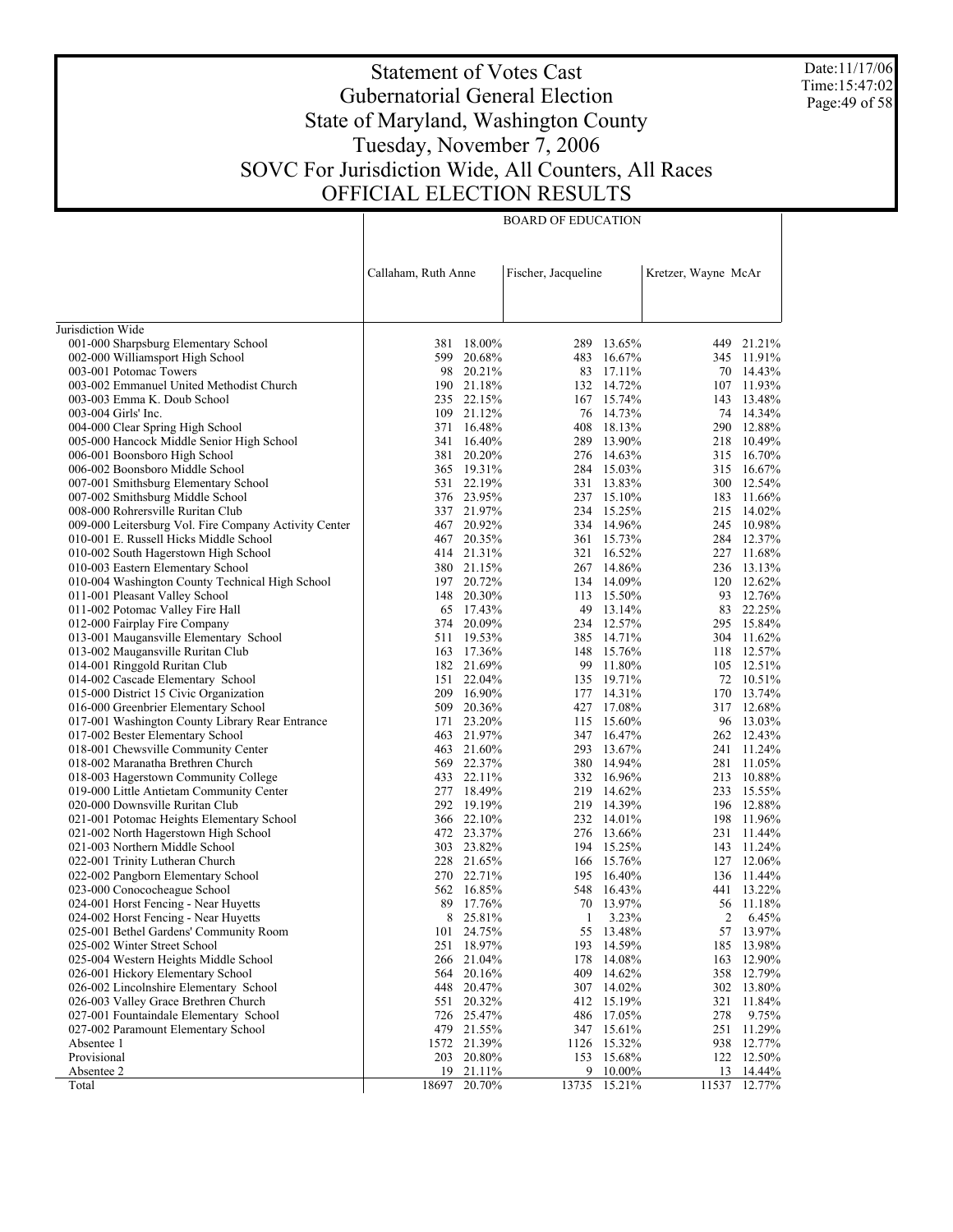# Statement of Votes Cast
## Gubernatorial General Election
## State of Maryland, Washington County
## Tuesday, November 7, 2006
## SOVC For Jurisdiction Wide, All Counters, All Races
## OFFICIAL ELECTION RESULTS

Date:11/17/06
Time:15:47:02

| | BOARD OF EDUCATION | | | | | |
|---|---|---|---|---|---|---|
| | Callaham, Ruth Anne | | Fischer, Jacqueline | | Kretzer, Wayne McAr | |
| Jurisdiction Wide | | | | | | |
| 001-000 Sharpsburg Elementary School | 381 | 18.00% | 289 | 13.65% | 449 | 21.21% |
| 002-000 Williamsport High School | 599 | 20.68% | 483 | 16.67% | 345 | 11.91% |
| 003-001 Potomac Towers | 98 | 20.21% | 83 | 17.11% | 70 | 14.43% |
| 003-002 Emmanuel United Methodist Church | 190 | 21.18% | 132 | 14.72% | 107 | 11.93% |
| 003-003 Emma K. Doub School | 235 | 22.15% | 167 | 15.74% | 143 | 13.48% |
| 003-004 Girls' Inc. | 109 | 21.12% | 76 | 14.73% | 74 | 14.34% |
| 004-000 Clear Spring High School | 371 | 16.48% | 408 | 18.13% | 290 | 12.88% |
| 005-000 Hancock Middle Senior High School | 341 | 16.40% | 289 | 13.90% | 218 | 10.49% |
| 006-001 Boonsboro High School | 381 | 20.20% | 276 | 14.63% | 315 | 16.70% |
| 006-002 Boonsboro Middle School | 365 | 19.31% | 284 | 15.03% | 315 | 16.67% |
| 007-001 Smithsburg Elementary School | 531 | 22.19% | 331 | 13.83% | 300 | 12.54% |
| 007-002 Smithsburg Middle School | 376 | 23.95% | 237 | 15.10% | 183 | 11.66% |
| 008-000 Rohrersville Ruritan Club | 337 | 21.97% | 234 | 15.25% | 215 | 14.02% |
| 009-000 Leitersburg Vol. Fire Company Activity Center | 467 | 20.92% | 334 | 14.96% | 245 | 10.98% |
| 010-001 E. Russell Hicks Middle School | 467 | 20.35% | 361 | 15.73% | 284 | 12.37% |
| 010-002 South Hagerstown High School | 414 | 21.31% | 321 | 16.52% | 227 | 11.68% |
| 010-003 Eastern Elementary School | 380 | 21.15% | 267 | 14.86% | 236 | 13.13% |
| 010-004 Washington County Technical High School | 197 | 20.72% | 134 | 14.09% | 120 | 12.62% |
| 011-001 Pleasant Valley School | 148 | 20.30% | 113 | 15.50% | 93 | 12.76% |
| 011-002 Potomac Valley Fire Hall | 65 | 17.43% | 49 | 13.14% | 83 | 22.25% |
| 012-000 Fairplay Fire Company | 374 | 20.09% | 234 | 12.57% | 295 | 15.84% |
| 013-001 Maugansville Elementary School | 511 | 19.53% | 385 | 14.71% | 304 | 11.62% |
| 013-002 Maugansville Ruritan Club | 163 | 17.36% | 148 | 15.76% | 118 | 12.57% |
| 014-001 Ringgold Ruritan Club | 182 | 21.69% | 99 | 11.80% | 105 | 12.51% |
| 014-002 Cascade Elementary School | 151 | 22.04% | 135 | 19.71% | 72 | 10.51% |
| 015-000 District 15 Civic Organization | 209 | 16.90% | 177 | 14.31% | 170 | 13.74% |
| 016-000 Greenbrier Elementary School | 509 | 20.36% | 427 | 17.08% | 317 | 12.68% |
| 017-001 Washington County Library Rear Entrance | 171 | 23.20% | 115 | 15.60% | 96 | 13.03% |
| 017-002 Bester Elementary School | 463 | 21.97% | 347 | 16.47% | 262 | 12.43% |
| 018-001 Chewsville Community Center | 463 | 21.60% | 293 | 13.67% | 241 | 11.24% |
| 018-002 Maranatha Brethren Church | 569 | 22.37% | 380 | 14.94% | 281 | 11.05% |
| 018-003 Hagerstown Community College | 433 | 22.11% | 332 | 16.96% | 213 | 10.88% |
| 019-000 Little Antietam Community Center | 277 | 18.49% | 219 | 14.62% | 233 | 15.55% |
| 020-000 Downsville Ruritan Club | 292 | 19.19% | 219 | 14.39% | 196 | 12.88% |
| 021-001 Potomac Heights Elementary School | 366 | 22.10% | 232 | 14.01% | 198 | 11.96% |
| 021-002 North Hagerstown High School | 472 | 23.37% | 276 | 13.66% | 231 | 11.44% |
| 021-003 Northern Middle School | 303 | 23.82% | 194 | 15.25% | 143 | 11.24% |
| 022-001 Trinity Lutheran Church | 228 | 21.65% | 166 | 15.76% | 127 | 12.06% |
| 022-002 Pangborn Elementary School | 270 | 22.71% | 195 | 16.40% | 136 | 11.44% |
| 023-000 Conococheague School | 562 | 16.85% | 548 | 16.43% | 441 | 13.22% |
| 024-001 Horst Fencing - Near Huyetts | 89 | 17.76% | 70 | 13.97% | 56 | 11.18% |
| 024-002 Horst Fencing - Near Huyetts | 8 | 25.81% | 1 | 3.23% | 2 | 6.45% |
| 025-001 Bethel Gardens' Community Room | 101 | 24.75% | 55 | 13.48% | 57 | 13.97% |
| 025-002 Winter Street School | 251 | 18.97% | 193 | 14.59% | 185 | 13.98% |
| 025-004 Western Heights Middle School | 266 | 21.04% | 178 | 14.08% | 163 | 12.90% |
| 026-001 Hickory Elementary School | 564 | 20.16% | 409 | 14.62% | 358 | 12.79% |
| 026-002 Lincolnshire Elementary School | 448 | 20.47% | 307 | 14.02% | 302 | 13.80% |
| 026-003 Valley Grace Brethren Church | 551 | 20.32% | 412 | 15.19% | 321 | 11.84% |
| 027-001 Fountaindale Elementary School | 726 | 25.47% | 486 | 17.05% | 278 | 9.75% |
| 027-002 Paramount Elementary School | 479 | 21.55% | 347 | 15.61% | 251 | 11.29% |
| Absentee 1 | 1572 | 21.39% | 1126 | 15.32% | 938 | 12.77% |
| Provisional | 203 | 20.80% | 153 | 15.68% | 122 | 12.50% |
| Absentee 2 | 19 | 21.11% | 9 | 10.00% | 13 | 14.44% |
| Total | 18697 | 20.70% | 13735 | 15.21% | 11537 | 12.77% |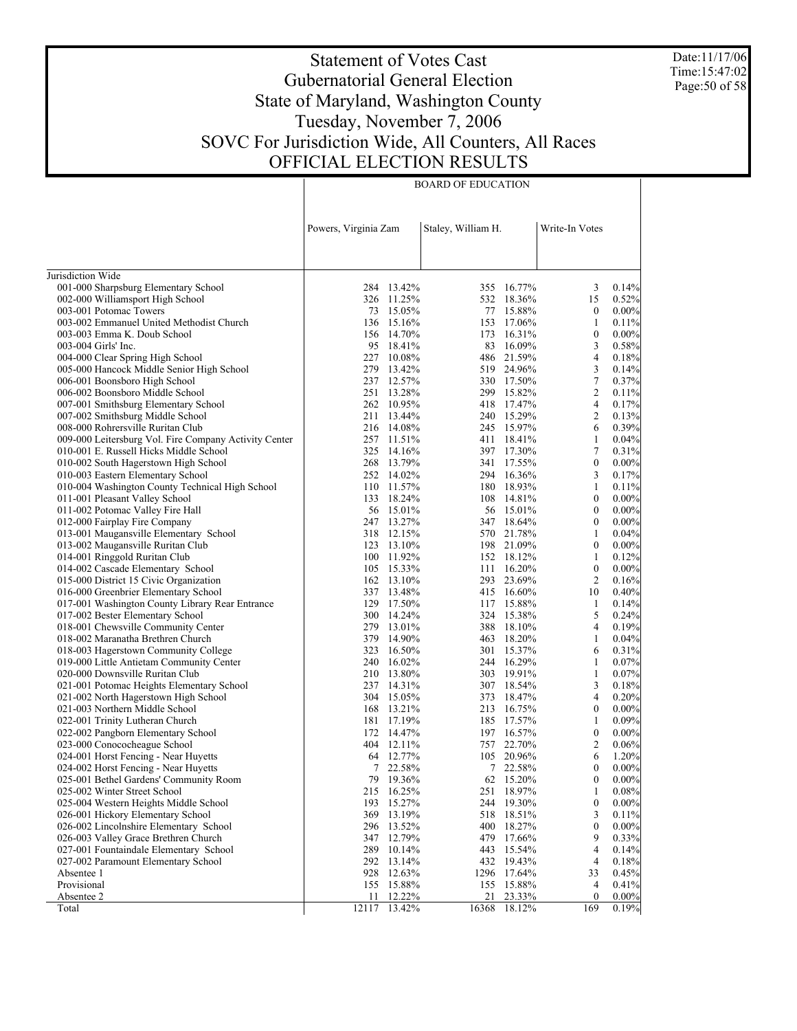# Statement of Votes Cast
## Gubernatorial General Election
## State of Maryland, Washington County
## Tuesday, November 7, 2006
## SOVC For Jurisdiction Wide, All Counters, All Races
## OFFICIAL ELECTION RESULTS

Date:11/17/06
Time:15:47:02

BOARD OF EDUCATION

| | Powers, Virginia Zam | | Staley, William H. | | Write-In Votes | |
|---|---|---|---|---|---|---|
| Jurisdiction Wide | | | | | | |
| 001-000 Sharpsburg Elementary School | 284 | 13.42% | 355 | 16.77% | 3 | 0.14% |
| 002-000 Williamsport High School | 326 | 11.25% | 532 | 18.36% | 15 | 0.52% |
| 003-001 Potomac Towers | 73 | 15.05% | 77 | 15.88% | 0 | 0.00% |
| 003-002 Emmanuel United Methodist Church | 136 | 15.16% | 153 | 17.06% | 1 | 0.11% |
| 003-003 Emma K. Doub School | 156 | 14.70% | 173 | 16.31% | 0 | 0.00% |
| 003-004 Girls' Inc. | 95 | 18.41% | 83 | 16.09% | 3 | 0.58% |
| 004-000 Clear Spring High School | 227 | 10.08% | 486 | 21.59% | 4 | 0.18% |
| 005-000 Hancock Middle Senior High School | 279 | 13.42% | 519 | 24.96% | 3 | 0.14% |
| 006-001 Boonsboro High School | 237 | 12.57% | 330 | 17.50% | 7 | 0.37% |
| 006-002 Boonsboro Middle School | 251 | 13.28% | 299 | 15.82% | 2 | 0.11% |
| 007-001 Smithsburg Elementary School | 262 | 10.95% | 418 | 17.47% | 4 | 0.17% |
| 007-002 Smithsburg Middle School | 211 | 13.44% | 240 | 15.29% | 2 | 0.13% |
| 008-000 Rohrersville Ruritan Club | 216 | 14.08% | 245 | 15.97% | 6 | 0.39% |
| 009-000 Leitersburg Vol. Fire Company Activity Center | 257 | 11.51% | 411 | 18.41% | 1 | 0.04% |
| 010-001 E. Russell Hicks Middle School | 325 | 14.16% | 397 | 17.30% | 7 | 0.31% |
| 010-002 South Hagerstown High School | 268 | 13.79% | 341 | 17.55% | 0 | 0.00% |
| 010-003 Eastern Elementary School | 252 | 14.02% | 294 | 16.36% | 3 | 0.17% |
| 010-004 Washington County Technical High School | 110 | 11.57% | 180 | 18.93% | 1 | 0.11% |
| 011-001 Pleasant Valley School | 133 | 18.24% | 108 | 14.81% | 0 | 0.00% |
| 011-002 Potomac Valley Fire Hall | 56 | 15.01% | 56 | 15.01% | 0 | 0.00% |
| 012-000 Fairplay Fire Company | 247 | 13.27% | 347 | 18.64% | 0 | 0.00% |
| 013-001 Maugansville Elementary School | 318 | 12.15% | 570 | 21.78% | 1 | 0.04% |
| 013-002 Maugansville Ruritan Club | 123 | 13.10% | 198 | 21.09% | 0 | 0.00% |
| 014-001 Ringgold Ruritan Club | 100 | 11.92% | 152 | 18.12% | 1 | 0.12% |
| 014-002 Cascade Elementary School | 105 | 15.33% | 111 | 16.20% | 0 | 0.00% |
| 015-000 District 15 Civic Organization | 162 | 13.10% | 293 | 23.69% | 2 | 0.16% |
| 016-000 Greenbrier Elementary School | 337 | 13.48% | 415 | 16.60% | 10 | 0.40% |
| 017-001 Washington County Library Rear Entrance | 129 | 17.50% | 117 | 15.88% | 1 | 0.14% |
| 017-002 Bester Elementary School | 300 | 14.24% | 324 | 15.38% | 5 | 0.24% |
| 018-001 Chewsville Community Center | 279 | 13.01% | 388 | 18.10% | 4 | 0.19% |
| 018-002 Maranatha Brethren Church | 379 | 14.90% | 463 | 18.20% | 1 | 0.04% |
| 018-003 Hagerstown Community College | 323 | 16.50% | 301 | 15.37% | 6 | 0.31% |
| 019-000 Little Antietam Community Center | 240 | 16.02% | 244 | 16.29% | 1 | 0.07% |
| 020-000 Downsville Ruritan Club | 210 | 13.80% | 303 | 19.91% | 1 | 0.07% |
| 021-001 Potomac Heights Elementary School | 237 | 14.31% | 307 | 18.54% | 3 | 0.18% |
| 021-002 North Hagerstown High School | 304 | 15.05% | 373 | 18.47% | 4 | 0.20% |
| 021-003 Northern Middle School | 168 | 13.21% | 213 | 16.75% | 0 | 0.00% |
| 022-001 Trinity Lutheran Church | 181 | 17.19% | 185 | 17.57% | 1 | 0.09% |
| 022-002 Pangborn Elementary School | 172 | 14.47% | 197 | 16.57% | 0 | 0.00% |
| 023-000 Conococheague School | 404 | 12.11% | 757 | 22.70% | 2 | 0.06% |
| 024-001 Horst Fencing - Near Huyetts | 64 | 12.77% | 105 | 20.96% | 6 | 1.20% |
| 024-002 Horst Fencing - Near Huyetts | 7 | 22.58% | 7 | 22.58% | 0 | 0.00% |
| 025-001 Bethel Gardens' Community Room | 79 | 19.36% | 62 | 15.20% | 0 | 0.00% |
| 025-002 Winter Street School | 215 | 16.25% | 251 | 18.97% | 1 | 0.08% |
| 025-004 Western Heights Middle School | 193 | 15.27% | 244 | 19.30% | 0 | 0.00% |
| 026-001 Hickory Elementary School | 369 | 13.19% | 518 | 18.51% | 3 | 0.11% |
| 026-002 Lincolnshire Elementary School | 296 | 13.52% | 400 | 18.27% | 0 | 0.00% |
| 026-003 Valley Grace Brethren Church | 347 | 12.79% | 479 | 17.66% | 9 | 0.33% |
| 027-001 Fountaindale Elementary School | 289 | 10.14% | 443 | 15.54% | 4 | 0.14% |
| 027-002 Paramount Elementary School | 292 | 13.14% | 432 | 19.43% | 4 | 0.18% |
| Absentee 1 | 928 | 12.63% | 1296 | 17.64% | 33 | 0.45% |
| Provisional | 155 | 15.88% | 155 | 15.88% | 4 | 0.41% |
| Absentee 2 | 11 | 12.22% | 21 | 23.33% | 0 | 0.00% |
| Total | 12117 | 13.42% | 16368 | 18.12% | 169 | 0.19% |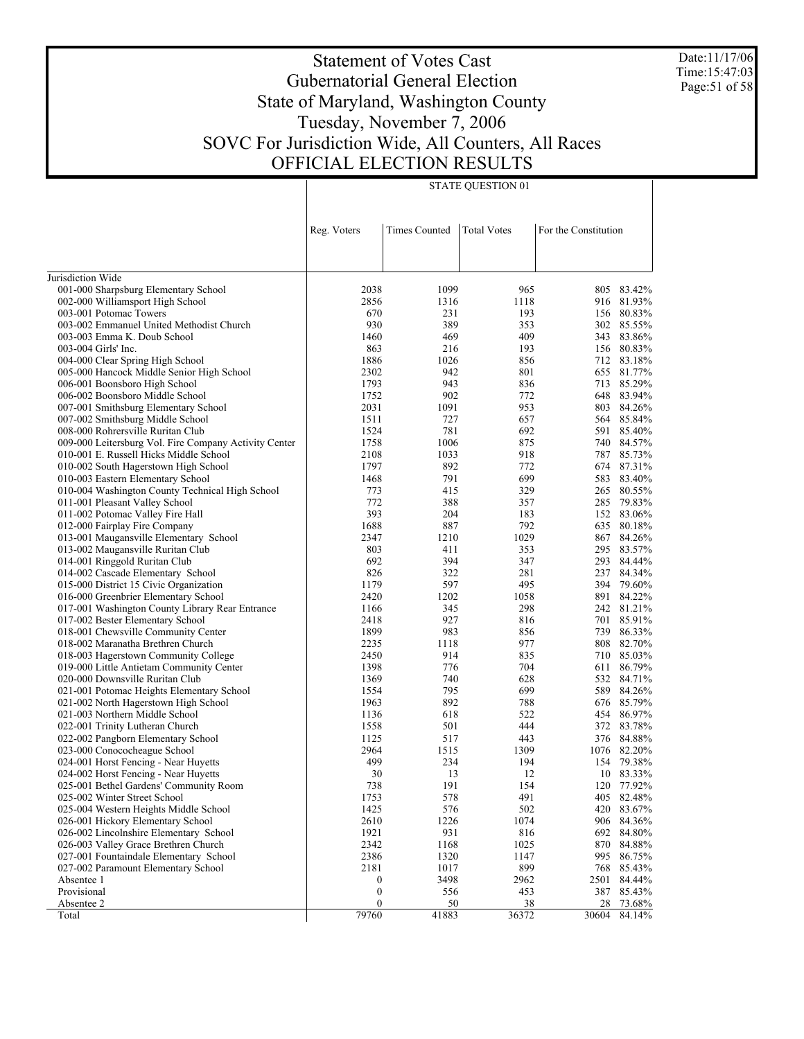# Statement of Votes Cast
## Gubernatorial General Election
## State of Maryland, Washington County
## Tuesday, November 7, 2006
## SOVC For Jurisdiction Wide, All Counters, All Races
## OFFICIAL ELECTION RESULTS

Date:11/17/06
Time:15:47:03

| | STATE QUESTION 01 | | | | |
|---|---|---|---|---|---|
| | Reg. Voters | Times Counted | Total Votes | For the Constitution | |
| Jurisdiction Wide | | | | | |
| 001-000 Sharpsburg Elementary School | 2038 | 1099 | 965 | 805 | 83.42% |
| 002-000 Williamsport High School | 2856 | 1316 | 1118 | 916 | 81.93% |
| 003-001 Potomac Towers | 670 | 231 | 193 | 156 | 80.83% |
| 003-002 Emmanuel United Methodist Church | 930 | 389 | 353 | 302 | 85.55% |
| 003-003 Emma K. Doub School | 1460 | 469 | 409 | 343 | 83.86% |
| 003-004 Girls' Inc. | 863 | 216 | 193 | 156 | 80.83% |
| 004-000 Clear Spring High School | 1886 | 1026 | 856 | 712 | 83.18% |
| 005-000 Hancock Middle Senior High School | 2302 | 942 | 801 | 655 | 81.77% |
| 006-001 Boonsboro High School | 1793 | 943 | 836 | 713 | 85.29% |
| 006-002 Boonsboro Middle School | 1752 | 902 | 772 | 648 | 83.94% |
| 007-001 Smithsburg Elementary School | 2031 | 1091 | 953 | 803 | 84.26% |
| 007-002 Smithsburg Middle School | 1511 | 727 | 657 | 564 | 85.84% |
| 008-000 Rohrersville Ruritan Club | 1524 | 781 | 692 | 591 | 85.40% |
| 009-000 Leitersburg Vol. Fire Company Activity Center | 1758 | 1006 | 875 | 740 | 84.57% |
| 010-001 E. Russell Hicks Middle School | 2108 | 1033 | 918 | 787 | 85.73% |
| 010-002 South Hagerstown High School | 1797 | 892 | 772 | 674 | 87.31% |
| 010-003 Eastern Elementary School | 1468 | 791 | 699 | 583 | 83.40% |
| 010-004 Washington County Technical High School | 773 | 415 | 329 | 265 | 80.55% |
| 011-001 Pleasant Valley School | 772 | 388 | 357 | 285 | 79.83% |
| 011-002 Potomac Valley Fire Hall | 393 | 204 | 183 | 152 | 83.06% |
| 012-000 Fairplay Fire Company | 1688 | 887 | 792 | 635 | 80.18% |
| 013-001 Maugansville Elementary School | 2347 | 1210 | 1029 | 867 | 84.26% |
| 013-002 Maugansville Ruritan Club | 803 | 411 | 353 | 295 | 83.57% |
| 014-001 Ringgold Ruritan Club | 692 | 394 | 347 | 293 | 84.44% |
| 014-002 Cascade Elementary School | 826 | 322 | 281 | 237 | 84.34% |
| 015-000 District 15 Civic Organization | 1179 | 597 | 495 | 394 | 79.60% |
| 016-000 Greenbrier Elementary School | 2420 | 1202 | 1058 | 891 | 84.22% |
| 017-001 Washington County Library Rear Entrance | 1166 | 345 | 298 | 242 | 81.21% |
| 017-002 Bester Elementary School | 2418 | 927 | 816 | 701 | 85.91% |
| 018-001 Chewsville Community Center | 1899 | 983 | 856 | 739 | 86.33% |
| 018-002 Maranatha Brethren Church | 2235 | 1118 | 977 | 808 | 82.70% |
| 018-003 Hagerstown Community College | 2450 | 914 | 835 | 710 | 85.03% |
| 019-000 Little Antietam Community Center | 1398 | 776 | 704 | 611 | 86.79% |
| 020-000 Downsville Ruritan Club | 1369 | 740 | 628 | 532 | 84.71% |
| 021-001 Potomac Heights Elementary School | 1554 | 795 | 699 | 589 | 84.26% |
| 021-002 North Hagerstown High School | 1963 | 892 | 788 | 676 | 85.79% |
| 021-003 Northern Middle School | 1136 | 618 | 522 | 454 | 86.97% |
| 022-001 Trinity Lutheran Church | 1558 | 501 | 444 | 372 | 83.78% |
| 022-002 Pangborn Elementary School | 1125 | 517 | 443 | 376 | 84.88% |
| 023-000 Conococheague School | 2964 | 1515 | 1309 | 1076 | 82.20% |
| 024-001 Horst Fencing - Near Huyetts | 499 | 234 | 194 | 154 | 79.38% |
| 024-002 Horst Fencing - Near Huyetts | 30 | 13 | 12 | 10 | 83.33% |
| 025-001 Bethel Gardens' Community Room | 738 | 191 | 154 | 120 | 77.92% |
| 025-002 Winter Street School | 1753 | 578 | 491 | 405 | 82.48% |
| 025-004 Western Heights Middle School | 1425 | 576 | 502 | 420 | 83.67% |
| 026-001 Hickory Elementary School | 2610 | 1226 | 1074 | 906 | 84.36% |
| 026-002 Lincolnshire Elementary School | 1921 | 931 | 816 | 692 | 84.80% |
| 026-003 Valley Grace Brethren Church | 2342 | 1168 | 1025 | 870 | 84.88% |
| 027-001 Fountaindale Elementary School | 2386 | 1320 | 1147 | 995 | 86.75% |
| 027-002 Paramount Elementary School | 2181 | 1017 | 899 | 768 | 85.43% |
| Absentee 1 | 0 | 3498 | 2962 | 2501 | 84.44% |
| Provisional | 0 | 556 | 453 | 387 | 85.43% |
| Absentee 2 | 0 | 50 | 38 | 28 | 73.68% |
| Total | 79760 | 41883 | 36372 | 30604 | 84.14% |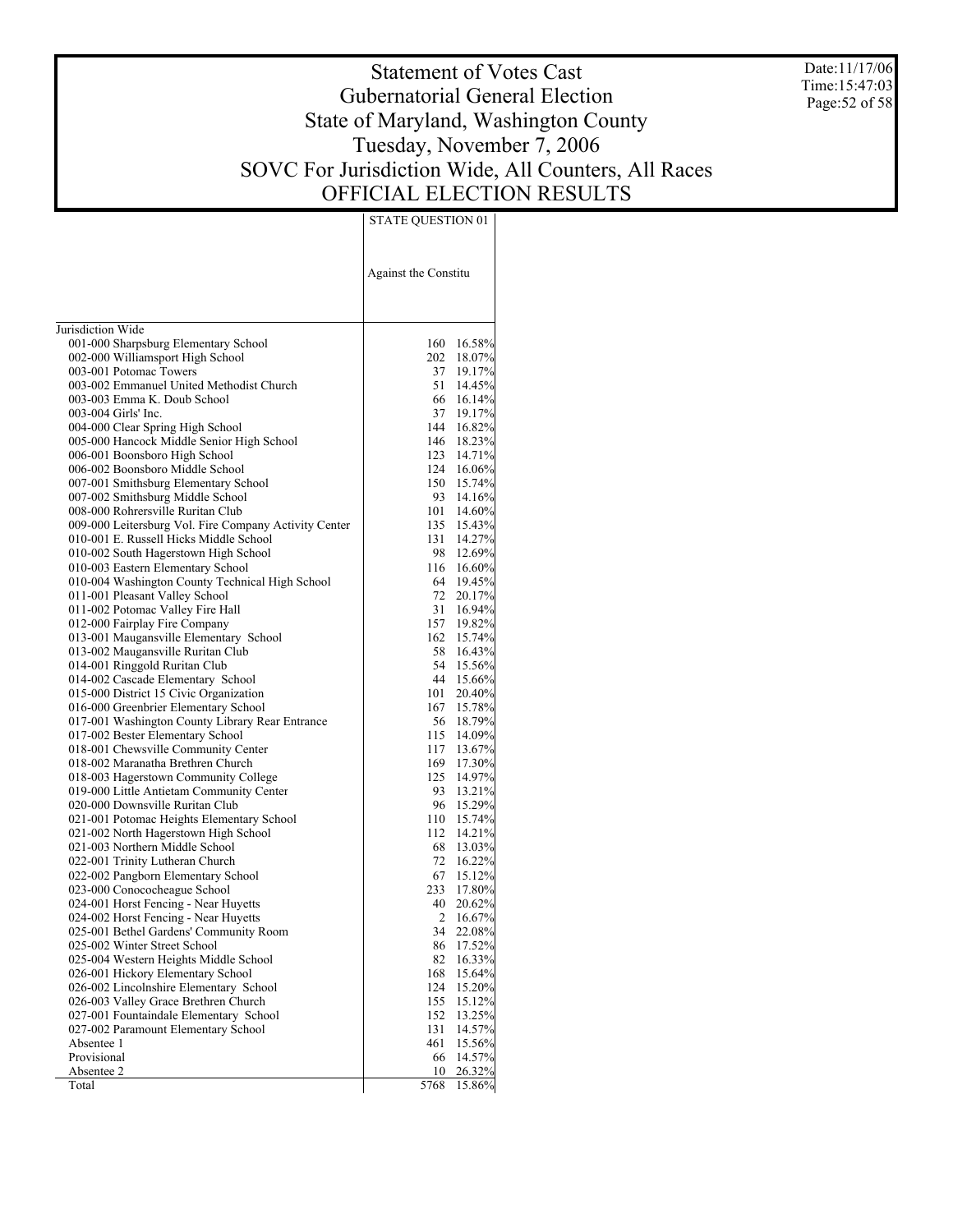# Statement of Votes Cast
# Gubernatorial General Election
# State of Maryland, Washington County
# Tuesday, November 7, 2006
# SOVC For Jurisdiction Wide, All Counters, All Races
# OFFICIAL ELECTION RESULTS

Date:11/17/06
Time:15:47:03

| | STATE QUESTION 01 | |
|---|---|---|
| | Against the Constitu | |
| Jurisdiction Wide | | |
| 001-000 Sharpsburg Elementary School | 160 | 16.58% |
| 002-000 Williamsport High School | 202 | 18.07% |
| 003-001 Potomac Towers | 37 | 19.17% |
| 003-002 Emmanuel United Methodist Church | 51 | 14.45% |
| 003-003 Emma K. Doub School | 66 | 16.14% |
| 003-004 Girls' Inc. | 37 | 19.17% |
| 004-000 Clear Spring High School | 144 | 16.82% |
| 005-000 Hancock Middle Senior High School | 146 | 18.23% |
| 006-001 Boonsboro High School | 123 | 14.71% |
| 006-002 Boonsboro Middle School | 124 | 16.06% |
| 007-001 Smithsburg Elementary School | 150 | 15.74% |
| 007-002 Smithsburg Middle School | 93 | 14.16% |
| 008-000 Rohrersville Ruritan Club | 101 | 14.60% |
| 009-000 Leitersburg Vol. Fire Company Activity Center | 135 | 15.43% |
| 010-001 E. Russell Hicks Middle School | 131 | 14.27% |
| 010-002 South Hagerstown High School | 98 | 12.69% |
| 010-003 Eastern Elementary School | 116 | 16.60% |
| 010-004 Washington County Technical High School | 64 | 19.45% |
| 011-001 Pleasant Valley School | 72 | 20.17% |
| 011-002 Potomac Valley Fire Hall | 31 | 16.94% |
| 012-000 Fairplay Fire Company | 157 | 19.82% |
| 013-001 Maugansville Elementary School | 162 | 15.74% |
| 013-002 Maugansville Ruritan Club | 58 | 16.43% |
| 014-001 Ringgold Ruritan Club | 54 | 15.56% |
| 014-002 Cascade Elementary School | 44 | 15.66% |
| 015-000 District 15 Civic Organization | 101 | 20.40% |
| 016-000 Greenbrier Elementary School | 167 | 15.78% |
| 017-001 Washington County Library Rear Entrance | 56 | 18.79% |
| 017-002 Bester Elementary School | 115 | 14.09% |
| 018-001 Chewsville Community Center | 117 | 13.67% |
| 018-002 Maranatha Brethren Church | 169 | 17.30% |
| 018-003 Hagerstown Community College | 125 | 14.97% |
| 019-000 Little Antietam Community Center | 93 | 13.21% |
| 020-000 Downsville Ruritan Club | 96 | 15.29% |
| 021-001 Potomac Heights Elementary School | 110 | 15.74% |
| 021-002 North Hagerstown High School | 112 | 14.21% |
| 021-003 Northern Middle School | 68 | 13.03% |
| 022-001 Trinity Lutheran Church | 72 | 16.22% |
| 022-002 Pangborn Elementary School | 67 | 15.12% |
| 023-000 Conococheague School | 233 | 17.80% |
| 024-001 Horst Fencing - Near Huyetts | 40 | 20.62% |
| 024-002 Horst Fencing - Near Huyetts | 2 | 16.67% |
| 025-001 Bethel Gardens' Community Room | 34 | 22.08% |
| 025-002 Winter Street School | 86 | 17.52% |
| 025-004 Western Heights Middle School | 82 | 16.33% |
| 026-001 Hickory Elementary School | 168 | 15.64% |
| 026-002 Lincolnshire Elementary School | 124 | 15.20% |
| 026-003 Valley Grace Brethren Church | 155 | 15.12% |
| 027-001 Fountaindale Elementary School | 152 | 13.25% |
| 027-002 Paramount Elementary School | 131 | 14.57% |
| Absentee 1 | 461 | 15.56% |
| Provisional | 66 | 14.57% |
| Absentee 2 | 10 | 26.32% |
| Total | 5768 | 15.86% |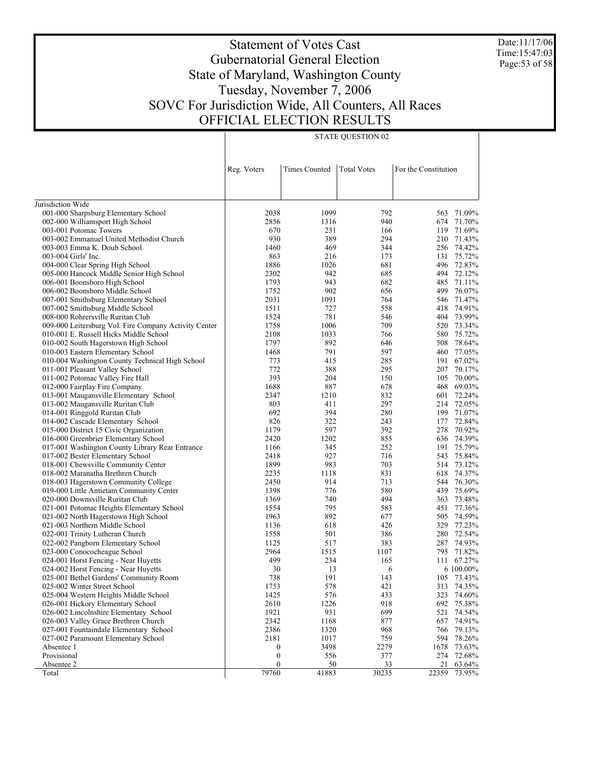# Statement of Votes Cast
## Gubernatorial General Election
## State of Maryland, Washington County
## Tuesday, November 7, 2006
## SOVC For Jurisdiction Wide, All Counters, All Races
## OFFICIAL ELECTION RESULTS

Date:11/17/06
Time:15:47:03

| | STATE QUESTION 02 | | | | |
|---|---|---|---|---|---|
| | Reg. Voters | Times Counted | Total Votes | For the Constitution | |
| Jurisdiction Wide | | | | | |
| 001-000 Sharpsburg Elementary School | 2038 | 1099 | 792 | 563 | 71.09% |
| 002-000 Williamsport High School | 2856 | 1316 | 940 | 674 | 71.70% |
| 003-001 Potomac Towers | 670 | 231 | 166 | 119 | 71.69% |
| 003-002 Emmanuel United Methodist Church | 930 | 389 | 294 | 210 | 71.43% |
| 003-003 Emma K. Doub School | 1460 | 469 | 344 | 256 | 74.42% |
| 003-004 Girls' Inc. | 863 | 216 | 173 | 131 | 75.72% |
| 004-000 Clear Spring High School | 1886 | 1026 | 681 | 496 | 72.83% |
| 005-000 Hancock Middle Senior High School | 2302 | 942 | 685 | 494 | 72.12% |
| 006-001 Boonsboro High School | 1793 | 943 | 682 | 485 | 71.11% |
| 006-002 Boonsboro Middle School | 1752 | 902 | 656 | 499 | 76.07% |
| 007-001 Smithsburg Elementary School | 2031 | 1091 | 764 | 546 | 71.47% |
| 007-002 Smithsburg Middle School | 1511 | 727 | 558 | 418 | 74.91% |
| 008-000 Rohrersville Ruritan Club | 1524 | 781 | 546 | 404 | 73.99% |
| 009-000 Leitersburg Vol. Fire Company Activity Center | 1758 | 1006 | 709 | 520 | 73.34% |
| 010-001 E. Russell Hicks Middle School | 2108 | 1033 | 766 | 580 | 75.72% |
| 010-002 South Hagerstown High School | 1797 | 892 | 646 | 508 | 78.64% |
| 010-003 Eastern Elementary School | 1468 | 791 | 597 | 460 | 77.05% |
| 010-004 Washington County Technical High School | 773 | 415 | 285 | 191 | 67.02% |
| 011-001 Pleasant Valley School | 772 | 388 | 295 | 207 | 70.17% |
| 011-002 Potomac Valley Fire Hall | 393 | 204 | 150 | 105 | 70.00% |
| 012-000 Fairplay Fire Company | 1688 | 887 | 678 | 468 | 69.03% |
| 013-001 Maugansville Elementary School | 2347 | 1210 | 832 | 601 | 72.24% |
| 013-002 Maugansville Ruritan Club | 803 | 411 | 297 | 214 | 72.05% |
| 014-001 Ringgold Ruritan Club | 692 | 394 | 280 | 199 | 71.07% |
| 014-002 Cascade Elementary School | 826 | 322 | 243 | 177 | 72.84% |
| 015-000 District 15 Civic Organization | 1179 | 597 | 392 | 278 | 70.92% |
| 016-000 Greenbrier Elementary School | 2420 | 1202 | 855 | 636 | 74.39% |
| 017-001 Washington County Library Rear Entrance | 1166 | 345 | 252 | 191 | 75.79% |
| 017-002 Bester Elementary School | 2418 | 927 | 716 | 543 | 75.84% |
| 018-001 Chewsville Community Center | 1899 | 983 | 703 | 514 | 73.12% |
| 018-002 Maranatha Brethren Church | 2235 | 1118 | 831 | 618 | 74.37% |
| 018-003 Hagerstown Community College | 2450 | 914 | 713 | 544 | 76.30% |
| 019-000 Little Antietam Community Center | 1398 | 776 | 580 | 439 | 75.69% |
| 020-000 Downsville Ruritan Club | 1369 | 740 | 494 | 363 | 73.48% |
| 021-001 Potomac Heights Elementary School | 1554 | 795 | 583 | 451 | 77.36% |
| 021-002 North Hagerstown High School | 1963 | 892 | 677 | 505 | 74.59% |
| 021-003 Northern Middle School | 1136 | 618 | 426 | 329 | 77.23% |
| 022-001 Trinity Lutheran Church | 1558 | 501 | 386 | 280 | 72.54% |
| 022-002 Pangborn Elementary School | 1125 | 517 | 383 | 287 | 74.93% |
| 023-000 Conococheague School | 2964 | 1515 | 1107 | 795 | 71.82% |
| 024-001 Horst Fencing - Near Huyetts | 499 | 234 | 165 | 111 | 67.27% |
| 024-002 Horst Fencing - Near Huyetts | 30 | 13 | 6 | 6 | 100.00% |
| 025-001 Bethel Gardens' Community Room | 738 | 191 | 143 | 105 | 73.43% |
| 025-002 Winter Street School | 1753 | 578 | 421 | 313 | 74.35% |
| 025-004 Western Heights Middle School | 1425 | 576 | 433 | 323 | 74.60% |
| 026-001 Hickory Elementary School | 2610 | 1226 | 918 | 692 | 75.38% |
| 026-002 Lincolnshire Elementary School | 1921 | 931 | 699 | 521 | 74.54% |
| 026-003 Valley Grace Brethren Church | 2342 | 1168 | 877 | 657 | 74.91% |
| 027-001 Fountaindale Elementary School | 2386 | 1320 | 968 | 766 | 79.13% |
| 027-002 Paramount Elementary School | 2181 | 1017 | 759 | 594 | 78.26% |
| Absentee 1 | 0 | 3498 | 2279 | 1678 | 73.63% |
| Provisional | 0 | 556 | 377 | 274 | 72.68% |
| Absentee 2 | 0 | 50 | 33 | 21 | 63.64% |
| Total | 79760 | 41883 | 30235 | 22359 | 73.95% |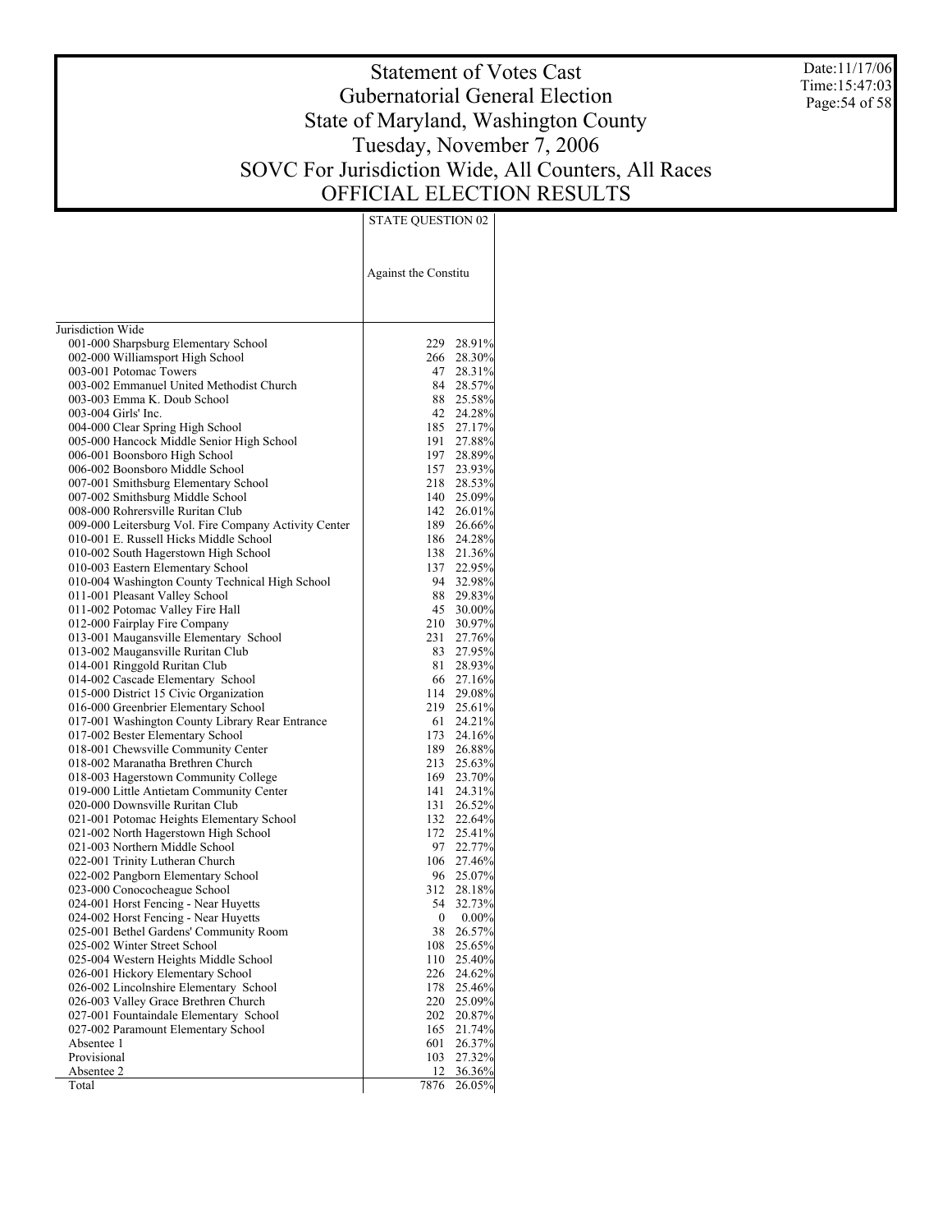# Statement of Votes Cast
## Gubernatorial General Election
## State of Maryland, Washington County
## Tuesday, November 7, 2006
## SOVC For Jurisdiction Wide, All Counters, All Races
## OFFICIAL ELECTION RESULTS

Date:11/17/06
Time:15:47:03

| | STATE QUESTION 02 | |
|---|---|---|
| | Against the Constitu | |
| Jurisdiction Wide | | |
| 001-000 Sharpsburg Elementary School | 229 | 28.91% |
| 002-000 Williamsport High School | 266 | 28.30% |
| 003-001 Potomac Towers | 47 | 28.31% |
| 003-002 Emmanuel United Methodist Church | 84 | 28.57% |
| 003-003 Emma K. Doub School | 88 | 25.58% |
| 003-004 Girls' Inc. | 42 | 24.28% |
| 004-000 Clear Spring High School | 185 | 27.17% |
| 005-000 Hancock Middle Senior High School | 191 | 27.88% |
| 006-001 Boonsboro High School | 197 | 28.89% |
| 006-002 Boonsboro Middle School | 157 | 23.93% |
| 007-001 Smithsburg Elementary School | 218 | 28.53% |
| 007-002 Smithsburg Middle School | 140 | 25.09% |
| 008-000 Rohrersville Ruritan Club | 142 | 26.01% |
| 009-000 Leitersburg Vol. Fire Company Activity Center | 189 | 26.66% |
| 010-001 E. Russell Hicks Middle School | 186 | 24.28% |
| 010-002 South Hagerstown High School | 138 | 21.36% |
| 010-003 Eastern Elementary School | 137 | 22.95% |
| 010-004 Washington County Technical High School | 94 | 32.98% |
| 011-001 Pleasant Valley School | 88 | 29.83% |
| 011-002 Potomac Valley Fire Hall | 45 | 30.00% |
| 012-000 Fairplay Fire Company | 210 | 30.97% |
| 013-001 Maugansville Elementary School | 231 | 27.76% |
| 013-002 Maugansville Ruritan Club | 83 | 27.95% |
| 014-001 Ringgold Ruritan Club | 81 | 28.93% |
| 014-002 Cascade Elementary School | 66 | 27.16% |
| 015-000 District 15 Civic Organization | 114 | 29.08% |
| 016-000 Greenbrier Elementary School | 219 | 25.61% |
| 017-001 Washington County Library Rear Entrance | 61 | 24.21% |
| 017-002 Bester Elementary School | 173 | 24.16% |
| 018-001 Chewsville Community Center | 189 | 26.88% |
| 018-002 Maranatha Brethren Church | 213 | 25.63% |
| 018-003 Hagerstown Community College | 169 | 23.70% |
| 019-000 Little Antietam Community Center | 141 | 24.31% |
| 020-000 Downsville Ruritan Club | 131 | 26.52% |
| 021-001 Potomac Heights Elementary School | 132 | 22.64% |
| 021-002 North Hagerstown High School | 172 | 25.41% |
| 021-003 Northern Middle School | 97 | 22.77% |
| 022-001 Trinity Lutheran Church | 106 | 27.46% |
| 022-002 Pangborn Elementary School | 96 | 25.07% |
| 023-000 Conococheague School | 312 | 28.18% |
| 024-001 Horst Fencing - Near Huyetts | 54 | 32.73% |
| 024-002 Horst Fencing - Near Huyetts | 0 | 0.00% |
| 025-001 Bethel Gardens' Community Room | 38 | 26.57% |
| 025-002 Winter Street School | 108 | 25.65% |
| 025-004 Western Heights Middle School | 110 | 25.40% |
| 026-001 Hickory Elementary School | 226 | 24.62% |
| 026-002 Lincolnshire Elementary School | 178 | 25.46% |
| 026-003 Valley Grace Brethren Church | 220 | 25.09% |
| 027-001 Fountaindale Elementary School | 202 | 20.87% |
| 027-002 Paramount Elementary School | 165 | 21.74% |
| Absentee 1 | 601 | 26.37% |
| Provisional | 103 | 27.32% |
| Absentee 2 | 12 | 36.36% |
| Total | 7876 | 26.05% |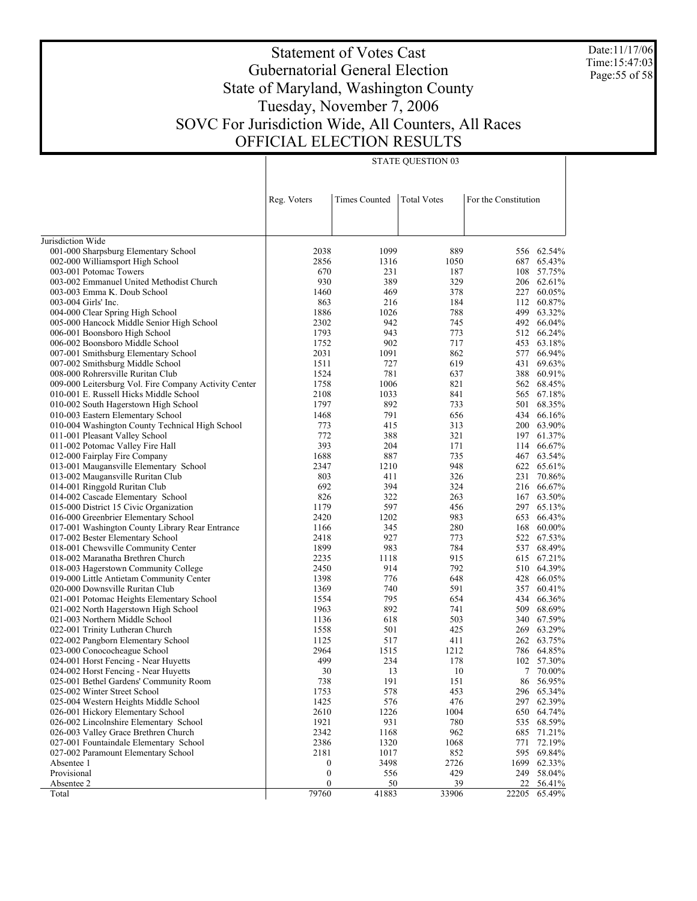# Statement of Votes Cast
## Gubernatorial General Election
## State of Maryland, Washington County
## Tuesday, November 7, 2006
## SOVC For Jurisdiction Wide, All Counters, All Races
## OFFICIAL ELECTION RESULTS

Date:11/17/06
Time:15:47:03

| | STATE QUESTION 03 | | | | |
|---|---|---|---|---|---|
| | Reg. Voters | Times Counted | Total Votes | For the Constitution | |
| Jurisdiction Wide | | | | | |
| 001-000 Sharpsburg Elementary School | 2038 | 1099 | 889 | 556 | 62.54% |
| 002-000 Williamsport High School | 2856 | 1316 | 1050 | 687 | 65.43% |
| 003-001 Potomac Towers | 670 | 231 | 187 | 108 | 57.75% |
| 003-002 Emmanuel United Methodist Church | 930 | 389 | 329 | 206 | 62.61% |
| 003-003 Emma K. Doub School | 1460 | 469 | 378 | 227 | 60.05% |
| 003-004 Girls' Inc. | 863 | 216 | 184 | 112 | 60.87% |
| 004-000 Clear Spring High School | 1886 | 1026 | 788 | 499 | 63.32% |
| 005-000 Hancock Middle Senior High School | 2302 | 942 | 745 | 492 | 66.04% |
| 006-001 Boonsboro High School | 1793 | 943 | 773 | 512 | 66.24% |
| 006-002 Boonsboro Middle School | 1752 | 902 | 717 | 453 | 63.18% |
| 007-001 Smithsburg Elementary School | 2031 | 1091 | 862 | 577 | 66.94% |
| 007-002 Smithsburg Middle School | 1511 | 727 | 619 | 431 | 69.63% |
| 008-000 Rohrersville Ruritan Club | 1524 | 781 | 637 | 388 | 60.91% |
| 009-000 Leitersburg Vol. Fire Company Activity Center | 1758 | 1006 | 821 | 562 | 68.45% |
| 010-001 E. Russell Hicks Middle School | 2108 | 1033 | 841 | 565 | 67.18% |
| 010-002 South Hagerstown High School | 1797 | 892 | 733 | 501 | 68.35% |
| 010-003 Eastern Elementary School | 1468 | 791 | 656 | 434 | 66.16% |
| 010-004 Washington County Technical High School | 773 | 415 | 313 | 200 | 63.90% |
| 011-001 Pleasant Valley School | 772 | 388 | 321 | 197 | 61.37% |
| 011-002 Potomac Valley Fire Hall | 393 | 204 | 171 | 114 | 66.67% |
| 012-000 Fairplay Fire Company | 1688 | 887 | 735 | 467 | 63.54% |
| 013-001 Maugansville Elementary School | 2347 | 1210 | 948 | 622 | 65.61% |
| 013-002 Maugansville Ruritan Club | 803 | 411 | 326 | 231 | 70.86% |
| 014-001 Ringgold Ruritan Club | 692 | 394 | 324 | 216 | 66.67% |
| 014-002 Cascade Elementary School | 826 | 322 | 263 | 167 | 63.50% |
| 015-000 District 15 Civic Organization | 1179 | 597 | 456 | 297 | 65.13% |
| 016-000 Greenbrier Elementary School | 2420 | 1202 | 983 | 653 | 66.43% |
| 017-001 Washington County Library Rear Entrance | 1166 | 345 | 280 | 168 | 60.00% |
| 017-002 Bester Elementary School | 2418 | 927 | 773 | 522 | 67.53% |
| 018-001 Chewsville Community Center | 1899 | 983 | 784 | 537 | 68.49% |
| 018-002 Maranatha Brethren Church | 2235 | 1118 | 915 | 615 | 67.21% |
| 018-003 Hagerstown Community College | 2450 | 914 | 792 | 510 | 64.39% |
| 019-000 Little Antietam Community Center | 1398 | 776 | 648 | 428 | 66.05% |
| 020-000 Downsville Ruritan Club | 1369 | 740 | 591 | 357 | 60.41% |
| 021-001 Potomac Heights Elementary School | 1554 | 795 | 654 | 434 | 66.36% |
| 021-002 North Hagerstown High School | 1963 | 892 | 741 | 509 | 68.69% |
| 021-003 Northern Middle School | 1136 | 618 | 503 | 340 | 67.59% |
| 022-001 Trinity Lutheran Church | 1558 | 501 | 425 | 269 | 63.29% |
| 022-002 Pangborn Elementary School | 1125 | 517 | 411 | 262 | 63.75% |
| 023-000 Conococheague School | 2964 | 1515 | 1212 | 786 | 64.85% |
| 024-001 Horst Fencing - Near Huyetts | 499 | 234 | 178 | 102 | 57.30% |
| 024-002 Horst Fencing - Near Huyetts | 30 | 13 | 10 | 7 | 70.00% |
| 025-001 Bethel Gardens' Community Room | 738 | 191 | 151 | 86 | 56.95% |
| 025-002 Winter Street School | 1753 | 578 | 453 | 296 | 65.34% |
| 025-004 Western Heights Middle School | 1425 | 576 | 476 | 297 | 62.39% |
| 026-001 Hickory Elementary School | 2610 | 1226 | 1004 | 650 | 64.74% |
| 026-002 Lincolnshire Elementary School | 1921 | 931 | 780 | 535 | 68.59% |
| 026-003 Valley Grace Brethren Church | 2342 | 1168 | 962 | 685 | 71.21% |
| 027-001 Fountaindale Elementary School | 2386 | 1320 | 1068 | 771 | 72.19% |
| 027-002 Paramount Elementary School | 2181 | 1017 | 852 | 595 | 69.84% |
| Absentee 1 | 0 | 3498 | 2726 | 1699 | 62.33% |
| Provisional | 0 | 556 | 429 | 249 | 58.04% |
| Absentee 2 | 0 | 50 | 39 | 22 | 56.41% |
| Total | 79760 | 41883 | 33906 | 22205 | 65.49% |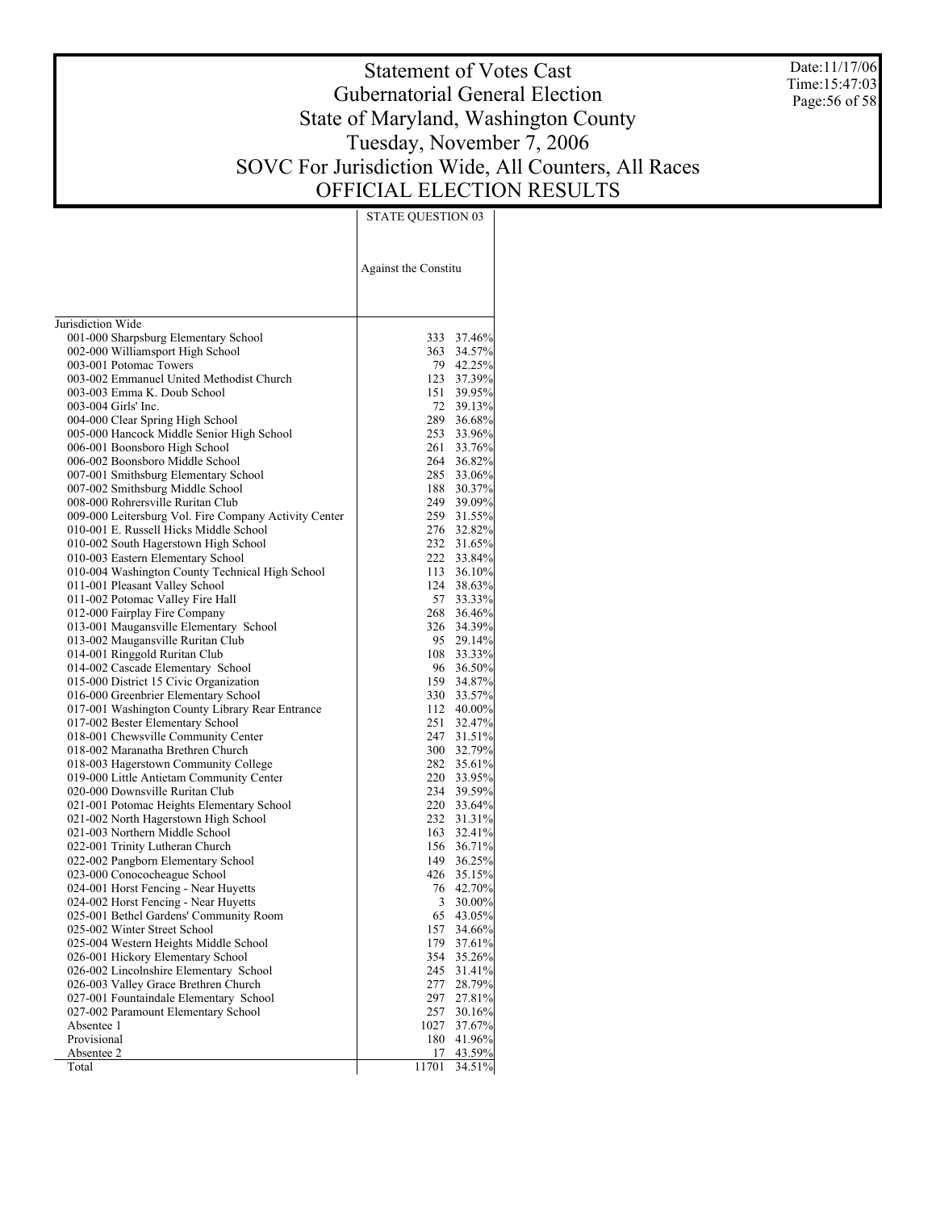# Statement of Votes Cast
## Gubernatorial General Election
## State of Maryland, Washington County
## Tuesday, November 7, 2006
## SOVC For Jurisdiction Wide, All Counters, All Races
## OFFICIAL ELECTION RESULTS

Date:11/17/06
Time:15:47:03

| | STATE QUESTION 03 | |
|---|---|---|
| | Against the Constitu | |
| Jurisdiction Wide | | |
| 001-000 Sharpsburg Elementary School | 333 | 37.46% |
| 002-000 Williamsport High School | 363 | 34.57% |
| 003-001 Potomac Towers | 79 | 42.25% |
| 003-002 Emmanuel United Methodist Church | 123 | 37.39% |
| 003-003 Emma K. Doub School | 151 | 39.95% |
| 003-004 Girls' Inc. | 72 | 39.13% |
| 004-000 Clear Spring High School | 289 | 36.68% |
| 005-000 Hancock Middle Senior High School | 253 | 33.96% |
| 006-001 Boonsboro High School | 261 | 33.76% |
| 006-002 Boonsboro Middle School | 264 | 36.82% |
| 007-001 Smithsburg Elementary School | 285 | 33.06% |
| 007-002 Smithsburg Middle School | 188 | 30.37% |
| 008-000 Rohrersville Ruritan Club | 249 | 39.09% |
| 009-000 Leitersburg Vol. Fire Company Activity Center | 259 | 31.55% |
| 010-001 E. Russell Hicks Middle School | 276 | 32.82% |
| 010-002 South Hagerstown High School | 232 | 31.65% |
| 010-003 Eastern Elementary School | 222 | 33.84% |
| 010-004 Washington County Technical High School | 113 | 36.10% |
| 011-001 Pleasant Valley School | 124 | 38.63% |
| 011-002 Potomac Valley Fire Hall | 57 | 33.33% |
| 012-000 Fairplay Fire Company | 268 | 36.46% |
| 013-001 Maugansville Elementary School | 326 | 34.39% |
| 013-002 Maugansville Ruritan Club | 95 | 29.14% |
| 014-001 Ringgold Ruritan Club | 108 | 33.33% |
| 014-002 Cascade Elementary School | 96 | 36.50% |
| 015-000 District 15 Civic Organization | 159 | 34.87% |
| 016-000 Greenbrier Elementary School | 330 | 33.57% |
| 017-001 Washington County Library Rear Entrance | 112 | 40.00% |
| 017-002 Bester Elementary School | 251 | 32.47% |
| 018-001 Chewsville Community Center | 247 | 31.51% |
| 018-002 Maranatha Brethren Church | 300 | 32.79% |
| 018-003 Hagerstown Community College | 282 | 35.61% |
| 019-000 Little Antietam Community Center | 220 | 33.95% |
| 020-000 Downsville Ruritan Club | 234 | 39.59% |
| 021-001 Potomac Heights Elementary School | 220 | 33.64% |
| 021-002 North Hagerstown High School | 232 | 31.31% |
| 021-003 Northern Middle School | 163 | 32.41% |
| 022-001 Trinity Lutheran Church | 156 | 36.71% |
| 022-002 Pangborn Elementary School | 149 | 36.25% |
| 023-000 Conococheague School | 426 | 35.15% |
| 024-001 Horst Fencing - Near Huyetts | 76 | 42.70% |
| 024-002 Horst Fencing - Near Huyetts | 3 | 30.00% |
| 025-001 Bethel Gardens' Community Room | 65 | 43.05% |
| 025-002 Winter Street School | 157 | 34.66% |
| 025-004 Western Heights Middle School | 179 | 37.61% |
| 026-001 Hickory Elementary School | 354 | 35.26% |
| 026-002 Lincolnshire Elementary School | 245 | 31.41% |
| 026-003 Valley Grace Brethren Church | 277 | 28.79% |
| 027-001 Fountaindale Elementary School | 297 | 27.81% |
| 027-002 Paramount Elementary School | 257 | 30.16% |
| Absentee 1 | 1027 | 37.67% |
| Provisional | 180 | 41.96% |
| Absentee 2 | 17 | 43.59% |
| Total | 11701 | 34.51% |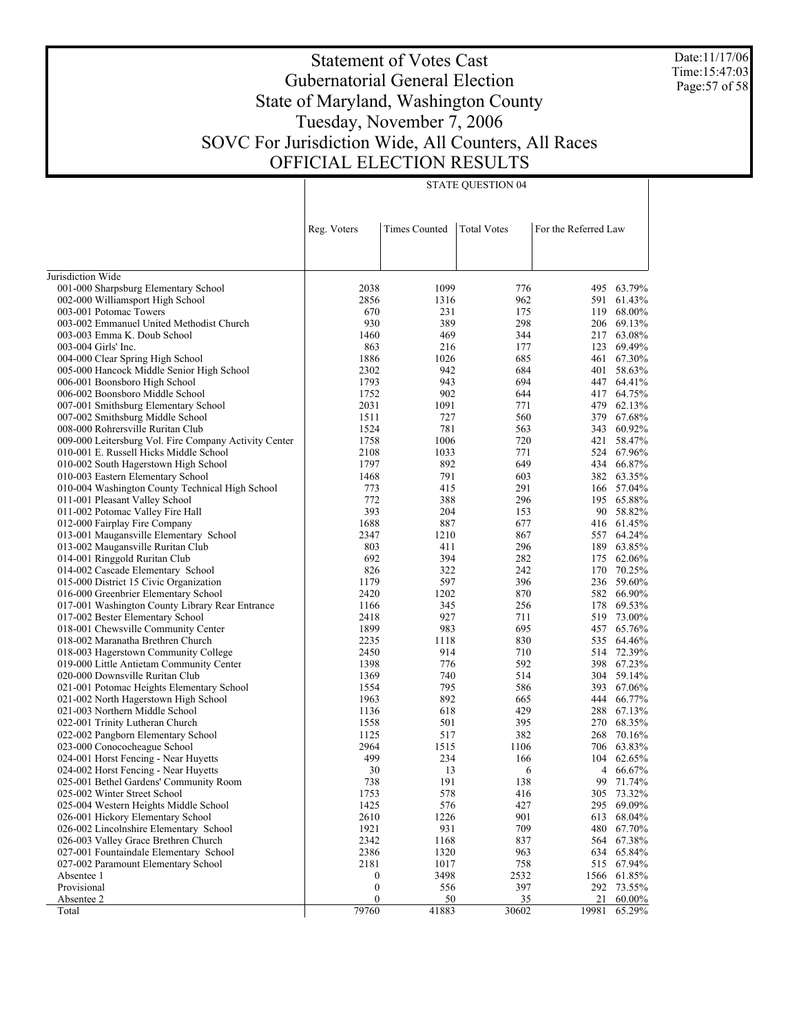# Statement of Votes Cast
## Gubernatorial General Election
## State of Maryland, Washington County
## Tuesday, November 7, 2006
## SOVC For Jurisdiction Wide, All Counters, All Races
## OFFICIAL ELECTION RESULTS

Date:11/17/06
Time:15:47:03

| | STATE QUESTION 04 | | | | |
|---|---|---|---|---|---|
| | Reg. Voters | Times Counted | Total Votes | For the Referred Law | |
| Jurisdiction Wide | | | | | |
| 001-000 Sharpsburg Elementary School | 2038 | 1099 | 776 | 495 | 63.79% |
| 002-000 Williamsport High School | 2856 | 1316 | 962 | 591 | 61.43% |
| 003-001 Potomac Towers | 670 | 231 | 175 | 119 | 68.00% |
| 003-002 Emmanuel United Methodist Church | 930 | 389 | 298 | 206 | 69.13% |
| 003-003 Emma K. Doub School | 1460 | 469 | 344 | 217 | 63.08% |
| 003-004 Girls' Inc. | 863 | 216 | 177 | 123 | 69.49% |
| 004-000 Clear Spring High School | 1886 | 1026 | 685 | 461 | 67.30% |
| 005-000 Hancock Middle Senior High School | 2302 | 942 | 684 | 401 | 58.63% |
| 006-001 Boonsboro High School | 1793 | 943 | 694 | 447 | 64.41% |
| 006-002 Boonsboro Middle School | 1752 | 902 | 644 | 417 | 64.75% |
| 007-001 Smithsburg Elementary School | 2031 | 1091 | 771 | 479 | 62.13% |
| 007-002 Smithsburg Middle School | 1511 | 727 | 560 | 379 | 67.68% |
| 008-000 Rohrersville Ruritan Club | 1524 | 781 | 563 | 343 | 60.92% |
| 009-000 Leitersburg Vol. Fire Company Activity Center | 1758 | 1006 | 720 | 421 | 58.47% |
| 010-001 E. Russell Hicks Middle School | 2108 | 1033 | 771 | 524 | 67.96% |
| 010-002 South Hagerstown High School | 1797 | 892 | 649 | 434 | 66.87% |
| 010-003 Eastern Elementary School | 1468 | 791 | 603 | 382 | 63.35% |
| 010-004 Washington County Technical High School | 773 | 415 | 291 | 166 | 57.04% |
| 011-001 Pleasant Valley School | 772 | 388 | 296 | 195 | 65.88% |
| 011-002 Potomac Valley Fire Hall | 393 | 204 | 153 | 90 | 58.82% |
| 012-000 Fairplay Fire Company | 1688 | 887 | 677 | 416 | 61.45% |
| 013-001 Maugansville Elementary School | 2347 | 1210 | 867 | 557 | 64.24% |
| 013-002 Maugansville Ruritan Club | 803 | 411 | 296 | 189 | 63.85% |
| 014-001 Ringgold Ruritan Club | 692 | 394 | 282 | 175 | 62.06% |
| 014-002 Cascade Elementary School | 826 | 322 | 242 | 170 | 70.25% |
| 015-000 District 15 Civic Organization | 1179 | 597 | 396 | 236 | 59.60% |
| 016-000 Greenbrier Elementary School | 2420 | 1202 | 870 | 582 | 66.90% |
| 017-001 Washington County Library Rear Entrance | 1166 | 345 | 256 | 178 | 69.53% |
| 017-002 Bester Elementary School | 2418 | 927 | 711 | 519 | 73.00% |
| 018-001 Chewsville Community Center | 1899 | 983 | 695 | 457 | 65.76% |
| 018-002 Maranatha Brethren Church | 2235 | 1118 | 830 | 535 | 64.46% |
| 018-003 Hagerstown Community College | 2450 | 914 | 710 | 514 | 72.39% |
| 019-000 Little Antietam Community Center | 1398 | 776 | 592 | 398 | 67.23% |
| 020-000 Downsville Ruritan Club | 1369 | 740 | 514 | 304 | 59.14% |
| 021-001 Potomac Heights Elementary School | 1554 | 795 | 586 | 393 | 67.06% |
| 021-002 North Hagerstown High School | 1963 | 892 | 665 | 444 | 66.77% |
| 021-003 Northern Middle School | 1136 | 618 | 429 | 288 | 67.13% |
| 022-001 Trinity Lutheran Church | 1558 | 501 | 395 | 270 | 68.35% |
| 022-002 Pangborn Elementary School | 1125 | 517 | 382 | 268 | 70.16% |
| 023-000 Conococheague School | 2964 | 1515 | 1106 | 706 | 63.83% |
| 024-001 Horst Fencing - Near Huyetts | 499 | 234 | 166 | 104 | 62.65% |
| 024-002 Horst Fencing - Near Huyetts | 30 | 13 | 6 | 4 | 66.67% |
| 025-001 Bethel Gardens' Community Room | 738 | 191 | 138 | 99 | 71.74% |
| 025-002 Winter Street School | 1753 | 578 | 416 | 305 | 73.32% |
| 025-004 Western Heights Middle School | 1425 | 576 | 427 | 295 | 69.09% |
| 026-001 Hickory Elementary School | 2610 | 1226 | 901 | 613 | 68.04% |
| 026-002 Lincolnshire Elementary School | 1921 | 931 | 709 | 480 | 67.70% |
| 026-003 Valley Grace Brethren Church | 2342 | 1168 | 837 | 564 | 67.38% |
| 027-001 Fountaindale Elementary School | 2386 | 1320 | 963 | 634 | 65.84% |
| 027-002 Paramount Elementary School | 2181 | 1017 | 758 | 515 | 67.94% |
| Absentee 1 | 0 | 3498 | 2532 | 1566 | 61.85% |
| Provisional | 0 | 556 | 397 | 292 | 73.55% |
| Absentee 2 | 0 | 50 | 35 | 21 | 60.00% |
| Total | 79760 | 41883 | 30602 | 19981 | 65.29% |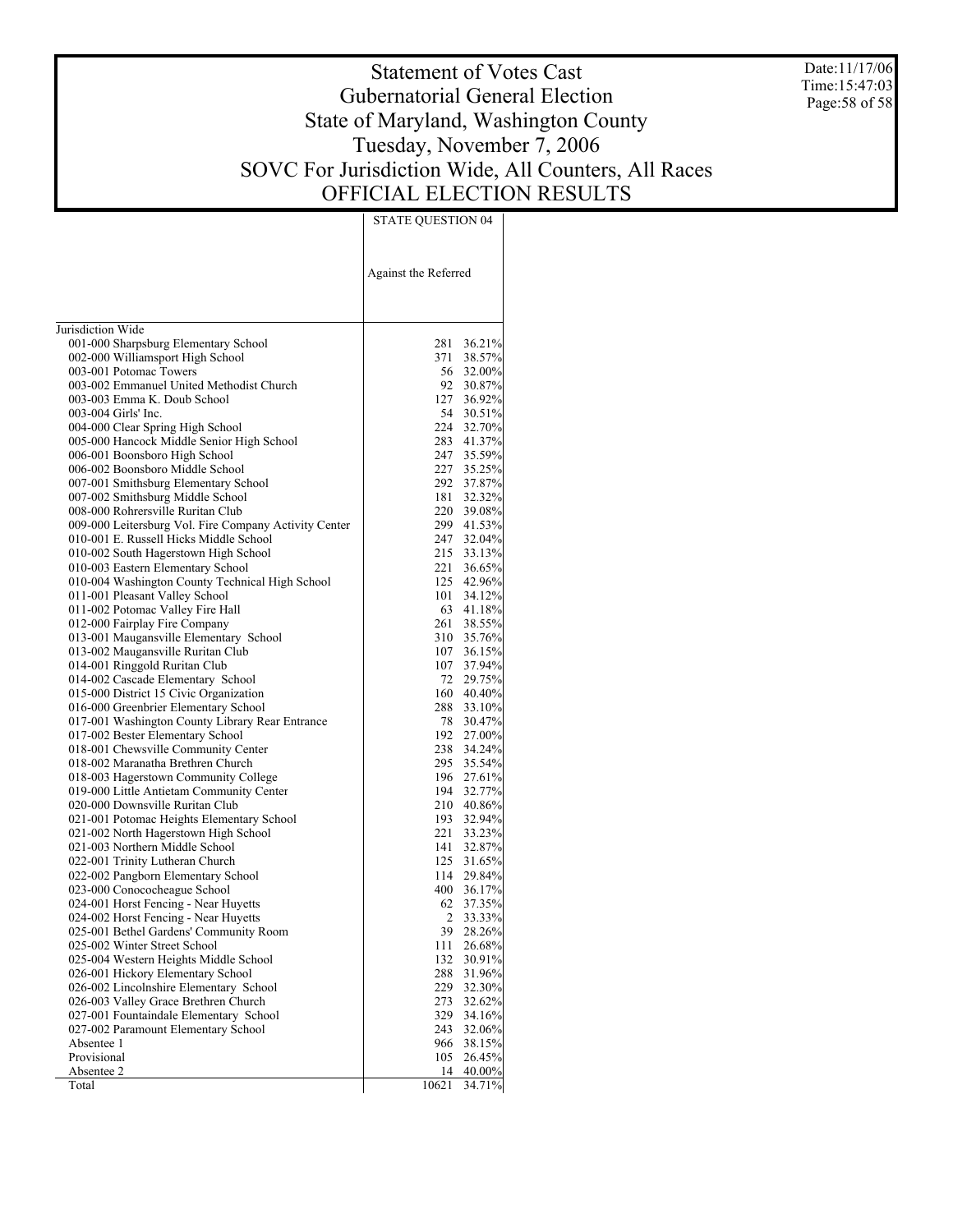# Statement of Votes Cast
## Gubernatorial General Election
## State of Maryland, Washington County
## Tuesday, November 7, 2006
## SOVC For Jurisdiction Wide, All Counters, All Races
## OFFICIAL ELECTION RESULTS

Date:11/17/06
Time:15:47:03

| | STATE QUESTION 04 | |
|---|---|---|
| | Against the Referred | |
| Jurisdiction Wide | | |
| 001-000 Sharpsburg Elementary School | 281 | 36.21% |
| 002-000 Williamsport High School | 371 | 38.57% |
| 003-001 Potomac Towers | 56 | 32.00% |
| 003-002 Emmanuel United Methodist Church | 92 | 30.87% |
| 003-003 Emma K. Doub School | 127 | 36.92% |
| 003-004 Girls' Inc. | 54 | 30.51% |
| 004-000 Clear Spring High School | 224 | 32.70% |
| 005-000 Hancock Middle Senior High School | 283 | 41.37% |
| 006-001 Boonsboro High School | 247 | 35.59% |
| 006-002 Boonsboro Middle School | 227 | 35.25% |
| 007-001 Smithsburg Elementary School | 292 | 37.87% |
| 007-002 Smithsburg Middle School | 181 | 32.32% |
| 008-000 Rohrersville Ruritan Club | 220 | 39.08% |
| 009-000 Leitersburg Vol. Fire Company Activity Center | 299 | 41.53% |
| 010-001 E. Russell Hicks Middle School | 247 | 32.04% |
| 010-002 South Hagerstown High School | 215 | 33.13% |
| 010-003 Eastern Elementary School | 221 | 36.65% |
| 010-004 Washington County Technical High School | 125 | 42.96% |
| 011-001 Pleasant Valley School | 101 | 34.12% |
| 011-002 Potomac Valley Fire Hall | 63 | 41.18% |
| 012-000 Fairplay Fire Company | 261 | 38.55% |
| 013-001 Maugansville Elementary School | 310 | 35.76% |
| 013-002 Maugansville Ruritan Club | 107 | 36.15% |
| 014-001 Ringgold Ruritan Club | 107 | 37.94% |
| 014-002 Cascade Elementary School | 72 | 29.75% |
| 015-000 District 15 Civic Organization | 160 | 40.40% |
| 016-000 Greenbrier Elementary School | 288 | 33.10% |
| 017-001 Washington County Library Rear Entrance | 78 | 30.47% |
| 017-002 Bester Elementary School | 192 | 27.00% |
| 018-001 Chewsville Community Center | 238 | 34.24% |
| 018-002 Maranatha Brethren Church | 295 | 35.54% |
| 018-003 Hagerstown Community College | 196 | 27.61% |
| 019-000 Little Antietam Community Center | 194 | 32.77% |
| 020-000 Downsville Ruritan Club | 210 | 40.86% |
| 021-001 Potomac Heights Elementary School | 193 | 32.94% |
| 021-002 North Hagerstown High School | 221 | 33.23% |
| 021-003 Northern Middle School | 141 | 32.87% |
| 022-001 Trinity Lutheran Church | 125 | 31.65% |
| 022-002 Pangborn Elementary School | 114 | 29.84% |
| 023-000 Conococheague School | 400 | 36.17% |
| 024-001 Horst Fencing - Near Huyetts | 62 | 37.35% |
| 024-002 Horst Fencing - Near Huyetts | 2 | 33.33% |
| 025-001 Bethel Gardens' Community Room | 39 | 28.26% |
| 025-002 Winter Street School | 111 | 26.68% |
| 025-004 Western Heights Middle School | 132 | 30.91% |
| 026-001 Hickory Elementary School | 288 | 31.96% |
| 026-002 Lincolnshire Elementary School | 229 | 32.30% |
| 026-003 Valley Grace Brethren Church | 273 | 32.62% |
| 027-001 Fountaindale Elementary School | 329 | 34.16% |
| 027-002 Paramount Elementary School | 243 | 32.06% |
| Absentee 1 | 966 | 38.15% |
| Provisional | 105 | 26.45% |
| Absentee 2 | 14 | 40.00% |
| Total | 10621 | 34.71% |